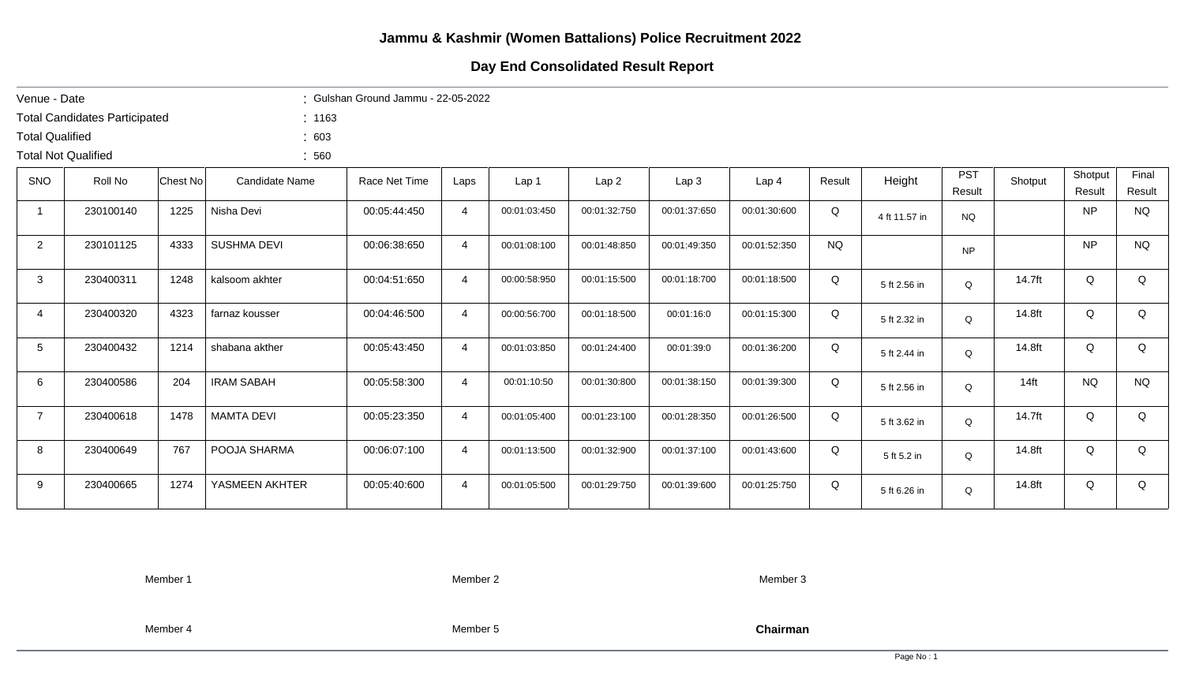# Jammu & Kashmir (Women Battalions) Police Recruitment 2022

## Day End Consolidated Result Report

Venue - Date : Gulshan Ground Jammu - 22-05-2022

Total Candidates Participated : 1163

Total Qualified : 603

Total Not Qualified : 560

| SNO | Roll No | Chest No | Candidate Name | Race Net Time | Laps | Lap 1 | Lap 2 | Lap 3 | Lap 4 | Result | Height | PST Result | Shotput | Shotput Result | Final Result |
|---|---|---|---|---|---|---|---|---|---|---|---|---|---|---|---|
| 1 | 230100140 | 1225 | Nisha Devi | 00:05:44:450 | 4 | 00:01:03:450 | 00:01:32:750 | 00:01:37:650 | 00:01:30:600 | Q | 4 ft 11.57 in | NQ | | NP | NQ |
| 2 | 230101125 | 4333 | SUSHMA DEVI | 00:06:38:650 | 4 | 00:01:08:100 | 00:01:48:850 | 00:01:49:350 | 00:01:52:350 | NQ | | NP | | NP | NQ |
| 3 | 230400311 | 1248 | kalsoom akhter | 00:04:51:650 | 4 | 00:00:58:950 | 00:01:15:500 | 00:01:18:700 | 00:01:18:500 | Q | 5 ft 2.56 in | Q | 14.7ft | Q | Q |
| 4 | 230400320 | 4323 | farnaz kousser | 00:04:46:500 | 4 | 00:00:56:700 | 00:01:18:500 | 00:01:16:0 | 00:01:15:300 | Q | 5 ft 2.32 in | Q | 14.8ft | Q | Q |
| 5 | 230400432 | 1214 | shabana akther | 00:05:43:450 | 4 | 00:01:03:850 | 00:01:24:400 | 00:01:39:0 | 00:01:36:200 | Q | 5 ft 2.44 in | Q | 14.8ft | Q | Q |
| 6 | 230400586 | 204 | IRAM SABAH | 00:05:58:300 | 4 | 00:01:10:50 | 00:01:30:800 | 00:01:38:150 | 00:01:39:300 | Q | 5 ft 2.56 in | Q | 14ft | NQ | NQ |
| 7 | 230400618 | 1478 | MAMTA DEVI | 00:05:23:350 | 4 | 00:01:05:400 | 00:01:23:100 | 00:01:28:350 | 00:01:26:500 | Q | 5 ft 3.62 in | Q | 14.7ft | Q | Q |
| 8 | 230400649 | 767 | POOJA SHARMA | 00:06:07:100 | 4 | 00:01:13:500 | 00:01:32:900 | 00:01:37:100 | 00:01:43:600 | Q | 5 ft 5.2 in | Q | 14.8ft | Q | Q |
| 9 | 230400665 | 1274 | YASMEEN AKHTER | 00:05:40:600 | 4 | 00:01:05:500 | 00:01:29:750 | 00:01:39:600 | 00:01:25:750 | Q | 5 ft 6.26 in | Q | 14.8ft | Q | Q |

Member 1 Member 2 Member 3

Member 4 Member 5 **Chairman**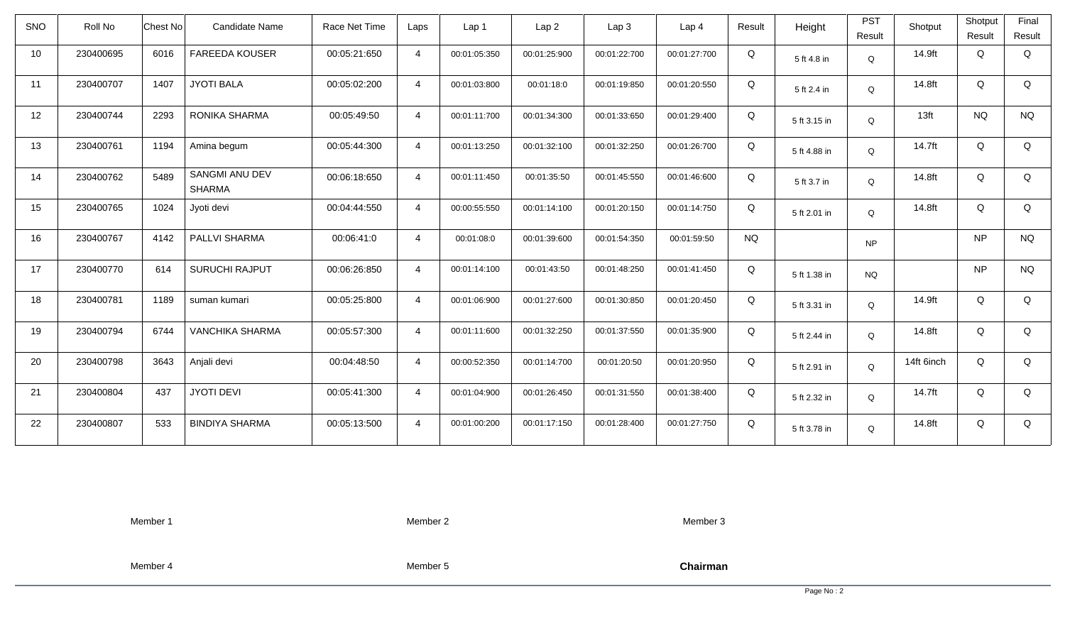| SNO | Roll No | Chest No | Candidate Name | Race Net Time | Laps | Lap 1 | Lap 2 | Lap 3 | Lap 4 | Result | Height | PST Result | Shotput | Shotput Result | Final Result |
|---|---|---|---|---|---|---|---|---|---|---|---|---|---|---|---|
| 10 | 230400695 | 6016 | FAREEDA KOUSER | 00:05:21:650 | 4 | 00:01:05:350 | 00:01:25:900 | 00:01:22:700 | 00:01:27:700 | Q | 5 ft 4.8 in | Q | 14.9ft | Q | Q |
| 11 | 230400707 | 1407 | JYOTI BALA | 00:05:02:200 | 4 | 00:01:03:800 | 00:01:18:0 | 00:01:19:850 | 00:01:20:550 | Q | 5 ft 2.4 in | Q | 14.8ft | Q | Q |
| 12 | 230400744 | 2293 | RONIKA SHARMA | 00:05:49:50 | 4 | 00:01:11:700 | 00:01:34:300 | 00:01:33:650 | 00:01:29:400 | Q | 5 ft 3.15 in | Q | 13ft | NQ | NQ |
| 13 | 230400761 | 1194 | Amina begum | 00:05:44:300 | 4 | 00:01:13:250 | 00:01:32:100 | 00:01:32:250 | 00:01:26:700 | Q | 5 ft 4.88 in | Q | 14.7ft | Q | Q |
| 14 | 230400762 | 5489 | SANGMI ANU DEV SHARMA | 00:06:18:650 | 4 | 00:01:11:450 | 00:01:35:50 | 00:01:45:550 | 00:01:46:600 | Q | 5 ft 3.7 in | Q | 14.8ft | Q | Q |
| 15 | 230400765 | 1024 | Jyoti devi | 00:04:44:550 | 4 | 00:00:55:550 | 00:01:14:100 | 00:01:20:150 | 00:01:14:750 | Q | 5 ft 2.01 in | Q | 14.8ft | Q | Q |
| 16 | 230400767 | 4142 | PALLVI SHARMA | 00:06:41:0 | 4 | 00:01:08:0 | 00:01:39:600 | 00:01:54:350 | 00:01:59:50 | NQ | | NP | | NP | NQ |
| 17 | 230400770 | 614 | SURUCHI RAJPUT | 00:06:26:850 | 4 | 00:01:14:100 | 00:01:43:50 | 00:01:48:250 | 00:01:41:450 | Q | 5 ft 1.38 in | NQ | | NP | NQ |
| 18 | 230400781 | 1189 | suman kumari | 00:05:25:800 | 4 | 00:01:06:900 | 00:01:27:600 | 00:01:30:850 | 00:01:20:450 | Q | 5 ft 3.31 in | Q | 14.9ft | Q | Q |
| 19 | 230400794 | 6744 | VANCHIKA SHARMA | 00:05:57:300 | 4 | 00:01:11:600 | 00:01:32:250 | 00:01:37:550 | 00:01:35:900 | Q | 5 ft 2.44 in | Q | 14.8ft | Q | Q |
| 20 | 230400798 | 3643 | Anjali devi | 00:04:48:50 | 4 | 00:00:52:350 | 00:01:14:700 | 00:01:20:50 | 00:01:20:950 | Q | 5 ft 2.91 in | Q | 14ft 6inch | Q | Q |
| 21 | 230400804 | 437 | JYOTI DEVI | 00:05:41:300 | 4 | 00:01:04:900 | 00:01:26:450 | 00:01:31:550 | 00:01:38:400 | Q | 5 ft 2.32 in | Q | 14.7ft | Q | Q |
| 22 | 230400807 | 533 | BINDIYA SHARMA | 00:05:13:500 | 4 | 00:01:00:200 | 00:01:17:150 | 00:01:28:400 | 00:01:27:750 | Q | 5 ft 3.78 in | Q | 14.8ft | Q | Q |

Member 1 Member 2 Member 3

Member 4 Member 5 **Chairman**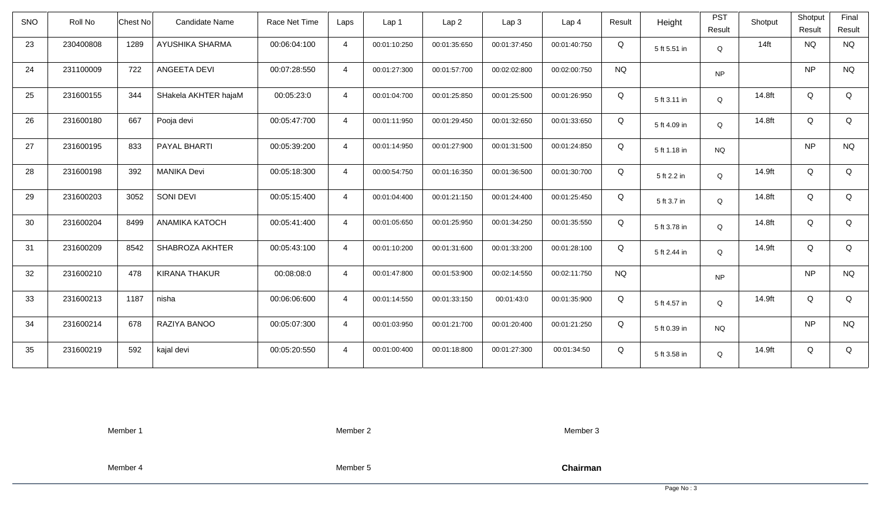| SNO | Roll No | Chest No | Candidate Name | Race Net Time | Laps | Lap 1 | Lap 2 | Lap 3 | Lap 4 | Result | Height | PST Result | Shotput | Shotput Result | Final Result |
|---|---|---|---|---|---|---|---|---|---|---|---|---|---|---|---|
| 23 | 230400808 | 1289 | AYUSHIKA SHARMA | 00:06:04:100 | 4 | 00:01:10:250 | 00:01:35:650 | 00:01:37:450 | 00:01:40:750 | Q | 5 ft 5.51 in | Q | 14ft | NQ | NQ |
| 24 | 231100009 | 722 | ANGEETA DEVI | 00:07:28:550 | 4 | 00:01:27:300 | 00:01:57:700 | 00:02:02:800 | 00:02:00:750 | NQ | | NP | | NP | NQ |
| 25 | 231600155 | 344 | SHakela AKHTER hajaM | 00:05:23:0 | 4 | 00:01:04:700 | 00:01:25:850 | 00:01:25:500 | 00:01:26:950 | Q | 5 ft 3.11 in | Q | 14.8ft | Q | Q |
| 26 | 231600180 | 667 | Pooja devi | 00:05:47:700 | 4 | 00:01:11:950 | 00:01:29:450 | 00:01:32:650 | 00:01:33:650 | Q | 5 ft 4.09 in | Q | 14.8ft | Q | Q |
| 27 | 231600195 | 833 | PAYAL BHARTI | 00:05:39:200 | 4 | 00:01:14:950 | 00:01:27:900 | 00:01:31:500 | 00:01:24:850 | Q | 5 ft 1.18 in | NQ | | NP | NQ |
| 28 | 231600198 | 392 | MANIKA Devi | 00:05:18:300 | 4 | 00:00:54:750 | 00:01:16:350 | 00:01:36:500 | 00:01:30:700 | Q | 5 ft 2.2 in | Q | 14.9ft | Q | Q |
| 29 | 231600203 | 3052 | SONI DEVI | 00:05:15:400 | 4 | 00:01:04:400 | 00:01:21:150 | 00:01:24:400 | 00:01:25:450 | Q | 5 ft 3.7 in | Q | 14.8ft | Q | Q |
| 30 | 231600204 | 8499 | ANAMIKA KATOCH | 00:05:41:400 | 4 | 00:01:05:650 | 00:01:25:950 | 00:01:34:250 | 00:01:35:550 | Q | 5 ft 3.78 in | Q | 14.8ft | Q | Q |
| 31 | 231600209 | 8542 | SHABROZA AKHTER | 00:05:43:100 | 4 | 00:01:10:200 | 00:01:31:600 | 00:01:33:200 | 00:01:28:100 | Q | 5 ft 2.44 in | Q | 14.9ft | Q | Q |
| 32 | 231600210 | 478 | KIRANA THAKUR | 00:08:08:0 | 4 | 00:01:47:800 | 00:01:53:900 | 00:02:14:550 | 00:02:11:750 | NQ | | NP | | NP | NQ |
| 33 | 231600213 | 1187 | nisha | 00:06:06:600 | 4 | 00:01:14:550 | 00:01:33:150 | 00:01:43:0 | 00:01:35:900 | Q | 5 ft 4.57 in | Q | 14.9ft | Q | Q |
| 34 | 231600214 | 678 | RAZIYA BANOO | 00:05:07:300 | 4 | 00:01:03:950 | 00:01:21:700 | 00:01:20:400 | 00:01:21:250 | Q | 5 ft 0.39 in | NQ | | NP | NQ |
| 35 | 231600219 | 592 | kajal devi | 00:05:20:550 | 4 | 00:01:00:400 | 00:01:18:800 | 00:01:27:300 | 00:01:34:50 | Q | 5 ft 3.58 in | Q | 14.9ft | Q | Q |

Member 1

Member 2

Member 3

Member 4

Member 5

**Chairman**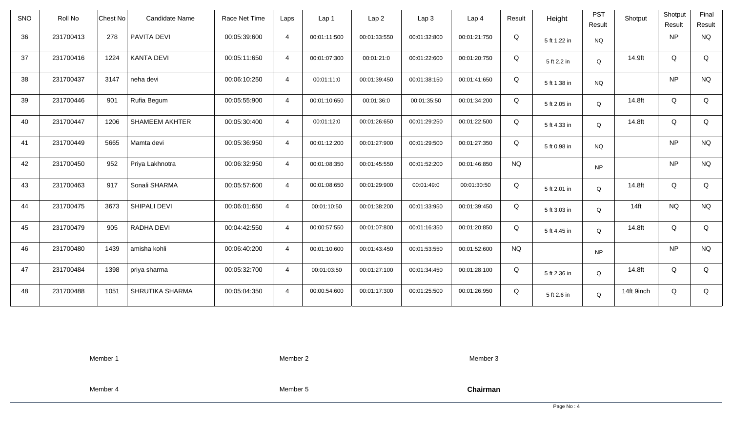| SNO | Roll No | Chest No | Candidate Name | Race Net Time | Laps | Lap 1 | Lap 2 | Lap 3 | Lap 4 | Result | Height | PST Result | Shotput | Shotput Result | Final Result |
|---|---|---|---|---|---|---|---|---|---|---|---|---|---|---|---|
| 36 | 231700413 | 278 | PAVITA DEVI | 00:05:39:600 | 4 | 00:01:11:500 | 00:01:33:550 | 00:01:32:800 | 00:01:21:750 | Q | 5 ft 1.22 in | NQ | | NP | NQ |
| 37 | 231700416 | 1224 | KANTA DEVI | 00:05:11:650 | 4 | 00:01:07:300 | 00:01:21:0 | 00:01:22:600 | 00:01:20:750 | Q | 5 ft 2.2 in | Q | 14.9ft | Q | Q |
| 38 | 231700437 | 3147 | neha devi | 00:06:10:250 | 4 | 00:01:11:0 | 00:01:39:450 | 00:01:38:150 | 00:01:41:650 | Q | 5 ft 1.38 in | NQ | | NP | NQ |
| 39 | 231700446 | 901 | Rufia Begum | 00:05:55:900 | 4 | 00:01:10:650 | 00:01:36:0 | 00:01:35:50 | 00:01:34:200 | Q | 5 ft 2.05 in | Q | 14.8ft | Q | Q |
| 40 | 231700447 | 1206 | SHAMEEM AKHTER | 00:05:30:400 | 4 | 00:01:12:0 | 00:01:26:650 | 00:01:29:250 | 00:01:22:500 | Q | 5 ft 4.33 in | Q | 14.8ft | Q | Q |
| 41 | 231700449 | 5665 | Mamta devi | 00:05:36:950 | 4 | 00:01:12:200 | 00:01:27:900 | 00:01:29:500 | 00:01:27:350 | Q | 5 ft 0.98 in | NQ | | NP | NQ |
| 42 | 231700450 | 952 | Priya Lakhnotra | 00:06:32:950 | 4 | 00:01:08:350 | 00:01:45:550 | 00:01:52:200 | 00:01:46:850 | NQ | | NP | | NP | NQ |
| 43 | 231700463 | 917 | Sonali SHARMA | 00:05:57:600 | 4 | 00:01:08:650 | 00:01:29:900 | 00:01:49:0 | 00:01:30:50 | Q | 5 ft 2.01 in | Q | 14.8ft | Q | Q |
| 44 | 231700475 | 3673 | SHIPALI DEVI | 00:06:01:650 | 4 | 00:01:10:50 | 00:01:38:200 | 00:01:33:950 | 00:01:39:450 | Q | 5 ft 3.03 in | Q | 14ft | NQ | NQ |
| 45 | 231700479 | 905 | RADHA DEVI | 00:04:42:550 | 4 | 00:00:57:550 | 00:01:07:800 | 00:01:16:350 | 00:01:20:850 | Q | 5 ft 4.45 in | Q | 14.8ft | Q | Q |
| 46 | 231700480 | 1439 | amisha kohli | 00:06:40:200 | 4 | 00:01:10:600 | 00:01:43:450 | 00:01:53:550 | 00:01:52:600 | NQ | | NP | | NP | NQ |
| 47 | 231700484 | 1398 | priya sharma | 00:05:32:700 | 4 | 00:01:03:50 | 00:01:27:100 | 00:01:34:450 | 00:01:28:100 | Q | 5 ft 2.36 in | Q | 14.8ft | Q | Q |
| 48 | 231700488 | 1051 | SHRUTIKA SHARMA | 00:05:04:350 | 4 | 00:00:54:600 | 00:01:17:300 | 00:01:25:500 | 00:01:26:950 | Q | 5 ft 2.6 in | Q | 14ft 9inch | Q | Q |

Member 1 Member 2 Member 3

Member 4 Member 5 **Chairman**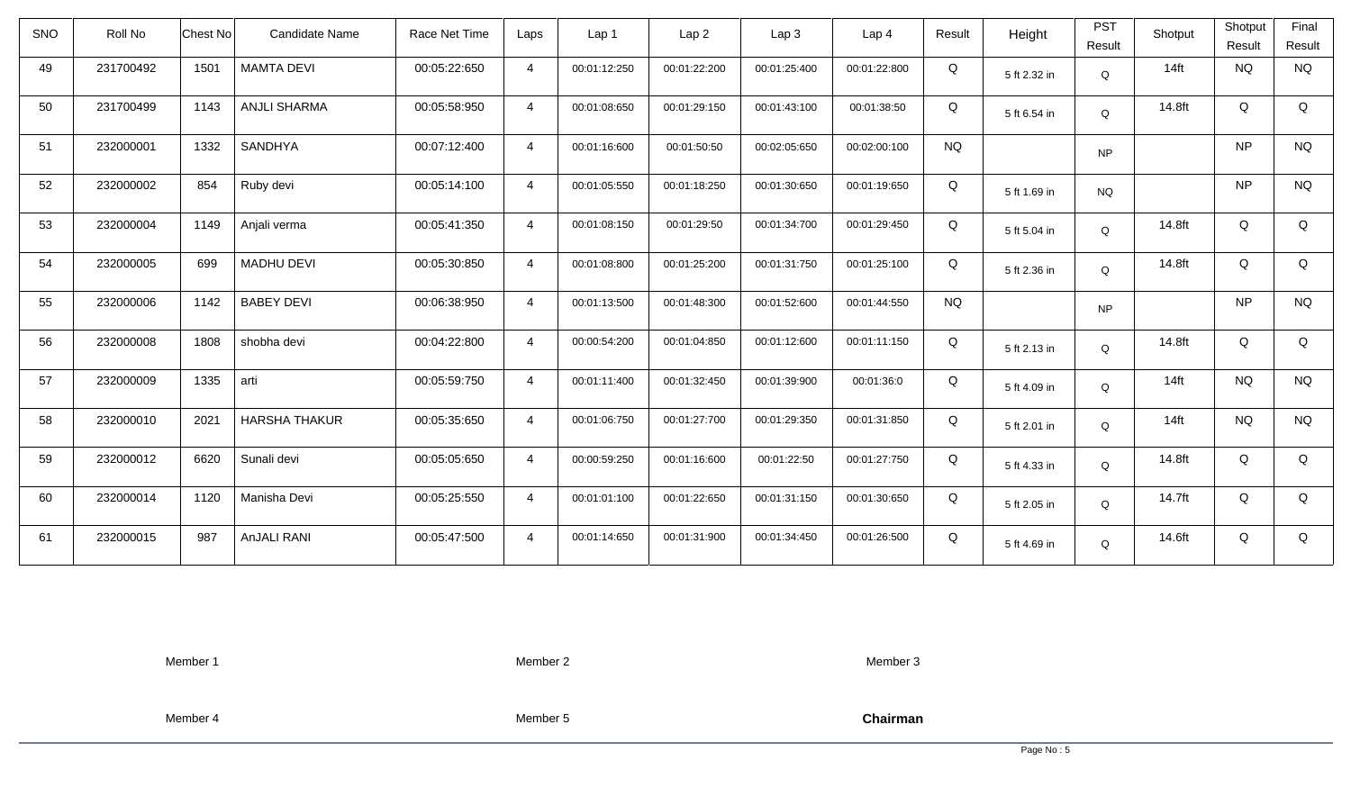| SNO | Roll No | Chest No | Candidate Name | Race Net Time | Laps | Lap 1 | Lap 2 | Lap 3 | Lap 4 | Result | Height | PST Result | Shotput | Shotput Result | Final Result |
|---|---|---|---|---|---|---|---|---|---|---|---|---|---|---|---|
| 49 | 231700492 | 1501 | MAMTA DEVI | 00:05:22:650 | 4 | 00:01:12:250 | 00:01:22:200 | 00:01:25:400 | 00:01:22:800 | Q | 5 ft 2.32 in | Q | 14ft | NQ | NQ |
| 50 | 231700499 | 1143 | ANJLI SHARMA | 00:05:58:950 | 4 | 00:01:08:650 | 00:01:29:150 | 00:01:43:100 | 00:01:38:50 | Q | 5 ft 6.54 in | Q | 14.8ft | Q | Q |
| 51 | 232000001 | 1332 | SANDHYA | 00:07:12:400 | 4 | 00:01:16:600 | 00:01:50:50 | 00:02:05:650 | 00:02:00:100 | NQ | | NP | | NP | NQ |
| 52 | 232000002 | 854 | Ruby devi | 00:05:14:100 | 4 | 00:01:05:550 | 00:01:18:250 | 00:01:30:650 | 00:01:19:650 | Q | 5 ft 1.69 in | NQ | | NP | NQ |
| 53 | 232000004 | 1149 | Anjali verma | 00:05:41:350 | 4 | 00:01:08:150 | 00:01:29:50 | 00:01:34:700 | 00:01:29:450 | Q | 5 ft 5.04 in | Q | 14.8ft | Q | Q |
| 54 | 232000005 | 699 | MADHU DEVI | 00:05:30:850 | 4 | 00:01:08:800 | 00:01:25:200 | 00:01:31:750 | 00:01:25:100 | Q | 5 ft 2.36 in | Q | 14.8ft | Q | Q |
| 55 | 232000006 | 1142 | BABEY DEVI | 00:06:38:950 | 4 | 00:01:13:500 | 00:01:48:300 | 00:01:52:600 | 00:01:44:550 | NQ | | NP | | NP | NQ |
| 56 | 232000008 | 1808 | shobha devi | 00:04:22:800 | 4 | 00:00:54:200 | 00:01:04:850 | 00:01:12:600 | 00:01:11:150 | Q | 5 ft 2.13 in | Q | 14.8ft | Q | Q |
| 57 | 232000009 | 1335 | arti | 00:05:59:750 | 4 | 00:01:11:400 | 00:01:32:450 | 00:01:39:900 | 00:01:36:0 | Q | 5 ft 4.09 in | Q | 14ft | NQ | NQ |
| 58 | 232000010 | 2021 | HARSHA THAKUR | 00:05:35:650 | 4 | 00:01:06:750 | 00:01:27:700 | 00:01:29:350 | 00:01:31:850 | Q | 5 ft 2.01 in | Q | 14ft | NQ | NQ |
| 59 | 232000012 | 6620 | Sunali devi | 00:05:05:650 | 4 | 00:00:59:250 | 00:01:16:600 | 00:01:22:50 | 00:01:27:750 | Q | 5 ft 4.33 in | Q | 14.8ft | Q | Q |
| 60 | 232000014 | 1120 | Manisha Devi | 00:05:25:550 | 4 | 00:01:01:100 | 00:01:22:650 | 00:01:31:150 | 00:01:30:650 | Q | 5 ft 2.05 in | Q | 14.7ft | Q | Q |
| 61 | 232000015 | 987 | AnJALI RANI | 00:05:47:500 | 4 | 00:01:14:650 | 00:01:31:900 | 00:01:34:450 | 00:01:26:500 | Q | 5 ft 4.69 in | Q | 14.6ft | Q | Q |

Member 1    Member 2    Member 3

Member 4    Member 5    **Chairman**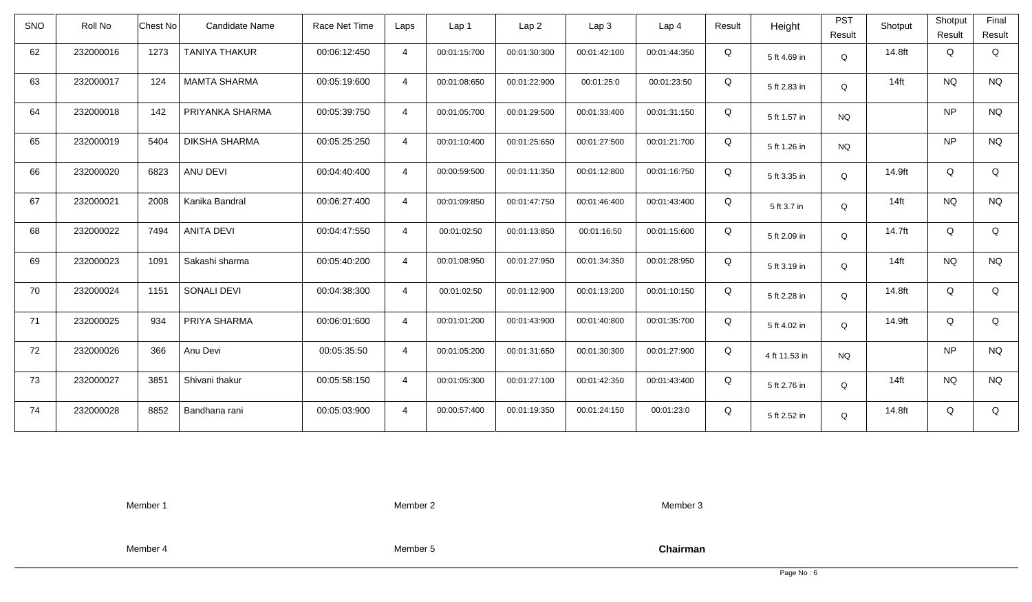| SNO | Roll No | Chest No | Candidate Name | Race Net Time | Laps | Lap 1 | Lap 2 | Lap 3 | Lap 4 | Result | Height | PST Result | Shotput | Shotput Result | Final Result |
|---|---|---|---|---|---|---|---|---|---|---|---|---|---|---|---|
| 62 | 232000016 | 1273 | TANIYA THAKUR | 00:06:12:450 | 4 | 00:01:15:700 | 00:01:30:300 | 00:01:42:100 | 00:01:44:350 | Q | 5 ft 4.69 in | Q | 14.8ft | Q | Q |
| 63 | 232000017 | 124 | MAMTA SHARMA | 00:05:19:600 | 4 | 00:01:08:650 | 00:01:22:900 | 00:01:25:0 | 00:01:23:50 | Q | 5 ft 2.83 in | Q | 14ft | NQ | NQ |
| 64 | 232000018 | 142 | PRIYANKA SHARMA | 00:05:39:750 | 4 | 00:01:05:700 | 00:01:29:500 | 00:01:33:400 | 00:01:31:150 | Q | 5 ft 1.57 in | NQ | | NP | NQ |
| 65 | 232000019 | 5404 | DIKSHA SHARMA | 00:05:25:250 | 4 | 00:01:10:400 | 00:01:25:650 | 00:01:27:500 | 00:01:21:700 | Q | 5 ft 1.26 in | NQ | | NP | NQ |
| 66 | 232000020 | 6823 | ANU DEVI | 00:04:40:400 | 4 | 00:00:59:500 | 00:01:11:350 | 00:01:12:800 | 00:01:16:750 | Q | 5 ft 3.35 in | Q | 14.9ft | Q | Q |
| 67 | 232000021 | 2008 | Kanika Bandral | 00:06:27:400 | 4 | 00:01:09:850 | 00:01:47:750 | 00:01:46:400 | 00:01:43:400 | Q | 5 ft 3.7 in | Q | 14ft | NQ | NQ |
| 68 | 232000022 | 7494 | ANITA DEVI | 00:04:47:550 | 4 | 00:01:02:50 | 00:01:13:850 | 00:01:16:50 | 00:01:15:600 | Q | 5 ft 2.09 in | Q | 14.7ft | Q | Q |
| 69 | 232000023 | 1091 | Sakashi sharma | 00:05:40:200 | 4 | 00:01:08:950 | 00:01:27:950 | 00:01:34:350 | 00:01:28:950 | Q | 5 ft 3.19 in | Q | 14ft | NQ | NQ |
| 70 | 232000024 | 1151 | SONALI DEVI | 00:04:38:300 | 4 | 00:01:02:50 | 00:01:12:900 | 00:01:13:200 | 00:01:10:150 | Q | 5 ft 2.28 in | Q | 14.8ft | Q | Q |
| 71 | 232000025 | 934 | PRIYA SHARMA | 00:06:01:600 | 4 | 00:01:01:200 | 00:01:43:900 | 00:01:40:800 | 00:01:35:700 | Q | 5 ft 4.02 in | Q | 14.9ft | Q | Q |
| 72 | 232000026 | 366 | Anu Devi | 00:05:35:50 | 4 | 00:01:05:200 | 00:01:31:650 | 00:01:30:300 | 00:01:27:900 | Q | 4 ft 11.53 in | NQ | | NP | NQ |
| 73 | 232000027 | 3851 | Shivani thakur | 00:05:58:150 | 4 | 00:01:05:300 | 00:01:27:100 | 00:01:42:350 | 00:01:43:400 | Q | 5 ft 2.76 in | Q | 14ft | NQ | NQ |
| 74 | 232000028 | 8852 | Bandhana rani | 00:05:03:900 | 4 | 00:00:57:400 | 00:01:19:350 | 00:01:24:150 | 00:01:23:0 | Q | 5 ft 2.52 in | Q | 14.8ft | Q | Q |

Member 1 Member 2 Member 3

Member 4 Member 5 **Chairman**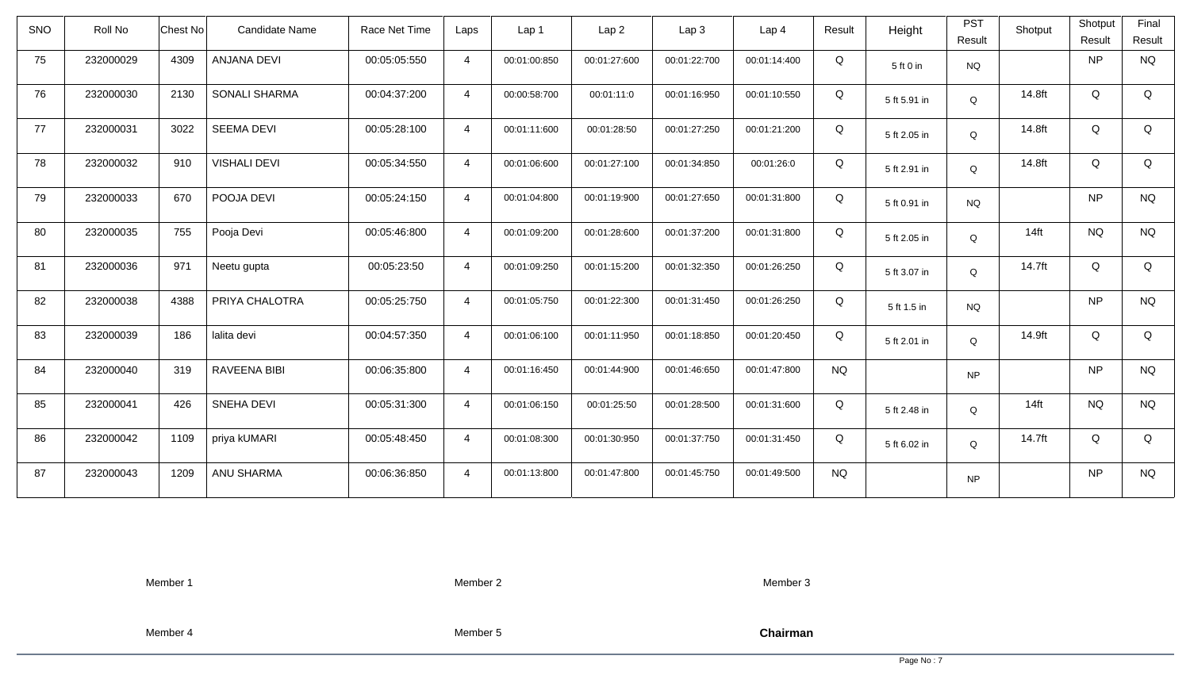| SNO | Roll No | Chest No | Candidate Name | Race Net Time | Laps | Lap 1 | Lap 2 | Lap 3 | Lap 4 | Result | Height | PST Result | Shotput | Shotput Result | Final Result |
|---|---|---|---|---|---|---|---|---|---|---|---|---|---|---|---|
| 75 | 232000029 | 4309 | ANJANA DEVI | 00:05:05:550 | 4 | 00:01:00:850 | 00:01:27:600 | 00:01:22:700 | 00:01:14:400 | Q | 5 ft 0 in | NQ | | NP | NQ |
| 76 | 232000030 | 2130 | SONALI SHARMA | 00:04:37:200 | 4 | 00:00:58:700 | 00:01:11:0 | 00:01:16:950 | 00:01:10:550 | Q | 5 ft 5.91 in | Q | 14.8ft | Q | Q |
| 77 | 232000031 | 3022 | SEEMA DEVI | 00:05:28:100 | 4 | 00:01:11:600 | 00:01:28:50 | 00:01:27:250 | 00:01:21:200 | Q | 5 ft 2.05 in | Q | 14.8ft | Q | Q |
| 78 | 232000032 | 910 | VISHALI DEVI | 00:05:34:550 | 4 | 00:01:06:600 | 00:01:27:100 | 00:01:34:850 | 00:01:26:0 | Q | 5 ft 2.91 in | Q | 14.8ft | Q | Q |
| 79 | 232000033 | 670 | POOJA DEVI | 00:05:24:150 | 4 | 00:01:04:800 | 00:01:19:900 | 00:01:27:650 | 00:01:31:800 | Q | 5 ft 0.91 in | NQ | | NP | NQ |
| 80 | 232000035 | 755 | Pooja Devi | 00:05:46:800 | 4 | 00:01:09:200 | 00:01:28:600 | 00:01:37:200 | 00:01:31:800 | Q | 5 ft 2.05 in | Q | 14ft | NQ | NQ |
| 81 | 232000036 | 971 | Neetu gupta | 00:05:23:50 | 4 | 00:01:09:250 | 00:01:15:200 | 00:01:32:350 | 00:01:26:250 | Q | 5 ft 3.07 in | Q | 14.7ft | Q | Q |
| 82 | 232000038 | 4388 | PRIYA CHALOTRA | 00:05:25:750 | 4 | 00:01:05:750 | 00:01:22:300 | 00:01:31:450 | 00:01:26:250 | Q | 5 ft 1.5 in | NQ | | NP | NQ |
| 83 | 232000039 | 186 | lalita devi | 00:04:57:350 | 4 | 00:01:06:100 | 00:01:11:950 | 00:01:18:850 | 00:01:20:450 | Q | 5 ft 2.01 in | Q | 14.9ft | Q | Q |
| 84 | 232000040 | 319 | RAVEENA BIBI | 00:06:35:800 | 4 | 00:01:16:450 | 00:01:44:900 | 00:01:46:650 | 00:01:47:800 | NQ | | NP | | NP | NQ |
| 85 | 232000041 | 426 | SNEHA DEVI | 00:05:31:300 | 4 | 00:01:06:150 | 00:01:25:50 | 00:01:28:500 | 00:01:31:600 | Q | 5 ft 2.48 in | Q | 14ft | NQ | NQ |
| 86 | 232000042 | 1109 | priya kUMARI | 00:05:48:450 | 4 | 00:01:08:300 | 00:01:30:950 | 00:01:37:750 | 00:01:31:450 | Q | 5 ft 6.02 in | Q | 14.7ft | Q | Q |
| 87 | 232000043 | 1209 | ANU SHARMA | 00:06:36:850 | 4 | 00:01:13:800 | 00:01:47:800 | 00:01:45:750 | 00:01:49:500 | NQ | | NP | | NP | NQ |

Member 1 Member 2 Member 3

Member 4 Member 5 **Chairman**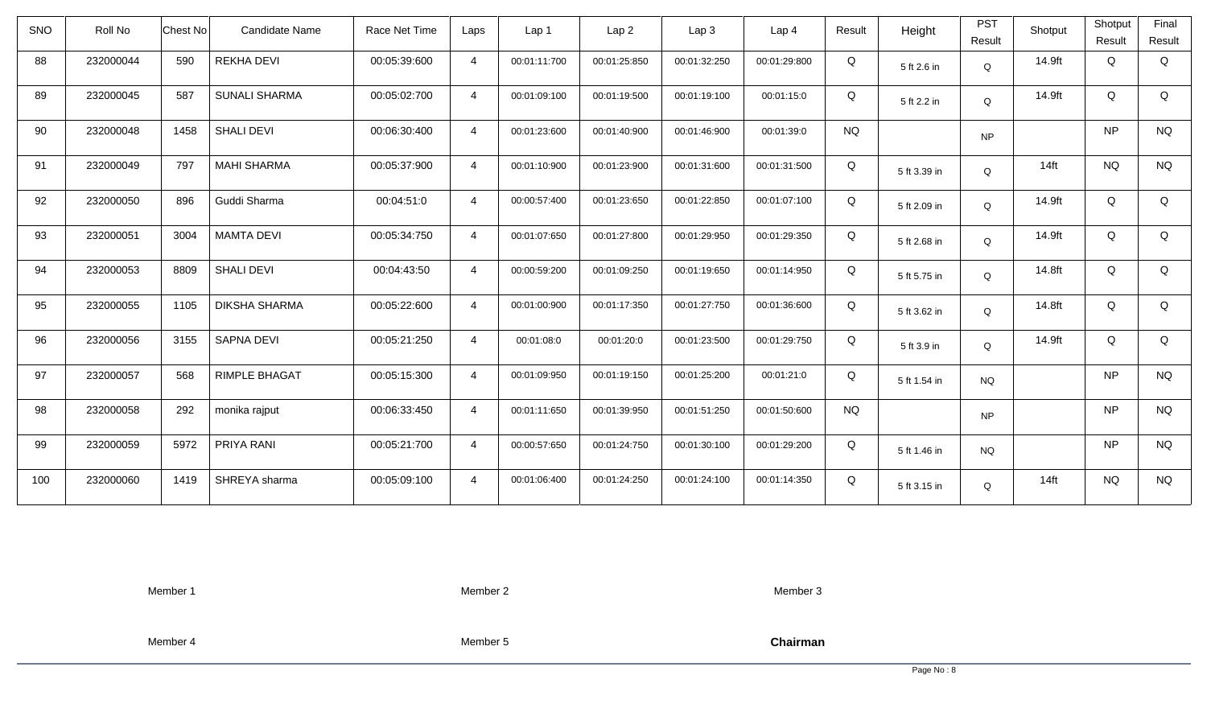| SNO | Roll No | Chest No | Candidate Name | Race Net Time | Laps | Lap 1 | Lap 2 | Lap 3 | Lap 4 | Result | Height | PST Result | Shotput | Shotput Result | Final Result |
|---|---|---|---|---|---|---|---|---|---|---|---|---|---|---|---|
| 88 | 232000044 | 590 | REKHA DEVI | 00:05:39:600 | 4 | 00:01:11:700 | 00:01:25:850 | 00:01:32:250 | 00:01:29:800 | Q | 5 ft 2.6 in | Q | 14.9ft | Q | Q |
| 89 | 232000045 | 587 | SUNALI SHARMA | 00:05:02:700 | 4 | 00:01:09:100 | 00:01:19:500 | 00:01:19:100 | 00:01:15:0 | Q | 5 ft 2.2 in | Q | 14.9ft | Q | Q |
| 90 | 232000048 | 1458 | SHALI DEVI | 00:06:30:400 | 4 | 00:01:23:600 | 00:01:40:900 | 00:01:46:900 | 00:01:39:0 | NQ | | NP | | NP | NQ |
| 91 | 232000049 | 797 | MAHI SHARMA | 00:05:37:900 | 4 | 00:01:10:900 | 00:01:23:900 | 00:01:31:600 | 00:01:31:500 | Q | 5 ft 3.39 in | Q | 14ft | NQ | NQ |
| 92 | 232000050 | 896 | Guddi Sharma | 00:04:51:0 | 4 | 00:00:57:400 | 00:01:23:650 | 00:01:22:850 | 00:01:07:100 | Q | 5 ft 2.09 in | Q | 14.9ft | Q | Q |
| 93 | 232000051 | 3004 | MAMTA DEVI | 00:05:34:750 | 4 | 00:01:07:650 | 00:01:27:800 | 00:01:29:950 | 00:01:29:350 | Q | 5 ft 2.68 in | Q | 14.9ft | Q | Q |
| 94 | 232000053 | 8809 | SHALI DEVI | 00:04:43:50 | 4 | 00:00:59:200 | 00:01:09:250 | 00:01:19:650 | 00:01:14:950 | Q | 5 ft 5.75 in | Q | 14.8ft | Q | Q |
| 95 | 232000055 | 1105 | DIKSHA SHARMA | 00:05:22:600 | 4 | 00:01:00:900 | 00:01:17:350 | 00:01:27:750 | 00:01:36:600 | Q | 5 ft 3.62 in | Q | 14.8ft | Q | Q |
| 96 | 232000056 | 3155 | SAPNA DEVI | 00:05:21:250 | 4 | 00:01:08:0 | 00:01:20:0 | 00:01:23:500 | 00:01:29:750 | Q | 5 ft 3.9 in | Q | 14.9ft | Q | Q |
| 97 | 232000057 | 568 | RIMPLE BHAGAT | 00:05:15:300 | 4 | 00:01:09:950 | 00:01:19:150 | 00:01:25:200 | 00:01:21:0 | Q | 5 ft 1.54 in | NQ | | NP | NQ |
| 98 | 232000058 | 292 | monika rajput | 00:06:33:450 | 4 | 00:01:11:650 | 00:01:39:950 | 00:01:51:250 | 00:01:50:600 | NQ | | NP | | NP | NQ |
| 99 | 232000059 | 5972 | PRIYA RANI | 00:05:21:700 | 4 | 00:00:57:650 | 00:01:24:750 | 00:01:30:100 | 00:01:29:200 | Q | 5 ft 1.46 in | NQ | | NP | NQ |
| 100 | 232000060 | 1419 | SHREYA sharma | 00:05:09:100 | 4 | 00:01:06:400 | 00:01:24:250 | 00:01:24:100 | 00:01:14:350 | Q | 5 ft 3.15 in | Q | 14ft | NQ | NQ |

Member 1 Member 2 Member 3

Member 4 Member 5 **Chairman**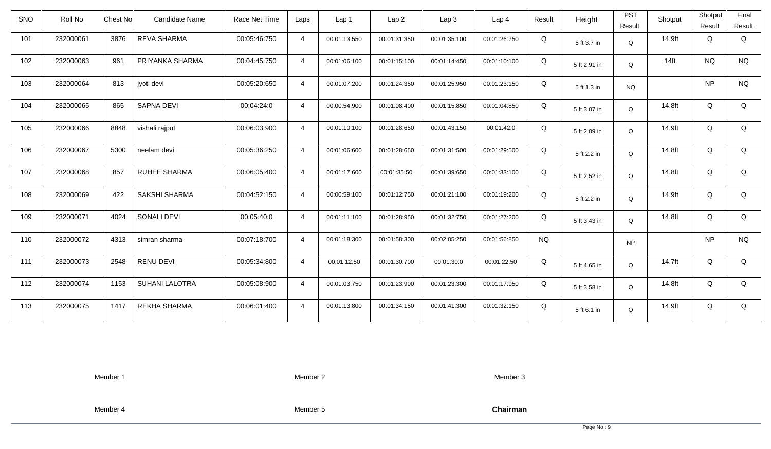| SNO | Roll No | Chest No | Candidate Name | Race Net Time | Laps | Lap 1 | Lap 2 | Lap 3 | Lap 4 | Result | Height | PST Result | Shotput | Shotput Result | Final Result |
|---|---|---|---|---|---|---|---|---|---|---|---|---|---|---|---|
| 101 | 232000061 | 3876 | REVA SHARMA | 00:05:46:750 | 4 | 00:01:13:550 | 00:01:31:350 | 00:01:35:100 | 00:01:26:750 | Q | 5 ft 3.7 in | Q | 14.9ft | Q | Q |
| 102 | 232000063 | 961 | PRIYANKA SHARMA | 00:04:45:750 | 4 | 00:01:06:100 | 00:01:15:100 | 00:01:14:450 | 00:01:10:100 | Q | 5 ft 2.91 in | Q | 14ft | NQ | NQ |
| 103 | 232000064 | 813 | jyoti devi | 00:05:20:650 | 4 | 00:01:07:200 | 00:01:24:350 | 00:01:25:950 | 00:01:23:150 | Q | 5 ft 1.3 in | NQ | | NP | NQ |
| 104 | 232000065 | 865 | SAPNA DEVI | 00:04:24:0 | 4 | 00:00:54:900 | 00:01:08:400 | 00:01:15:850 | 00:01:04:850 | Q | 5 ft 3.07 in | Q | 14.8ft | Q | Q |
| 105 | 232000066 | 8848 | vishali rajput | 00:06:03:900 | 4 | 00:01:10:100 | 00:01:28:650 | 00:01:43:150 | 00:01:42:0 | Q | 5 ft 2.09 in | Q | 14.9ft | Q | Q |
| 106 | 232000067 | 5300 | neelam devi | 00:05:36:250 | 4 | 00:01:06:600 | 00:01:28:650 | 00:01:31:500 | 00:01:29:500 | Q | 5 ft 2.2 in | Q | 14.8ft | Q | Q |
| 107 | 232000068 | 857 | RUHEE SHARMA | 00:06:05:400 | 4 | 00:01:17:600 | 00:01:35:50 | 00:01:39:650 | 00:01:33:100 | Q | 5 ft 2.52 in | Q | 14.8ft | Q | Q |
| 108 | 232000069 | 422 | SAKSHI SHARMA | 00:04:52:150 | 4 | 00:00:59:100 | 00:01:12:750 | 00:01:21:100 | 00:01:19:200 | Q | 5 ft 2.2 in | Q | 14.9ft | Q | Q |
| 109 | 232000071 | 4024 | SONALI DEVI | 00:05:40:0 | 4 | 00:01:11:100 | 00:01:28:950 | 00:01:32:750 | 00:01:27:200 | Q | 5 ft 3.43 in | Q | 14.8ft | Q | Q |
| 110 | 232000072 | 4313 | simran sharma | 00:07:18:700 | 4 | 00:01:18:300 | 00:01:58:300 | 00:02:05:250 | 00:01:56:850 | NQ | | NP | | NP | NQ |
| 111 | 232000073 | 2548 | RENU DEVI | 00:05:34:800 | 4 | 00:01:12:50 | 00:01:30:700 | 00:01:30:0 | 00:01:22:50 | Q | 5 ft 4.65 in | Q | 14.7ft | Q | Q |
| 112 | 232000074 | 1153 | SUHANI LALOTRA | 00:05:08:900 | 4 | 00:01:03:750 | 00:01:23:900 | 00:01:23:300 | 00:01:17:950 | Q | 5 ft 3.58 in | Q | 14.8ft | Q | Q |
| 113 | 232000075 | 1417 | REKHA SHARMA | 00:06:01:400 | 4 | 00:01:13:800 | 00:01:34:150 | 00:01:41:300 | 00:01:32:150 | Q | 5 ft 6.1 in | Q | 14.9ft | Q | Q |

Member 1　　Member 2　　Member 3

Member 4　　Member 5　　**Chairman**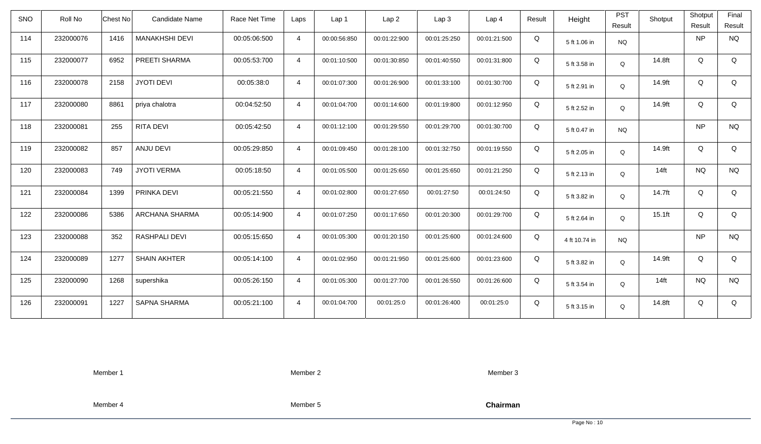| SNO | Roll No | Chest No | Candidate Name | Race Net Time | Laps | Lap 1 | Lap 2 | Lap 3 | Lap 4 | Result | Height | PST Result | Shotput | Shotput Result | Final Result |
|---|---|---|---|---|---|---|---|---|---|---|---|---|---|---|---|
| 114 | 232000076 | 1416 | MANAKHSHI DEVI | 00:05:06:500 | 4 | 00:00:56:850 | 00:01:22:900 | 00:01:25:250 | 00:01:21:500 | Q | 5 ft 1.06 in | NQ | | NP | NQ |
| 115 | 232000077 | 6952 | PREETI SHARMA | 00:05:53:700 | 4 | 00:01:10:500 | 00:01:30:850 | 00:01:40:550 | 00:01:31:800 | Q | 5 ft 3.58 in | Q | 14.8ft | Q | Q |
| 116 | 232000078 | 2158 | JYOTI DEVI | 00:05:38:0 | 4 | 00:01:07:300 | 00:01:26:900 | 00:01:33:100 | 00:01:30:700 | Q | 5 ft 2.91 in | Q | 14.9ft | Q | Q |
| 117 | 232000080 | 8861 | priya chalotra | 00:04:52:50 | 4 | 00:01:04:700 | 00:01:14:600 | 00:01:19:800 | 00:01:12:950 | Q | 5 ft 2.52 in | Q | 14.9ft | Q | Q |
| 118 | 232000081 | 255 | RITA DEVI | 00:05:42:50 | 4 | 00:01:12:100 | 00:01:29:550 | 00:01:29:700 | 00:01:30:700 | Q | 5 ft 0.47 in | NQ | | NP | NQ |
| 119 | 232000082 | 857 | ANJU DEVI | 00:05:29:850 | 4 | 00:01:09:450 | 00:01:28:100 | 00:01:32:750 | 00:01:19:550 | Q | 5 ft 2.05 in | Q | 14.9ft | Q | Q |
| 120 | 232000083 | 749 | JYOTI VERMA | 00:05:18:50 | 4 | 00:01:05:500 | 00:01:25:650 | 00:01:25:650 | 00:01:21:250 | Q | 5 ft 2.13 in | Q | 14ft | NQ | NQ |
| 121 | 232000084 | 1399 | PRINKA DEVI | 00:05:21:550 | 4 | 00:01:02:800 | 00:01:27:650 | 00:01:27:50 | 00:01:24:50 | Q | 5 ft 3.82 in | Q | 14.7ft | Q | Q |
| 122 | 232000086 | 5386 | ARCHANA SHARMA | 00:05:14:900 | 4 | 00:01:07:250 | 00:01:17:650 | 00:01:20:300 | 00:01:29:700 | Q | 5 ft 2.64 in | Q | 15.1ft | Q | Q |
| 123 | 232000088 | 352 | RASHPALI DEVI | 00:05:15:650 | 4 | 00:01:05:300 | 00:01:20:150 | 00:01:25:600 | 00:01:24:600 | Q | 4 ft 10.74 in | NQ | | NP | NQ |
| 124 | 232000089 | 1277 | SHAIN AKHTER | 00:05:14:100 | 4 | 00:01:02:950 | 00:01:21:950 | 00:01:25:600 | 00:01:23:600 | Q | 5 ft 3.82 in | Q | 14.9ft | Q | Q |
| 125 | 232000090 | 1268 | supershika | 00:05:26:150 | 4 | 00:01:05:300 | 00:01:27:700 | 00:01:26:550 | 00:01:26:600 | Q | 5 ft 3.54 in | Q | 14ft | NQ | NQ |
| 126 | 232000091 | 1227 | SAPNA SHARMA | 00:05:21:100 | 4 | 00:01:04:700 | 00:01:25:0 | 00:01:26:400 | 00:01:25:0 | Q | 5 ft 3.15 in | Q | 14.8ft | Q | Q |

Member 1　　Member 2　　Member 3

Member 4　　Member 5　　**Chairman**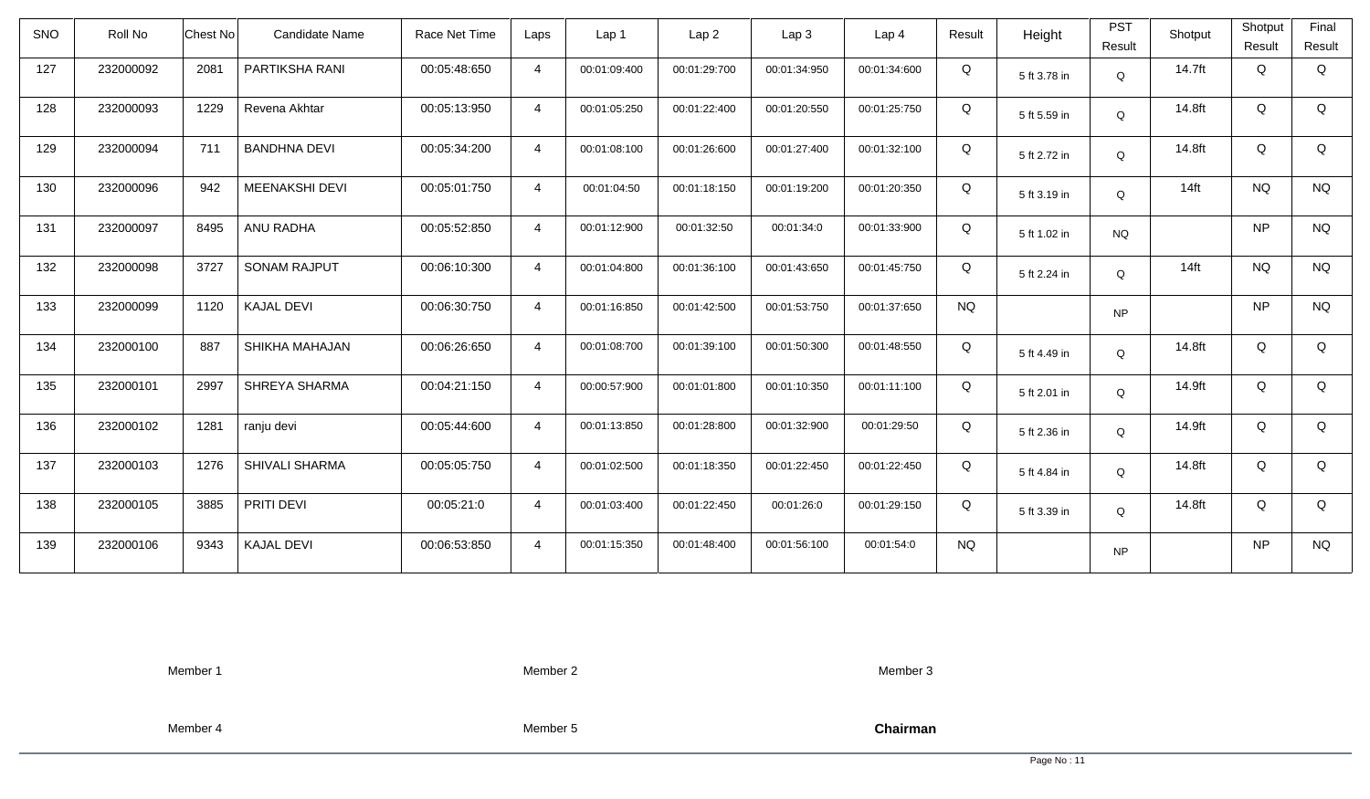| SNO | Roll No | Chest No | Candidate Name | Race Net Time | Laps | Lap 1 | Lap 2 | Lap 3 | Lap 4 | Result | Height | PST Result | Shotput | Shotput Result | Final Result |
|---|---|---|---|---|---|---|---|---|---|---|---|---|---|---|---|
| 127 | 232000092 | 2081 | PARTIKSHA RANI | 00:05:48:650 | 4 | 00:01:09:400 | 00:01:29:700 | 00:01:34:950 | 00:01:34:600 | Q | 5 ft 3.78 in | Q | 14.7ft | Q | Q |
| 128 | 232000093 | 1229 | Revena Akhtar | 00:05:13:950 | 4 | 00:01:05:250 | 00:01:22:400 | 00:01:20:550 | 00:01:25:750 | Q | 5 ft 5.59 in | Q | 14.8ft | Q | Q |
| 129 | 232000094 | 711 | BANDHNA DEVI | 00:05:34:200 | 4 | 00:01:08:100 | 00:01:26:600 | 00:01:27:400 | 00:01:32:100 | Q | 5 ft 2.72 in | Q | 14.8ft | Q | Q |
| 130 | 232000096 | 942 | MEENAKSHI DEVI | 00:05:01:750 | 4 | 00:01:04:50 | 00:01:18:150 | 00:01:19:200 | 00:01:20:350 | Q | 5 ft 3.19 in | Q | 14ft | NQ | NQ |
| 131 | 232000097 | 8495 | ANU RADHA | 00:05:52:850 | 4 | 00:01:12:900 | 00:01:32:50 | 00:01:34:0 | 00:01:33:900 | Q | 5 ft 1.02 in | NQ | | NP | NQ |
| 132 | 232000098 | 3727 | SONAM RAJPUT | 00:06:10:300 | 4 | 00:01:04:800 | 00:01:36:100 | 00:01:43:650 | 00:01:45:750 | Q | 5 ft 2.24 in | Q | 14ft | NQ | NQ |
| 133 | 232000099 | 1120 | KAJAL DEVI | 00:06:30:750 | 4 | 00:01:16:850 | 00:01:42:500 | 00:01:53:750 | 00:01:37:650 | NQ | | NP | | NP | NQ |
| 134 | 232000100 | 887 | SHIKHA MAHAJAN | 00:06:26:650 | 4 | 00:01:08:700 | 00:01:39:100 | 00:01:50:300 | 00:01:48:550 | Q | 5 ft 4.49 in | Q | 14.8ft | Q | Q |
| 135 | 232000101 | 2997 | SHREYA SHARMA | 00:04:21:150 | 4 | 00:00:57:900 | 00:01:01:800 | 00:01:10:350 | 00:01:11:100 | Q | 5 ft 2.01 in | Q | 14.9ft | Q | Q |
| 136 | 232000102 | 1281 | ranju devi | 00:05:44:600 | 4 | 00:01:13:850 | 00:01:28:800 | 00:01:32:900 | 00:01:29:50 | Q | 5 ft 2.36 in | Q | 14.9ft | Q | Q |
| 137 | 232000103 | 1276 | SHIVALI SHARMA | 00:05:05:750 | 4 | 00:01:02:500 | 00:01:18:350 | 00:01:22:450 | 00:01:22:450 | Q | 5 ft 4.84 in | Q | 14.8ft | Q | Q |
| 138 | 232000105 | 3885 | PRITI DEVI | 00:05:21:0 | 4 | 00:01:03:400 | 00:01:22:450 | 00:01:26:0 | 00:01:29:150 | Q | 5 ft 3.39 in | Q | 14.8ft | Q | Q |
| 139 | 232000106 | 9343 | KAJAL DEVI | 00:06:53:850 | 4 | 00:01:15:350 | 00:01:48:400 | 00:01:56:100 | 00:01:54:0 | NQ | | NP | | NP | NQ |

Member 1 Member 2 Member 3

Member 4 Member 5 **Chairman**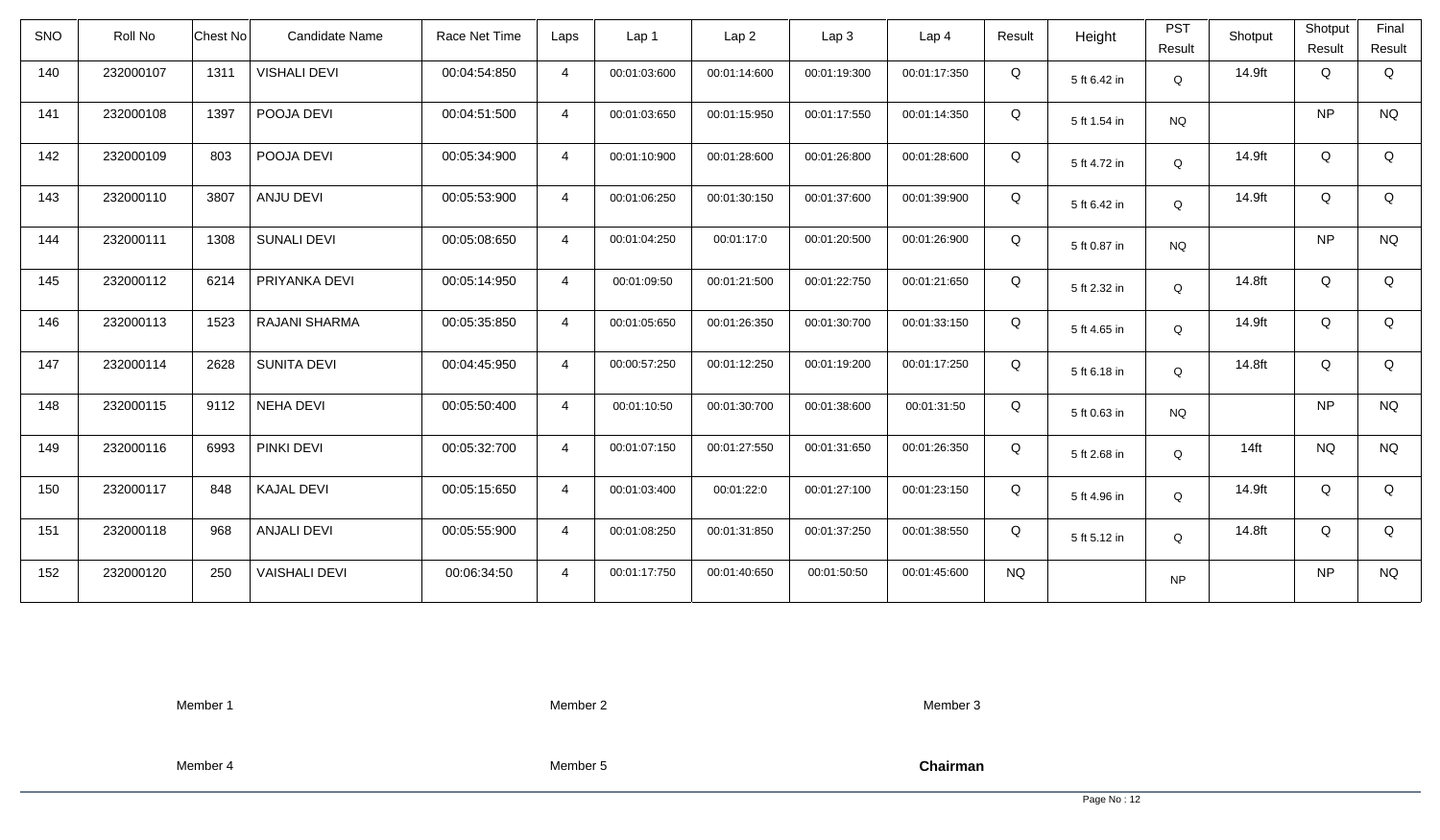| SNO | Roll No | Chest No | Candidate Name | Race Net Time | Laps | Lap 1 | Lap 2 | Lap 3 | Lap 4 | Result | Height | PST Result | Shotput | Shotput Result | Final Result |
|---|---|---|---|---|---|---|---|---|---|---|---|---|---|---|---|
| 140 | 232000107 | 1311 | VISHALI DEVI | 00:04:54:850 | 4 | 00:01:03:600 | 00:01:14:600 | 00:01:19:300 | 00:01:17:350 | Q | 5 ft 6.42 in | Q | 14.9ft | Q | Q |
| 141 | 232000108 | 1397 | POOJA DEVI | 00:04:51:500 | 4 | 00:01:03:650 | 00:01:15:950 | 00:01:17:550 | 00:01:14:350 | Q | 5 ft 1.54 in | NQ | | NP | NQ |
| 142 | 232000109 | 803 | POOJA DEVI | 00:05:34:900 | 4 | 00:01:10:900 | 00:01:28:600 | 00:01:26:800 | 00:01:28:600 | Q | 5 ft 4.72 in | Q | 14.9ft | Q | Q |
| 143 | 232000110 | 3807 | ANJU DEVI | 00:05:53:900 | 4 | 00:01:06:250 | 00:01:30:150 | 00:01:37:600 | 00:01:39:900 | Q | 5 ft 6.42 in | Q | 14.9ft | Q | Q |
| 144 | 232000111 | 1308 | SUNALI DEVI | 00:05:08:650 | 4 | 00:01:04:250 | 00:01:17:0 | 00:01:20:500 | 00:01:26:900 | Q | 5 ft 0.87 in | NQ | | NP | NQ |
| 145 | 232000112 | 6214 | PRIYANKA DEVI | 00:05:14:950 | 4 | 00:01:09:50 | 00:01:21:500 | 00:01:22:750 | 00:01:21:650 | Q | 5 ft 2.32 in | Q | 14.8ft | Q | Q |
| 146 | 232000113 | 1523 | RAJANI SHARMA | 00:05:35:850 | 4 | 00:01:05:650 | 00:01:26:350 | 00:01:30:700 | 00:01:33:150 | Q | 5 ft 4.65 in | Q | 14.9ft | Q | Q |
| 147 | 232000114 | 2628 | SUNITA DEVI | 00:04:45:950 | 4 | 00:00:57:250 | 00:01:12:250 | 00:01:19:200 | 00:01:17:250 | Q | 5 ft 6.18 in | Q | 14.8ft | Q | Q |
| 148 | 232000115 | 9112 | NEHA DEVI | 00:05:50:400 | 4 | 00:01:10:50 | 00:01:30:700 | 00:01:38:600 | 00:01:31:50 | Q | 5 ft 0.63 in | NQ | | NP | NQ |
| 149 | 232000116 | 6993 | PINKI DEVI | 00:05:32:700 | 4 | 00:01:07:150 | 00:01:27:550 | 00:01:31:650 | 00:01:26:350 | Q | 5 ft 2.68 in | Q | 14ft | NQ | NQ |
| 150 | 232000117 | 848 | KAJAL DEVI | 00:05:15:650 | 4 | 00:01:03:400 | 00:01:22:0 | 00:01:27:100 | 00:01:23:150 | Q | 5 ft 4.96 in | Q | 14.9ft | Q | Q |
| 151 | 232000118 | 968 | ANJALI DEVI | 00:05:55:900 | 4 | 00:01:08:250 | 00:01:31:850 | 00:01:37:250 | 00:01:38:550 | Q | 5 ft 5.12 in | Q | 14.8ft | Q | Q |
| 152 | 232000120 | 250 | VAISHALI DEVI | 00:06:34:50 | 4 | 00:01:17:750 | 00:01:40:650 | 00:01:50:50 | 00:01:45:600 | NQ | | NP | | NP | NQ |

Member 1 Member 2 Member 3

Member 4 Member 5 **Chairman**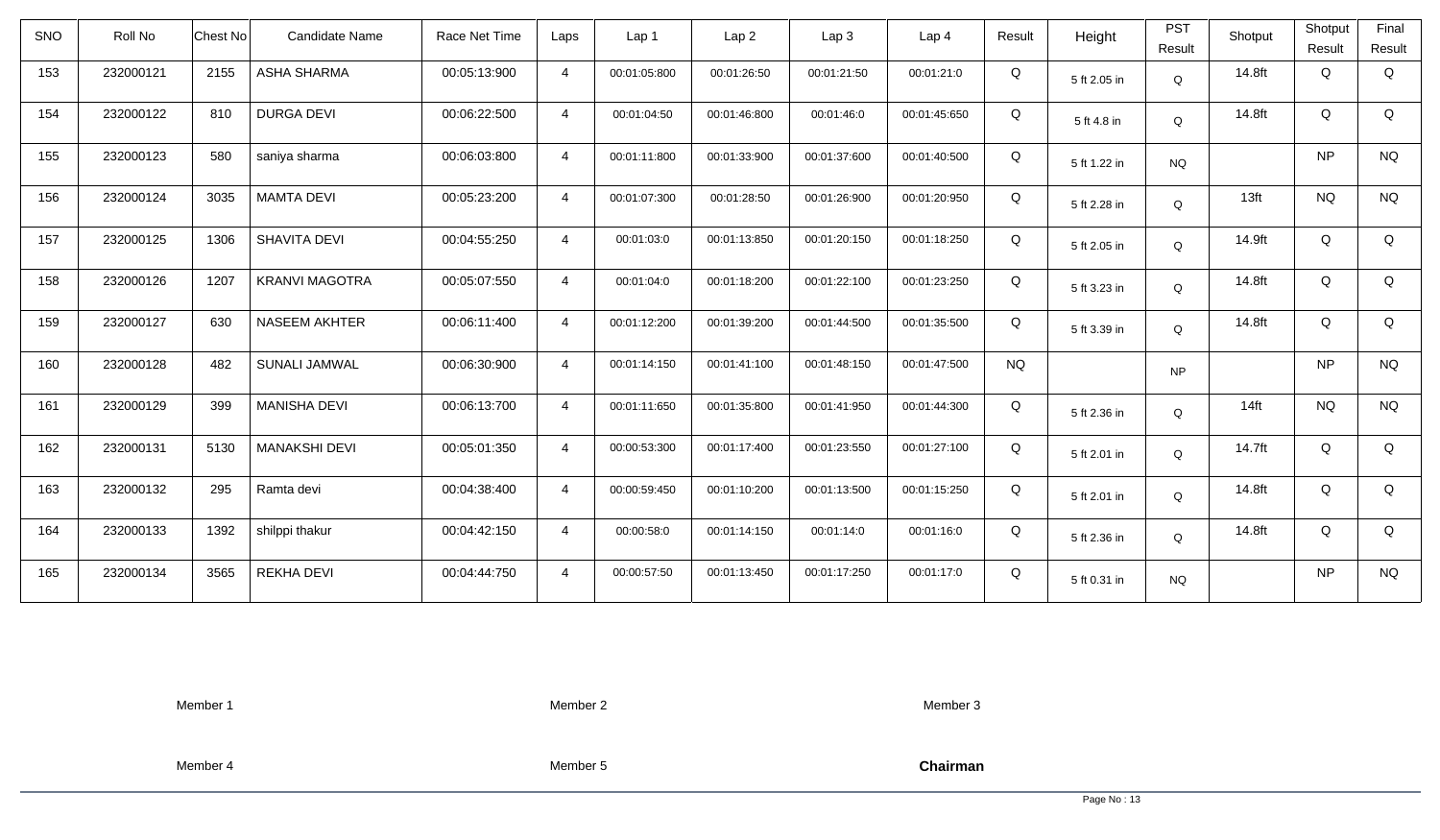| SNO | Roll No | Chest No | Candidate Name | Race Net Time | Laps | Lap 1 | Lap 2 | Lap 3 | Lap 4 | Result | Height | PST Result | Shotput | Shotput Result | Final Result |
|---|---|---|---|---|---|---|---|---|---|---|---|---|---|---|---|
| 153 | 232000121 | 2155 | ASHA SHARMA | 00:05:13:900 | 4 | 00:01:05:800 | 00:01:26:50 | 00:01:21:50 | 00:01:21:0 | Q | 5 ft 2.05 in | Q | 14.8ft | Q | Q |
| 154 | 232000122 | 810 | DURGA DEVI | 00:06:22:500 | 4 | 00:01:04:50 | 00:01:46:800 | 00:01:46:0 | 00:01:45:650 | Q | 5 ft 4.8 in | Q | 14.8ft | Q | Q |
| 155 | 232000123 | 580 | saniya sharma | 00:06:03:800 | 4 | 00:01:11:800 | 00:01:33:900 | 00:01:37:600 | 00:01:40:500 | Q | 5 ft 1.22 in | NQ | | NP | NQ |
| 156 | 232000124 | 3035 | MAMTA DEVI | 00:05:23:200 | 4 | 00:01:07:300 | 00:01:28:50 | 00:01:26:900 | 00:01:20:950 | Q | 5 ft 2.28 in | Q | 13ft | NQ | NQ |
| 157 | 232000125 | 1306 | SHAVITA DEVI | 00:04:55:250 | 4 | 00:01:03:0 | 00:01:13:850 | 00:01:20:150 | 00:01:18:250 | Q | 5 ft 2.05 in | Q | 14.9ft | Q | Q |
| 158 | 232000126 | 1207 | KRANVI MAGOTRA | 00:05:07:550 | 4 | 00:01:04:0 | 00:01:18:200 | 00:01:22:100 | 00:01:23:250 | Q | 5 ft 3.23 in | Q | 14.8ft | Q | Q |
| 159 | 232000127 | 630 | NASEEM AKHTER | 00:06:11:400 | 4 | 00:01:12:200 | 00:01:39:200 | 00:01:44:500 | 00:01:35:500 | Q | 5 ft 3.39 in | Q | 14.8ft | Q | Q |
| 160 | 232000128 | 482 | SUNALI JAMWAL | 00:06:30:900 | 4 | 00:01:14:150 | 00:01:41:100 | 00:01:48:150 | 00:01:47:500 | NQ | | NP | | NP | NQ |
| 161 | 232000129 | 399 | MANISHA DEVI | 00:06:13:700 | 4 | 00:01:11:650 | 00:01:35:800 | 00:01:41:950 | 00:01:44:300 | Q | 5 ft 2.36 in | Q | 14ft | NQ | NQ |
| 162 | 232000131 | 5130 | MANAKSHI DEVI | 00:05:01:350 | 4 | 00:00:53:300 | 00:01:17:400 | 00:01:23:550 | 00:01:27:100 | Q | 5 ft 2.01 in | Q | 14.7ft | Q | Q |
| 163 | 232000132 | 295 | Ramta devi | 00:04:38:400 | 4 | 00:00:59:450 | 00:01:10:200 | 00:01:13:500 | 00:01:15:250 | Q | 5 ft 2.01 in | Q | 14.8ft | Q | Q |
| 164 | 232000133 | 1392 | shilppi thakur | 00:04:42:150 | 4 | 00:00:58:0 | 00:01:14:150 | 00:01:14:0 | 00:01:16:0 | Q | 5 ft 2.36 in | Q | 14.8ft | Q | Q |
| 165 | 232000134 | 3565 | REKHA DEVI | 00:04:44:750 | 4 | 00:00:57:50 | 00:01:13:450 | 00:01:17:250 | 00:01:17:0 | Q | 5 ft 0.31 in | NQ | | NP | NQ |

Member 1　　　　Member 2　　　　Member 3

Member 4　　　　Member 5　　　　**Chairman**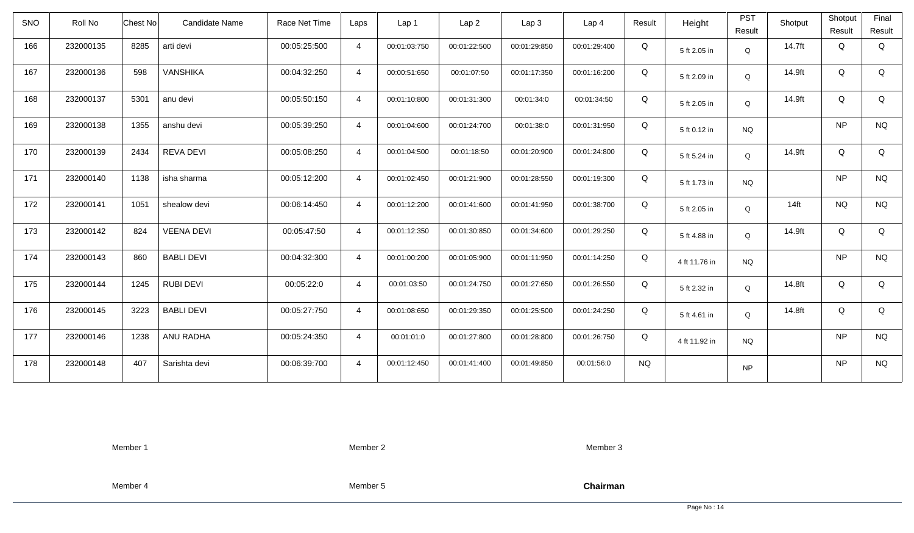| SNO | Roll No | Chest No | Candidate Name | Race Net Time | Laps | Lap 1 | Lap 2 | Lap 3 | Lap 4 | Result | Height | PST Result | Shotput | Shotput Result | Final Result |
|---|---|---|---|---|---|---|---|---|---|---|---|---|---|---|---|
| 166 | 232000135 | 8285 | arti devi | 00:05:25:500 | 4 | 00:01:03:750 | 00:01:22:500 | 00:01:29:850 | 00:01:29:400 | Q | 5 ft 2.05 in | Q | 14.7ft | Q | Q |
| 167 | 232000136 | 598 | VANSHIKA | 00:04:32:250 | 4 | 00:00:51:650 | 00:01:07:50 | 00:01:17:350 | 00:01:16:200 | Q | 5 ft 2.09 in | Q | 14.9ft | Q | Q |
| 168 | 232000137 | 5301 | anu devi | 00:05:50:150 | 4 | 00:01:10:800 | 00:01:31:300 | 00:01:34:0 | 00:01:34:50 | Q | 5 ft 2.05 in | Q | 14.9ft | Q | Q |
| 169 | 232000138 | 1355 | anshu devi | 00:05:39:250 | 4 | 00:01:04:600 | 00:01:24:700 | 00:01:38:0 | 00:01:31:950 | Q | 5 ft 0.12 in | NQ | | NP | NQ |
| 170 | 232000139 | 2434 | REVA DEVI | 00:05:08:250 | 4 | 00:01:04:500 | 00:01:18:50 | 00:01:20:900 | 00:01:24:800 | Q | 5 ft 5.24 in | Q | 14.9ft | Q | Q |
| 171 | 232000140 | 1138 | isha sharma | 00:05:12:200 | 4 | 00:01:02:450 | 00:01:21:900 | 00:01:28:550 | 00:01:19:300 | Q | 5 ft 1.73 in | NQ | | NP | NQ |
| 172 | 232000141 | 1051 | shealow devi | 00:06:14:450 | 4 | 00:01:12:200 | 00:01:41:600 | 00:01:41:950 | 00:01:38:700 | Q | 5 ft 2.05 in | Q | 14ft | NQ | NQ |
| 173 | 232000142 | 824 | VEENA DEVI | 00:05:47:50 | 4 | 00:01:12:350 | 00:01:30:850 | 00:01:34:600 | 00:01:29:250 | Q | 5 ft 4.88 in | Q | 14.9ft | Q | Q |
| 174 | 232000143 | 860 | BABLI DEVI | 00:04:32:300 | 4 | 00:01:00:200 | 00:01:05:900 | 00:01:11:950 | 00:01:14:250 | Q | 4 ft 11.76 in | NQ | | NP | NQ |
| 175 | 232000144 | 1245 | RUBI DEVI | 00:05:22:0 | 4 | 00:01:03:50 | 00:01:24:750 | 00:01:27:650 | 00:01:26:550 | Q | 5 ft 2.32 in | Q | 14.8ft | Q | Q |
| 176 | 232000145 | 3223 | BABLI DEVI | 00:05:27:750 | 4 | 00:01:08:650 | 00:01:29:350 | 00:01:25:500 | 00:01:24:250 | Q | 5 ft 4.61 in | Q | 14.8ft | Q | Q |
| 177 | 232000146 | 1238 | ANU RADHA | 00:05:24:350 | 4 | 00:01:01:0 | 00:01:27:800 | 00:01:28:800 | 00:01:26:750 | Q | 4 ft 11.92 in | NQ | | NP | NQ |
| 178 | 232000148 | 407 | Sarishta devi | 00:06:39:700 | 4 | 00:01:12:450 | 00:01:41:400 | 00:01:49:850 | 00:01:56:0 | NQ | | NP | | NP | NQ |

Member 1 &nbsp;&nbsp;&nbsp;&nbsp; Member 2 &nbsp;&nbsp;&nbsp;&nbsp; Member 3

Member 4 &nbsp;&nbsp;&nbsp;&nbsp; Member 5 &nbsp;&nbsp;&nbsp;&nbsp; **Chairman**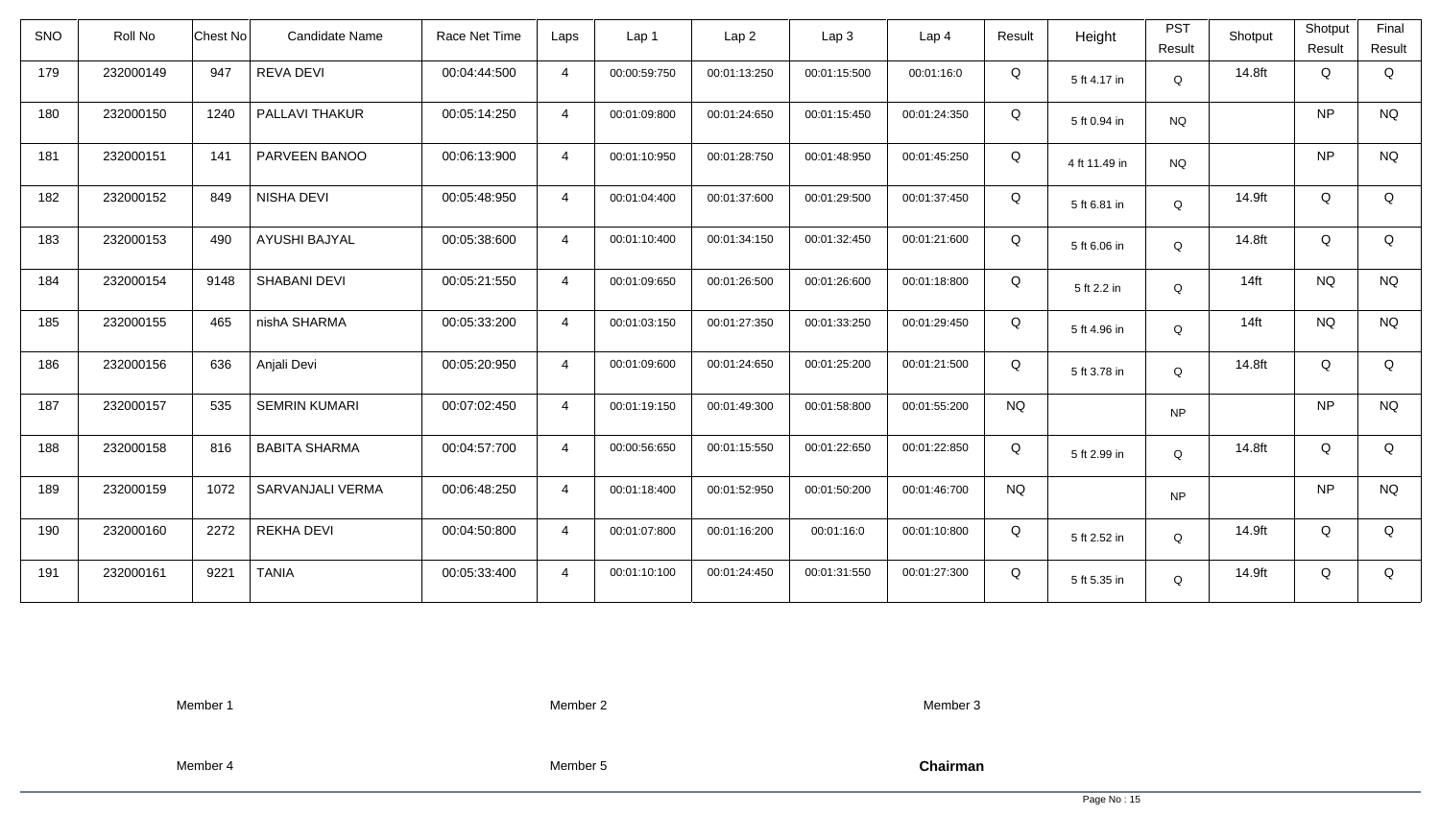| SNO | Roll No | Chest No | Candidate Name | Race Net Time | Laps | Lap 1 | Lap 2 | Lap 3 | Lap 4 | Result | Height | PST Result | Shotput | Shotput Result | Final Result |
|---|---|---|---|---|---|---|---|---|---|---|---|---|---|---|---|
| 179 | 232000149 | 947 | REVA DEVI | 00:04:44:500 | 4 | 00:00:59:750 | 00:01:13:250 | 00:01:15:500 | 00:01:16:0 | Q | 5 ft 4.17 in | Q | 14.8ft | Q | Q |
| 180 | 232000150 | 1240 | PALLAVI THAKUR | 00:05:14:250 | 4 | 00:01:09:800 | 00:01:24:650 | 00:01:15:450 | 00:01:24:350 | Q | 5 ft 0.94 in | NQ | | NP | NQ |
| 181 | 232000151 | 141 | PARVEEN BANOO | 00:06:13:900 | 4 | 00:01:10:950 | 00:01:28:750 | 00:01:48:950 | 00:01:45:250 | Q | 4 ft 11.49 in | NQ | | NP | NQ |
| 182 | 232000152 | 849 | NISHA DEVI | 00:05:48:950 | 4 | 00:01:04:400 | 00:01:37:600 | 00:01:29:500 | 00:01:37:450 | Q | 5 ft 6.81 in | Q | 14.9ft | Q | Q |
| 183 | 232000153 | 490 | AYUSHI BAJYAL | 00:05:38:600 | 4 | 00:01:10:400 | 00:01:34:150 | 00:01:32:450 | 00:01:21:600 | Q | 5 ft 6.06 in | Q | 14.8ft | Q | Q |
| 184 | 232000154 | 9148 | SHABANI DEVI | 00:05:21:550 | 4 | 00:01:09:650 | 00:01:26:500 | 00:01:26:600 | 00:01:18:800 | Q | 5 ft 2.2 in | Q | 14ft | NQ | NQ |
| 185 | 232000155 | 465 | nishA SHARMA | 00:05:33:200 | 4 | 00:01:03:150 | 00:01:27:350 | 00:01:33:250 | 00:01:29:450 | Q | 5 ft 4.96 in | Q | 14ft | NQ | NQ |
| 186 | 232000156 | 636 | Anjali Devi | 00:05:20:950 | 4 | 00:01:09:600 | 00:01:24:650 | 00:01:25:200 | 00:01:21:500 | Q | 5 ft 3.78 in | Q | 14.8ft | Q | Q |
| 187 | 232000157 | 535 | SEMRIN KUMARI | 00:07:02:450 | 4 | 00:01:19:150 | 00:01:49:300 | 00:01:58:800 | 00:01:55:200 | NQ | | NP | | NP | NQ |
| 188 | 232000158 | 816 | BABITA SHARMA | 00:04:57:700 | 4 | 00:00:56:650 | 00:01:15:550 | 00:01:22:650 | 00:01:22:850 | Q | 5 ft 2.99 in | Q | 14.8ft | Q | Q |
| 189 | 232000159 | 1072 | SARVANJALI VERMA | 00:06:48:250 | 4 | 00:01:18:400 | 00:01:52:950 | 00:01:50:200 | 00:01:46:700 | NQ | | NP | | NP | NQ |
| 190 | 232000160 | 2272 | REKHA DEVI | 00:04:50:800 | 4 | 00:01:07:800 | 00:01:16:200 | 00:01:16:0 | 00:01:10:800 | Q | 5 ft 2.52 in | Q | 14.9ft | Q | Q |
| 191 | 232000161 | 9221 | TANIA | 00:05:33:400 | 4 | 00:01:10:100 | 00:01:24:450 | 00:01:31:550 | 00:01:27:300 | Q | 5 ft 5.35 in | Q | 14.9ft | Q | Q |

Member 1 | Member 2 | Member 3

Member 4 | Member 5 | **Chairman**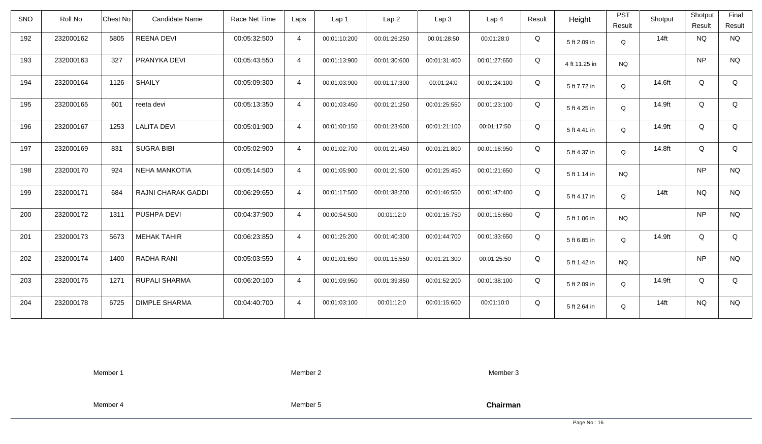| SNO | Roll No | Chest No | Candidate Name | Race Net Time | Laps | Lap 1 | Lap 2 | Lap 3 | Lap 4 | Result | Height | PST Result | Shotput | Shotput Result | Final Result |
|---|---|---|---|---|---|---|---|---|---|---|---|---|---|---|---|
| 192 | 232000162 | 5805 | REENA DEVI | 00:05:32:500 | 4 | 00:01:10:200 | 00:01:26:250 | 00:01:28:50 | 00:01:28:0 | Q | 5 ft 2.09 in | Q | 14ft | NQ | NQ |
| 193 | 232000163 | 327 | PRANYKA DEVI | 00:05:43:550 | 4 | 00:01:13:900 | 00:01:30:600 | 00:01:31:400 | 00:01:27:650 | Q | 4 ft 11.25 in | NQ | | NP | NQ |
| 194 | 232000164 | 1126 | SHAILY | 00:05:09:300 | 4 | 00:01:03:900 | 00:01:17:300 | 00:01:24:0 | 00:01:24:100 | Q | 5 ft 7.72 in | Q | 14.6ft | Q | Q |
| 195 | 232000165 | 601 | reeta devi | 00:05:13:350 | 4 | 00:01:03:450 | 00:01:21:250 | 00:01:25:550 | 00:01:23:100 | Q | 5 ft 4.25 in | Q | 14.9ft | Q | Q |
| 196 | 232000167 | 1253 | LALITA DEVI | 00:05:01:900 | 4 | 00:01:00:150 | 00:01:23:600 | 00:01:21:100 | 00:01:17:50 | Q | 5 ft 4.41 in | Q | 14.9ft | Q | Q |
| 197 | 232000169 | 831 | SUGRA BIBI | 00:05:02:900 | 4 | 00:01:02:700 | 00:01:21:450 | 00:01:21:800 | 00:01:16:950 | Q | 5 ft 4.37 in | Q | 14.8ft | Q | Q |
| 198 | 232000170 | 924 | NEHA MANKOTIA | 00:05:14:500 | 4 | 00:01:05:900 | 00:01:21:500 | 00:01:25:450 | 00:01:21:650 | Q | 5 ft 1.14 in | NQ | | NP | NQ |
| 199 | 232000171 | 684 | RAJNI CHARAK GADDI | 00:06:29:650 | 4 | 00:01:17:500 | 00:01:38:200 | 00:01:46:550 | 00:01:47:400 | Q | 5 ft 4.17 in | Q | 14ft | NQ | NQ |
| 200 | 232000172 | 1311 | PUSHPA DEVI | 00:04:37:900 | 4 | 00:00:54:500 | 00:01:12:0 | 00:01:15:750 | 00:01:15:650 | Q | 5 ft 1.06 in | NQ | | NP | NQ |
| 201 | 232000173 | 5673 | MEHAK TAHIR | 00:06:23:850 | 4 | 00:01:25:200 | 00:01:40:300 | 00:01:44:700 | 00:01:33:650 | Q | 5 ft 6.85 in | Q | 14.9ft | Q | Q |
| 202 | 232000174 | 1400 | RADHA RANI | 00:05:03:550 | 4 | 00:01:01:650 | 00:01:15:550 | 00:01:21:300 | 00:01:25:50 | Q | 5 ft 1.42 in | NQ | | NP | NQ |
| 203 | 232000175 | 1271 | RUPALI SHARMA | 00:06:20:100 | 4 | 00:01:09:950 | 00:01:39:850 | 00:01:52:200 | 00:01:38:100 | Q | 5 ft 2.09 in | Q | 14.9ft | Q | Q |
| 204 | 232000178 | 6725 | DIMPLE SHARMA | 00:04:40:700 | 4 | 00:01:03:100 | 00:01:12:0 | 00:01:15:600 | 00:01:10:0 | Q | 5 ft 2.64 in | Q | 14ft | NQ | NQ |

Member 1　　　　Member 2　　　　Member 3

Member 4　　　　Member 5　　　　**Chairman**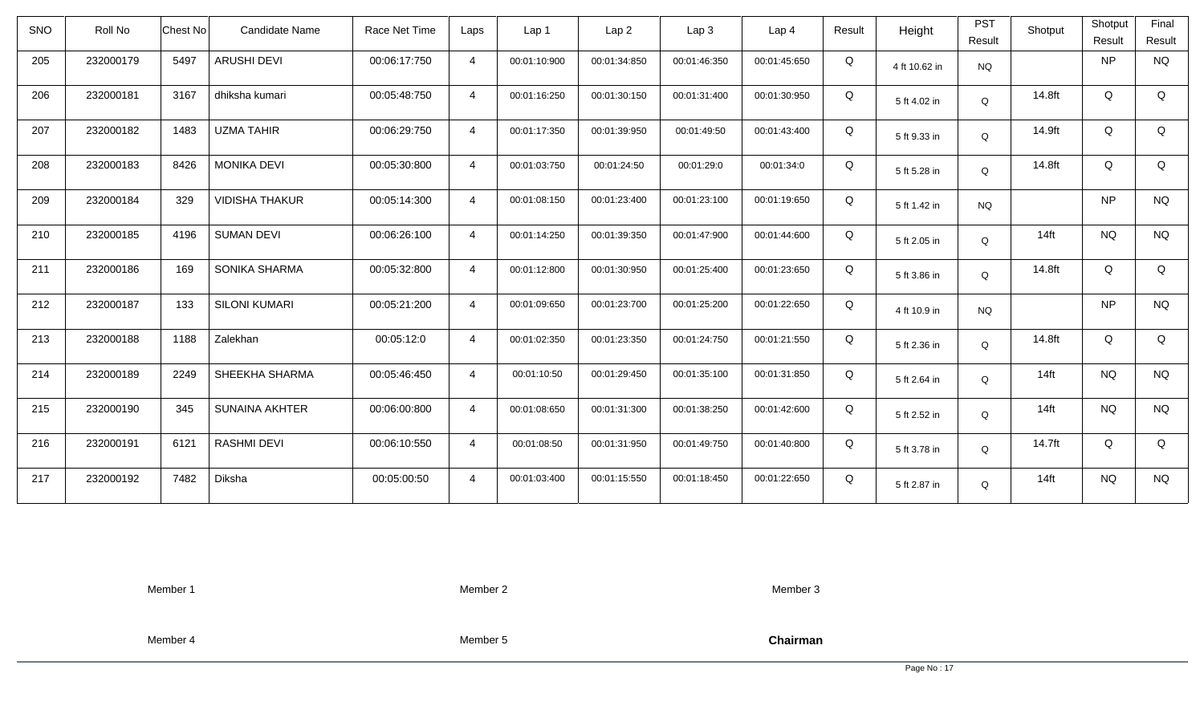| SNO | Roll No | Chest No | Candidate Name | Race Net Time | Laps | Lap 1 | Lap 2 | Lap 3 | Lap 4 | Result | Height | PST Result | Shotput | Shotput Result | Final Result |
|---|---|---|---|---|---|---|---|---|---|---|---|---|---|---|---|
| 205 | 232000179 | 5497 | ARUSHI DEVI | 00:06:17:750 | 4 | 00:01:10:900 | 00:01:34:850 | 00:01:46:350 | 00:01:45:650 | Q | 4 ft 10.62 in | NQ | | NP | NQ |
| 206 | 232000181 | 3167 | dhiksha kumari | 00:05:48:750 | 4 | 00:01:16:250 | 00:01:30:150 | 00:01:31:400 | 00:01:30:950 | Q | 5 ft 4.02 in | Q | 14.8ft | Q | Q |
| 207 | 232000182 | 1483 | UZMA TAHIR | 00:06:29:750 | 4 | 00:01:17:350 | 00:01:39:950 | 00:01:49:50 | 00:01:43:400 | Q | 5 ft 9.33 in | Q | 14.9ft | Q | Q |
| 208 | 232000183 | 8426 | MONIKA DEVI | 00:05:30:800 | 4 | 00:01:03:750 | 00:01:24:50 | 00:01:29:0 | 00:01:34:0 | Q | 5 ft 5.28 in | Q | 14.8ft | Q | Q |
| 209 | 232000184 | 329 | VIDISHA THAKUR | 00:05:14:300 | 4 | 00:01:08:150 | 00:01:23:400 | 00:01:23:100 | 00:01:19:650 | Q | 5 ft 1.42 in | NQ | | NP | NQ |
| 210 | 232000185 | 4196 | SUMAN DEVI | 00:06:26:100 | 4 | 00:01:14:250 | 00:01:39:350 | 00:01:47:900 | 00:01:44:600 | Q | 5 ft 2.05 in | Q | 14ft | NQ | NQ |
| 211 | 232000186 | 169 | SONIKA SHARMA | 00:05:32:800 | 4 | 00:01:12:800 | 00:01:30:950 | 00:01:25:400 | 00:01:23:650 | Q | 5 ft 3.86 in | Q | 14.8ft | Q | Q |
| 212 | 232000187 | 133 | SILONI KUMARI | 00:05:21:200 | 4 | 00:01:09:650 | 00:01:23:700 | 00:01:25:200 | 00:01:22:650 | Q | 4 ft 10.9 in | NQ | | NP | NQ |
| 213 | 232000188 | 1188 | Zalekhan | 00:05:12:0 | 4 | 00:01:02:350 | 00:01:23:350 | 00:01:24:750 | 00:01:21:550 | Q | 5 ft 2.36 in | Q | 14.8ft | Q | Q |
| 214 | 232000189 | 2249 | SHEEKHA SHARMA | 00:05:46:450 | 4 | 00:01:10:50 | 00:01:29:450 | 00:01:35:100 | 00:01:31:850 | Q | 5 ft 2.64 in | Q | 14ft | NQ | NQ |
| 215 | 232000190 | 345 | SUNAINA AKHTER | 00:06:00:800 | 4 | 00:01:08:650 | 00:01:31:300 | 00:01:38:250 | 00:01:42:600 | Q | 5 ft 2.52 in | Q | 14ft | NQ | NQ |
| 216 | 232000191 | 6121 | RASHMI DEVI | 00:06:10:550 | 4 | 00:01:08:50 | 00:01:31:950 | 00:01:49:750 | 00:01:40:800 | Q | 5 ft 3.78 in | Q | 14.7ft | Q | Q |
| 217 | 232000192 | 7482 | Diksha | 00:05:00:50 | 4 | 00:01:03:400 | 00:01:15:550 | 00:01:18:450 | 00:01:22:650 | Q | 5 ft 2.87 in | Q | 14ft | NQ | NQ |

Member 1 Member 2 Member 3

Member 4 Member 5 **Chairman**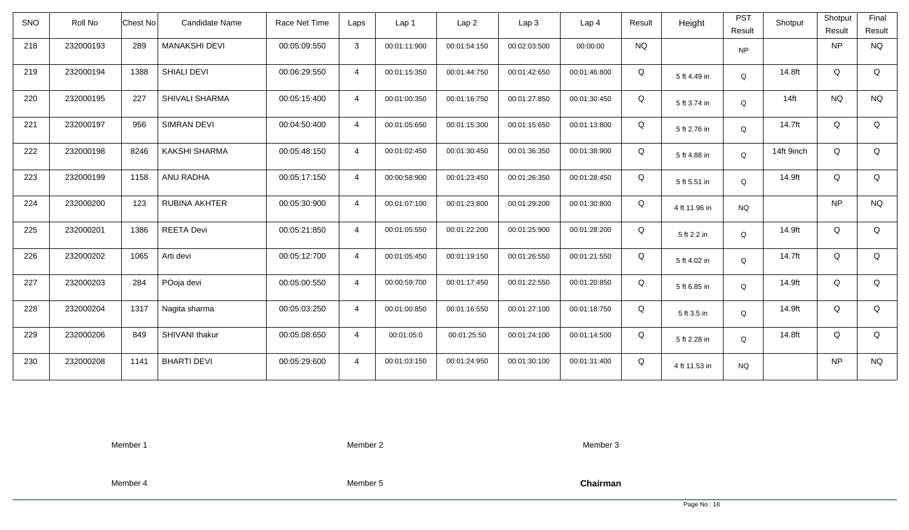| SNO | Roll No | Chest No | Candidate Name | Race Net Time | Laps | Lap 1 | Lap 2 | Lap 3 | Lap 4 | Result | Height | PST Result | Shotput | Shotput Result | Final Result |
|---|---|---|---|---|---|---|---|---|---|---|---|---|---|---|---|
| 218 | 232000193 | 289 | MANAKSHI DEVI | 00:05:09:550 | 3 | 00:01:11:900 | 00:01:54:150 | 00:02:03:500 | 00:00:00 | NQ | | NP | | NP | NQ |
| 219 | 232000194 | 1388 | SHIALI DEVI | 00:06:29:550 | 4 | 00:01:15:350 | 00:01:44:750 | 00:01:42:650 | 00:01:46:800 | Q | 5 ft 4.49 in | Q | 14.8ft | Q | Q |
| 220 | 232000195 | 227 | SHIVALI SHARMA | 00:05:15:400 | 4 | 00:01:00:350 | 00:01:16:750 | 00:01:27:850 | 00:01:30:450 | Q | 5 ft 3.74 in | Q | 14ft | NQ | NQ |
| 221 | 232000197 | 956 | SIMRAN DEVI | 00:04:50:400 | 4 | 00:01:05:650 | 00:01:15:300 | 00:01:15:650 | 00:01:13:800 | Q | 5 ft 2.76 in | Q | 14.7ft | Q | Q |
| 222 | 232000198 | 8246 | KAKSHI SHARMA | 00:05:48:150 | 4 | 00:01:02:450 | 00:01:30:450 | 00:01:36:350 | 00:01:38:900 | Q | 5 ft 4.88 in | Q | 14ft 9inch | Q | Q |
| 223 | 232000199 | 1158 | ANU RADHA | 00:05:17:150 | 4 | 00:00:58:900 | 00:01:23:450 | 00:01:26:350 | 00:01:28:450 | Q | 5 ft 5.51 in | Q | 14.9ft | Q | Q |
| 224 | 232000200 | 123 | RUBINA AKHTER | 00:05:30:900 | 4 | 00:01:07:100 | 00:01:23:800 | 00:01:29:200 | 00:01:30:800 | Q | 4 ft 11.96 in | NQ | | NP | NQ |
| 225 | 232000201 | 1386 | REETA Devi | 00:05:21:850 | 4 | 00:01:05:550 | 00:01:22:200 | 00:01:25:900 | 00:01:28:200 | Q | 5 ft 2.2 in | Q | 14.9ft | Q | Q |
| 226 | 232000202 | 1065 | Arti devi | 00:05:12:700 | 4 | 00:01:05:450 | 00:01:19:150 | 00:01:26:550 | 00:01:21:550 | Q | 5 ft 4.02 in | Q | 14.7ft | Q | Q |
| 227 | 232000203 | 284 | POoja devi | 00:05:00:550 | 4 | 00:00:59:700 | 00:01:17:450 | 00:01:22:550 | 00:01:20:850 | Q | 5 ft 6.85 in | Q | 14.9ft | Q | Q |
| 228 | 232000204 | 1317 | Nagita sharma | 00:05:03:250 | 4 | 00:01:00:850 | 00:01:16:550 | 00:01:27:100 | 00:01:18:750 | Q | 5 ft 3.5 in | Q | 14.9ft | Q | Q |
| 229 | 232000206 | 849 | SHIVANI thakur | 00:05:08:650 | 4 | 00:01:05:0 | 00:01:25:50 | 00:01:24:100 | 00:01:14:500 | Q | 5 ft 2.28 in | Q | 14.8ft | Q | Q |
| 230 | 232000208 | 1141 | BHARTI DEVI | 00:05:29:600 | 4 | 00:01:03:150 | 00:01:24:950 | 00:01:30:100 | 00:01:31:400 | Q | 4 ft 11.53 in | NQ | | NP | NQ |

Member 1 Member 2 Member 3

Member 4 Member 5 **Chairman**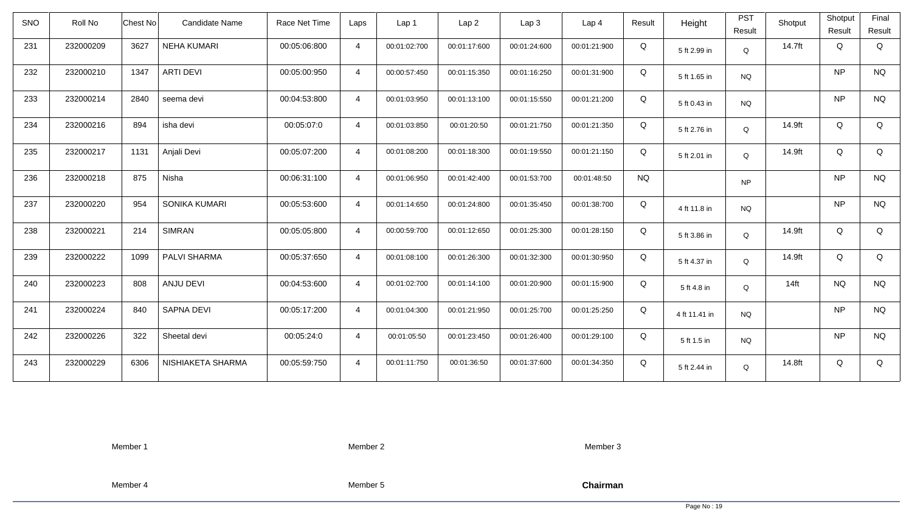| SNO | Roll No | Chest No | Candidate Name | Race Net Time | Laps | Lap 1 | Lap 2 | Lap 3 | Lap 4 | Result | Height | PST Result | Shotput | Shotput Result | Final Result |
|---|---|---|---|---|---|---|---|---|---|---|---|---|---|---|---|
| 231 | 232000209 | 3627 | NEHA KUMARI | 00:05:06:800 | 4 | 00:01:02:700 | 00:01:17:600 | 00:01:24:600 | 00:01:21:900 | Q | 5 ft 2.99 in | Q | 14.7ft | Q | Q |
| 232 | 232000210 | 1347 | ARTI DEVI | 00:05:00:950 | 4 | 00:00:57:450 | 00:01:15:350 | 00:01:16:250 | 00:01:31:900 | Q | 5 ft 1.65 in | NQ | | NP | NQ |
| 233 | 232000214 | 2840 | seema devi | 00:04:53:800 | 4 | 00:01:03:950 | 00:01:13:100 | 00:01:15:550 | 00:01:21:200 | Q | 5 ft 0.43 in | NQ | | NP | NQ |
| 234 | 232000216 | 894 | isha devi | 00:05:07:0 | 4 | 00:01:03:850 | 00:01:20:50 | 00:01:21:750 | 00:01:21:350 | Q | 5 ft 2.76 in | Q | 14.9ft | Q | Q |
| 235 | 232000217 | 1131 | Anjali Devi | 00:05:07:200 | 4 | 00:01:08:200 | 00:01:18:300 | 00:01:19:550 | 00:01:21:150 | Q | 5 ft 2.01 in | Q | 14.9ft | Q | Q |
| 236 | 232000218 | 875 | Nisha | 00:06:31:100 | 4 | 00:01:06:950 | 00:01:42:400 | 00:01:53:700 | 00:01:48:50 | NQ | | NP | | NP | NQ |
| 237 | 232000220 | 954 | SONIKA KUMARI | 00:05:53:600 | 4 | 00:01:14:650 | 00:01:24:800 | 00:01:35:450 | 00:01:38:700 | Q | 4 ft 11.8 in | NQ | | NP | NQ |
| 238 | 232000221 | 214 | SIMRAN | 00:05:05:800 | 4 | 00:00:59:700 | 00:01:12:650 | 00:01:25:300 | 00:01:28:150 | Q | 5 ft 3.86 in | Q | 14.9ft | Q | Q |
| 239 | 232000222 | 1099 | PALVI SHARMA | 00:05:37:650 | 4 | 00:01:08:100 | 00:01:26:300 | 00:01:32:300 | 00:01:30:950 | Q | 5 ft 4.37 in | Q | 14.9ft | Q | Q |
| 240 | 232000223 | 808 | ANJU DEVI | 00:04:53:600 | 4 | 00:01:02:700 | 00:01:14:100 | 00:01:20:900 | 00:01:15:900 | Q | 5 ft 4.8 in | Q | 14ft | NQ | NQ |
| 241 | 232000224 | 840 | SAPNA DEVI | 00:05:17:200 | 4 | 00:01:04:300 | 00:01:21:950 | 00:01:25:700 | 00:01:25:250 | Q | 4 ft 11.41 in | NQ | | NP | NQ |
| 242 | 232000226 | 322 | Sheetal devi | 00:05:24:0 | 4 | 00:01:05:50 | 00:01:23:450 | 00:01:26:400 | 00:01:29:100 | Q | 5 ft 1.5 in | NQ | | NP | NQ |
| 243 | 232000229 | 6306 | NISHIAKETA SHARMA | 00:05:59:750 | 4 | 00:01:11:750 | 00:01:36:50 | 00:01:37:600 | 00:01:34:350 | Q | 5 ft 2.44 in | Q | 14.8ft | Q | Q |

Member 1 Member 2 Member 3

Member 4 Member 5 **Chairman**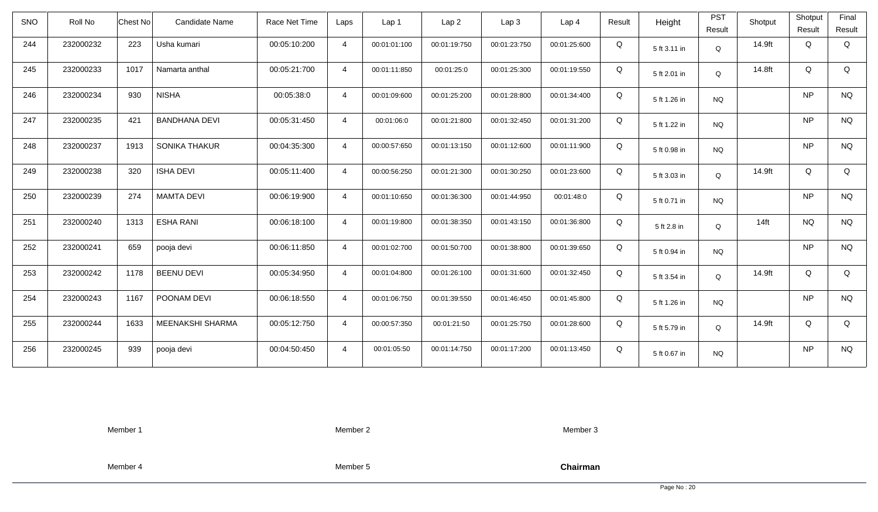| SNO | Roll No | Chest No | Candidate Name | Race Net Time | Laps | Lap 1 | Lap 2 | Lap 3 | Lap 4 | Result | Height | PST Result | Shotput | Shotput Result | Final Result |
|---|---|---|---|---|---|---|---|---|---|---|---|---|---|---|---|
| 244 | 232000232 | 223 | Usha kumari | 00:05:10:200 | 4 | 00:01:01:100 | 00:01:19:750 | 00:01:23:750 | 00:01:25:600 | Q | 5 ft 3.11 in | Q | 14.9ft | Q | Q |
| 245 | 232000233 | 1017 | Namarta anthal | 00:05:21:700 | 4 | 00:01:11:850 | 00:01:25:0 | 00:01:25:300 | 00:01:19:550 | Q | 5 ft 2.01 in | Q | 14.8ft | Q | Q |
| 246 | 232000234 | 930 | NISHA | 00:05:38:0 | 4 | 00:01:09:600 | 00:01:25:200 | 00:01:28:800 | 00:01:34:400 | Q | 5 ft 1.26 in | NQ | | NP | NQ |
| 247 | 232000235 | 421 | BANDHANA DEVI | 00:05:31:450 | 4 | 00:01:06:0 | 00:01:21:800 | 00:01:32:450 | 00:01:31:200 | Q | 5 ft 1.22 in | NQ | | NP | NQ |
| 248 | 232000237 | 1913 | SONIKA THAKUR | 00:04:35:300 | 4 | 00:00:57:650 | 00:01:13:150 | 00:01:12:600 | 00:01:11:900 | Q | 5 ft 0.98 in | NQ | | NP | NQ |
| 249 | 232000238 | 320 | ISHA DEVI | 00:05:11:400 | 4 | 00:00:56:250 | 00:01:21:300 | 00:01:30:250 | 00:01:23:600 | Q | 5 ft 3.03 in | Q | 14.9ft | Q | Q |
| 250 | 232000239 | 274 | MAMTA DEVI | 00:06:19:900 | 4 | 00:01:10:650 | 00:01:36:300 | 00:01:44:950 | 00:01:48:0 | Q | 5 ft 0.71 in | NQ | | NP | NQ |
| 251 | 232000240 | 1313 | ESHA RANI | 00:06:18:100 | 4 | 00:01:19:800 | 00:01:38:350 | 00:01:43:150 | 00:01:36:800 | Q | 5 ft 2.8 in | Q | 14ft | NQ | NQ |
| 252 | 232000241 | 659 | pooja devi | 00:06:11:850 | 4 | 00:01:02:700 | 00:01:50:700 | 00:01:38:800 | 00:01:39:650 | Q | 5 ft 0.94 in | NQ | | NP | NQ |
| 253 | 232000242 | 1178 | BEENU DEVI | 00:05:34:950 | 4 | 00:01:04:800 | 00:01:26:100 | 00:01:31:600 | 00:01:32:450 | Q | 5 ft 3.54 in | Q | 14.9ft | Q | Q |
| 254 | 232000243 | 1167 | POONAM DEVI | 00:06:18:550 | 4 | 00:01:06:750 | 00:01:39:550 | 00:01:46:450 | 00:01:45:800 | Q | 5 ft 1.26 in | NQ | | NP | NQ |
| 255 | 232000244 | 1633 | MEENAKSHI SHARMA | 00:05:12:750 | 4 | 00:00:57:350 | 00:01:21:50 | 00:01:25:750 | 00:01:28:600 | Q | 5 ft 5.79 in | Q | 14.9ft | Q | Q |
| 256 | 232000245 | 939 | pooja devi | 00:04:50:450 | 4 | 00:01:05:50 | 00:01:14:750 | 00:01:17:200 | 00:01:13:450 | Q | 5 ft 0.67 in | NQ | | NP | NQ |

Member 1　　　　Member 2　　　　Member 3

Member 4　　　　Member 5　　　　**Chairman**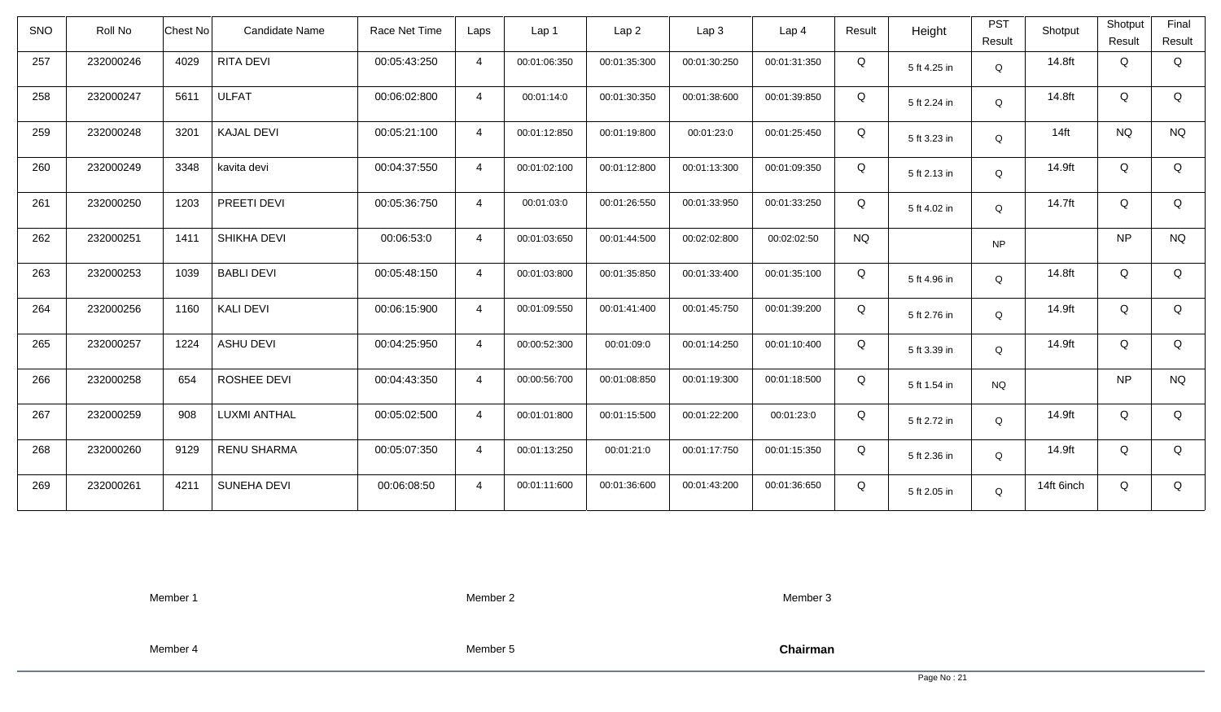| SNO | Roll No | Chest No | Candidate Name | Race Net Time | Laps | Lap 1 | Lap 2 | Lap 3 | Lap 4 | Result | Height | PST Result | Shotput | Shotput Result | Final Result |
|---|---|---|---|---|---|---|---|---|---|---|---|---|---|---|---|
| 257 | 232000246 | 4029 | RITA DEVI | 00:05:43:250 | 4 | 00:01:06:350 | 00:01:35:300 | 00:01:30:250 | 00:01:31:350 | Q | 5 ft 4.25 in | Q | 14.8ft | Q | Q |
| 258 | 232000247 | 5611 | ULFAT | 00:06:02:800 | 4 | 00:01:14:0 | 00:01:30:350 | 00:01:38:600 | 00:01:39:850 | Q | 5 ft 2.24 in | Q | 14.8ft | Q | Q |
| 259 | 232000248 | 3201 | KAJAL DEVI | 00:05:21:100 | 4 | 00:01:12:850 | 00:01:19:800 | 00:01:23:0 | 00:01:25:450 | Q | 5 ft 3.23 in | Q | 14ft | NQ | NQ |
| 260 | 232000249 | 3348 | kavita devi | 00:04:37:550 | 4 | 00:01:02:100 | 00:01:12:800 | 00:01:13:300 | 00:01:09:350 | Q | 5 ft 2.13 in | Q | 14.9ft | Q | Q |
| 261 | 232000250 | 1203 | PREETI DEVI | 00:05:36:750 | 4 | 00:01:03:0 | 00:01:26:550 | 00:01:33:950 | 00:01:33:250 | Q | 5 ft 4.02 in | Q | 14.7ft | Q | Q |
| 262 | 232000251 | 1411 | SHIKHA DEVI | 00:06:53:0 | 4 | 00:01:03:650 | 00:01:44:500 | 00:02:02:800 | 00:02:02:50 | NQ | | NP | | NP | NQ |
| 263 | 232000253 | 1039 | BABLI DEVI | 00:05:48:150 | 4 | 00:01:03:800 | 00:01:35:850 | 00:01:33:400 | 00:01:35:100 | Q | 5 ft 4.96 in | Q | 14.8ft | Q | Q |
| 264 | 232000256 | 1160 | KALI DEVI | 00:06:15:900 | 4 | 00:01:09:550 | 00:01:41:400 | 00:01:45:750 | 00:01:39:200 | Q | 5 ft 2.76 in | Q | 14.9ft | Q | Q |
| 265 | 232000257 | 1224 | ASHU DEVI | 00:04:25:950 | 4 | 00:00:52:300 | 00:01:09:0 | 00:01:14:250 | 00:01:10:400 | Q | 5 ft 3.39 in | Q | 14.9ft | Q | Q |
| 266 | 232000258 | 654 | ROSHEE DEVI | 00:04:43:350 | 4 | 00:00:56:700 | 00:01:08:850 | 00:01:19:300 | 00:01:18:500 | Q | 5 ft 1.54 in | NQ | | NP | NQ |
| 267 | 232000259 | 908 | LUXMI ANTHAL | 00:05:02:500 | 4 | 00:01:01:800 | 00:01:15:500 | 00:01:22:200 | 00:01:23:0 | Q | 5 ft 2.72 in | Q | 14.9ft | Q | Q |
| 268 | 232000260 | 9129 | RENU SHARMA | 00:05:07:350 | 4 | 00:01:13:250 | 00:01:21:0 | 00:01:17:750 | 00:01:15:350 | Q | 5 ft 2.36 in | Q | 14.9ft | Q | Q |
| 269 | 232000261 | 4211 | SUNEHA DEVI | 00:06:08:50 | 4 | 00:01:11:600 | 00:01:36:600 | 00:01:43:200 | 00:01:36:650 | Q | 5 ft 2.05 in | Q | 14ft 6inch | Q | Q |

Member 1 Member 2 Member 3

Member 4 Member 5 **Chairman**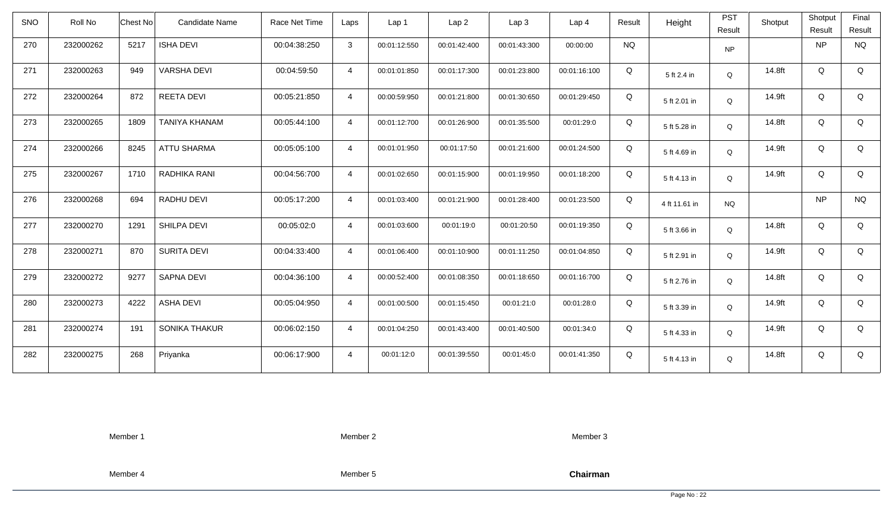| SNO | Roll No | Chest No | Candidate Name | Race Net Time | Laps | Lap 1 | Lap 2 | Lap 3 | Lap 4 | Result | Height | PST Result | Shotput | Shotput Result | Final Result |
|---|---|---|---|---|---|---|---|---|---|---|---|---|---|---|---|
| 270 | 232000262 | 5217 | ISHA DEVI | 00:04:38:250 | 3 | 00:01:12:550 | 00:01:42:400 | 00:01:43:300 | 00:00:00 | NQ | | NP | | NP | NQ |
| 271 | 232000263 | 949 | VARSHA DEVI | 00:04:59:50 | 4 | 00:01:01:850 | 00:01:17:300 | 00:01:23:800 | 00:01:16:100 | Q | 5 ft 2.4 in | Q | 14.8ft | Q | Q |
| 272 | 232000264 | 872 | REETA DEVI | 00:05:21:850 | 4 | 00:00:59:950 | 00:01:21:800 | 00:01:30:650 | 00:01:29:450 | Q | 5 ft 2.01 in | Q | 14.9ft | Q | Q |
| 273 | 232000265 | 1809 | TANIYA KHANAM | 00:05:44:100 | 4 | 00:01:12:700 | 00:01:26:900 | 00:01:35:500 | 00:01:29:0 | Q | 5 ft 5.28 in | Q | 14.8ft | Q | Q |
| 274 | 232000266 | 8245 | ATTU SHARMA | 00:05:05:100 | 4 | 00:01:01:950 | 00:01:17:50 | 00:01:21:600 | 00:01:24:500 | Q | 5 ft 4.69 in | Q | 14.9ft | Q | Q |
| 275 | 232000267 | 1710 | RADHIKA RANI | 00:04:56:700 | 4 | 00:01:02:650 | 00:01:15:900 | 00:01:19:950 | 00:01:18:200 | Q | 5 ft 4.13 in | Q | 14.9ft | Q | Q |
| 276 | 232000268 | 694 | RADHU DEVI | 00:05:17:200 | 4 | 00:01:03:400 | 00:01:21:900 | 00:01:28:400 | 00:01:23:500 | Q | 4 ft 11.61 in | NQ | | NP | NQ |
| 277 | 232000270 | 1291 | SHILPA DEVI | 00:05:02:0 | 4 | 00:01:03:600 | 00:01:19:0 | 00:01:20:50 | 00:01:19:350 | Q | 5 ft 3.66 in | Q | 14.8ft | Q | Q |
| 278 | 232000271 | 870 | SURITA DEVI | 00:04:33:400 | 4 | 00:01:06:400 | 00:01:10:900 | 00:01:11:250 | 00:01:04:850 | Q | 5 ft 2.91 in | Q | 14.9ft | Q | Q |
| 279 | 232000272 | 9277 | SAPNA DEVI | 00:04:36:100 | 4 | 00:00:52:400 | 00:01:08:350 | 00:01:18:650 | 00:01:16:700 | Q | 5 ft 2.76 in | Q | 14.8ft | Q | Q |
| 280 | 232000273 | 4222 | ASHA DEVI | 00:05:04:950 | 4 | 00:01:00:500 | 00:01:15:450 | 00:01:21:0 | 00:01:28:0 | Q | 5 ft 3.39 in | Q | 14.9ft | Q | Q |
| 281 | 232000274 | 191 | SONIKA THAKUR | 00:06:02:150 | 4 | 00:01:04:250 | 00:01:43:400 | 00:01:40:500 | 00:01:34:0 | Q | 5 ft 4.33 in | Q | 14.9ft | Q | Q |
| 282 | 232000275 | 268 | Priyanka | 00:06:17:900 | 4 | 00:01:12:0 | 00:01:39:550 | 00:01:45:0 | 00:01:41:350 | Q | 5 ft 4.13 in | Q | 14.8ft | Q | Q |

Member 1 Member 2 Member 3

Member 4 Member 5 **Chairman**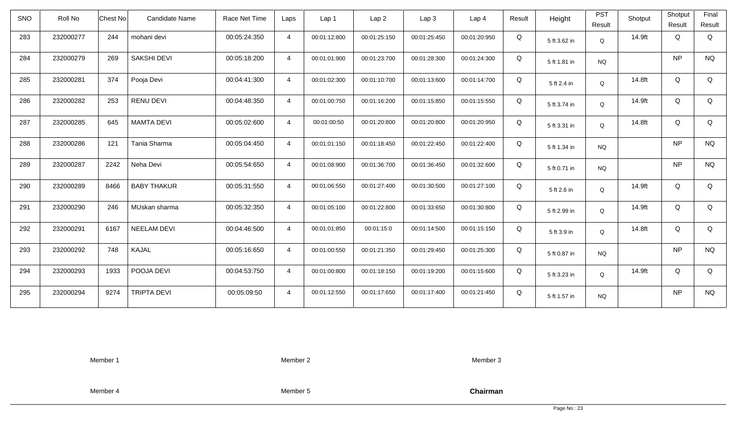| SNO | Roll No | Chest No | Candidate Name | Race Net Time | Laps | Lap 1 | Lap 2 | Lap 3 | Lap 4 | Result | Height | PST Result | Shotput | Shotput Result | Final Result |
|---|---|---|---|---|---|---|---|---|---|---|---|---|---|---|---|
| 283 | 232000277 | 244 | mohani devi | 00:05:24:350 | 4 | 00:01:12:800 | 00:01:25:150 | 00:01:25:450 | 00:01:20:950 | Q | 5 ft 3.62 in | Q | 14.9ft | Q | Q |
| 284 | 232000279 | 269 | SAKSHI DEVI | 00:05:18:200 | 4 | 00:01:01:900 | 00:01:23:700 | 00:01:28:300 | 00:01:24:300 | Q | 5 ft 1.81 in | NQ | | NP | NQ |
| 285 | 232000281 | 374 | Pooja Devi | 00:04:41:300 | 4 | 00:01:02:300 | 00:01:10:700 | 00:01:13:600 | 00:01:14:700 | Q | 5 ft 2.4 in | Q | 14.8ft | Q | Q |
| 286 | 232000282 | 253 | RENU DEVI | 00:04:48:350 | 4 | 00:01:00:750 | 00:01:16:200 | 00:01:15:850 | 00:01:15:550 | Q | 5 ft 3.74 in | Q | 14.9ft | Q | Q |
| 287 | 232000285 | 645 | MAMTA DEVI | 00:05:02:600 | 4 | 00:01:00:50 | 00:01:20:800 | 00:01:20:800 | 00:01:20:950 | Q | 5 ft 3.31 in | Q | 14.8ft | Q | Q |
| 288 | 232000286 | 121 | Tania Sharma | 00:05:04:450 | 4 | 00:01:01:150 | 00:01:18:450 | 00:01:22:450 | 00:01:22:400 | Q | 5 ft 1.34 in | NQ | | NP | NQ |
| 289 | 232000287 | 2242 | Neha Devi | 00:05:54:650 | 4 | 00:01:08:900 | 00:01:36:700 | 00:01:36:450 | 00:01:32:600 | Q | 5 ft 0.71 in | NQ | | NP | NQ |
| 290 | 232000289 | 8466 | BABY THAKUR | 00:05:31:550 | 4 | 00:01:06:550 | 00:01:27:400 | 00:01:30:500 | 00:01:27:100 | Q | 5 ft 2.6 in | Q | 14.9ft | Q | Q |
| 291 | 232000290 | 246 | MUskan sharma | 00:05:32:350 | 4 | 00:01:05:100 | 00:01:22:800 | 00:01:33:650 | 00:01:30:800 | Q | 5 ft 2.99 in | Q | 14.9ft | Q | Q |
| 292 | 232000291 | 6167 | NEELAM DEVI | 00:04:46:500 | 4 | 00:01:01:850 | 00:01:15:0 | 00:01:14:500 | 00:01:15:150 | Q | 5 ft 3.9 in | Q | 14.8ft | Q | Q |
| 293 | 232000292 | 748 | KAJAL | 00:05:16:650 | 4 | 00:01:00:550 | 00:01:21:350 | 00:01:29:450 | 00:01:25:300 | Q | 5 ft 0.87 in | NQ | | NP | NQ |
| 294 | 232000293 | 1933 | POOJA DEVI | 00:04:53:750 | 4 | 00:01:00:800 | 00:01:18:150 | 00:01:19:200 | 00:01:15:600 | Q | 5 ft 3.23 in | Q | 14.9ft | Q | Q |
| 295 | 232000294 | 9274 | TRIPTA DEVI | 00:05:09:50 | 4 | 00:01:12:550 | 00:01:17:650 | 00:01:17:400 | 00:01:21:450 | Q | 5 ft 1.57 in | NQ | | NP | NQ |

Member 1 Member 2 Member 3

Member 4 Member 5 **Chairman**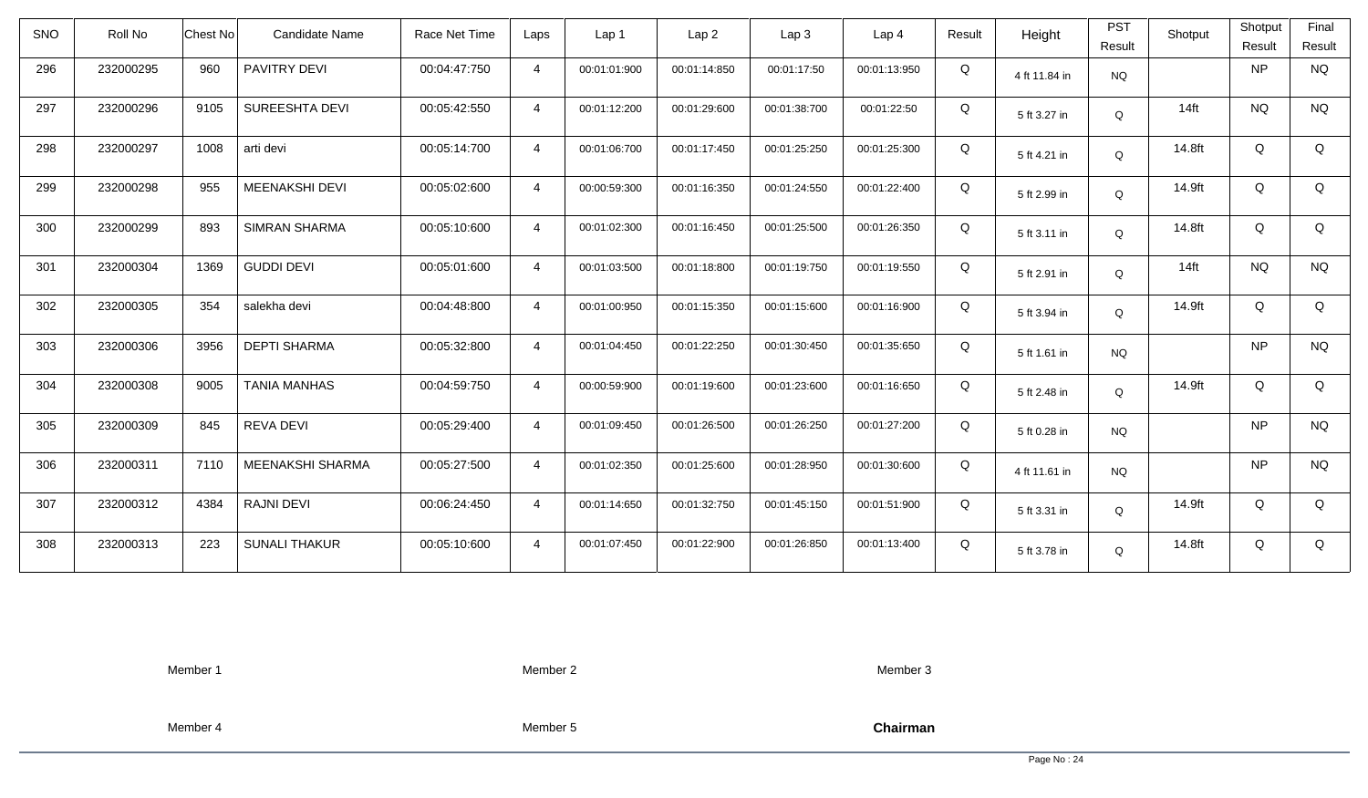| SNO | Roll No | Chest No | Candidate Name | Race Net Time | Laps | Lap 1 | Lap 2 | Lap 3 | Lap 4 | Result | Height | PST Result | Shotput | Shotput Result | Final Result |
|---|---|---|---|---|---|---|---|---|---|---|---|---|---|---|---|
| 296 | 232000295 | 960 | PAVITRY DEVI | 00:04:47:750 | 4 | 00:01:01:900 | 00:01:14:850 | 00:01:17:50 | 00:01:13:950 | Q | 4 ft 11.84 in | NQ | | NP | NQ |
| 297 | 232000296 | 9105 | SUREESHTA DEVI | 00:05:42:550 | 4 | 00:01:12:200 | 00:01:29:600 | 00:01:38:700 | 00:01:22:50 | Q | 5 ft 3.27 in | Q | 14ft | NQ | NQ |
| 298 | 232000297 | 1008 | arti devi | 00:05:14:700 | 4 | 00:01:06:700 | 00:01:17:450 | 00:01:25:250 | 00:01:25:300 | Q | 5 ft 4.21 in | Q | 14.8ft | Q | Q |
| 299 | 232000298 | 955 | MEENAKSHI DEVI | 00:05:02:600 | 4 | 00:00:59:300 | 00:01:16:350 | 00:01:24:550 | 00:01:22:400 | Q | 5 ft 2.99 in | Q | 14.9ft | Q | Q |
| 300 | 232000299 | 893 | SIMRAN SHARMA | 00:05:10:600 | 4 | 00:01:02:300 | 00:01:16:450 | 00:01:25:500 | 00:01:26:350 | Q | 5 ft 3.11 in | Q | 14.8ft | Q | Q |
| 301 | 232000304 | 1369 | GUDDI DEVI | 00:05:01:600 | 4 | 00:01:03:500 | 00:01:18:800 | 00:01:19:750 | 00:01:19:550 | Q | 5 ft 2.91 in | Q | 14ft | NQ | NQ |
| 302 | 232000305 | 354 | salekha devi | 00:04:48:800 | 4 | 00:01:00:950 | 00:01:15:350 | 00:01:15:600 | 00:01:16:900 | Q | 5 ft 3.94 in | Q | 14.9ft | Q | Q |
| 303 | 232000306 | 3956 | DEPTI SHARMA | 00:05:32:800 | 4 | 00:01:04:450 | 00:01:22:250 | 00:01:30:450 | 00:01:35:650 | Q | 5 ft 1.61 in | NQ | | NP | NQ |
| 304 | 232000308 | 9005 | TANIA MANHAS | 00:04:59:750 | 4 | 00:00:59:900 | 00:01:19:600 | 00:01:23:600 | 00:01:16:650 | Q | 5 ft 2.48 in | Q | 14.9ft | Q | Q |
| 305 | 232000309 | 845 | REVA DEVI | 00:05:29:400 | 4 | 00:01:09:450 | 00:01:26:500 | 00:01:26:250 | 00:01:27:200 | Q | 5 ft 0.28 in | NQ | | NP | NQ |
| 306 | 232000311 | 7110 | MEENAKSHI SHARMA | 00:05:27:500 | 4 | 00:01:02:350 | 00:01:25:600 | 00:01:28:950 | 00:01:30:600 | Q | 4 ft 11.61 in | NQ | | NP | NQ |
| 307 | 232000312 | 4384 | RAJNI DEVI | 00:06:24:450 | 4 | 00:01:14:650 | 00:01:32:750 | 00:01:45:150 | 00:01:51:900 | Q | 5 ft 3.31 in | Q | 14.9ft | Q | Q |
| 308 | 232000313 | 223 | SUNALI THAKUR | 00:05:10:600 | 4 | 00:01:07:450 | 00:01:22:900 | 00:01:26:850 | 00:01:13:400 | Q | 5 ft 3.78 in | Q | 14.8ft | Q | Q |

Member 1 Member 2 Member 3

Member 4 Member 5 **Chairman**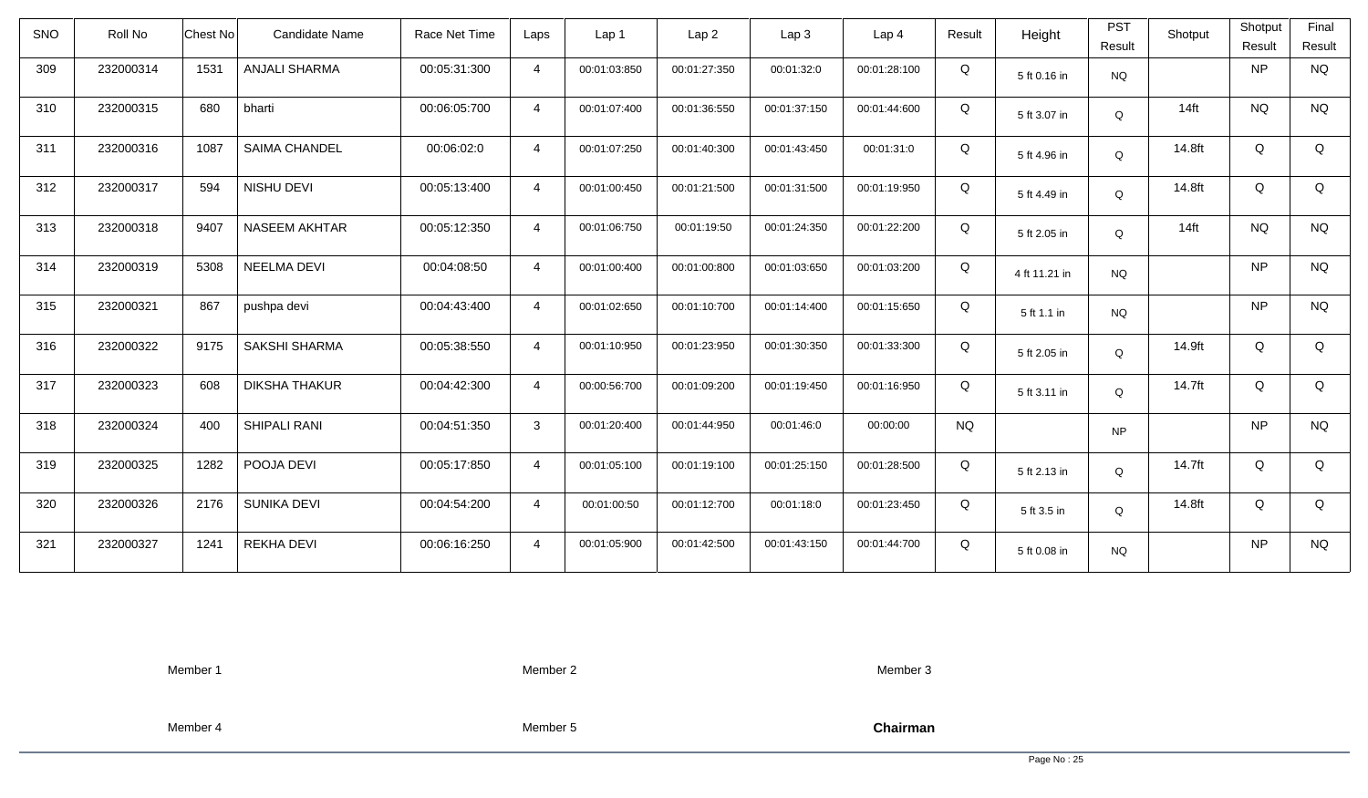| SNO | Roll No | Chest No | Candidate Name | Race Net Time | Laps | Lap 1 | Lap 2 | Lap 3 | Lap 4 | Result | Height | PST Result | Shotput | Shotput Result | Final Result |
|---|---|---|---|---|---|---|---|---|---|---|---|---|---|---|---|
| 309 | 232000314 | 1531 | ANJALI SHARMA | 00:05:31:300 | 4 | 00:01:03:850 | 00:01:27:350 | 00:01:32:0 | 00:01:28:100 | Q | 5 ft 0.16 in | NQ | | NP | NQ |
| 310 | 232000315 | 680 | bharti | 00:06:05:700 | 4 | 00:01:07:400 | 00:01:36:550 | 00:01:37:150 | 00:01:44:600 | Q | 5 ft 3.07 in | Q | 14ft | NQ | NQ |
| 311 | 232000316 | 1087 | SAIMA CHANDEL | 00:06:02:0 | 4 | 00:01:07:250 | 00:01:40:300 | 00:01:43:450 | 00:01:31:0 | Q | 5 ft 4.96 in | Q | 14.8ft | Q | Q |
| 312 | 232000317 | 594 | NISHU DEVI | 00:05:13:400 | 4 | 00:01:00:450 | 00:01:21:500 | 00:01:31:500 | 00:01:19:950 | Q | 5 ft 4.49 in | Q | 14.8ft | Q | Q |
| 313 | 232000318 | 9407 | NASEEM AKHTAR | 00:05:12:350 | 4 | 00:01:06:750 | 00:01:19:50 | 00:01:24:350 | 00:01:22:200 | Q | 5 ft 2.05 in | Q | 14ft | NQ | NQ |
| 314 | 232000319 | 5308 | NEELMA DEVI | 00:04:08:50 | 4 | 00:01:00:400 | 00:01:00:800 | 00:01:03:650 | 00:01:03:200 | Q | 4 ft 11.21 in | NQ | | NP | NQ |
| 315 | 232000321 | 867 | pushpa devi | 00:04:43:400 | 4 | 00:01:02:650 | 00:01:10:700 | 00:01:14:400 | 00:01:15:650 | Q | 5 ft 1.1 in | NQ | | NP | NQ |
| 316 | 232000322 | 9175 | SAKSHI SHARMA | 00:05:38:550 | 4 | 00:01:10:950 | 00:01:23:950 | 00:01:30:350 | 00:01:33:300 | Q | 5 ft 2.05 in | Q | 14.9ft | Q | Q |
| 317 | 232000323 | 608 | DIKSHA THAKUR | 00:04:42:300 | 4 | 00:00:56:700 | 00:01:09:200 | 00:01:19:450 | 00:01:16:950 | Q | 5 ft 3.11 in | Q | 14.7ft | Q | Q |
| 318 | 232000324 | 400 | SHIPALI RANI | 00:04:51:350 | 3 | 00:01:20:400 | 00:01:44:950 | 00:01:46:0 | 00:00:00 | NQ | | NP | | NP | NQ |
| 319 | 232000325 | 1282 | POOJA DEVI | 00:05:17:850 | 4 | 00:01:05:100 | 00:01:19:100 | 00:01:25:150 | 00:01:28:500 | Q | 5 ft 2.13 in | Q | 14.7ft | Q | Q |
| 320 | 232000326 | 2176 | SUNIKA DEVI | 00:04:54:200 | 4 | 00:01:00:50 | 00:01:12:700 | 00:01:18:0 | 00:01:23:450 | Q | 5 ft 3.5 in | Q | 14.8ft | Q | Q |
| 321 | 232000327 | 1241 | REKHA DEVI | 00:06:16:250 | 4 | 00:01:05:900 | 00:01:42:500 | 00:01:43:150 | 00:01:44:700 | Q | 5 ft 0.08 in | NQ | | NP | NQ |

Member 1 Member 2 Member 3

Member 4 Member 5 **Chairman**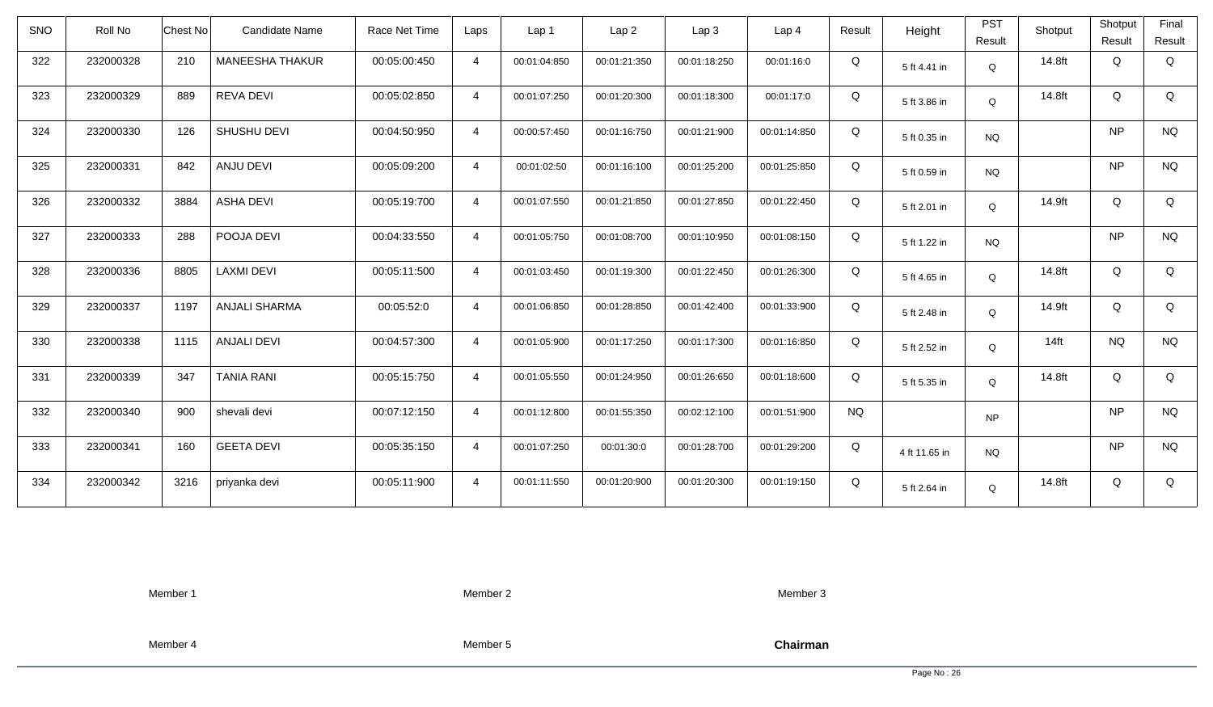| SNO | Roll No | Chest No | Candidate Name | Race Net Time | Laps | Lap 1 | Lap 2 | Lap 3 | Lap 4 | Result | Height | PST Result | Shotput | Shotput Result | Final Result |
|---|---|---|---|---|---|---|---|---|---|---|---|---|---|---|---|
| 322 | 232000328 | 210 | MANEESHA THAKUR | 00:05:00:450 | 4 | 00:01:04:850 | 00:01:21:350 | 00:01:18:250 | 00:01:16:0 | Q | 5 ft 4.41 in | Q | 14.8ft | Q | Q |
| 323 | 232000329 | 889 | REVA DEVI | 00:05:02:850 | 4 | 00:01:07:250 | 00:01:20:300 | 00:01:18:300 | 00:01:17:0 | Q | 5 ft 3.86 in | Q | 14.8ft | Q | Q |
| 324 | 232000330 | 126 | SHUSHU DEVI | 00:04:50:950 | 4 | 00:00:57:450 | 00:01:16:750 | 00:01:21:900 | 00:01:14:850 | Q | 5 ft 0.35 in | NQ | | NP | NQ |
| 325 | 232000331 | 842 | ANJU DEVI | 00:05:09:200 | 4 | 00:01:02:50 | 00:01:16:100 | 00:01:25:200 | 00:01:25:850 | Q | 5 ft 0.59 in | NQ | | NP | NQ |
| 326 | 232000332 | 3884 | ASHA DEVI | 00:05:19:700 | 4 | 00:01:07:550 | 00:01:21:850 | 00:01:27:850 | 00:01:22:450 | Q | 5 ft 2.01 in | Q | 14.9ft | Q | Q |
| 327 | 232000333 | 288 | POOJA DEVI | 00:04:33:550 | 4 | 00:01:05:750 | 00:01:08:700 | 00:01:10:950 | 00:01:08:150 | Q | 5 ft 1.22 in | NQ | | NP | NQ |
| 328 | 232000336 | 8805 | LAXMI DEVI | 00:05:11:500 | 4 | 00:01:03:450 | 00:01:19:300 | 00:01:22:450 | 00:01:26:300 | Q | 5 ft 4.65 in | Q | 14.8ft | Q | Q |
| 329 | 232000337 | 1197 | ANJALI SHARMA | 00:05:52:0 | 4 | 00:01:06:850 | 00:01:28:850 | 00:01:42:400 | 00:01:33:900 | Q | 5 ft 2.48 in | Q | 14.9ft | Q | Q |
| 330 | 232000338 | 1115 | ANJALI DEVI | 00:04:57:300 | 4 | 00:01:05:900 | 00:01:17:250 | 00:01:17:300 | 00:01:16:850 | Q | 5 ft 2.52 in | Q | 14ft | NQ | NQ |
| 331 | 232000339 | 347 | TANIA RANI | 00:05:15:750 | 4 | 00:01:05:550 | 00:01:24:950 | 00:01:26:650 | 00:01:18:600 | Q | 5 ft 5.35 in | Q | 14.8ft | Q | Q |
| 332 | 232000340 | 900 | shevali devi | 00:07:12:150 | 4 | 00:01:12:800 | 00:01:55:350 | 00:02:12:100 | 00:01:51:900 | NQ | | NP | | NP | NQ |
| 333 | 232000341 | 160 | GEETA DEVI | 00:05:35:150 | 4 | 00:01:07:250 | 00:01:30:0 | 00:01:28:700 | 00:01:29:200 | Q | 4 ft 11.65 in | NQ | | NP | NQ |
| 334 | 232000342 | 3216 | priyanka devi | 00:05:11:900 | 4 | 00:01:11:550 | 00:01:20:900 | 00:01:20:300 | 00:01:19:150 | Q | 5 ft 2.64 in | Q | 14.8ft | Q | Q |

Member 1 Member 2 Member 3

Member 4 Member 5 **Chairman**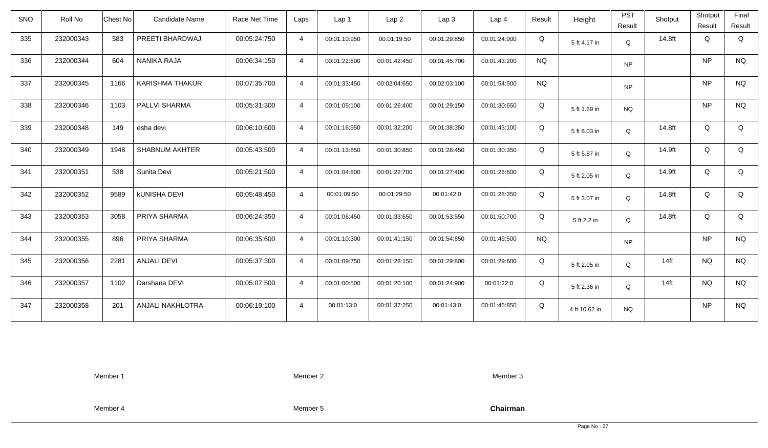| SNO | Roll No | Chest No | Candidate Name | Race Net Time | Laps | Lap 1 | Lap 2 | Lap 3 | Lap 4 | Result | Height | PST Result | Shotput | Shotput Result | Final Result |
|---|---|---|---|---|---|---|---|---|---|---|---|---|---|---|---|
| 335 | 232000343 | 583 | PREETI BHARDWAJ | 00:05:24:750 | 4 | 00:01:10:950 | 00:01:19:50 | 00:01:29:850 | 00:01:24:900 | Q | 5 ft 4.17 in | Q | 14.8ft | Q | Q |
| 336 | 232000344 | 604 | NANIKA RAJA | 00:06:34:150 | 4 | 00:01:22:800 | 00:01:42:450 | 00:01:45:700 | 00:01:43:200 | NQ | | NP | | NP | NQ |
| 337 | 232000345 | 1166 | KARISHMA THAKUR | 00:07:35:700 | 4 | 00:01:33:450 | 00:02:04:650 | 00:02:03:100 | 00:01:54:500 | NQ | | NP | | NP | NQ |
| 338 | 232000346 | 1103 | PALLVI SHARMA | 00:05:31:300 | 4 | 00:01:05:100 | 00:01:26:400 | 00:01:29:150 | 00:01:30:650 | Q | 5 ft 1.69 in | NQ | | NP | NQ |
| 339 | 232000348 | 149 | esha devi | 00:06:10:600 | 4 | 00:01:16:950 | 00:01:32:200 | 00:01:38:350 | 00:01:43:100 | Q | 5 ft 8.03 in | Q | 14.8ft | Q | Q |
| 340 | 232000349 | 1948 | SHABNUM AKHTER | 00:05:43:500 | 4 | 00:01:13:850 | 00:01:30:850 | 00:01:28:450 | 00:01:30:350 | Q | 5 ft 5.87 in | Q | 14.9ft | Q | Q |
| 341 | 232000351 | 538 | Sunita Devi | 00:05:21:500 | 4 | 00:01:04:800 | 00:01:22:700 | 00:01:27:400 | 00:01:26:600 | Q | 5 ft 2.05 in | Q | 14.9ft | Q | Q |
| 342 | 232000352 | 9589 | kUNISHA DEVI | 00:05:48:450 | 4 | 00:01:09:50 | 00:01:29:50 | 00:01:42:0 | 00:01:28:350 | Q | 5 ft 3.07 in | Q | 14.8ft | Q | Q |
| 343 | 232000353 | 3058 | PRIYA SHARMA | 00:06:24:350 | 4 | 00:01:06:450 | 00:01:33:650 | 00:01:53:550 | 00:01:50:700 | Q | 5 ft 2.2 in | Q | 14.8ft | Q | Q |
| 344 | 232000355 | 896 | PRIYA SHARMA | 00:06:35:600 | 4 | 00:01:10:300 | 00:01:41:150 | 00:01:54:650 | 00:01:49:500 | NQ | | NP | | NP | NQ |
| 345 | 232000356 | 2281 | ANJALI DEVI | 00:05:37:300 | 4 | 00:01:09:750 | 00:01:28:150 | 00:01:29:800 | 00:01:29:600 | Q | 5 ft 2.05 in | Q | 14ft | NQ | NQ |
| 346 | 232000357 | 1102 | Darshana DEVI | 00:05:07:500 | 4 | 00:01:00:500 | 00:01:20:100 | 00:01:24:900 | 00:01:22:0 | Q | 5 ft 2.36 in | Q | 14ft | NQ | NQ |
| 347 | 232000358 | 201 | ANJALI NAKHLOTRA | 00:06:19:100 | 4 | 00:01:13:0 | 00:01:37:250 | 00:01:43:0 | 00:01:45:850 | Q | 4 ft 10.62 in | NQ | | NP | NQ |

Member 1          Member 2          Member 3

Member 4          Member 5          **Chairman**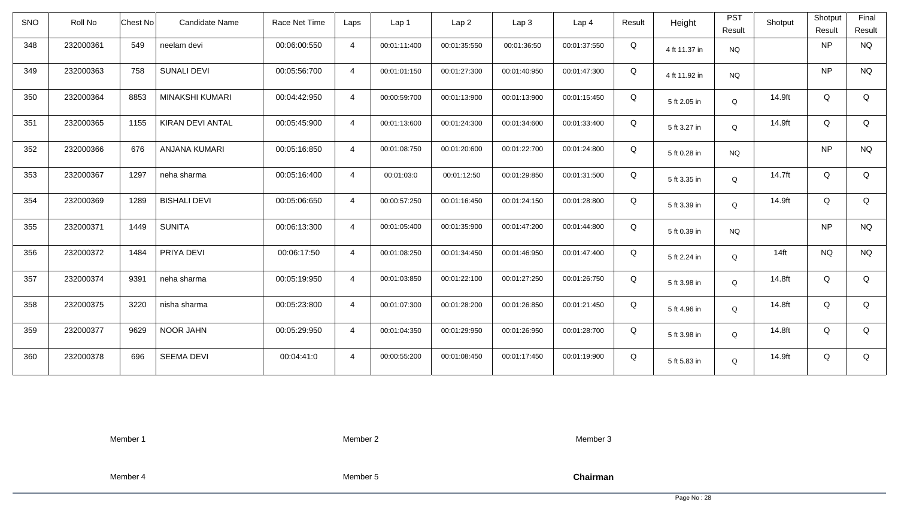| SNO | Roll No | Chest No | Candidate Name | Race Net Time | Laps | Lap 1 | Lap 2 | Lap 3 | Lap 4 | Result | Height | PST Result | Shotput | Shotput Result | Final Result |
|---|---|---|---|---|---|---|---|---|---|---|---|---|---|---|---|
| 348 | 232000361 | 549 | neelam devi | 00:06:00:550 | 4 | 00:01:11:400 | 00:01:35:550 | 00:01:36:50 | 00:01:37:550 | Q | 4 ft 11.37 in | NQ | | NP | NQ |
| 349 | 232000363 | 758 | SUNALI DEVI | 00:05:56:700 | 4 | 00:01:01:150 | 00:01:27:300 | 00:01:40:950 | 00:01:47:300 | Q | 4 ft 11.92 in | NQ | | NP | NQ |
| 350 | 232000364 | 8853 | MINAKSHI KUMARI | 00:04:42:950 | 4 | 00:00:59:700 | 00:01:13:900 | 00:01:13:900 | 00:01:15:450 | Q | 5 ft 2.05 in | Q | 14.9ft | Q | Q |
| 351 | 232000365 | 1155 | KIRAN DEVI ANTAL | 00:05:45:900 | 4 | 00:01:13:600 | 00:01:24:300 | 00:01:34:600 | 00:01:33:400 | Q | 5 ft 3.27 in | Q | 14.9ft | Q | Q |
| 352 | 232000366 | 676 | ANJANA KUMARI | 00:05:16:850 | 4 | 00:01:08:750 | 00:01:20:600 | 00:01:22:700 | 00:01:24:800 | Q | 5 ft 0.28 in | NQ | | NP | NQ |
| 353 | 232000367 | 1297 | neha sharma | 00:05:16:400 | 4 | 00:01:03:0 | 00:01:12:50 | 00:01:29:850 | 00:01:31:500 | Q | 5 ft 3.35 in | Q | 14.7ft | Q | Q |
| 354 | 232000369 | 1289 | BISHALI DEVI | 00:05:06:650 | 4 | 00:00:57:250 | 00:01:16:450 | 00:01:24:150 | 00:01:28:800 | Q | 5 ft 3.39 in | Q | 14.9ft | Q | Q |
| 355 | 232000371 | 1449 | SUNITA | 00:06:13:300 | 4 | 00:01:05:400 | 00:01:35:900 | 00:01:47:200 | 00:01:44:800 | Q | 5 ft 0.39 in | NQ | | NP | NQ |
| 356 | 232000372 | 1484 | PRIYA DEVI | 00:06:17:50 | 4 | 00:01:08:250 | 00:01:34:450 | 00:01:46:950 | 00:01:47:400 | Q | 5 ft 2.24 in | Q | 14ft | NQ | NQ |
| 357 | 232000374 | 9391 | neha sharma | 00:05:19:950 | 4 | 00:01:03:850 | 00:01:22:100 | 00:01:27:250 | 00:01:26:750 | Q | 5 ft 3.98 in | Q | 14.8ft | Q | Q |
| 358 | 232000375 | 3220 | nisha sharma | 00:05:23:800 | 4 | 00:01:07:300 | 00:01:28:200 | 00:01:26:850 | 00:01:21:450 | Q | 5 ft 4.96 in | Q | 14.8ft | Q | Q |
| 359 | 232000377 | 9629 | NOOR JAHN | 00:05:29:950 | 4 | 00:01:04:350 | 00:01:29:950 | 00:01:26:950 | 00:01:28:700 | Q | 5 ft 3.98 in | Q | 14.8ft | Q | Q |
| 360 | 232000378 | 696 | SEEMA DEVI | 00:04:41:0 | 4 | 00:00:55:200 | 00:01:08:450 | 00:01:17:450 | 00:01:19:900 | Q | 5 ft 5.83 in | Q | 14.9ft | Q | Q |

Member 1 Member 2 Member 3

Member 4 Member 5 **Chairman**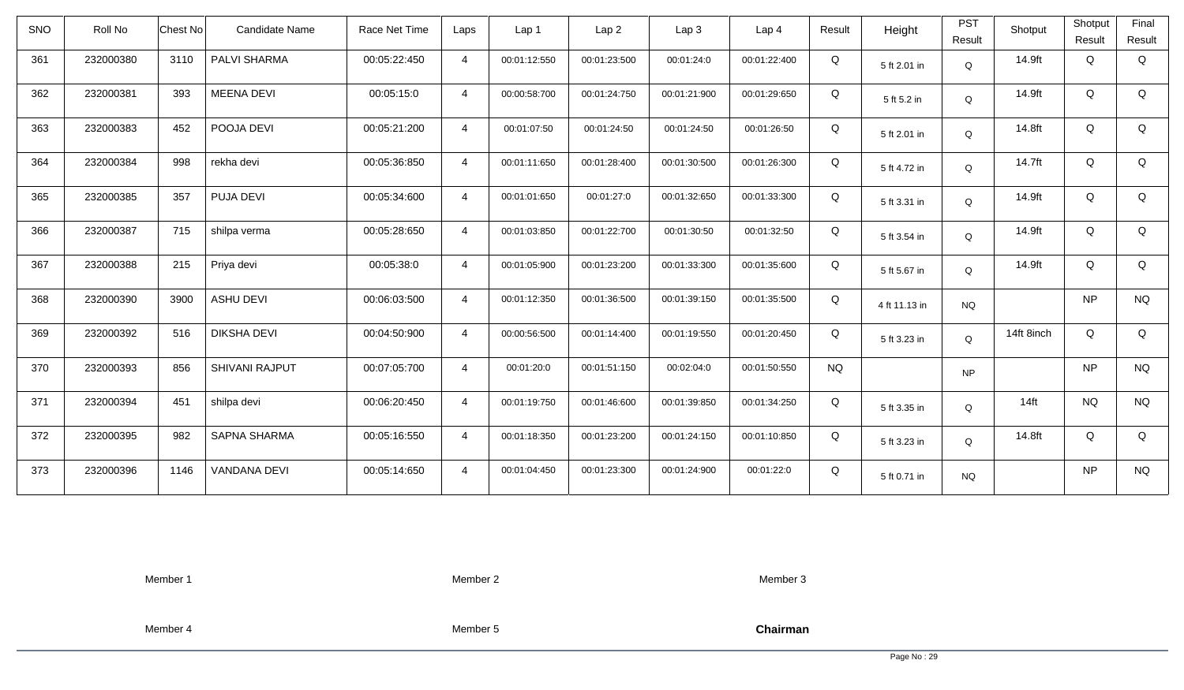| SNO | Roll No | Chest No | Candidate Name | Race Net Time | Laps | Lap 1 | Lap 2 | Lap 3 | Lap 4 | Result | Height | PST Result | Shotput | Shotput Result | Final Result |
|---|---|---|---|---|---|---|---|---|---|---|---|---|---|---|---|
| 361 | 232000380 | 3110 | PALVI SHARMA | 00:05:22:450 | 4 | 00:01:12:550 | 00:01:23:500 | 00:01:24:0 | 00:01:22:400 | Q | 5 ft 2.01 in | Q | 14.9ft | Q | Q |
| 362 | 232000381 | 393 | MEENA DEVI | 00:05:15:0 | 4 | 00:00:58:700 | 00:01:24:750 | 00:01:21:900 | 00:01:29:650 | Q | 5 ft 5.2 in | Q | 14.9ft | Q | Q |
| 363 | 232000383 | 452 | POOJA DEVI | 00:05:21:200 | 4 | 00:01:07:50 | 00:01:24:50 | 00:01:24:50 | 00:01:26:50 | Q | 5 ft 2.01 in | Q | 14.8ft | Q | Q |
| 364 | 232000384 | 998 | rekha devi | 00:05:36:850 | 4 | 00:01:11:650 | 00:01:28:400 | 00:01:30:500 | 00:01:26:300 | Q | 5 ft 4.72 in | Q | 14.7ft | Q | Q |
| 365 | 232000385 | 357 | PUJA DEVI | 00:05:34:600 | 4 | 00:01:01:650 | 00:01:27:0 | 00:01:32:650 | 00:01:33:300 | Q | 5 ft 3.31 in | Q | 14.9ft | Q | Q |
| 366 | 232000387 | 715 | shilpa verma | 00:05:28:650 | 4 | 00:01:03:850 | 00:01:22:700 | 00:01:30:50 | 00:01:32:50 | Q | 5 ft 3.54 in | Q | 14.9ft | Q | Q |
| 367 | 232000388 | 215 | Priya devi | 00:05:38:0 | 4 | 00:01:05:900 | 00:01:23:200 | 00:01:33:300 | 00:01:35:600 | Q | 5 ft 5.67 in | Q | 14.9ft | Q | Q |
| 368 | 232000390 | 3900 | ASHU DEVI | 00:06:03:500 | 4 | 00:01:12:350 | 00:01:36:500 | 00:01:39:150 | 00:01:35:500 | Q | 4 ft 11.13 in | NQ | | NP | NQ |
| 369 | 232000392 | 516 | DIKSHA DEVI | 00:04:50:900 | 4 | 00:00:56:500 | 00:01:14:400 | 00:01:19:550 | 00:01:20:450 | Q | 5 ft 3.23 in | Q | 14ft 8inch | Q | Q |
| 370 | 232000393 | 856 | SHIVANI RAJPUT | 00:07:05:700 | 4 | 00:01:20:0 | 00:01:51:150 | 00:02:04:0 | 00:01:50:550 | NQ | | NP | | NP | NQ |
| 371 | 232000394 | 451 | shilpa devi | 00:06:20:450 | 4 | 00:01:19:750 | 00:01:46:600 | 00:01:39:850 | 00:01:34:250 | Q | 5 ft 3.35 in | Q | 14ft | NQ | NQ |
| 372 | 232000395 | 982 | SAPNA SHARMA | 00:05:16:550 | 4 | 00:01:18:350 | 00:01:23:200 | 00:01:24:150 | 00:01:10:850 | Q | 5 ft 3.23 in | Q | 14.8ft | Q | Q |
| 373 | 232000396 | 1146 | VANDANA DEVI | 00:05:14:650 | 4 | 00:01:04:450 | 00:01:23:300 | 00:01:24:900 | 00:01:22:0 | Q | 5 ft 0.71 in | NQ | | NP | NQ |

Member 1　　　Member 2　　　Member 3

Member 4　　　Member 5　　　**Chairman**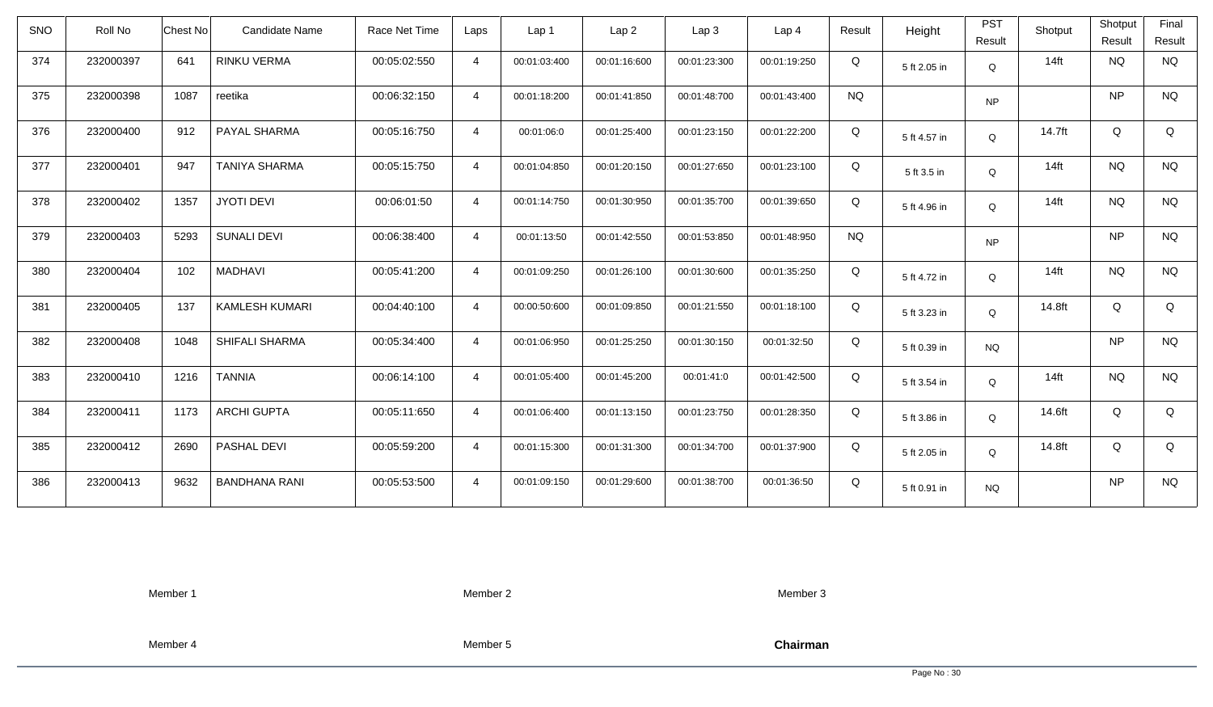| SNO | Roll No | Chest No | Candidate Name | Race Net Time | Laps | Lap 1 | Lap 2 | Lap 3 | Lap 4 | Result | Height | PST Result | Shotput | Shotput Result | Final Result |
|---|---|---|---|---|---|---|---|---|---|---|---|---|---|---|---|
| 374 | 232000397 | 641 | RINKU VERMA | 00:05:02:550 | 4 | 00:01:03:400 | 00:01:16:600 | 00:01:23:300 | 00:01:19:250 | Q | 5 ft 2.05 in | Q | 14ft | NQ | NQ |
| 375 | 232000398 | 1087 | reetika | 00:06:32:150 | 4 | 00:01:18:200 | 00:01:41:850 | 00:01:48:700 | 00:01:43:400 | NQ | | NP | | NP | NQ |
| 376 | 232000400 | 912 | PAYAL SHARMA | 00:05:16:750 | 4 | 00:01:06:0 | 00:01:25:400 | 00:01:23:150 | 00:01:22:200 | Q | 5 ft 4.57 in | Q | 14.7ft | Q | Q |
| 377 | 232000401 | 947 | TANIYA SHARMA | 00:05:15:750 | 4 | 00:01:04:850 | 00:01:20:150 | 00:01:27:650 | 00:01:23:100 | Q | 5 ft 3.5 in | Q | 14ft | NQ | NQ |
| 378 | 232000402 | 1357 | JYOTI DEVI | 00:06:01:50 | 4 | 00:01:14:750 | 00:01:30:950 | 00:01:35:700 | 00:01:39:650 | Q | 5 ft 4.96 in | Q | 14ft | NQ | NQ |
| 379 | 232000403 | 5293 | SUNALI DEVI | 00:06:38:400 | 4 | 00:01:13:50 | 00:01:42:550 | 00:01:53:850 | 00:01:48:950 | NQ | | NP | | NP | NQ |
| 380 | 232000404 | 102 | MADHAVI | 00:05:41:200 | 4 | 00:01:09:250 | 00:01:26:100 | 00:01:30:600 | 00:01:35:250 | Q | 5 ft 4.72 in | Q | 14ft | NQ | NQ |
| 381 | 232000405 | 137 | KAMLESH KUMARI | 00:04:40:100 | 4 | 00:00:50:600 | 00:01:09:850 | 00:01:21:550 | 00:01:18:100 | Q | 5 ft 3.23 in | Q | 14.8ft | Q | Q |
| 382 | 232000408 | 1048 | SHIFALI SHARMA | 00:05:34:400 | 4 | 00:01:06:950 | 00:01:25:250 | 00:01:30:150 | 00:01:32:50 | Q | 5 ft 0.39 in | NQ | | NP | NQ |
| 383 | 232000410 | 1216 | TANNIA | 00:06:14:100 | 4 | 00:01:05:400 | 00:01:45:200 | 00:01:41:0 | 00:01:42:500 | Q | 5 ft 3.54 in | Q | 14ft | NQ | NQ |
| 384 | 232000411 | 1173 | ARCHI GUPTA | 00:05:11:650 | 4 | 00:01:06:400 | 00:01:13:150 | 00:01:23:750 | 00:01:28:350 | Q | 5 ft 3.86 in | Q | 14.6ft | Q | Q |
| 385 | 232000412 | 2690 | PASHAL DEVI | 00:05:59:200 | 4 | 00:01:15:300 | 00:01:31:300 | 00:01:34:700 | 00:01:37:900 | Q | 5 ft 2.05 in | Q | 14.8ft | Q | Q |
| 386 | 232000413 | 9632 | BANDHANA RANI | 00:05:53:500 | 4 | 00:01:09:150 | 00:01:29:600 | 00:01:38:700 | 00:01:36:50 | Q | 5 ft 0.91 in | NQ | | NP | NQ |

Member 1 Member 2 Member 3

Member 4 Member 5 **Chairman**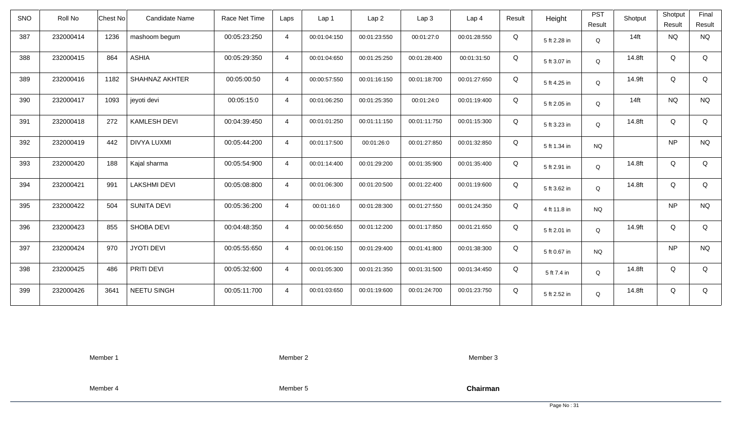| SNO | Roll No | Chest No | Candidate Name | Race Net Time | Laps | Lap 1 | Lap 2 | Lap 3 | Lap 4 | Result | Height | PST Result | Shotput | Shotput Result | Final Result |
|---|---|---|---|---|---|---|---|---|---|---|---|---|---|---|---|
| 387 | 232000414 | 1236 | mashoom begum | 00:05:23:250 | 4 | 00:01:04:150 | 00:01:23:550 | 00:01:27:0 | 00:01:28:550 | Q | 5 ft 2.28 in | Q | 14ft | NQ | NQ |
| 388 | 232000415 | 864 | ASHIA | 00:05:29:350 | 4 | 00:01:04:650 | 00:01:25:250 | 00:01:28:400 | 00:01:31:50 | Q | 5 ft 3.07 in | Q | 14.8ft | Q | Q |
| 389 | 232000416 | 1182 | SHAHNAZ AKHTER | 00:05:00:50 | 4 | 00:00:57:550 | 00:01:16:150 | 00:01:18:700 | 00:01:27:650 | Q | 5 ft 4.25 in | Q | 14.9ft | Q | Q |
| 390 | 232000417 | 1093 | jeyoti devi | 00:05:15:0 | 4 | 00:01:06:250 | 00:01:25:350 | 00:01:24:0 | 00:01:19:400 | Q | 5 ft 2.05 in | Q | 14ft | NQ | NQ |
| 391 | 232000418 | 272 | KAMLESH DEVI | 00:04:39:450 | 4 | 00:01:01:250 | 00:01:11:150 | 00:01:11:750 | 00:01:15:300 | Q | 5 ft 3.23 in | Q | 14.8ft | Q | Q |
| 392 | 232000419 | 442 | DIVYA LUXMI | 00:05:44:200 | 4 | 00:01:17:500 | 00:01:26:0 | 00:01:27:850 | 00:01:32:850 | Q | 5 ft 1.34 in | NQ | | NP | NQ |
| 393 | 232000420 | 188 | Kajal sharma | 00:05:54:900 | 4 | 00:01:14:400 | 00:01:29:200 | 00:01:35:900 | 00:01:35:400 | Q | 5 ft 2.91 in | Q | 14.8ft | Q | Q |
| 394 | 232000421 | 991 | LAKSHMI DEVI | 00:05:08:800 | 4 | 00:01:06:300 | 00:01:20:500 | 00:01:22:400 | 00:01:19:600 | Q | 5 ft 3.62 in | Q | 14.8ft | Q | Q |
| 395 | 232000422 | 504 | SUNITA DEVI | 00:05:36:200 | 4 | 00:01:16:0 | 00:01:28:300 | 00:01:27:550 | 00:01:24:350 | Q | 4 ft 11.8 in | NQ | | NP | NQ |
| 396 | 232000423 | 855 | SHOBA DEVI | 00:04:48:350 | 4 | 00:00:56:650 | 00:01:12:200 | 00:01:17:850 | 00:01:21:650 | Q | 5 ft 2.01 in | Q | 14.9ft | Q | Q |
| 397 | 232000424 | 970 | JYOTI DEVI | 00:05:55:650 | 4 | 00:01:06:150 | 00:01:29:400 | 00:01:41:800 | 00:01:38:300 | Q | 5 ft 0.67 in | NQ | | NP | NQ |
| 398 | 232000425 | 486 | PRITI DEVI | 00:05:32:600 | 4 | 00:01:05:300 | 00:01:21:350 | 00:01:31:500 | 00:01:34:450 | Q | 5 ft 7.4 in | Q | 14.8ft | Q | Q |
| 399 | 232000426 | 3641 | NEETU SINGH | 00:05:11:700 | 4 | 00:01:03:650 | 00:01:19:600 | 00:01:24:700 | 00:01:23:750 | Q | 5 ft 2.52 in | Q | 14.8ft | Q | Q |

Member 1 Member 2 Member 3

Member 4 Member 5 **Chairman**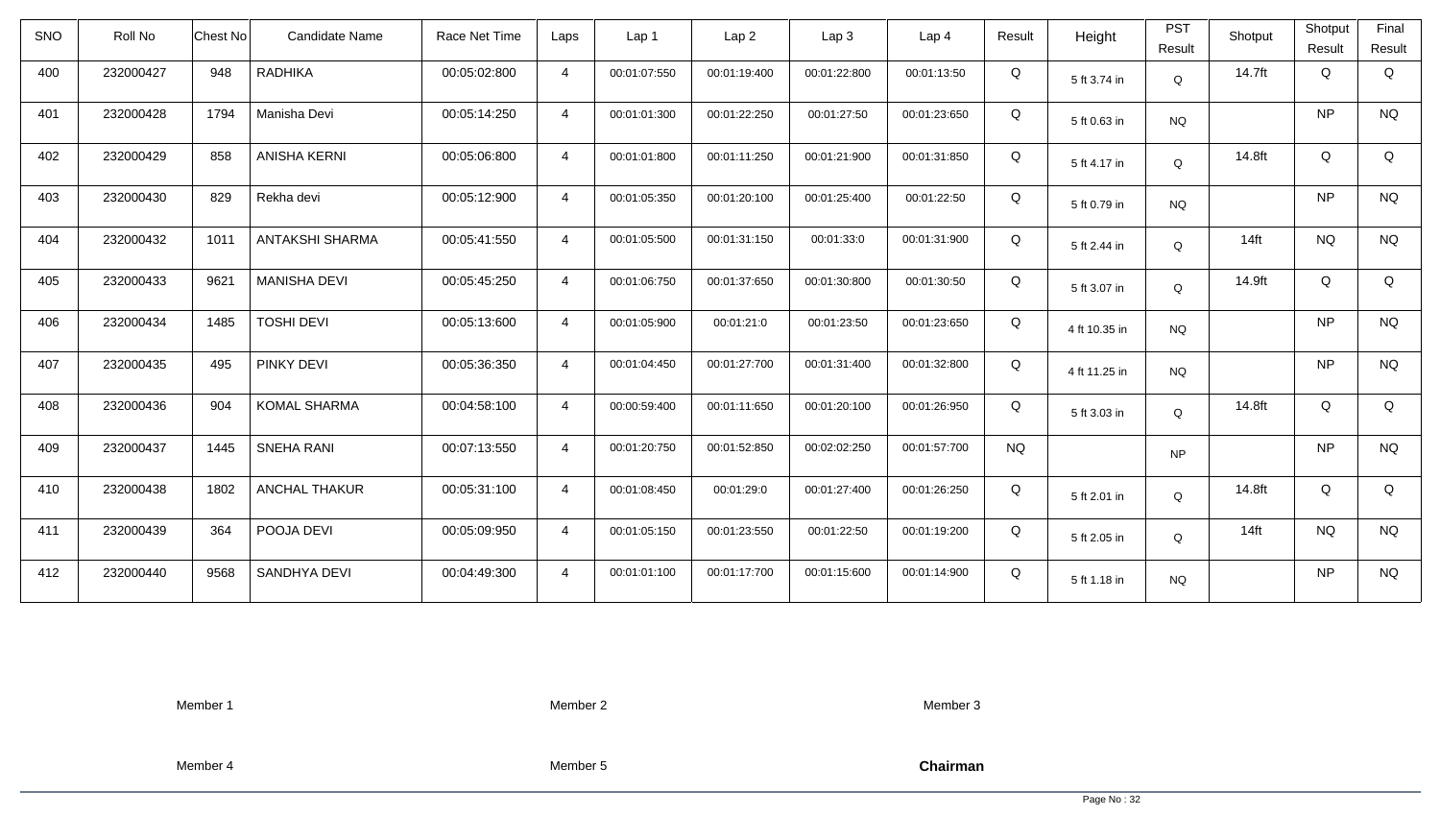| SNO | Roll No | Chest No | Candidate Name | Race Net Time | Laps | Lap 1 | Lap 2 | Lap 3 | Lap 4 | Result | Height | PST Result | Shotput | Shotput Result | Final Result |
|---|---|---|---|---|---|---|---|---|---|---|---|---|---|---|---|
| 400 | 232000427 | 948 | RADHIKA | 00:05:02:800 | 4 | 00:01:07:550 | 00:01:19:400 | 00:01:22:800 | 00:01:13:50 | Q | 5 ft 3.74 in | Q | 14.7ft | Q | Q |
| 401 | 232000428 | 1794 | Manisha Devi | 00:05:14:250 | 4 | 00:01:01:300 | 00:01:22:250 | 00:01:27:50 | 00:01:23:650 | Q | 5 ft 0.63 in | NQ | | NP | NQ |
| 402 | 232000429 | 858 | ANISHA KERNI | 00:05:06:800 | 4 | 00:01:01:800 | 00:01:11:250 | 00:01:21:900 | 00:01:31:850 | Q | 5 ft 4.17 in | Q | 14.8ft | Q | Q |
| 403 | 232000430 | 829 | Rekha devi | 00:05:12:900 | 4 | 00:01:05:350 | 00:01:20:100 | 00:01:25:400 | 00:01:22:50 | Q | 5 ft 0.79 in | NQ | | NP | NQ |
| 404 | 232000432 | 1011 | ANTAKSHI SHARMA | 00:05:41:550 | 4 | 00:01:05:500 | 00:01:31:150 | 00:01:33:0 | 00:01:31:900 | Q | 5 ft 2.44 in | Q | 14ft | NQ | NQ |
| 405 | 232000433 | 9621 | MANISHA DEVI | 00:05:45:250 | 4 | 00:01:06:750 | 00:01:37:650 | 00:01:30:800 | 00:01:30:50 | Q | 5 ft 3.07 in | Q | 14.9ft | Q | Q |
| 406 | 232000434 | 1485 | TOSHI DEVI | 00:05:13:600 | 4 | 00:01:05:900 | 00:01:21:0 | 00:01:23:50 | 00:01:23:650 | Q | 4 ft 10.35 in | NQ | | NP | NQ |
| 407 | 232000435 | 495 | PINKY DEVI | 00:05:36:350 | 4 | 00:01:04:450 | 00:01:27:700 | 00:01:31:400 | 00:01:32:800 | Q | 4 ft 11.25 in | NQ | | NP | NQ |
| 408 | 232000436 | 904 | KOMAL SHARMA | 00:04:58:100 | 4 | 00:00:59:400 | 00:01:11:650 | 00:01:20:100 | 00:01:26:950 | Q | 5 ft 3.03 in | Q | 14.8ft | Q | Q |
| 409 | 232000437 | 1445 | SNEHA RANI | 00:07:13:550 | 4 | 00:01:20:750 | 00:01:52:850 | 00:02:02:250 | 00:01:57:700 | NQ | | NP | | NP | NQ |
| 410 | 232000438 | 1802 | ANCHAL THAKUR | 00:05:31:100 | 4 | 00:01:08:450 | 00:01:29:0 | 00:01:27:400 | 00:01:26:250 | Q | 5 ft 2.01 in | Q | 14.8ft | Q | Q |
| 411 | 232000439 | 364 | POOJA DEVI | 00:05:09:950 | 4 | 00:01:05:150 | 00:01:23:550 | 00:01:22:50 | 00:01:19:200 | Q | 5 ft 2.05 in | Q | 14ft | NQ | NQ |
| 412 | 232000440 | 9568 | SANDHYA DEVI | 00:04:49:300 | 4 | 00:01:01:100 | 00:01:17:700 | 00:01:15:600 | 00:01:14:900 | Q | 5 ft 1.18 in | NQ | | NP | NQ |

Member 1 Member 2 Member 3

Member 4 Member 5 **Chairman**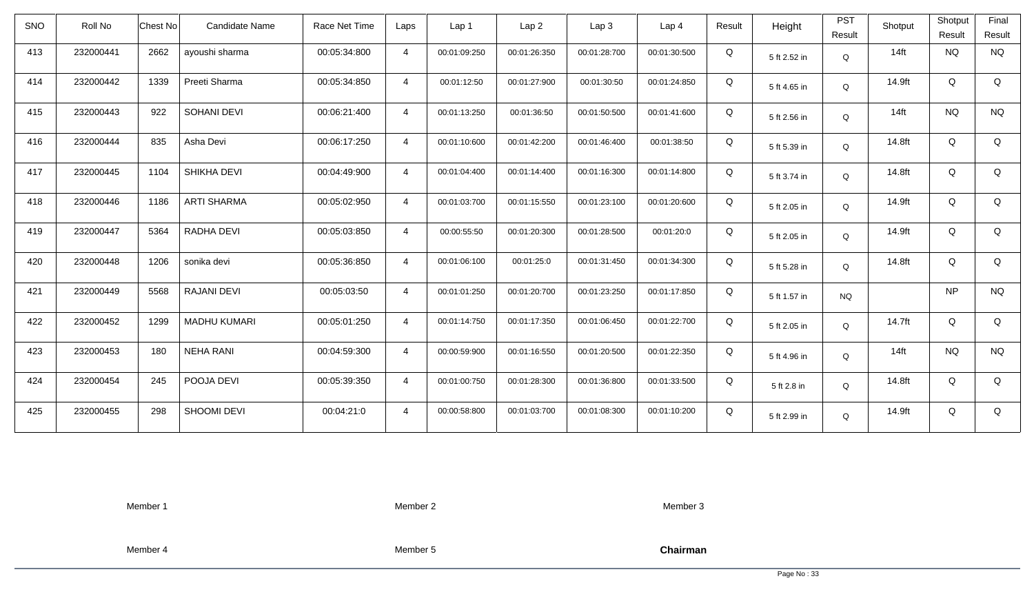| SNO | Roll No | Chest No | Candidate Name | Race Net Time | Laps | Lap 1 | Lap 2 | Lap 3 | Lap 4 | Result | Height | PST Result | Shotput | Shotput Result | Final Result |
|---|---|---|---|---|---|---|---|---|---|---|---|---|---|---|---|
| 413 | 232000441 | 2662 | ayoushi sharma | 00:05:34:800 | 4 | 00:01:09:250 | 00:01:26:350 | 00:01:28:700 | 00:01:30:500 | Q | 5 ft 2.52 in | Q | 14ft | NQ | NQ |
| 414 | 232000442 | 1339 | Preeti Sharma | 00:05:34:850 | 4 | 00:01:12:50 | 00:01:27:900 | 00:01:30:50 | 00:01:24:850 | Q | 5 ft 4.65 in | Q | 14.9ft | Q | Q |
| 415 | 232000443 | 922 | SOHANI DEVI | 00:06:21:400 | 4 | 00:01:13:250 | 00:01:36:50 | 00:01:50:500 | 00:01:41:600 | Q | 5 ft 2.56 in | Q | 14ft | NQ | NQ |
| 416 | 232000444 | 835 | Asha Devi | 00:06:17:250 | 4 | 00:01:10:600 | 00:01:42:200 | 00:01:46:400 | 00:01:38:50 | Q | 5 ft 5.39 in | Q | 14.8ft | Q | Q |
| 417 | 232000445 | 1104 | SHIKHA DEVI | 00:04:49:900 | 4 | 00:01:04:400 | 00:01:14:400 | 00:01:16:300 | 00:01:14:800 | Q | 5 ft 3.74 in | Q | 14.8ft | Q | Q |
| 418 | 232000446 | 1186 | ARTI SHARMA | 00:05:02:950 | 4 | 00:01:03:700 | 00:01:15:550 | 00:01:23:100 | 00:01:20:600 | Q | 5 ft 2.05 in | Q | 14.9ft | Q | Q |
| 419 | 232000447 | 5364 | RADHA DEVI | 00:05:03:850 | 4 | 00:00:55:50 | 00:01:20:300 | 00:01:28:500 | 00:01:20:0 | Q | 5 ft 2.05 in | Q | 14.9ft | Q | Q |
| 420 | 232000448 | 1206 | sonika devi | 00:05:36:850 | 4 | 00:01:06:100 | 00:01:25:0 | 00:01:31:450 | 00:01:34:300 | Q | 5 ft 5.28 in | Q | 14.8ft | Q | Q |
| 421 | 232000449 | 5568 | RAJANI DEVI | 00:05:03:50 | 4 | 00:01:01:250 | 00:01:20:700 | 00:01:23:250 | 00:01:17:850 | Q | 5 ft 1.57 in | NQ | | NP | NQ |
| 422 | 232000452 | 1299 | MADHU KUMARI | 00:05:01:250 | 4 | 00:01:14:750 | 00:01:17:350 | 00:01:06:450 | 00:01:22:700 | Q | 5 ft 2.05 in | Q | 14.7ft | Q | Q |
| 423 | 232000453 | 180 | NEHA RANI | 00:04:59:300 | 4 | 00:00:59:900 | 00:01:16:550 | 00:01:20:500 | 00:01:22:350 | Q | 5 ft 4.96 in | Q | 14ft | NQ | NQ |
| 424 | 232000454 | 245 | POOJA DEVI | 00:05:39:350 | 4 | 00:01:00:750 | 00:01:28:300 | 00:01:36:800 | 00:01:33:500 | Q | 5 ft 2.8 in | Q | 14.8ft | Q | Q |
| 425 | 232000455 | 298 | SHOOMI DEVI | 00:04:21:0 | 4 | 00:00:58:800 | 00:01:03:700 | 00:01:08:300 | 00:01:10:200 | Q | 5 ft 2.99 in | Q | 14.9ft | Q | Q |

Member 1 Member 2 Member 3

Member 4 Member 5 **Chairman**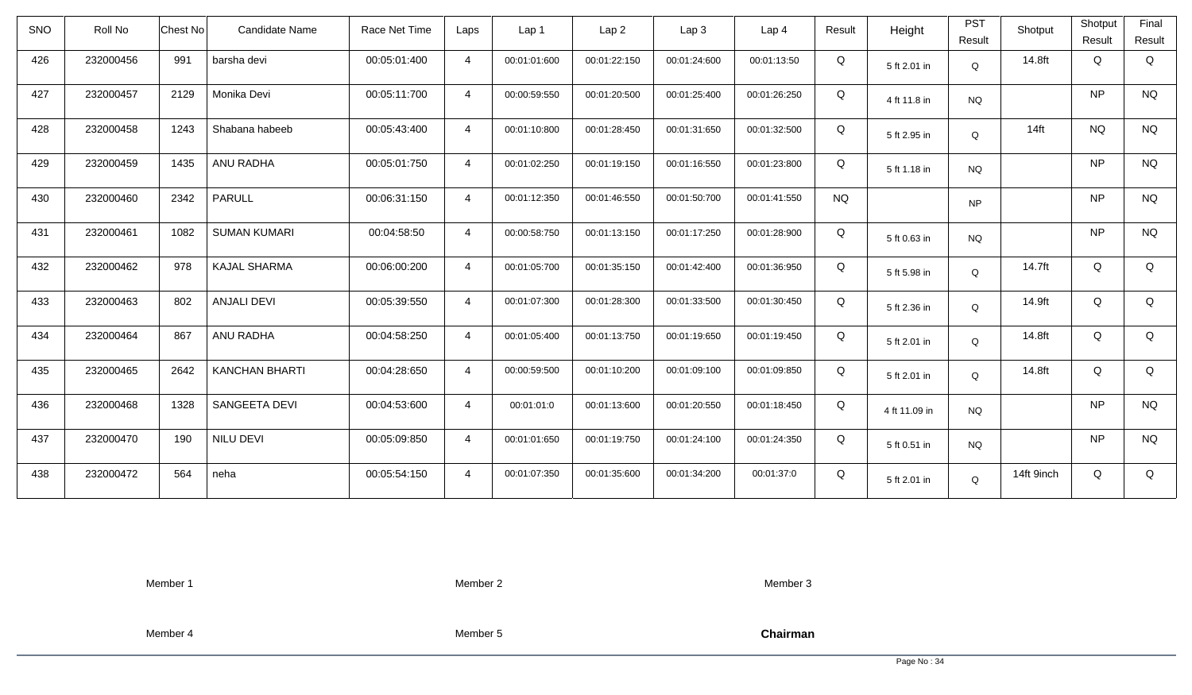| SNO | Roll No | Chest No | Candidate Name | Race Net Time | Laps | Lap 1 | Lap 2 | Lap 3 | Lap 4 | Result | Height | PST Result | Shotput | Shotput Result | Final Result |
|---|---|---|---|---|---|---|---|---|---|---|---|---|---|---|---|
| 426 | 232000456 | 991 | barsha devi | 00:05:01:400 | 4 | 00:01:01:600 | 00:01:22:150 | 00:01:24:600 | 00:01:13:50 | Q | 5 ft 2.01 in | Q | 14.8ft | Q | Q |
| 427 | 232000457 | 2129 | Monika Devi | 00:05:11:700 | 4 | 00:00:59:550 | 00:01:20:500 | 00:01:25:400 | 00:01:26:250 | Q | 4 ft 11.8 in | NQ | | NP | NQ |
| 428 | 232000458 | 1243 | Shabana habeeb | 00:05:43:400 | 4 | 00:01:10:800 | 00:01:28:450 | 00:01:31:650 | 00:01:32:500 | Q | 5 ft 2.95 in | Q | 14ft | NQ | NQ |
| 429 | 232000459 | 1435 | ANU RADHA | 00:05:01:750 | 4 | 00:01:02:250 | 00:01:19:150 | 00:01:16:550 | 00:01:23:800 | Q | 5 ft 1.18 in | NQ | | NP | NQ |
| 430 | 232000460 | 2342 | PARULL | 00:06:31:150 | 4 | 00:01:12:350 | 00:01:46:550 | 00:01:50:700 | 00:01:41:550 | NQ | | NP | | NP | NQ |
| 431 | 232000461 | 1082 | SUMAN KUMARI | 00:04:58:50 | 4 | 00:00:58:750 | 00:01:13:150 | 00:01:17:250 | 00:01:28:900 | Q | 5 ft 0.63 in | NQ | | NP | NQ |
| 432 | 232000462 | 978 | KAJAL SHARMA | 00:06:00:200 | 4 | 00:01:05:700 | 00:01:35:150 | 00:01:42:400 | 00:01:36:950 | Q | 5 ft 5.98 in | Q | 14.7ft | Q | Q |
| 433 | 232000463 | 802 | ANJALI DEVI | 00:05:39:550 | 4 | 00:01:07:300 | 00:01:28:300 | 00:01:33:500 | 00:01:30:450 | Q | 5 ft 2.36 in | Q | 14.9ft | Q | Q |
| 434 | 232000464 | 867 | ANU RADHA | 00:04:58:250 | 4 | 00:01:05:400 | 00:01:13:750 | 00:01:19:650 | 00:01:19:450 | Q | 5 ft 2.01 in | Q | 14.8ft | Q | Q |
| 435 | 232000465 | 2642 | KANCHAN BHARTI | 00:04:28:650 | 4 | 00:00:59:500 | 00:01:10:200 | 00:01:09:100 | 00:01:09:850 | Q | 5 ft 2.01 in | Q | 14.8ft | Q | Q |
| 436 | 232000468 | 1328 | SANGEETA DEVI | 00:04:53:600 | 4 | 00:01:01:0 | 00:01:13:600 | 00:01:20:550 | 00:01:18:450 | Q | 4 ft 11.09 in | NQ | | NP | NQ |
| 437 | 232000470 | 190 | NILU DEVI | 00:05:09:850 | 4 | 00:01:01:650 | 00:01:19:750 | 00:01:24:100 | 00:01:24:350 | Q | 5 ft 0.51 in | NQ | | NP | NQ |
| 438 | 232000472 | 564 | neha | 00:05:54:150 | 4 | 00:01:07:350 | 00:01:35:600 | 00:01:34:200 | 00:01:37:0 | Q | 5 ft 2.01 in | Q | 14ft 9inch | Q | Q |

Member 1 Member 2 Member 3

Member 4 Member 5 **Chairman**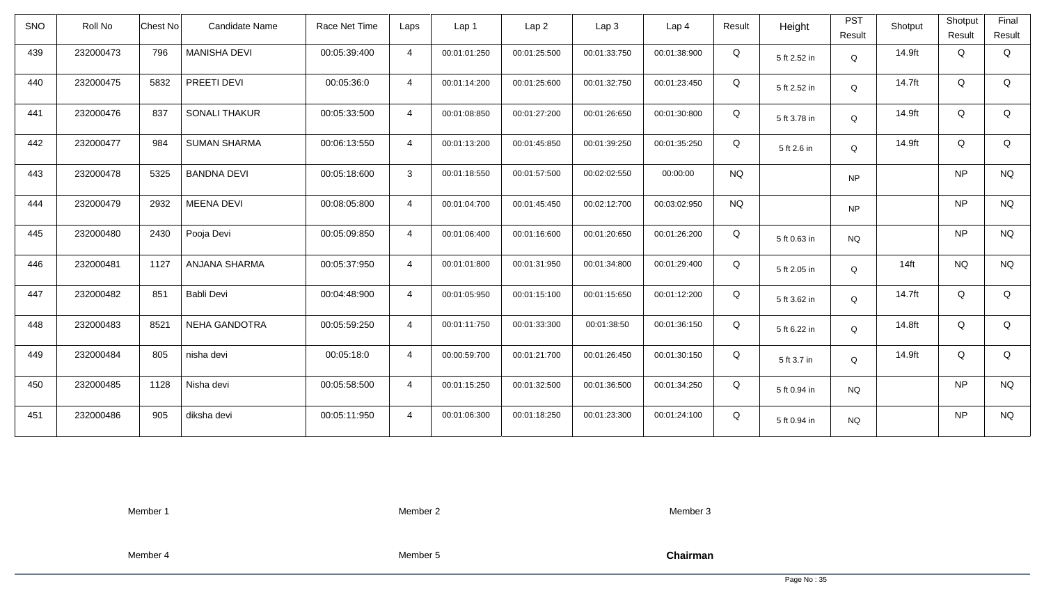| SNO | Roll No | Chest No | Candidate Name | Race Net Time | Laps | Lap 1 | Lap 2 | Lap 3 | Lap 4 | Result | Height | PST Result | Shotput | Shotput Result | Final Result |
|---|---|---|---|---|---|---|---|---|---|---|---|---|---|---|---|
| 439 | 232000473 | 796 | MANISHA DEVI | 00:05:39:400 | 4 | 00:01:01:250 | 00:01:25:500 | 00:01:33:750 | 00:01:38:900 | Q | 5 ft 2.52 in | Q | 14.9ft | Q | Q |
| 440 | 232000475 | 5832 | PREETI DEVI | 00:05:36:0 | 4 | 00:01:14:200 | 00:01:25:600 | 00:01:32:750 | 00:01:23:450 | Q | 5 ft 2.52 in | Q | 14.7ft | Q | Q |
| 441 | 232000476 | 837 | SONALI THAKUR | 00:05:33:500 | 4 | 00:01:08:850 | 00:01:27:200 | 00:01:26:650 | 00:01:30:800 | Q | 5 ft 3.78 in | Q | 14.9ft | Q | Q |
| 442 | 232000477 | 984 | SUMAN SHARMA | 00:06:13:550 | 4 | 00:01:13:200 | 00:01:45:850 | 00:01:39:250 | 00:01:35:250 | Q | 5 ft 2.6 in | Q | 14.9ft | Q | Q |
| 443 | 232000478 | 5325 | BANDNA DEVI | 00:05:18:600 | 3 | 00:01:18:550 | 00:01:57:500 | 00:02:02:550 | 00:00:00 | NQ | | NP | | NP | NQ |
| 444 | 232000479 | 2932 | MEENA DEVI | 00:08:05:800 | 4 | 00:01:04:700 | 00:01:45:450 | 00:02:12:700 | 00:03:02:950 | NQ | | NP | | NP | NQ |
| 445 | 232000480 | 2430 | Pooja Devi | 00:05:09:850 | 4 | 00:01:06:400 | 00:01:16:600 | 00:01:20:650 | 00:01:26:200 | Q | 5 ft 0.63 in | NQ | | NP | NQ |
| 446 | 232000481 | 1127 | ANJANA SHARMA | 00:05:37:950 | 4 | 00:01:01:800 | 00:01:31:950 | 00:01:34:800 | 00:01:29:400 | Q | 5 ft 2.05 in | Q | 14ft | NQ | NQ |
| 447 | 232000482 | 851 | Babli Devi | 00:04:48:900 | 4 | 00:01:05:950 | 00:01:15:100 | 00:01:15:650 | 00:01:12:200 | Q | 5 ft 3.62 in | Q | 14.7ft | Q | Q |
| 448 | 232000483 | 8521 | NEHA GANDOTRA | 00:05:59:250 | 4 | 00:01:11:750 | 00:01:33:300 | 00:01:38:50 | 00:01:36:150 | Q | 5 ft 6.22 in | Q | 14.8ft | Q | Q |
| 449 | 232000484 | 805 | nisha devi | 00:05:18:0 | 4 | 00:00:59:700 | 00:01:21:700 | 00:01:26:450 | 00:01:30:150 | Q | 5 ft 3.7 in | Q | 14.9ft | Q | Q |
| 450 | 232000485 | 1128 | Nisha devi | 00:05:58:500 | 4 | 00:01:15:250 | 00:01:32:500 | 00:01:36:500 | 00:01:34:250 | Q | 5 ft 0.94 in | NQ | | NP | NQ |
| 451 | 232000486 | 905 | diksha devi | 00:05:11:950 | 4 | 00:01:06:300 | 00:01:18:250 | 00:01:23:300 | 00:01:24:100 | Q | 5 ft 0.94 in | NQ | | NP | NQ |

Member 1  Member 2  Member 3

Member 4  Member 5  **Chairman**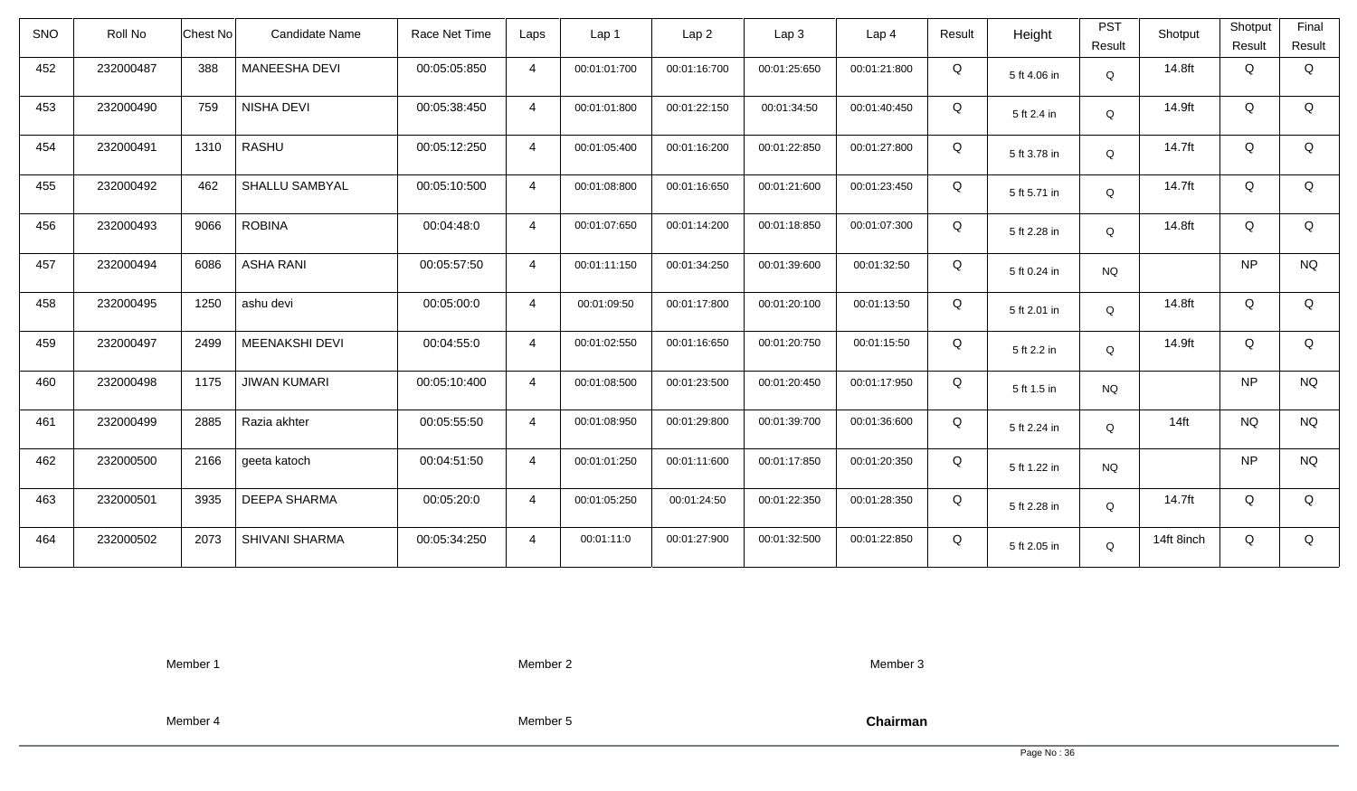| SNO | Roll No | Chest No | Candidate Name | Race Net Time | Laps | Lap 1 | Lap 2 | Lap 3 | Lap 4 | Result | Height | PST Result | Shotput | Shotput Result | Final Result |
|---|---|---|---|---|---|---|---|---|---|---|---|---|---|---|---|
| 452 | 232000487 | 388 | MANEESHA DEVI | 00:05:05:850 | 4 | 00:01:01:700 | 00:01:16:700 | 00:01:25:650 | 00:01:21:800 | Q | 5 ft 4.06 in | Q | 14.8ft | Q | Q |
| 453 | 232000490 | 759 | NISHA DEVI | 00:05:38:450 | 4 | 00:01:01:800 | 00:01:22:150 | 00:01:34:50 | 00:01:40:450 | Q | 5 ft 2.4 in | Q | 14.9ft | Q | Q |
| 454 | 232000491 | 1310 | RASHU | 00:05:12:250 | 4 | 00:01:05:400 | 00:01:16:200 | 00:01:22:850 | 00:01:27:800 | Q | 5 ft 3.78 in | Q | 14.7ft | Q | Q |
| 455 | 232000492 | 462 | SHALLU SAMBYAL | 00:05:10:500 | 4 | 00:01:08:800 | 00:01:16:650 | 00:01:21:600 | 00:01:23:450 | Q | 5 ft 5.71 in | Q | 14.7ft | Q | Q |
| 456 | 232000493 | 9066 | ROBINA | 00:04:48:0 | 4 | 00:01:07:650 | 00:01:14:200 | 00:01:18:850 | 00:01:07:300 | Q | 5 ft 2.28 in | Q | 14.8ft | Q | Q |
| 457 | 232000494 | 6086 | ASHA RANI | 00:05:57:50 | 4 | 00:01:11:150 | 00:01:34:250 | 00:01:39:600 | 00:01:32:50 | Q | 5 ft 0.24 in | NQ | | NP | NQ |
| 458 | 232000495 | 1250 | ashu devi | 00:05:00:0 | 4 | 00:01:09:50 | 00:01:17:800 | 00:01:20:100 | 00:01:13:50 | Q | 5 ft 2.01 in | Q | 14.8ft | Q | Q |
| 459 | 232000497 | 2499 | MEENAKSHI DEVI | 00:04:55:0 | 4 | 00:01:02:550 | 00:01:16:650 | 00:01:20:750 | 00:01:15:50 | Q | 5 ft 2.2 in | Q | 14.9ft | Q | Q |
| 460 | 232000498 | 1175 | JIWAN KUMARI | 00:05:10:400 | 4 | 00:01:08:500 | 00:01:23:500 | 00:01:20:450 | 00:01:17:950 | Q | 5 ft 1.5 in | NQ | | NP | NQ |
| 461 | 232000499 | 2885 | Razia akhter | 00:05:55:50 | 4 | 00:01:08:950 | 00:01:29:800 | 00:01:39:700 | 00:01:36:600 | Q | 5 ft 2.24 in | Q | 14ft | NQ | NQ |
| 462 | 232000500 | 2166 | geeta katoch | 00:04:51:50 | 4 | 00:01:01:250 | 00:01:11:600 | 00:01:17:850 | 00:01:20:350 | Q | 5 ft 1.22 in | NQ | | NP | NQ |
| 463 | 232000501 | 3935 | DEEPA SHARMA | 00:05:20:0 | 4 | 00:01:05:250 | 00:01:24:50 | 00:01:22:350 | 00:01:28:350 | Q | 5 ft 2.28 in | Q | 14.7ft | Q | Q |
| 464 | 232000502 | 2073 | SHIVANI SHARMA | 00:05:34:250 | 4 | 00:01:11:0 | 00:01:27:900 | 00:01:32:500 | 00:01:22:850 | Q | 5 ft 2.05 in | Q | 14ft 8inch | Q | Q |

Member 1 Member 2 Member 3

Member 4 Member 5 **Chairman**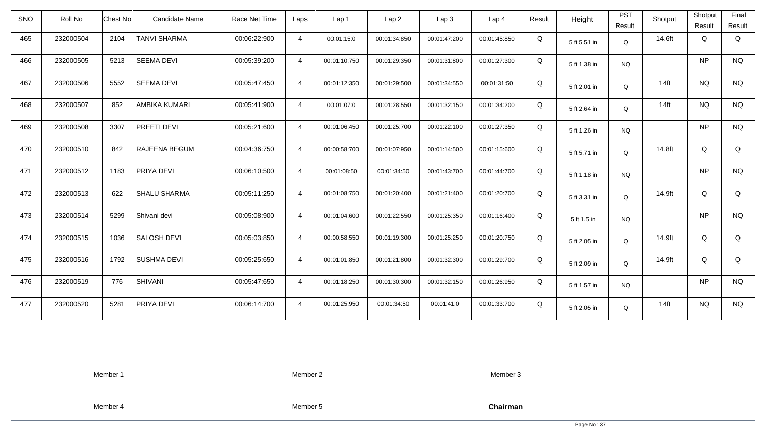| SNO | Roll No | Chest No | Candidate Name | Race Net Time | Laps | Lap 1 | Lap 2 | Lap 3 | Lap 4 | Result | Height | PST Result | Shotput | Shotput Result | Final Result |
|---|---|---|---|---|---|---|---|---|---|---|---|---|---|---|---|
| 465 | 232000504 | 2104 | TANVI SHARMA | 00:06:22:900 | 4 | 00:01:15:0 | 00:01:34:850 | 00:01:47:200 | 00:01:45:850 | Q | 5 ft 5.51 in | Q | 14.6ft | Q | Q |
| 466 | 232000505 | 5213 | SEEMA DEVI | 00:05:39:200 | 4 | 00:01:10:750 | 00:01:29:350 | 00:01:31:800 | 00:01:27:300 | Q | 5 ft 1.38 in | NQ | | NP | NQ |
| 467 | 232000506 | 5552 | SEEMA DEVI | 00:05:47:450 | 4 | 00:01:12:350 | 00:01:29:500 | 00:01:34:550 | 00:01:31:50 | Q | 5 ft 2.01 in | Q | 14ft | NQ | NQ |
| 468 | 232000507 | 852 | AMBIKA KUMARI | 00:05:41:900 | 4 | 00:01:07:0 | 00:01:28:550 | 00:01:32:150 | 00:01:34:200 | Q | 5 ft 2.64 in | Q | 14ft | NQ | NQ |
| 469 | 232000508 | 3307 | PREETI DEVI | 00:05:21:600 | 4 | 00:01:06:450 | 00:01:25:700 | 00:01:22:100 | 00:01:27:350 | Q | 5 ft 1.26 in | NQ | | NP | NQ |
| 470 | 232000510 | 842 | RAJEENA BEGUM | 00:04:36:750 | 4 | 00:00:58:700 | 00:01:07:950 | 00:01:14:500 | 00:01:15:600 | Q | 5 ft 5.71 in | Q | 14.8ft | Q | Q |
| 471 | 232000512 | 1183 | PRIYA DEVI | 00:06:10:500 | 4 | 00:01:08:50 | 00:01:34:50 | 00:01:43:700 | 00:01:44:700 | Q | 5 ft 1.18 in | NQ | | NP | NQ |
| 472 | 232000513 | 622 | SHALU SHARMA | 00:05:11:250 | 4 | 00:01:08:750 | 00:01:20:400 | 00:01:21:400 | 00:01:20:700 | Q | 5 ft 3.31 in | Q | 14.9ft | Q | Q |
| 473 | 232000514 | 5299 | Shivani devi | 00:05:08:900 | 4 | 00:01:04:600 | 00:01:22:550 | 00:01:25:350 | 00:01:16:400 | Q | 5 ft 1.5 in | NQ | | NP | NQ |
| 474 | 232000515 | 1036 | SALOSH DEVI | 00:05:03:850 | 4 | 00:00:58:550 | 00:01:19:300 | 00:01:25:250 | 00:01:20:750 | Q | 5 ft 2.05 in | Q | 14.9ft | Q | Q |
| 475 | 232000516 | 1792 | SUSHMA DEVI | 00:05:25:650 | 4 | 00:01:01:850 | 00:01:21:800 | 00:01:32:300 | 00:01:29:700 | Q | 5 ft 2.09 in | Q | 14.9ft | Q | Q |
| 476 | 232000519 | 776 | SHIVANI | 00:05:47:650 | 4 | 00:01:18:250 | 00:01:30:300 | 00:01:32:150 | 00:01:26:950 | Q | 5 ft 1.57 in | NQ | | NP | NQ |
| 477 | 232000520 | 5281 | PRIYA DEVI | 00:06:14:700 | 4 | 00:01:25:950 | 00:01:34:50 | 00:01:41:0 | 00:01:33:700 | Q | 5 ft 2.05 in | Q | 14ft | NQ | NQ |

Member 1 Member 2 Member 3

Member 4 Member 5 **Chairman**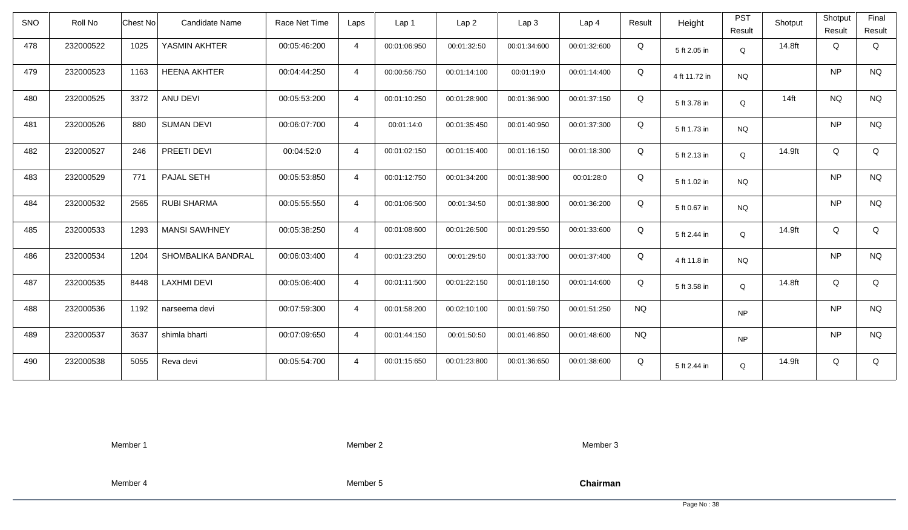| SNO | Roll No | Chest No | Candidate Name | Race Net Time | Laps | Lap 1 | Lap 2 | Lap 3 | Lap 4 | Result | Height | PST Result | Shotput | Shotput Result | Final Result |
|---|---|---|---|---|---|---|---|---|---|---|---|---|---|---|---|
| 478 | 232000522 | 1025 | YASMIN AKHTER | 00:05:46:200 | 4 | 00:01:06:950 | 00:01:32:50 | 00:01:34:600 | 00:01:32:600 | Q | 5 ft 2.05 in | Q | 14.8ft | Q | Q |
| 479 | 232000523 | 1163 | HEENA AKHTER | 00:04:44:250 | 4 | 00:00:56:750 | 00:01:14:100 | 00:01:19:0 | 00:01:14:400 | Q | 4 ft 11.72 in | NQ | | NP | NQ |
| 480 | 232000525 | 3372 | ANU DEVI | 00:05:53:200 | 4 | 00:01:10:250 | 00:01:28:900 | 00:01:36:900 | 00:01:37:150 | Q | 5 ft 3.78 in | Q | 14ft | NQ | NQ |
| 481 | 232000526 | 880 | SUMAN DEVI | 00:06:07:700 | 4 | 00:01:14:0 | 00:01:35:450 | 00:01:40:950 | 00:01:37:300 | Q | 5 ft 1.73 in | NQ | | NP | NQ |
| 482 | 232000527 | 246 | PREETI DEVI | 00:04:52:0 | 4 | 00:01:02:150 | 00:01:15:400 | 00:01:16:150 | 00:01:18:300 | Q | 5 ft 2.13 in | Q | 14.9ft | Q | Q |
| 483 | 232000529 | 771 | PAJAL SETH | 00:05:53:850 | 4 | 00:01:12:750 | 00:01:34:200 | 00:01:38:900 | 00:01:28:0 | Q | 5 ft 1.02 in | NQ | | NP | NQ |
| 484 | 232000532 | 2565 | RUBI SHARMA | 00:05:55:550 | 4 | 00:01:06:500 | 00:01:34:50 | 00:01:38:800 | 00:01:36:200 | Q | 5 ft 0.67 in | NQ | | NP | NQ |
| 485 | 232000533 | 1293 | MANSI SAWHNEY | 00:05:38:250 | 4 | 00:01:08:600 | 00:01:26:500 | 00:01:29:550 | 00:01:33:600 | Q | 5 ft 2.44 in | Q | 14.9ft | Q | Q |
| 486 | 232000534 | 1204 | SHOMBALIKA BANDRAL | 00:06:03:400 | 4 | 00:01:23:250 | 00:01:29:50 | 00:01:33:700 | 00:01:37:400 | Q | 4 ft 11.8 in | NQ | | NP | NQ |
| 487 | 232000535 | 8448 | LAXHMI DEVI | 00:05:06:400 | 4 | 00:01:11:500 | 00:01:22:150 | 00:01:18:150 | 00:01:14:600 | Q | 5 ft 3.58 in | Q | 14.8ft | Q | Q |
| 488 | 232000536 | 1192 | narseema devi | 00:07:59:300 | 4 | 00:01:58:200 | 00:02:10:100 | 00:01:59:750 | 00:01:51:250 | NQ | | NP | | NP | NQ |
| 489 | 232000537 | 3637 | shimla bharti | 00:07:09:650 | 4 | 00:01:44:150 | 00:01:50:50 | 00:01:46:850 | 00:01:48:600 | NQ | | NP | | NP | NQ |
| 490 | 232000538 | 5055 | Reva devi | 00:05:54:700 | 4 | 00:01:15:650 | 00:01:23:800 | 00:01:36:650 | 00:01:38:600 | Q | 5 ft 2.44 in | Q | 14.9ft | Q | Q |

Member 1 Member 2 Member 3

Member 4 Member 5 **Chairman**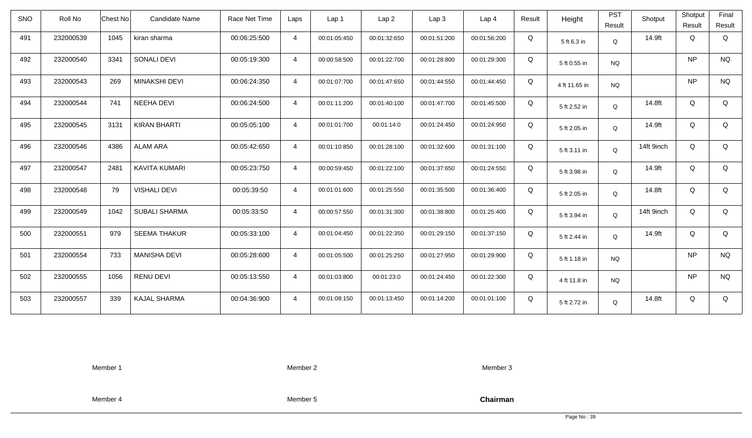| SNO | Roll No | Chest No | Candidate Name | Race Net Time | Laps | Lap 1 | Lap 2 | Lap 3 | Lap 4 | Result | Height | PST Result | Shotput | Shotput Result | Final Result |
|---|---|---|---|---|---|---|---|---|---|---|---|---|---|---|---|
| 491 | 232000539 | 1045 | kiran sharma | 00:06:25:500 | 4 | 00:01:05:450 | 00:01:32:650 | 00:01:51:200 | 00:01:56:200 | Q | 5 ft 6.3 in | Q | 14.9ft | Q | Q |
| 492 | 232000540 | 3341 | SONALI DEVI | 00:05:19:300 | 4 | 00:00:58:500 | 00:01:22:700 | 00:01:28:800 | 00:01:29:300 | Q | 5 ft 0.55 in | NQ | | NP | NQ |
| 493 | 232000543 | 269 | MINAKSHI DEVI | 00:06:24:350 | 4 | 00:01:07:700 | 00:01:47:650 | 00:01:44:550 | 00:01:44:450 | Q | 4 ft 11.65 in | NQ | | NP | NQ |
| 494 | 232000544 | 741 | NEEHA DEVI | 00:06:24:500 | 4 | 00:01:11:200 | 00:01:40:100 | 00:01:47:700 | 00:01:45:500 | Q | 5 ft 2.52 in | Q | 14.8ft | Q | Q |
| 495 | 232000545 | 3131 | KIRAN BHARTI | 00:05:05:100 | 4 | 00:01:01:700 | 00:01:14:0 | 00:01:24:450 | 00:01:24:950 | Q | 5 ft 2.05 in | Q | 14.9ft | Q | Q |
| 496 | 232000546 | 4386 | ALAM ARA | 00:05:42:650 | 4 | 00:01:10:850 | 00:01:28:100 | 00:01:32:600 | 00:01:31:100 | Q | 5 ft 3.11 in | Q | 14ft 9inch | Q | Q |
| 497 | 232000547 | 2481 | KAVITA KUMARI | 00:05:23:750 | 4 | 00:00:59:450 | 00:01:22:100 | 00:01:37:650 | 00:01:24:550 | Q | 5 ft 3.98 in | Q | 14.9ft | Q | Q |
| 498 | 232000548 | 79 | VISHALI DEVI | 00:05:39:50 | 4 | 00:01:01:600 | 00:01:25:550 | 00:01:35:500 | 00:01:36:400 | Q | 5 ft 2.05 in | Q | 14.8ft | Q | Q |
| 499 | 232000549 | 1042 | SUBALI SHARMA | 00:05:33:50 | 4 | 00:00:57:550 | 00:01:31:300 | 00:01:38:800 | 00:01:25:400 | Q | 5 ft 3.94 in | Q | 14ft 9inch | Q | Q |
| 500 | 232000551 | 979 | SEEMA THAKUR | 00:05:33:100 | 4 | 00:01:04:450 | 00:01:22:350 | 00:01:29:150 | 00:01:37:150 | Q | 5 ft 2.44 in | Q | 14.9ft | Q | Q |
| 501 | 232000554 | 733 | MANISHA DEVI | 00:05:28:600 | 4 | 00:01:05:500 | 00:01:25:250 | 00:01:27:950 | 00:01:29:900 | Q | 5 ft 1.18 in | NQ | | NP | NQ |
| 502 | 232000555 | 1056 | RENU DEVI | 00:05:13:550 | 4 | 00:01:03:800 | 00:01:23:0 | 00:01:24:450 | 00:01:22:300 | Q | 4 ft 11.8 in | NQ | | NP | NQ |
| 503 | 232000557 | 339 | KAJAL SHARMA | 00:04:36:900 | 4 | 00:01:08:150 | 00:01:13:450 | 00:01:14:200 | 00:01:01:100 | Q | 5 ft 2.72 in | Q | 14.8ft | Q | Q |

Member 1　　　Member 2　　　Member 3

Member 4　　　Member 5　　　**Chairman**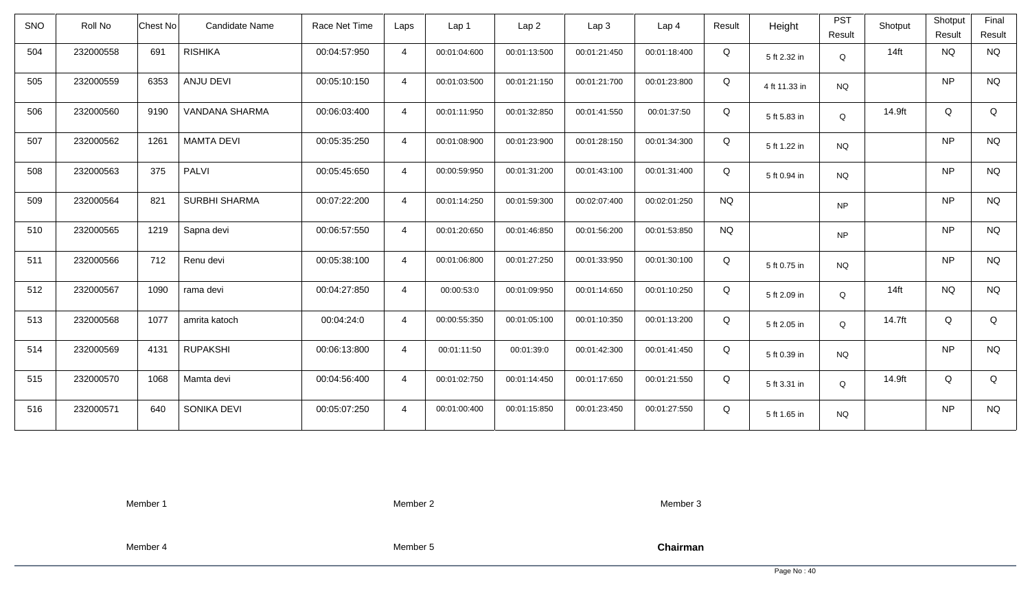| SNO | Roll No | Chest No | Candidate Name | Race Net Time | Laps | Lap 1 | Lap 2 | Lap 3 | Lap 4 | Result | Height | PST Result | Shotput | Shotput Result | Final Result |
|---|---|---|---|---|---|---|---|---|---|---|---|---|---|---|---|
| 504 | 232000558 | 691 | RISHIKA | 00:04:57:950 | 4 | 00:01:04:600 | 00:01:13:500 | 00:01:21:450 | 00:01:18:400 | Q | 5 ft 2.32 in | Q | 14ft | NQ | NQ |
| 505 | 232000559 | 6353 | ANJU DEVI | 00:05:10:150 | 4 | 00:01:03:500 | 00:01:21:150 | 00:01:21:700 | 00:01:23:800 | Q | 4 ft 11.33 in | NQ | | NP | NQ |
| 506 | 232000560 | 9190 | VANDANA SHARMA | 00:06:03:400 | 4 | 00:01:11:950 | 00:01:32:850 | 00:01:41:550 | 00:01:37:50 | Q | 5 ft 5.83 in | Q | 14.9ft | Q | Q |
| 507 | 232000562 | 1261 | MAMTA DEVI | 00:05:35:250 | 4 | 00:01:08:900 | 00:01:23:900 | 00:01:28:150 | 00:01:34:300 | Q | 5 ft 1.22 in | NQ | | NP | NQ |
| 508 | 232000563 | 375 | PALVI | 00:05:45:650 | 4 | 00:00:59:950 | 00:01:31:200 | 00:01:43:100 | 00:01:31:400 | Q | 5 ft 0.94 in | NQ | | NP | NQ |
| 509 | 232000564 | 821 | SURBHI SHARMA | 00:07:22:200 | 4 | 00:01:14:250 | 00:01:59:300 | 00:02:07:400 | 00:02:01:250 | NQ | | NP | | NP | NQ |
| 510 | 232000565 | 1219 | Sapna devi | 00:06:57:550 | 4 | 00:01:20:650 | 00:01:46:850 | 00:01:56:200 | 00:01:53:850 | NQ | | NP | | NP | NQ |
| 511 | 232000566 | 712 | Renu devi | 00:05:38:100 | 4 | 00:01:06:800 | 00:01:27:250 | 00:01:33:950 | 00:01:30:100 | Q | 5 ft 0.75 in | NQ | | NP | NQ |
| 512 | 232000567 | 1090 | rama devi | 00:04:27:850 | 4 | 00:00:53:0 | 00:01:09:950 | 00:01:14:650 | 00:01:10:250 | Q | 5 ft 2.09 in | Q | 14ft | NQ | NQ |
| 513 | 232000568 | 1077 | amrita katoch | 00:04:24:0 | 4 | 00:00:55:350 | 00:01:05:100 | 00:01:10:350 | 00:01:13:200 | Q | 5 ft 2.05 in | Q | 14.7ft | Q | Q |
| 514 | 232000569 | 4131 | RUPAKSHI | 00:06:13:800 | 4 | 00:01:11:50 | 00:01:39:0 | 00:01:42:300 | 00:01:41:450 | Q | 5 ft 0.39 in | NQ | | NP | NQ |
| 515 | 232000570 | 1068 | Mamta devi | 00:04:56:400 | 4 | 00:01:02:750 | 00:01:14:450 | 00:01:17:650 | 00:01:21:550 | Q | 5 ft 3.31 in | Q | 14.9ft | Q | Q |
| 516 | 232000571 | 640 | SONIKA DEVI | 00:05:07:250 | 4 | 00:01:00:400 | 00:01:15:850 | 00:01:23:450 | 00:01:27:550 | Q | 5 ft 1.65 in | NQ | | NP | NQ |

Member 1　　Member 2　　Member 3

Member 4　　Member 5　　**Chairman**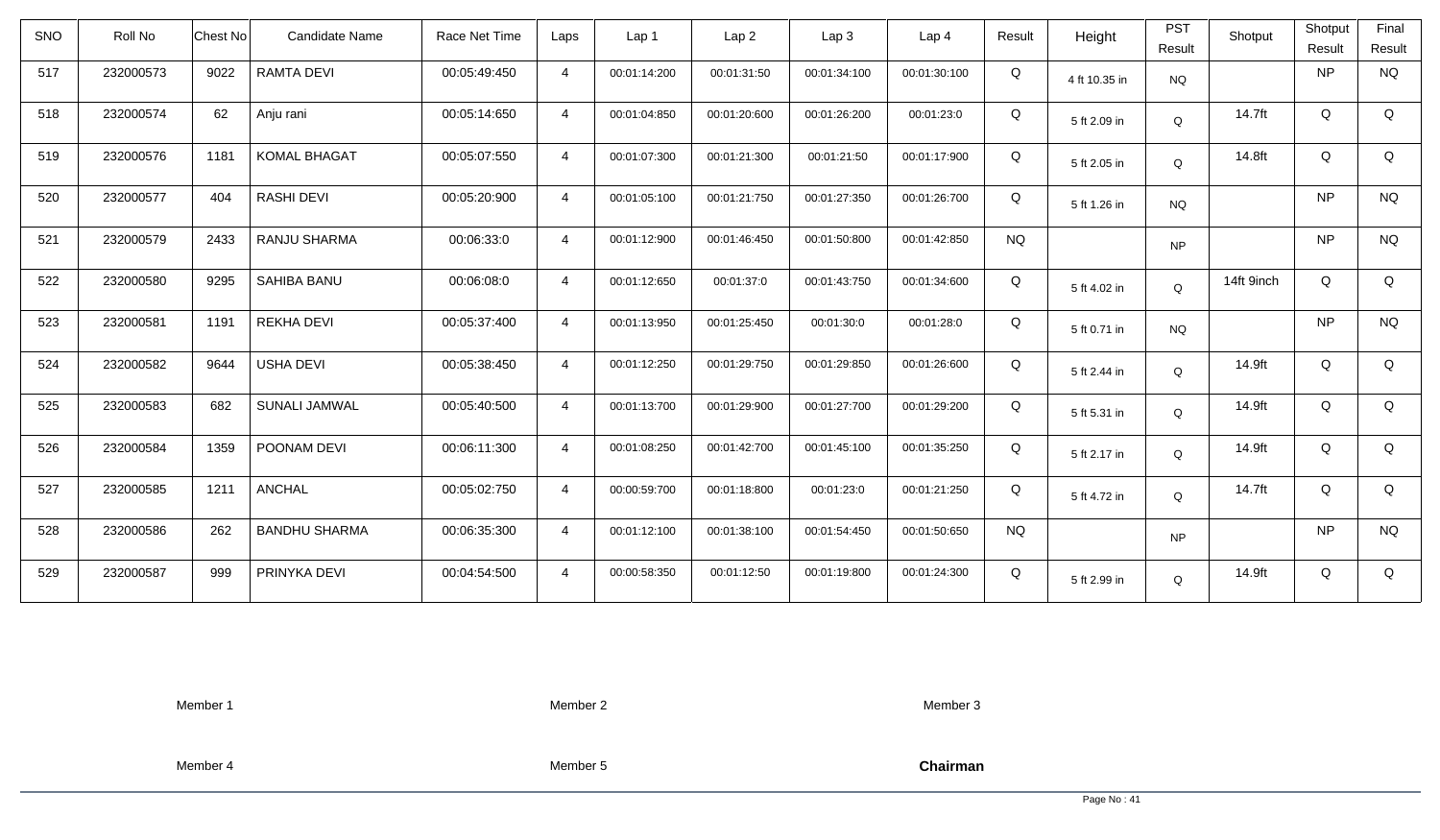| SNO | Roll No | Chest No | Candidate Name | Race Net Time | Laps | Lap 1 | Lap 2 | Lap 3 | Lap 4 | Result | Height | PST Result | Shotput | Shotput Result | Final Result |
|---|---|---|---|---|---|---|---|---|---|---|---|---|---|---|---|
| 517 | 232000573 | 9022 | RAMTA DEVI | 00:05:49:450 | 4 | 00:01:14:200 | 00:01:31:50 | 00:01:34:100 | 00:01:30:100 | Q | 4 ft 10.35 in | NQ | | NP | NQ |
| 518 | 232000574 | 62 | Anju rani | 00:05:14:650 | 4 | 00:01:04:850 | 00:01:20:600 | 00:01:26:200 | 00:01:23:0 | Q | 5 ft 2.09 in | Q | 14.7ft | Q | Q |
| 519 | 232000576 | 1181 | KOMAL BHAGAT | 00:05:07:550 | 4 | 00:01:07:300 | 00:01:21:300 | 00:01:21:50 | 00:01:17:900 | Q | 5 ft 2.05 in | Q | 14.8ft | Q | Q |
| 520 | 232000577 | 404 | RASHI DEVI | 00:05:20:900 | 4 | 00:01:05:100 | 00:01:21:750 | 00:01:27:350 | 00:01:26:700 | Q | 5 ft 1.26 in | NQ | | NP | NQ |
| 521 | 232000579 | 2433 | RANJU SHARMA | 00:06:33:0 | 4 | 00:01:12:900 | 00:01:46:450 | 00:01:50:800 | 00:01:42:850 | NQ | | NP | | NP | NQ |
| 522 | 232000580 | 9295 | SAHIBA BANU | 00:06:08:0 | 4 | 00:01:12:650 | 00:01:37:0 | 00:01:43:750 | 00:01:34:600 | Q | 5 ft 4.02 in | Q | 14ft 9inch | Q | Q |
| 523 | 232000581 | 1191 | REKHA DEVI | 00:05:37:400 | 4 | 00:01:13:950 | 00:01:25:450 | 00:01:30:0 | 00:01:28:0 | Q | 5 ft 0.71 in | NQ | | NP | NQ |
| 524 | 232000582 | 9644 | USHA DEVI | 00:05:38:450 | 4 | 00:01:12:250 | 00:01:29:750 | 00:01:29:850 | 00:01:26:600 | Q | 5 ft 2.44 in | Q | 14.9ft | Q | Q |
| 525 | 232000583 | 682 | SUNALI JAMWAL | 00:05:40:500 | 4 | 00:01:13:700 | 00:01:29:900 | 00:01:27:700 | 00:01:29:200 | Q | 5 ft 5.31 in | Q | 14.9ft | Q | Q |
| 526 | 232000584 | 1359 | POONAM DEVI | 00:06:11:300 | 4 | 00:01:08:250 | 00:01:42:700 | 00:01:45:100 | 00:01:35:250 | Q | 5 ft 2.17 in | Q | 14.9ft | Q | Q |
| 527 | 232000585 | 1211 | ANCHAL | 00:05:02:750 | 4 | 00:00:59:700 | 00:01:18:800 | 00:01:23:0 | 00:01:21:250 | Q | 5 ft 4.72 in | Q | 14.7ft | Q | Q |
| 528 | 232000586 | 262 | BANDHU SHARMA | 00:06:35:300 | 4 | 00:01:12:100 | 00:01:38:100 | 00:01:54:450 | 00:01:50:650 | NQ | | NP | | NP | NQ |
| 529 | 232000587 | 999 | PRINYKA DEVI | 00:04:54:500 | 4 | 00:00:58:350 | 00:01:12:50 | 00:01:19:800 | 00:01:24:300 | Q | 5 ft 2.99 in | Q | 14.9ft | Q | Q |

Member 1 Member 2 Member 3

Member 4 Member 5 **Chairman**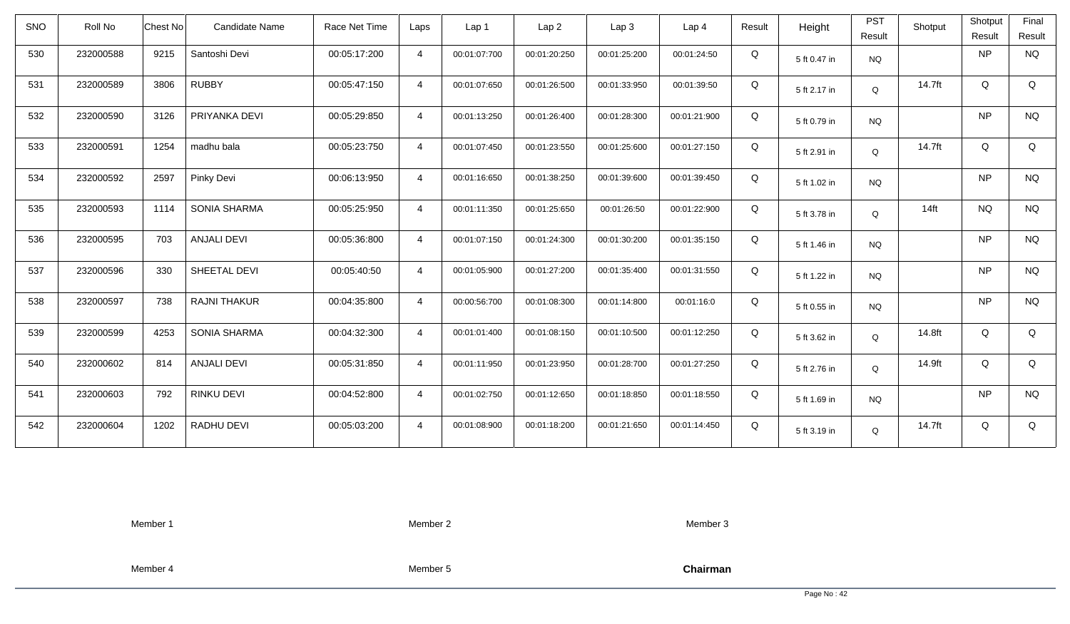| SNO | Roll No | Chest No | Candidate Name | Race Net Time | Laps | Lap 1 | Lap 2 | Lap 3 | Lap 4 | Result | Height | PST Result | Shotput | Shotput Result | Final Result |
|---|---|---|---|---|---|---|---|---|---|---|---|---|---|---|---|
| 530 | 232000588 | 9215 | Santoshi Devi | 00:05:17:200 | 4 | 00:01:07:700 | 00:01:20:250 | 00:01:25:200 | 00:01:24:50 | Q | 5 ft 0.47 in | NQ | | NP | NQ |
| 531 | 232000589 | 3806 | RUBBY | 00:05:47:150 | 4 | 00:01:07:650 | 00:01:26:500 | 00:01:33:950 | 00:01:39:50 | Q | 5 ft 2.17 in | Q | 14.7ft | Q | Q |
| 532 | 232000590 | 3126 | PRIYANKA DEVI | 00:05:29:850 | 4 | 00:01:13:250 | 00:01:26:400 | 00:01:28:300 | 00:01:21:900 | Q | 5 ft 0.79 in | NQ | | NP | NQ |
| 533 | 232000591 | 1254 | madhu bala | 00:05:23:750 | 4 | 00:01:07:450 | 00:01:23:550 | 00:01:25:600 | 00:01:27:150 | Q | 5 ft 2.91 in | Q | 14.7ft | Q | Q |
| 534 | 232000592 | 2597 | Pinky Devi | 00:06:13:950 | 4 | 00:01:16:650 | 00:01:38:250 | 00:01:39:600 | 00:01:39:450 | Q | 5 ft 1.02 in | NQ | | NP | NQ |
| 535 | 232000593 | 1114 | SONIA SHARMA | 00:05:25:950 | 4 | 00:01:11:350 | 00:01:25:650 | 00:01:26:50 | 00:01:22:900 | Q | 5 ft 3.78 in | Q | 14ft | NQ | NQ |
| 536 | 232000595 | 703 | ANJALI DEVI | 00:05:36:800 | 4 | 00:01:07:150 | 00:01:24:300 | 00:01:30:200 | 00:01:35:150 | Q | 5 ft 1.46 in | NQ | | NP | NQ |
| 537 | 232000596 | 330 | SHEETAL DEVI | 00:05:40:50 | 4 | 00:01:05:900 | 00:01:27:200 | 00:01:35:400 | 00:01:31:550 | Q | 5 ft 1.22 in | NQ | | NP | NQ |
| 538 | 232000597 | 738 | RAJNI THAKUR | 00:04:35:800 | 4 | 00:00:56:700 | 00:01:08:300 | 00:01:14:800 | 00:01:16:0 | Q | 5 ft 0.55 in | NQ | | NP | NQ |
| 539 | 232000599 | 4253 | SONIA SHARMA | 00:04:32:300 | 4 | 00:01:01:400 | 00:01:08:150 | 00:01:10:500 | 00:01:12:250 | Q | 5 ft 3.62 in | Q | 14.8ft | Q | Q |
| 540 | 232000602 | 814 | ANJALI DEVI | 00:05:31:850 | 4 | 00:01:11:950 | 00:01:23:950 | 00:01:28:700 | 00:01:27:250 | Q | 5 ft 2.76 in | Q | 14.9ft | Q | Q |
| 541 | 232000603 | 792 | RINKU DEVI | 00:04:52:800 | 4 | 00:01:02:750 | 00:01:12:650 | 00:01:18:850 | 00:01:18:550 | Q | 5 ft 1.69 in | NQ | | NP | NQ |
| 542 | 232000604 | 1202 | RADHU DEVI | 00:05:03:200 | 4 | 00:01:08:900 | 00:01:18:200 | 00:01:21:650 | 00:01:14:450 | Q | 5 ft 3.19 in | Q | 14.7ft | Q | Q |

Member 1 Member 2 Member 3

Member 4 Member 5 **Chairman**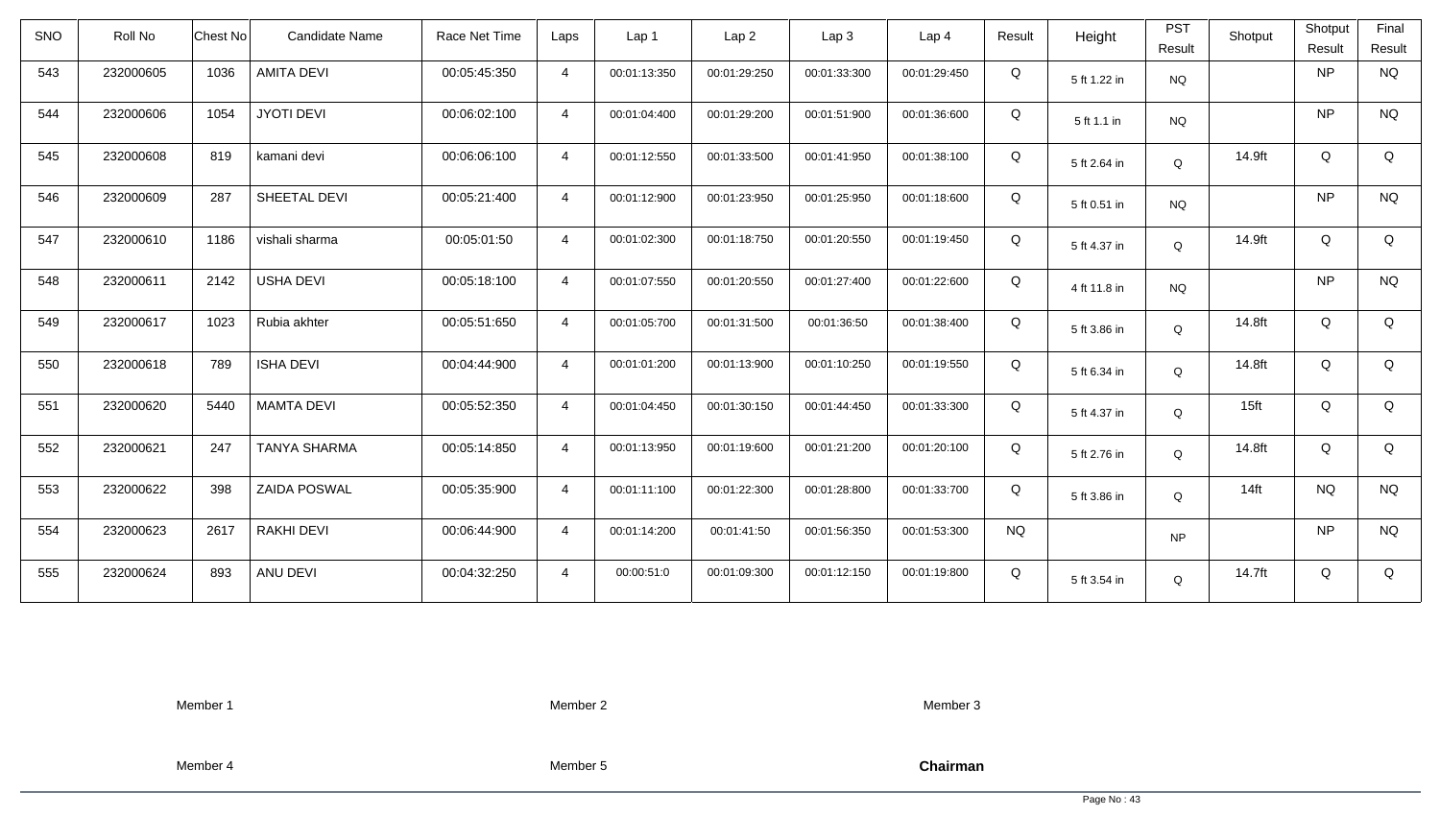| SNO | Roll No | Chest No | Candidate Name | Race Net Time | Laps | Lap 1 | Lap 2 | Lap 3 | Lap 4 | Result | Height | PST Result | Shotput | Shotput Result | Final Result |
|---|---|---|---|---|---|---|---|---|---|---|---|---|---|---|---|
| 543 | 232000605 | 1036 | AMITA DEVI | 00:05:45:350 | 4 | 00:01:13:350 | 00:01:29:250 | 00:01:33:300 | 00:01:29:450 | Q | 5 ft 1.22 in | NQ | | NP | NQ |
| 544 | 232000606 | 1054 | JYOTI DEVI | 00:06:02:100 | 4 | 00:01:04:400 | 00:01:29:200 | 00:01:51:900 | 00:01:36:600 | Q | 5 ft 1.1 in | NQ | | NP | NQ |
| 545 | 232000608 | 819 | kamani devi | 00:06:06:100 | 4 | 00:01:12:550 | 00:01:33:500 | 00:01:41:950 | 00:01:38:100 | Q | 5 ft 2.64 in | Q | 14.9ft | Q | Q |
| 546 | 232000609 | 287 | SHEETAL DEVI | 00:05:21:400 | 4 | 00:01:12:900 | 00:01:23:950 | 00:01:25:950 | 00:01:18:600 | Q | 5 ft 0.51 in | NQ | | NP | NQ |
| 547 | 232000610 | 1186 | vishali sharma | 00:05:01:50 | 4 | 00:01:02:300 | 00:01:18:750 | 00:01:20:550 | 00:01:19:450 | Q | 5 ft 4.37 in | Q | 14.9ft | Q | Q |
| 548 | 232000611 | 2142 | USHA DEVI | 00:05:18:100 | 4 | 00:01:07:550 | 00:01:20:550 | 00:01:27:400 | 00:01:22:600 | Q | 4 ft 11.8 in | NQ | | NP | NQ |
| 549 | 232000617 | 1023 | Rubia akhter | 00:05:51:650 | 4 | 00:01:05:700 | 00:01:31:500 | 00:01:36:50 | 00:01:38:400 | Q | 5 ft 3.86 in | Q | 14.8ft | Q | Q |
| 550 | 232000618 | 789 | ISHA DEVI | 00:04:44:900 | 4 | 00:01:01:200 | 00:01:13:900 | 00:01:10:250 | 00:01:19:550 | Q | 5 ft 6.34 in | Q | 14.8ft | Q | Q |
| 551 | 232000620 | 5440 | MAMTA DEVI | 00:05:52:350 | 4 | 00:01:04:450 | 00:01:30:150 | 00:01:44:450 | 00:01:33:300 | Q | 5 ft 4.37 in | Q | 15ft | Q | Q |
| 552 | 232000621 | 247 | TANYA SHARMA | 00:05:14:850 | 4 | 00:01:13:950 | 00:01:19:600 | 00:01:21:200 | 00:01:20:100 | Q | 5 ft 2.76 in | Q | 14.8ft | Q | Q |
| 553 | 232000622 | 398 | ZAIDA POSWAL | 00:05:35:900 | 4 | 00:01:11:100 | 00:01:22:300 | 00:01:28:800 | 00:01:33:700 | Q | 5 ft 3.86 in | Q | 14ft | NQ | NQ |
| 554 | 232000623 | 2617 | RAKHI DEVI | 00:06:44:900 | 4 | 00:01:14:200 | 00:01:41:50 | 00:01:56:350 | 00:01:53:300 | NQ | | NP | | NP | NQ |
| 555 | 232000624 | 893 | ANU DEVI | 00:04:32:250 | 4 | 00:00:51:0 | 00:01:09:300 | 00:01:12:150 | 00:01:19:800 | Q | 5 ft 3.54 in | Q | 14.7ft | Q | Q |

Member 1 Member 2 Member 3

Member 4 Member 5 **Chairman**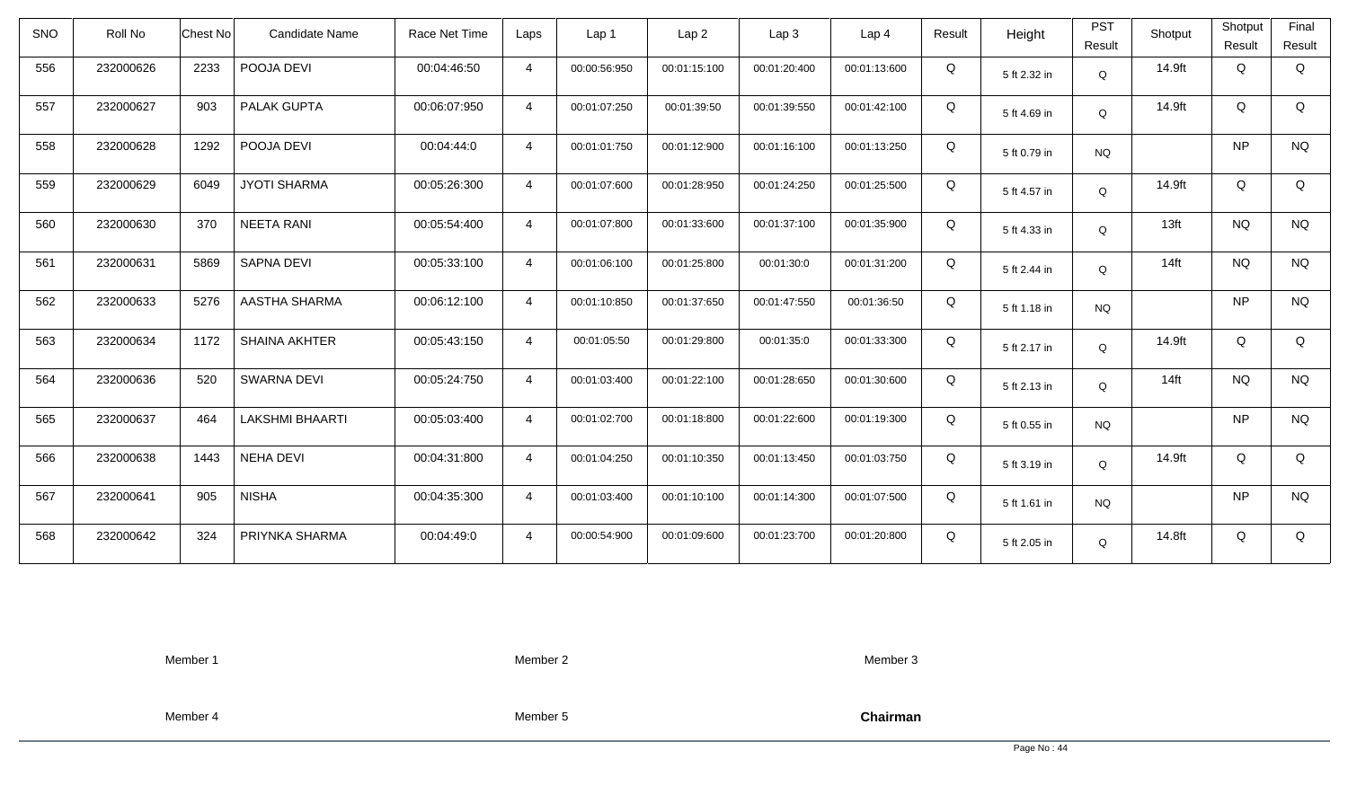| SNO | Roll No | Chest No | Candidate Name | Race Net Time | Laps | Lap 1 | Lap 2 | Lap 3 | Lap 4 | Result | Height | PST Result | Shotput | Shotput Result | Final Result |
|---|---|---|---|---|---|---|---|---|---|---|---|---|---|---|---|
| 556 | 232000626 | 2233 | POOJA DEVI | 00:04:46:50 | 4 | 00:00:56:950 | 00:01:15:100 | 00:01:20:400 | 00:01:13:600 | Q | 5 ft 2.32 in | Q | 14.9ft | Q | Q |
| 557 | 232000627 | 903 | PALAK GUPTA | 00:06:07:950 | 4 | 00:01:07:250 | 00:01:39:50 | 00:01:39:550 | 00:01:42:100 | Q | 5 ft 4.69 in | Q | 14.9ft | Q | Q |
| 558 | 232000628 | 1292 | POOJA DEVI | 00:04:44:0 | 4 | 00:01:01:750 | 00:01:12:900 | 00:01:16:100 | 00:01:13:250 | Q | 5 ft 0.79 in | NQ | | NP | NQ |
| 559 | 232000629 | 6049 | JYOTI SHARMA | 00:05:26:300 | 4 | 00:01:07:600 | 00:01:28:950 | 00:01:24:250 | 00:01:25:500 | Q | 5 ft 4.57 in | Q | 14.9ft | Q | Q |
| 560 | 232000630 | 370 | NEETA RANI | 00:05:54:400 | 4 | 00:01:07:800 | 00:01:33:600 | 00:01:37:100 | 00:01:35:900 | Q | 5 ft 4.33 in | Q | 13ft | NQ | NQ |
| 561 | 232000631 | 5869 | SAPNA DEVI | 00:05:33:100 | 4 | 00:01:06:100 | 00:01:25:800 | 00:01:30:0 | 00:01:31:200 | Q | 5 ft 2.44 in | Q | 14ft | NQ | NQ |
| 562 | 232000633 | 5276 | AASTHA SHARMA | 00:06:12:100 | 4 | 00:01:10:850 | 00:01:37:650 | 00:01:47:550 | 00:01:36:50 | Q | 5 ft 1.18 in | NQ | | NP | NQ |
| 563 | 232000634 | 1172 | SHAINA AKHTER | 00:05:43:150 | 4 | 00:01:05:50 | 00:01:29:800 | 00:01:35:0 | 00:01:33:300 | Q | 5 ft 2.17 in | Q | 14.9ft | Q | Q |
| 564 | 232000636 | 520 | SWARNA DEVI | 00:05:24:750 | 4 | 00:01:03:400 | 00:01:22:100 | 00:01:28:650 | 00:01:30:600 | Q | 5 ft 2.13 in | Q | 14ft | NQ | NQ |
| 565 | 232000637 | 464 | LAKSHMI BHAARTI | 00:05:03:400 | 4 | 00:01:02:700 | 00:01:18:800 | 00:01:22:600 | 00:01:19:300 | Q | 5 ft 0.55 in | NQ | | NP | NQ |
| 566 | 232000638 | 1443 | NEHA DEVI | 00:04:31:800 | 4 | 00:01:04:250 | 00:01:10:350 | 00:01:13:450 | 00:01:03:750 | Q | 5 ft 3.19 in | Q | 14.9ft | Q | Q |
| 567 | 232000641 | 905 | NISHA | 00:04:35:300 | 4 | 00:01:03:400 | 00:01:10:100 | 00:01:14:300 | 00:01:07:500 | Q | 5 ft 1.61 in | NQ | | NP | NQ |
| 568 | 232000642 | 324 | PRIYNKA SHARMA | 00:04:49:0 | 4 | 00:00:54:900 | 00:01:09:600 | 00:01:23:700 | 00:01:20:800 | Q | 5 ft 2.05 in | Q | 14.8ft | Q | Q |

Member 1　　Member 2　　Member 3

Member 4　　Member 5　　**Chairman**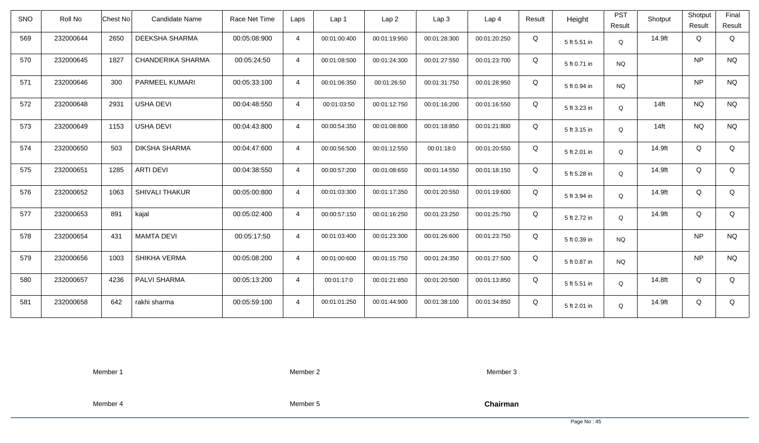| SNO | Roll No | Chest No | Candidate Name | Race Net Time | Laps | Lap 1 | Lap 2 | Lap 3 | Lap 4 | Result | Height | PST Result | Shotput | Shotput Result | Final Result |
|---|---|---|---|---|---|---|---|---|---|---|---|---|---|---|---|
| 569 | 232000644 | 2650 | DEEKSHA SHARMA | 00:05:08:900 | 4 | 00:01:00:400 | 00:01:19:950 | 00:01:28:300 | 00:01:20:250 | Q | 5 ft 5.51 in | Q | 14.9ft | Q | Q |
| 570 | 232000645 | 1827 | CHANDERIKA SHARMA | 00:05:24:50 | 4 | 00:01:08:500 | 00:01:24:300 | 00:01:27:550 | 00:01:23:700 | Q | 5 ft 0.71 in | NQ | | NP | NQ |
| 571 | 232000646 | 300 | PARMEEL KUMARI | 00:05:33:100 | 4 | 00:01:06:350 | 00:01:26:50 | 00:01:31:750 | 00:01:28:950 | Q | 5 ft 0.94 in | NQ | | NP | NQ |
| 572 | 232000648 | 2931 | USHA DEVI | 00:04:48:550 | 4 | 00:01:03:50 | 00:01:12:750 | 00:01:16:200 | 00:01:16:550 | Q | 5 ft 3.23 in | Q | 14ft | NQ | NQ |
| 573 | 232000649 | 1153 | USHA DEVI | 00:04:43:800 | 4 | 00:00:54:350 | 00:01:08:800 | 00:01:18:850 | 00:01:21:800 | Q | 5 ft 3.15 in | Q | 14ft | NQ | NQ |
| 574 | 232000650 | 503 | DIKSHA SHARMA | 00:04:47:600 | 4 | 00:00:56:500 | 00:01:12:550 | 00:01:18:0 | 00:01:20:550 | Q | 5 ft 2.01 in | Q | 14.9ft | Q | Q |
| 575 | 232000651 | 1285 | ARTI DEVI | 00:04:38:550 | 4 | 00:00:57:200 | 00:01:08:650 | 00:01:14:550 | 00:01:18:150 | Q | 5 ft 5.28 in | Q | 14.9ft | Q | Q |
| 576 | 232000652 | 1063 | SHIVALI THAKUR | 00:05:00:800 | 4 | 00:01:03:300 | 00:01:17:350 | 00:01:20:550 | 00:01:19:600 | Q | 5 ft 3.94 in | Q | 14.9ft | Q | Q |
| 577 | 232000653 | 891 | kajal | 00:05:02:400 | 4 | 00:00:57:150 | 00:01:16:250 | 00:01:23:250 | 00:01:25:750 | Q | 5 ft 2.72 in | Q | 14.9ft | Q | Q |
| 578 | 232000654 | 431 | MAMTA DEVI | 00:05:17:50 | 4 | 00:01:03:400 | 00:01:23:300 | 00:01:26:600 | 00:01:23:750 | Q | 5 ft 0.39 in | NQ | | NP | NQ |
| 579 | 232000656 | 1003 | SHIKHA VERMA | 00:05:08:200 | 4 | 00:01:00:600 | 00:01:15:750 | 00:01:24:350 | 00:01:27:500 | Q | 5 ft 0.87 in | NQ | | NP | NQ |
| 580 | 232000657 | 4236 | PALVI SHARMA | 00:05:13:200 | 4 | 00:01:17:0 | 00:01:21:850 | 00:01:20:500 | 00:01:13:850 | Q | 5 ft 5.51 in | Q | 14.8ft | Q | Q |
| 581 | 232000658 | 642 | rakhi sharma | 00:05:59:100 | 4 | 00:01:01:250 | 00:01:44:900 | 00:01:38:100 | 00:01:34:850 | Q | 5 ft 2.01 in | Q | 14.9ft | Q | Q |

Member 1

Member 2

Member 3

Member 4

Member 5

**Chairman**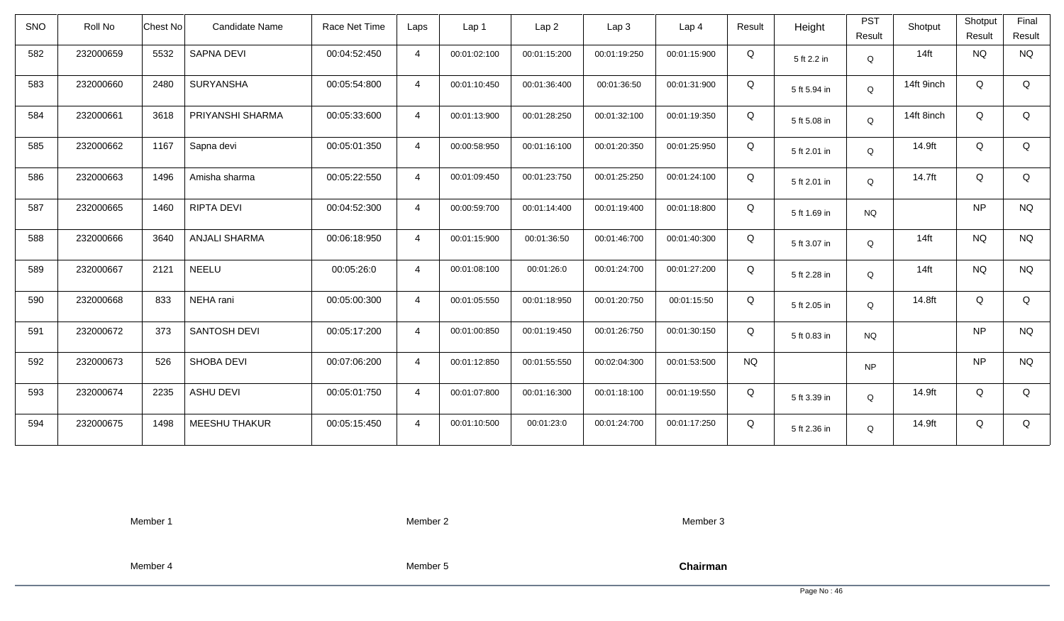| SNO | Roll No | Chest No | Candidate Name | Race Net Time | Laps | Lap 1 | Lap 2 | Lap 3 | Lap 4 | Result | Height | PST Result | Shotput | Shotput Result | Final Result |
|---|---|---|---|---|---|---|---|---|---|---|---|---|---|---|---|
| 582 | 232000659 | 5532 | SAPNA DEVI | 00:04:52:450 | 4 | 00:01:02:100 | 00:01:15:200 | 00:01:19:250 | 00:01:15:900 | Q | 5 ft 2.2 in | Q | 14ft | NQ | NQ |
| 583 | 232000660 | 2480 | SURYANSHA | 00:05:54:800 | 4 | 00:01:10:450 | 00:01:36:400 | 00:01:36:50 | 00:01:31:900 | Q | 5 ft 5.94 in | Q | 14ft 9inch | Q | Q |
| 584 | 232000661 | 3618 | PRIYANSHI SHARMA | 00:05:33:600 | 4 | 00:01:13:900 | 00:01:28:250 | 00:01:32:100 | 00:01:19:350 | Q | 5 ft 5.08 in | Q | 14ft 8inch | Q | Q |
| 585 | 232000662 | 1167 | Sapna devi | 00:05:01:350 | 4 | 00:00:58:950 | 00:01:16:100 | 00:01:20:350 | 00:01:25:950 | Q | 5 ft 2.01 in | Q | 14.9ft | Q | Q |
| 586 | 232000663 | 1496 | Amisha sharma | 00:05:22:550 | 4 | 00:01:09:450 | 00:01:23:750 | 00:01:25:250 | 00:01:24:100 | Q | 5 ft 2.01 in | Q | 14.7ft | Q | Q |
| 587 | 232000665 | 1460 | RIPTA DEVI | 00:04:52:300 | 4 | 00:00:59:700 | 00:01:14:400 | 00:01:19:400 | 00:01:18:800 | Q | 5 ft 1.69 in | NQ | | NP | NQ |
| 588 | 232000666 | 3640 | ANJALI SHARMA | 00:06:18:950 | 4 | 00:01:15:900 | 00:01:36:50 | 00:01:46:700 | 00:01:40:300 | Q | 5 ft 3.07 in | Q | 14ft | NQ | NQ |
| 589 | 232000667 | 2121 | NEELU | 00:05:26:0 | 4 | 00:01:08:100 | 00:01:26:0 | 00:01:24:700 | 00:01:27:200 | Q | 5 ft 2.28 in | Q | 14ft | NQ | NQ |
| 590 | 232000668 | 833 | NEHA rani | 00:05:00:300 | 4 | 00:01:05:550 | 00:01:18:950 | 00:01:20:750 | 00:01:15:50 | Q | 5 ft 2.05 in | Q | 14.8ft | Q | Q |
| 591 | 232000672 | 373 | SANTOSH DEVI | 00:05:17:200 | 4 | 00:01:00:850 | 00:01:19:450 | 00:01:26:750 | 00:01:30:150 | Q | 5 ft 0.83 in | NQ | | NP | NQ |
| 592 | 232000673 | 526 | SHOBA DEVI | 00:07:06:200 | 4 | 00:01:12:850 | 00:01:55:550 | 00:02:04:300 | 00:01:53:500 | NQ | | NP | | NP | NQ |
| 593 | 232000674 | 2235 | ASHU DEVI | 00:05:01:750 | 4 | 00:01:07:800 | 00:01:16:300 | 00:01:18:100 | 00:01:19:550 | Q | 5 ft 3.39 in | Q | 14.9ft | Q | Q |
| 594 | 232000675 | 1498 | MEESHU THAKUR | 00:05:15:450 | 4 | 00:01:10:500 | 00:01:23:0 | 00:01:24:700 | 00:01:17:250 | Q | 5 ft 2.36 in | Q | 14.9ft | Q | Q |

Member 1 Member 2 Member 3

Member 4 Member 5 **Chairman**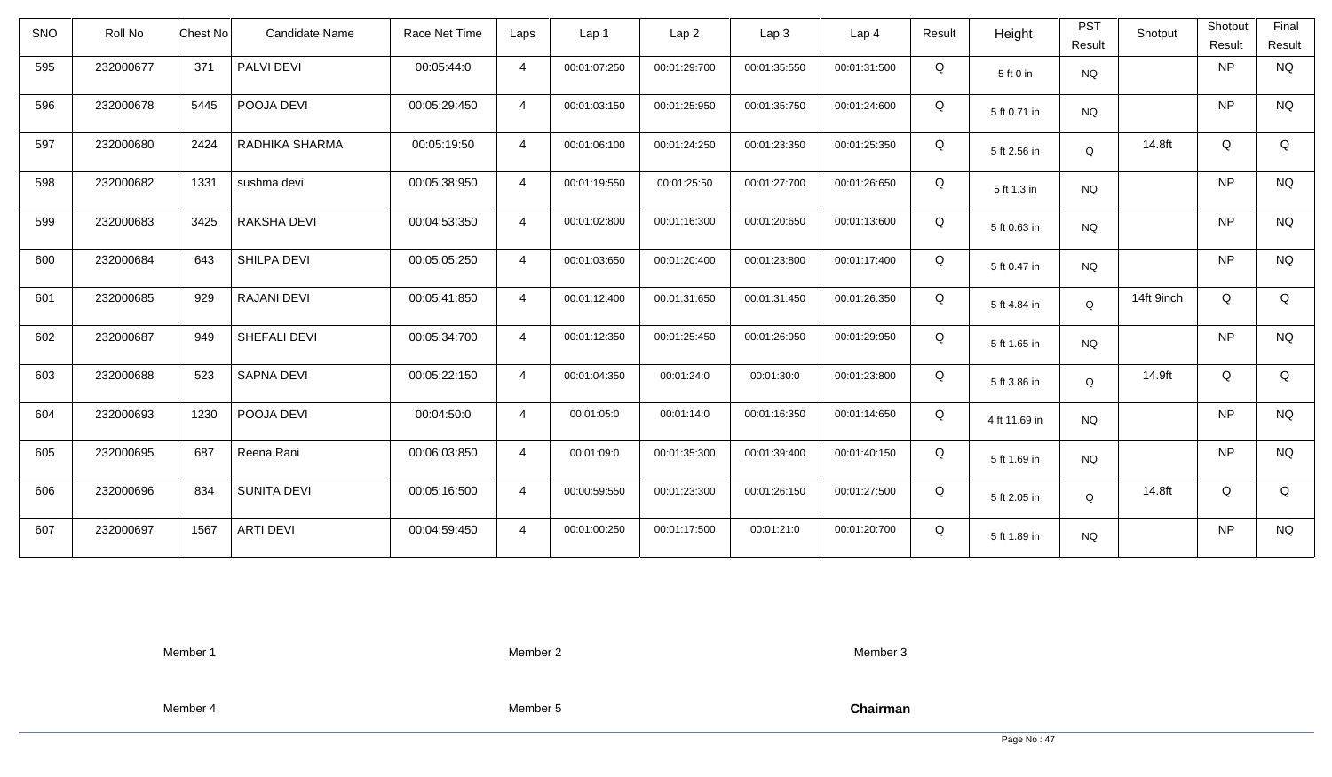| SNO | Roll No | Chest No | Candidate Name | Race Net Time | Laps | Lap 1 | Lap 2 | Lap 3 | Lap 4 | Result | Height | PST Result | Shotput | Shotput Result | Final Result |
|---|---|---|---|---|---|---|---|---|---|---|---|---|---|---|---|
| 595 | 232000677 | 371 | PALVI DEVI | 00:05:44:0 | 4 | 00:01:07:250 | 00:01:29:700 | 00:01:35:550 | 00:01:31:500 | Q | 5 ft 0 in | NQ | | NP | NQ |
| 596 | 232000678 | 5445 | POOJA DEVI | 00:05:29:450 | 4 | 00:01:03:150 | 00:01:25:950 | 00:01:35:750 | 00:01:24:600 | Q | 5 ft 0.71 in | NQ | | NP | NQ |
| 597 | 232000680 | 2424 | RADHIKA SHARMA | 00:05:19:50 | 4 | 00:01:06:100 | 00:01:24:250 | 00:01:23:350 | 00:01:25:350 | Q | 5 ft 2.56 in | Q | 14.8ft | Q | Q |
| 598 | 232000682 | 1331 | sushma devi | 00:05:38:950 | 4 | 00:01:19:550 | 00:01:25:50 | 00:01:27:700 | 00:01:26:650 | Q | 5 ft 1.3 in | NQ | | NP | NQ |
| 599 | 232000683 | 3425 | RAKSHA DEVI | 00:04:53:350 | 4 | 00:01:02:800 | 00:01:16:300 | 00:01:20:650 | 00:01:13:600 | Q | 5 ft 0.63 in | NQ | | NP | NQ |
| 600 | 232000684 | 643 | SHILPA DEVI | 00:05:05:250 | 4 | 00:01:03:650 | 00:01:20:400 | 00:01:23:800 | 00:01:17:400 | Q | 5 ft 0.47 in | NQ | | NP | NQ |
| 601 | 232000685 | 929 | RAJANI DEVI | 00:05:41:850 | 4 | 00:01:12:400 | 00:01:31:650 | 00:01:31:450 | 00:01:26:350 | Q | 5 ft 4.84 in | Q | 14ft 9inch | Q | Q |
| 602 | 232000687 | 949 | SHEFALI DEVI | 00:05:34:700 | 4 | 00:01:12:350 | 00:01:25:450 | 00:01:26:950 | 00:01:29:950 | Q | 5 ft 1.65 in | NQ | | NP | NQ |
| 603 | 232000688 | 523 | SAPNA DEVI | 00:05:22:150 | 4 | 00:01:04:350 | 00:01:24:0 | 00:01:30:0 | 00:01:23:800 | Q | 5 ft 3.86 in | Q | 14.9ft | Q | Q |
| 604 | 232000693 | 1230 | POOJA DEVI | 00:04:50:0 | 4 | 00:01:05:0 | 00:01:14:0 | 00:01:16:350 | 00:01:14:650 | Q | 4 ft 11.69 in | NQ | | NP | NQ |
| 605 | 232000695 | 687 | Reena Rani | 00:06:03:850 | 4 | 00:01:09:0 | 00:01:35:300 | 00:01:39:400 | 00:01:40:150 | Q | 5 ft 1.69 in | NQ | | NP | NQ |
| 606 | 232000696 | 834 | SUNITA DEVI | 00:05:16:500 | 4 | 00:00:59:550 | 00:01:23:300 | 00:01:26:150 | 00:01:27:500 | Q | 5 ft 2.05 in | Q | 14.8ft | Q | Q |
| 607 | 232000697 | 1567 | ARTI DEVI | 00:04:59:450 | 4 | 00:01:00:250 | 00:01:17:500 | 00:01:21:0 | 00:01:20:700 | Q | 5 ft 1.89 in | NQ | | NP | NQ |

Member 1　　Member 2　　Member 3

Member 4　　Member 5　　**Chairman**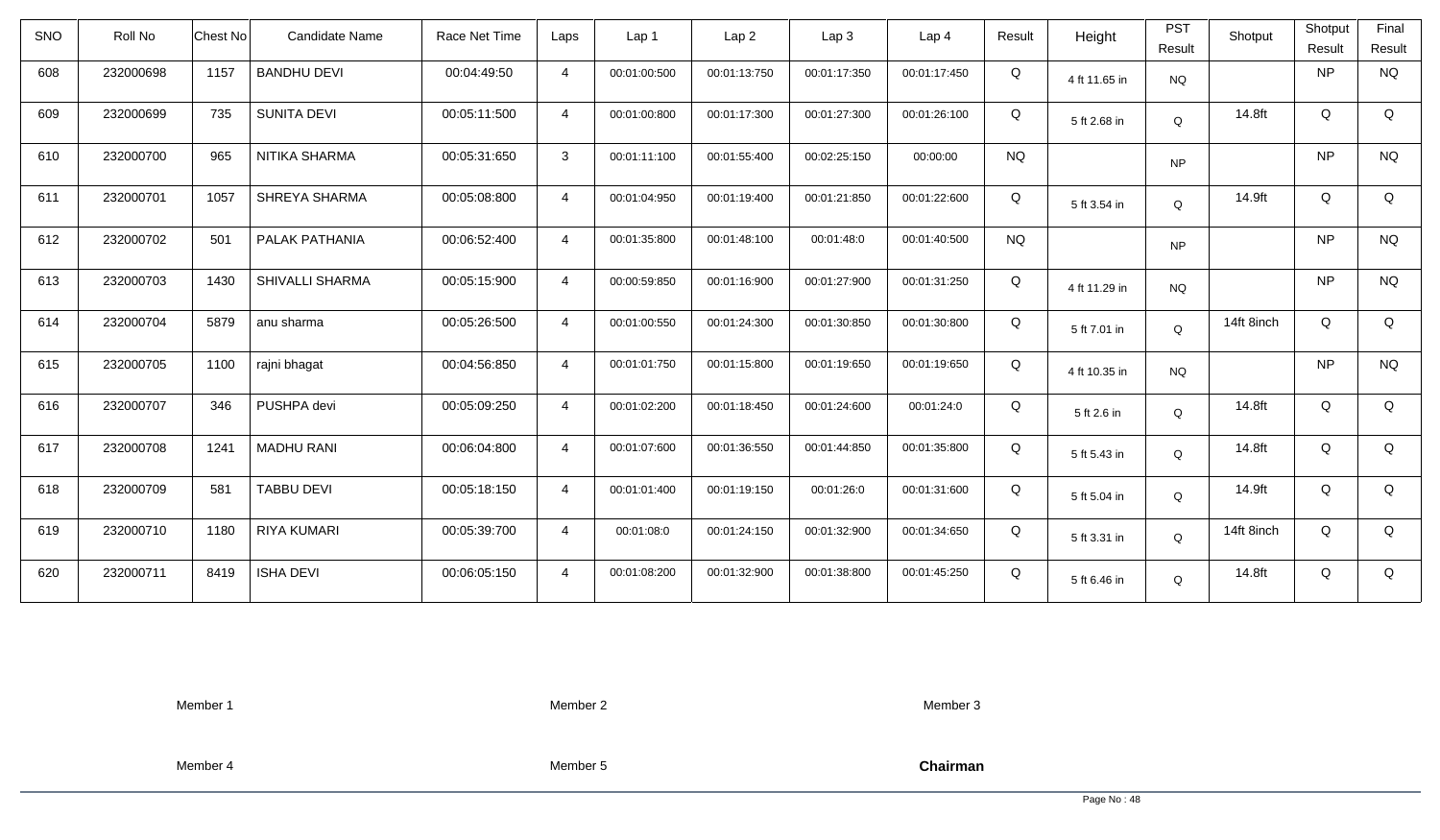| SNO | Roll No | Chest No | Candidate Name | Race Net Time | Laps | Lap 1 | Lap 2 | Lap 3 | Lap 4 | Result | Height | PST Result | Shotput | Shotput Result | Final Result |
|---|---|---|---|---|---|---|---|---|---|---|---|---|---|---|---|
| 608 | 232000698 | 1157 | BANDHU DEVI | 00:04:49:50 | 4 | 00:01:00:500 | 00:01:13:750 | 00:01:17:350 | 00:01:17:450 | Q | 4 ft 11.65 in | NQ | | NP | NQ |
| 609 | 232000699 | 735 | SUNITA DEVI | 00:05:11:500 | 4 | 00:01:00:800 | 00:01:17:300 | 00:01:27:300 | 00:01:26:100 | Q | 5 ft 2.68 in | Q | 14.8ft | Q | Q |
| 610 | 232000700 | 965 | NITIKA SHARMA | 00:05:31:650 | 3 | 00:01:11:100 | 00:01:55:400 | 00:02:25:150 | 00:00:00 | NQ | | NP | | NP | NQ |
| 611 | 232000701 | 1057 | SHREYA SHARMA | 00:05:08:800 | 4 | 00:01:04:950 | 00:01:19:400 | 00:01:21:850 | 00:01:22:600 | Q | 5 ft 3.54 in | Q | 14.9ft | Q | Q |
| 612 | 232000702 | 501 | PALAK PATHANIA | 00:06:52:400 | 4 | 00:01:35:800 | 00:01:48:100 | 00:01:48:0 | 00:01:40:500 | NQ | | NP | | NP | NQ |
| 613 | 232000703 | 1430 | SHIVALLI SHARMA | 00:05:15:900 | 4 | 00:00:59:850 | 00:01:16:900 | 00:01:27:900 | 00:01:31:250 | Q | 4 ft 11.29 in | NQ | | NP | NQ |
| 614 | 232000704 | 5879 | anu sharma | 00:05:26:500 | 4 | 00:01:00:550 | 00:01:24:300 | 00:01:30:850 | 00:01:30:800 | Q | 5 ft 7.01 in | Q | 14ft 8inch | Q | Q |
| 615 | 232000705 | 1100 | rajni bhagat | 00:04:56:850 | 4 | 00:01:01:750 | 00:01:15:800 | 00:01:19:650 | 00:01:19:650 | Q | 4 ft 10.35 in | NQ | | NP | NQ |
| 616 | 232000707 | 346 | PUSHPA devi | 00:05:09:250 | 4 | 00:01:02:200 | 00:01:18:450 | 00:01:24:600 | 00:01:24:0 | Q | 5 ft 2.6 in | Q | 14.8ft | Q | Q |
| 617 | 232000708 | 1241 | MADHU RANI | 00:06:04:800 | 4 | 00:01:07:600 | 00:01:36:550 | 00:01:44:850 | 00:01:35:800 | Q | 5 ft 5.43 in | Q | 14.8ft | Q | Q |
| 618 | 232000709 | 581 | TABBU DEVI | 00:05:18:150 | 4 | 00:01:01:400 | 00:01:19:150 | 00:01:26:0 | 00:01:31:600 | Q | 5 ft 5.04 in | Q | 14.9ft | Q | Q |
| 619 | 232000710 | 1180 | RIYA KUMARI | 00:05:39:700 | 4 | 00:01:08:0 | 00:01:24:150 | 00:01:32:900 | 00:01:34:650 | Q | 5 ft 3.31 in | Q | 14ft 8inch | Q | Q |
| 620 | 232000711 | 8419 | ISHA DEVI | 00:06:05:150 | 4 | 00:01:08:200 | 00:01:32:900 | 00:01:38:800 | 00:01:45:250 | Q | 5 ft 6.46 in | Q | 14.8ft | Q | Q |

Member 1          Member 2          Member 3

Member 4          Member 5          **Chairman**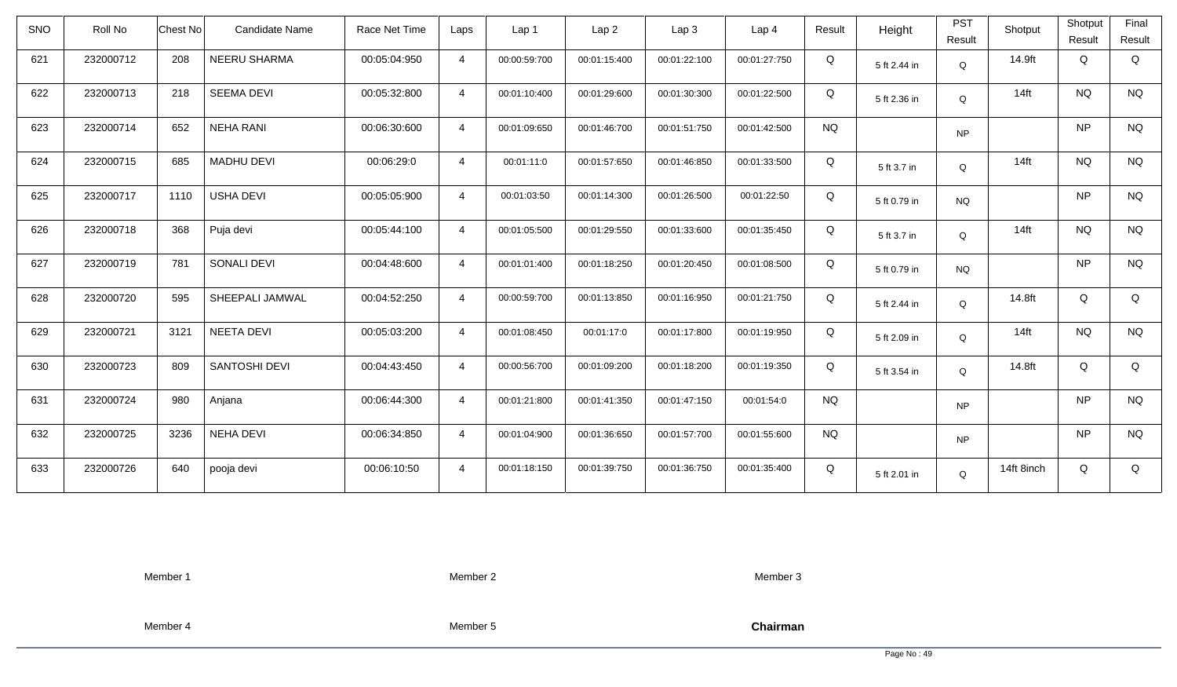| SNO | Roll No | Chest No | Candidate Name | Race Net Time | Laps | Lap 1 | Lap 2 | Lap 3 | Lap 4 | Result | Height | PST Result | Shotput | Shotput Result | Final Result |
|---|---|---|---|---|---|---|---|---|---|---|---|---|---|---|---|
| 621 | 232000712 | 208 | NEERU SHARMA | 00:05:04:950 | 4 | 00:00:59:700 | 00:01:15:400 | 00:01:22:100 | 00:01:27:750 | Q | 5 ft 2.44 in | Q | 14.9ft | Q | Q |
| 622 | 232000713 | 218 | SEEMA DEVI | 00:05:32:800 | 4 | 00:01:10:400 | 00:01:29:600 | 00:01:30:300 | 00:01:22:500 | Q | 5 ft 2.36 in | Q | 14ft | NQ | NQ |
| 623 | 232000714 | 652 | NEHA RANI | 00:06:30:600 | 4 | 00:01:09:650 | 00:01:46:700 | 00:01:51:750 | 00:01:42:500 | NQ | | NP | | NP | NQ |
| 624 | 232000715 | 685 | MADHU DEVI | 00:06:29:0 | 4 | 00:01:11:0 | 00:01:57:650 | 00:01:46:850 | 00:01:33:500 | Q | 5 ft 3.7 in | Q | 14ft | NQ | NQ |
| 625 | 232000717 | 1110 | USHA DEVI | 00:05:05:900 | 4 | 00:01:03:50 | 00:01:14:300 | 00:01:26:500 | 00:01:22:50 | Q | 5 ft 0.79 in | NQ | | NP | NQ |
| 626 | 232000718 | 368 | Puja devi | 00:05:44:100 | 4 | 00:01:05:500 | 00:01:29:550 | 00:01:33:600 | 00:01:35:450 | Q | 5 ft 3.7 in | Q | 14ft | NQ | NQ |
| 627 | 232000719 | 781 | SONALI DEVI | 00:04:48:600 | 4 | 00:01:01:400 | 00:01:18:250 | 00:01:20:450 | 00:01:08:500 | Q | 5 ft 0.79 in | NQ | | NP | NQ |
| 628 | 232000720 | 595 | SHEEPALI JAMWAL | 00:04:52:250 | 4 | 00:00:59:700 | 00:01:13:850 | 00:01:16:950 | 00:01:21:750 | Q | 5 ft 2.44 in | Q | 14.8ft | Q | Q |
| 629 | 232000721 | 3121 | NEETA DEVI | 00:05:03:200 | 4 | 00:01:08:450 | 00:01:17:0 | 00:01:17:800 | 00:01:19:950 | Q | 5 ft 2.09 in | Q | 14ft | NQ | NQ |
| 630 | 232000723 | 809 | SANTOSHI DEVI | 00:04:43:450 | 4 | 00:00:56:700 | 00:01:09:200 | 00:01:18:200 | 00:01:19:350 | Q | 5 ft 3.54 in | Q | 14.8ft | Q | Q |
| 631 | 232000724 | 980 | Anjana | 00:06:44:300 | 4 | 00:01:21:800 | 00:01:41:350 | 00:01:47:150 | 00:01:54:0 | NQ | | NP | | NP | NQ |
| 632 | 232000725 | 3236 | NEHA DEVI | 00:06:34:850 | 4 | 00:01:04:900 | 00:01:36:650 | 00:01:57:700 | 00:01:55:600 | NQ | | NP | | NP | NQ |
| 633 | 232000726 | 640 | pooja devi | 00:06:10:50 | 4 | 00:01:18:150 | 00:01:39:750 | 00:01:36:750 | 00:01:35:400 | Q | 5 ft 2.01 in | Q | 14ft 8inch | Q | Q |

Member 1 Member 2 Member 3

Member 4 Member 5 **Chairman**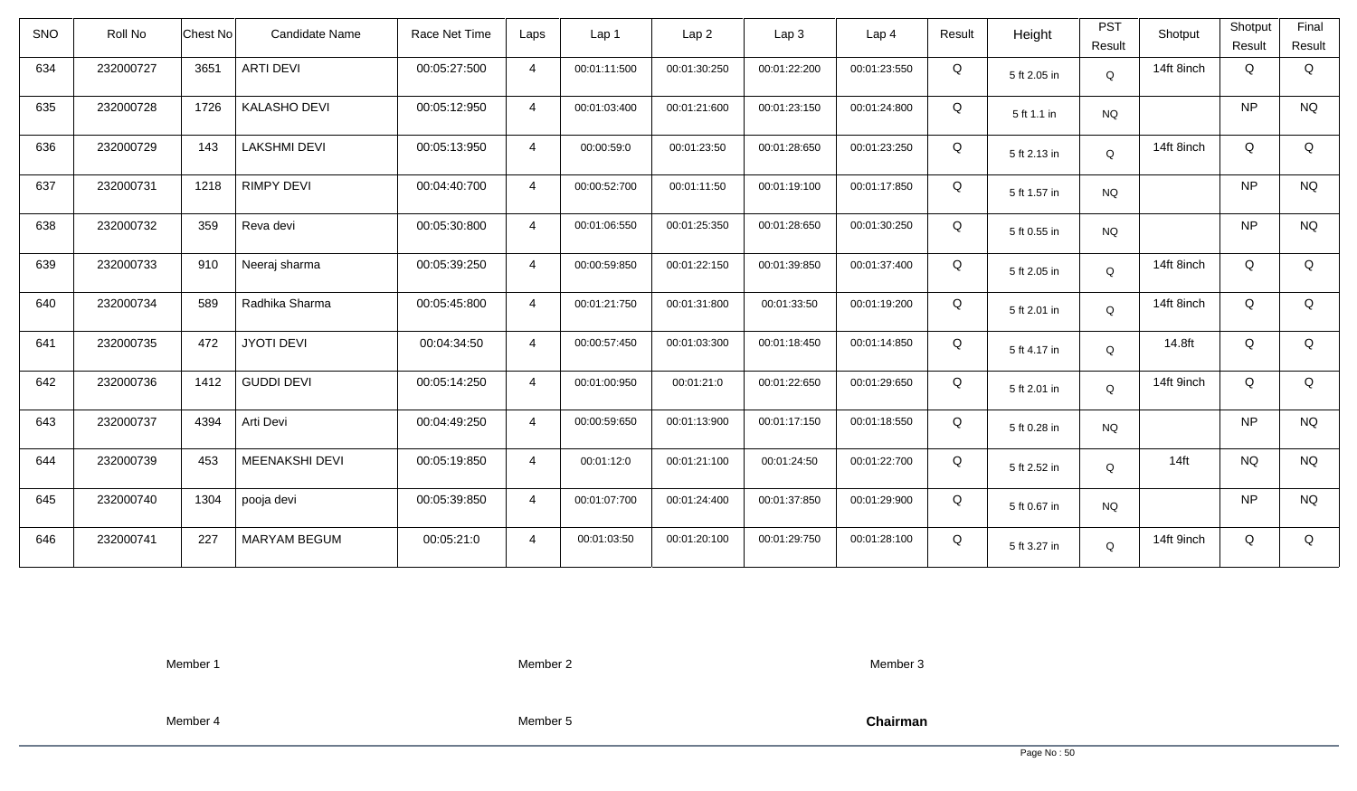| SNO | Roll No | Chest No | Candidate Name | Race Net Time | Laps | Lap 1 | Lap 2 | Lap 3 | Lap 4 | Result | Height | PST Result | Shotput | Shotput Result | Final Result |
|---|---|---|---|---|---|---|---|---|---|---|---|---|---|---|---|
| 634 | 232000727 | 3651 | ARTI DEVI | 00:05:27:500 | 4 | 00:01:11:500 | 00:01:30:250 | 00:01:22:200 | 00:01:23:550 | Q | 5 ft 2.05 in | Q | 14ft 8inch | Q | Q |
| 635 | 232000728 | 1726 | KALASHO DEVI | 00:05:12:950 | 4 | 00:01:03:400 | 00:01:21:600 | 00:01:23:150 | 00:01:24:800 | Q | 5 ft 1.1 in | NQ | | NP | NQ |
| 636 | 232000729 | 143 | LAKSHMI DEVI | 00:05:13:950 | 4 | 00:00:59:0 | 00:01:23:50 | 00:01:28:650 | 00:01:23:250 | Q | 5 ft 2.13 in | Q | 14ft 8inch | Q | Q |
| 637 | 232000731 | 1218 | RIMPY DEVI | 00:04:40:700 | 4 | 00:00:52:700 | 00:01:11:50 | 00:01:19:100 | 00:01:17:850 | Q | 5 ft 1.57 in | NQ | | NP | NQ |
| 638 | 232000732 | 359 | Reva devi | 00:05:30:800 | 4 | 00:01:06:550 | 00:01:25:350 | 00:01:28:650 | 00:01:30:250 | Q | 5 ft 0.55 in | NQ | | NP | NQ |
| 639 | 232000733 | 910 | Neeraj sharma | 00:05:39:250 | 4 | 00:00:59:850 | 00:01:22:150 | 00:01:39:850 | 00:01:37:400 | Q | 5 ft 2.05 in | Q | 14ft 8inch | Q | Q |
| 640 | 232000734 | 589 | Radhika Sharma | 00:05:45:800 | 4 | 00:01:21:750 | 00:01:31:800 | 00:01:33:50 | 00:01:19:200 | Q | 5 ft 2.01 in | Q | 14ft 8inch | Q | Q |
| 641 | 232000735 | 472 | JYOTI DEVI | 00:04:34:50 | 4 | 00:00:57:450 | 00:01:03:300 | 00:01:18:450 | 00:01:14:850 | Q | 5 ft 4.17 in | Q | 14.8ft | Q | Q |
| 642 | 232000736 | 1412 | GUDDI DEVI | 00:05:14:250 | 4 | 00:01:00:950 | 00:01:21:0 | 00:01:22:650 | 00:01:29:650 | Q | 5 ft 2.01 in | Q | 14ft 9inch | Q | Q |
| 643 | 232000737 | 4394 | Arti Devi | 00:04:49:250 | 4 | 00:00:59:650 | 00:01:13:900 | 00:01:17:150 | 00:01:18:550 | Q | 5 ft 0.28 in | NQ | | NP | NQ |
| 644 | 232000739 | 453 | MEENAKSHI DEVI | 00:05:19:850 | 4 | 00:01:12:0 | 00:01:21:100 | 00:01:24:50 | 00:01:22:700 | Q | 5 ft 2.52 in | Q | 14ft | NQ | NQ |
| 645 | 232000740 | 1304 | pooja devi | 00:05:39:850 | 4 | 00:01:07:700 | 00:01:24:400 | 00:01:37:850 | 00:01:29:900 | Q | 5 ft 0.67 in | NQ | | NP | NQ |
| 646 | 232000741 | 227 | MARYAM BEGUM | 00:05:21:0 | 4 | 00:01:03:50 | 00:01:20:100 | 00:01:29:750 | 00:01:28:100 | Q | 5 ft 3.27 in | Q | 14ft 9inch | Q | Q |

Member 1 Member 2 Member 3

Member 4 Member 5 **Chairman**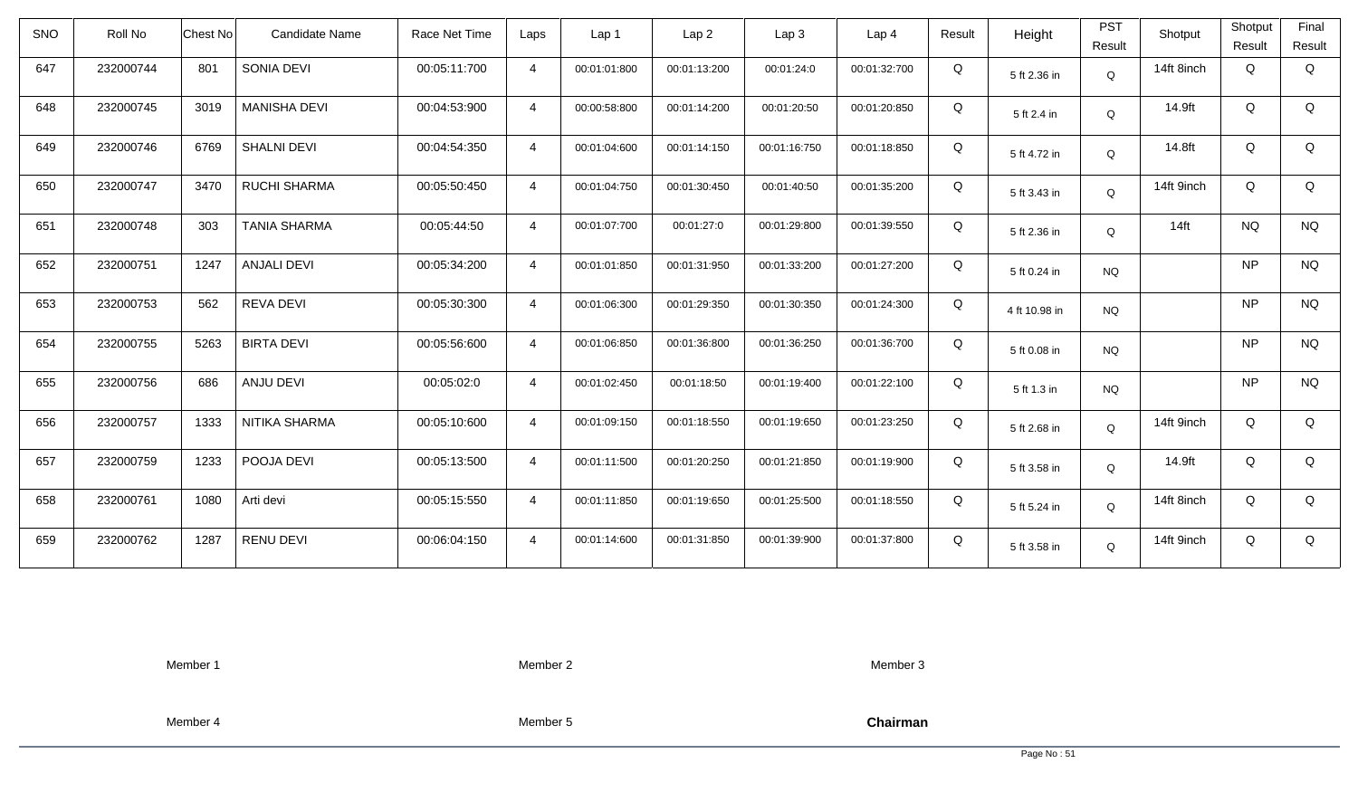| SNO | Roll No | Chest No | Candidate Name | Race Net Time | Laps | Lap 1 | Lap 2 | Lap 3 | Lap 4 | Result | Height | PST Result | Shotput | Shotput Result | Final Result |
|---|---|---|---|---|---|---|---|---|---|---|---|---|---|---|---|
| 647 | 232000744 | 801 | SONIA DEVI | 00:05:11:700 | 4 | 00:01:01:800 | 00:01:13:200 | 00:01:24:0 | 00:01:32:700 | Q | 5 ft 2.36 in | Q | 14ft 8inch | Q | Q |
| 648 | 232000745 | 3019 | MANISHA DEVI | 00:04:53:900 | 4 | 00:00:58:800 | 00:01:14:200 | 00:01:20:50 | 00:01:20:850 | Q | 5 ft 2.4 in | Q | 14.9ft | Q | Q |
| 649 | 232000746 | 6769 | SHALNI DEVI | 00:04:54:350 | 4 | 00:01:04:600 | 00:01:14:150 | 00:01:16:750 | 00:01:18:850 | Q | 5 ft 4.72 in | Q | 14.8ft | Q | Q |
| 650 | 232000747 | 3470 | RUCHI SHARMA | 00:05:50:450 | 4 | 00:01:04:750 | 00:01:30:450 | 00:01:40:50 | 00:01:35:200 | Q | 5 ft 3.43 in | Q | 14ft 9inch | Q | Q |
| 651 | 232000748 | 303 | TANIA SHARMA | 00:05:44:50 | 4 | 00:01:07:700 | 00:01:27:0 | 00:01:29:800 | 00:01:39:550 | Q | 5 ft 2.36 in | Q | 14ft | NQ | NQ |
| 652 | 232000751 | 1247 | ANJALI DEVI | 00:05:34:200 | 4 | 00:01:01:850 | 00:01:31:950 | 00:01:33:200 | 00:01:27:200 | Q | 5 ft 0.24 in | NQ | | NP | NQ |
| 653 | 232000753 | 562 | REVA DEVI | 00:05:30:300 | 4 | 00:01:06:300 | 00:01:29:350 | 00:01:30:350 | 00:01:24:300 | Q | 4 ft 10.98 in | NQ | | NP | NQ |
| 654 | 232000755 | 5263 | BIRTA DEVI | 00:05:56:600 | 4 | 00:01:06:850 | 00:01:36:800 | 00:01:36:250 | 00:01:36:700 | Q | 5 ft 0.08 in | NQ | | NP | NQ |
| 655 | 232000756 | 686 | ANJU DEVI | 00:05:02:0 | 4 | 00:01:02:450 | 00:01:18:50 | 00:01:19:400 | 00:01:22:100 | Q | 5 ft 1.3 in | NQ | | NP | NQ |
| 656 | 232000757 | 1333 | NITIKA SHARMA | 00:05:10:600 | 4 | 00:01:09:150 | 00:01:18:550 | 00:01:19:650 | 00:01:23:250 | Q | 5 ft 2.68 in | Q | 14ft 9inch | Q | Q |
| 657 | 232000759 | 1233 | POOJA DEVI | 00:05:13:500 | 4 | 00:01:11:500 | 00:01:20:250 | 00:01:21:850 | 00:01:19:900 | Q | 5 ft 3.58 in | Q | 14.9ft | Q | Q |
| 658 | 232000761 | 1080 | Arti devi | 00:05:15:550 | 4 | 00:01:11:850 | 00:01:19:650 | 00:01:25:500 | 00:01:18:550 | Q | 5 ft 5.24 in | Q | 14ft 8inch | Q | Q |
| 659 | 232000762 | 1287 | RENU DEVI | 00:06:04:150 | 4 | 00:01:14:600 | 00:01:31:850 | 00:01:39:900 | 00:01:37:800 | Q | 5 ft 3.58 in | Q | 14ft 9inch | Q | Q |

Member 1 Member 2 Member 3

Member 4 Member 5 **Chairman**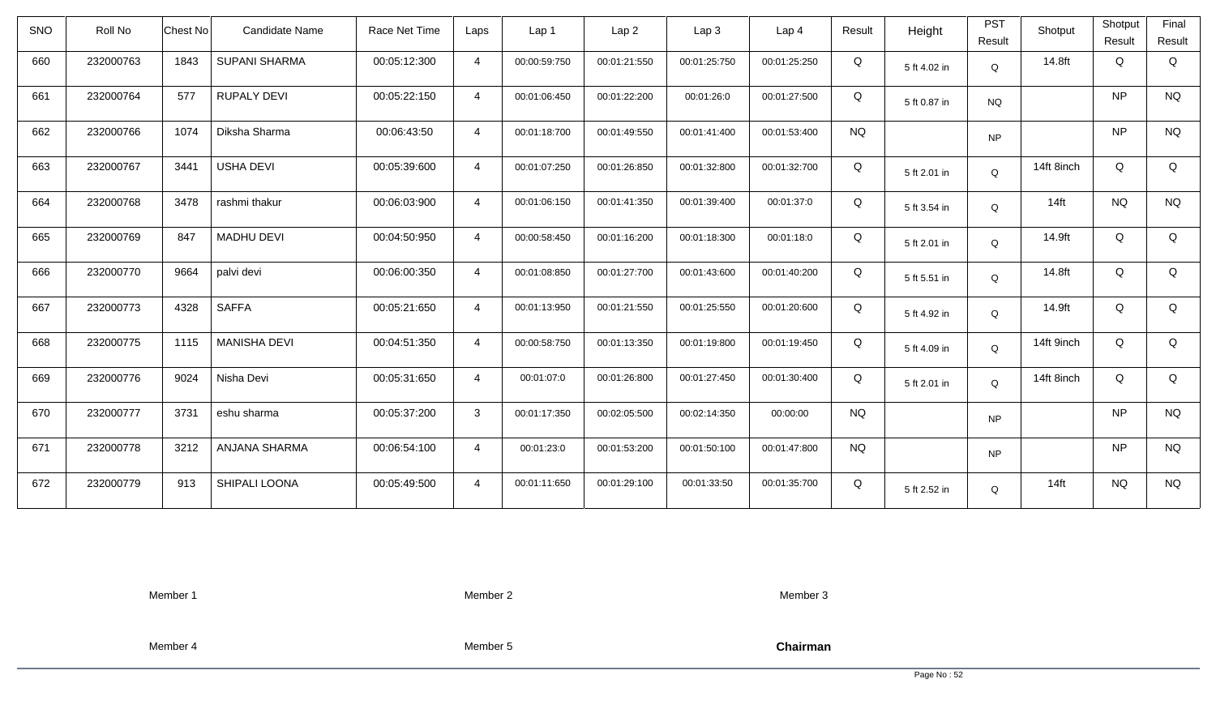| SNO | Roll No | Chest No | Candidate Name | Race Net Time | Laps | Lap 1 | Lap 2 | Lap 3 | Lap 4 | Result | Height | PST Result | Shotput | Shotput Result | Final Result |
|---|---|---|---|---|---|---|---|---|---|---|---|---|---|---|---|
| 660 | 232000763 | 1843 | SUPANI SHARMA | 00:05:12:300 | 4 | 00:00:59:750 | 00:01:21:550 | 00:01:25:750 | 00:01:25:250 | Q | 5 ft 4.02 in | Q | 14.8ft | Q | Q |
| 661 | 232000764 | 577 | RUPALY DEVI | 00:05:22:150 | 4 | 00:01:06:450 | 00:01:22:200 | 00:01:26:0 | 00:01:27:500 | Q | 5 ft 0.87 in | NQ | | NP | NQ |
| 662 | 232000766 | 1074 | Diksha Sharma | 00:06:43:50 | 4 | 00:01:18:700 | 00:01:49:550 | 00:01:41:400 | 00:01:53:400 | NQ | | NP | | NP | NQ |
| 663 | 232000767 | 3441 | USHA DEVI | 00:05:39:600 | 4 | 00:01:07:250 | 00:01:26:850 | 00:01:32:800 | 00:01:32:700 | Q | 5 ft 2.01 in | Q | 14ft 8inch | Q | Q |
| 664 | 232000768 | 3478 | rashmi thakur | 00:06:03:900 | 4 | 00:01:06:150 | 00:01:41:350 | 00:01:39:400 | 00:01:37:0 | Q | 5 ft 3.54 in | Q | 14ft | NQ | NQ |
| 665 | 232000769 | 847 | MADHU DEVI | 00:04:50:950 | 4 | 00:00:58:450 | 00:01:16:200 | 00:01:18:300 | 00:01:18:0 | Q | 5 ft 2.01 in | Q | 14.9ft | Q | Q |
| 666 | 232000770 | 9664 | palvi devi | 00:06:00:350 | 4 | 00:01:08:850 | 00:01:27:700 | 00:01:43:600 | 00:01:40:200 | Q | 5 ft 5.51 in | Q | 14.8ft | Q | Q |
| 667 | 232000773 | 4328 | SAFFA | 00:05:21:650 | 4 | 00:01:13:950 | 00:01:21:550 | 00:01:25:550 | 00:01:20:600 | Q | 5 ft 4.92 in | Q | 14.9ft | Q | Q |
| 668 | 232000775 | 1115 | MANISHA DEVI | 00:04:51:350 | 4 | 00:00:58:750 | 00:01:13:350 | 00:01:19:800 | 00:01:19:450 | Q | 5 ft 4.09 in | Q | 14ft 9inch | Q | Q |
| 669 | 232000776 | 9024 | Nisha Devi | 00:05:31:650 | 4 | 00:01:07:0 | 00:01:26:800 | 00:01:27:450 | 00:01:30:400 | Q | 5 ft 2.01 in | Q | 14ft 8inch | Q | Q |
| 670 | 232000777 | 3731 | eshu sharma | 00:05:37:200 | 3 | 00:01:17:350 | 00:02:05:500 | 00:02:14:350 | 00:00:00 | NQ | | NP | | NP | NQ |
| 671 | 232000778 | 3212 | ANJANA SHARMA | 00:06:54:100 | 4 | 00:01:23:0 | 00:01:53:200 | 00:01:50:100 | 00:01:47:800 | NQ | | NP | | NP | NQ |
| 672 | 232000779 | 913 | SHIPALI LOONA | 00:05:49:500 | 4 | 00:01:11:650 | 00:01:29:100 | 00:01:33:50 | 00:01:35:700 | Q | 5 ft 2.52 in | Q | 14ft | NQ | NQ |

Member 1 Member 2 Member 3

Member 4 Member 5 **Chairman**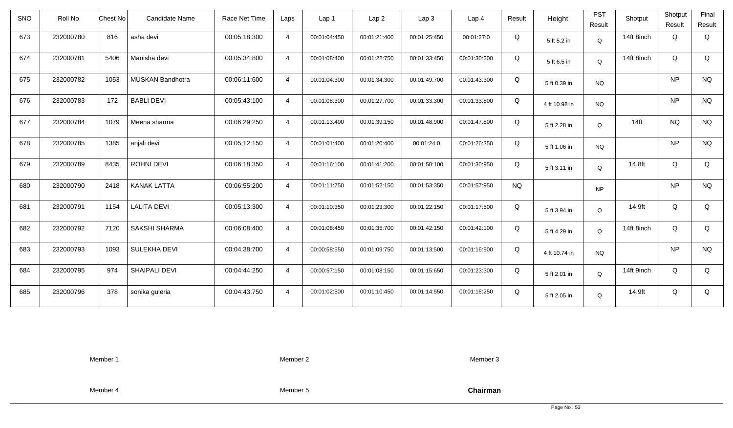| SNO | Roll No | Chest No | Candidate Name | Race Net Time | Laps | Lap 1 | Lap 2 | Lap 3 | Lap 4 | Result | Height | PST Result | Shotput | Shotput Result | Final Result |
|---|---|---|---|---|---|---|---|---|---|---|---|---|---|---|---|
| 673 | 232000780 | 816 | asha devi | 00:05:18:300 | 4 | 00:01:04:450 | 00:01:21:400 | 00:01:25:450 | 00:01:27:0 | Q | 5 ft 5.2 in | Q | 14ft 8inch | Q | Q |
| 674 | 232000781 | 5406 | Manisha devi | 00:05:34:800 | 4 | 00:01:08:400 | 00:01:22:750 | 00:01:33:450 | 00:01:30:200 | Q | 5 ft 6.5 in | Q | 14ft 8inch | Q | Q |
| 675 | 232000782 | 1053 | MUSKAN Bandhotra | 00:06:11:600 | 4 | 00:01:04:300 | 00:01:34:300 | 00:01:49:700 | 00:01:43:300 | Q | 5 ft 0.39 in | NQ | | NP | NQ |
| 676 | 232000783 | 172 | BABLI DEVI | 00:05:43:100 | 4 | 00:01:08:300 | 00:01:27:700 | 00:01:33:300 | 00:01:33:800 | Q | 4 ft 10.98 in | NQ | | NP | NQ |
| 677 | 232000784 | 1079 | Meena sharma | 00:06:29:250 | 4 | 00:01:13:400 | 00:01:39:150 | 00:01:48:900 | 00:01:47:800 | Q | 5 ft 2.28 in | Q | 14ft | NQ | NQ |
| 678 | 232000785 | 1385 | anjali devi | 00:05:12:150 | 4 | 00:01:01:400 | 00:01:20:400 | 00:01:24:0 | 00:01:26:350 | Q | 5 ft 1.06 in | NQ | | NP | NQ |
| 679 | 232000789 | 8435 | ROHNI DEVI | 00:06:18:350 | 4 | 00:01:16:100 | 00:01:41:200 | 00:01:50:100 | 00:01:30:950 | Q | 5 ft 3.11 in | Q | 14.8ft | Q | Q |
| 680 | 232000790 | 2418 | KANAK LATTA | 00:06:55:200 | 4 | 00:01:11:750 | 00:01:52:150 | 00:01:53:350 | 00:01:57:950 | NQ | | NP | | NP | NQ |
| 681 | 232000791 | 1154 | LALITA DEVI | 00:05:13:300 | 4 | 00:01:10:350 | 00:01:23:300 | 00:01:22:150 | 00:01:17:500 | Q | 5 ft 3.94 in | Q | 14.9ft | Q | Q |
| 682 | 232000792 | 7120 | SAKSHI SHARMA | 00:06:08:400 | 4 | 00:01:08:450 | 00:01:35:700 | 00:01:42:150 | 00:01:42:100 | Q | 5 ft 4.29 in | Q | 14ft 8inch | Q | Q |
| 683 | 232000793 | 1093 | SULEKHA DEVI | 00:04:38:700 | 4 | 00:00:58:550 | 00:01:09:750 | 00:01:13:500 | 00:01:16:900 | Q | 4 ft 10.74 in | NQ | | NP | NQ |
| 684 | 232000795 | 974 | SHAIPALI DEVI | 00:04:44:250 | 4 | 00:00:57:150 | 00:01:08:150 | 00:01:15:650 | 00:01:23:300 | Q | 5 ft 2.01 in | Q | 14ft 9inch | Q | Q |
| 685 | 232000796 | 378 | sonika guleria | 00:04:43:750 | 4 | 00:01:02:500 | 00:01:10:450 | 00:01:14:550 | 00:01:16:250 | Q | 5 ft 2.05 in | Q | 14.9ft | Q | Q |

Member 1 &nbsp;&nbsp;&nbsp;&nbsp; Member 2 &nbsp;&nbsp;&nbsp;&nbsp; Member 3

Member 4 &nbsp;&nbsp;&nbsp;&nbsp; Member 5 &nbsp;&nbsp;&nbsp;&nbsp; **Chairman**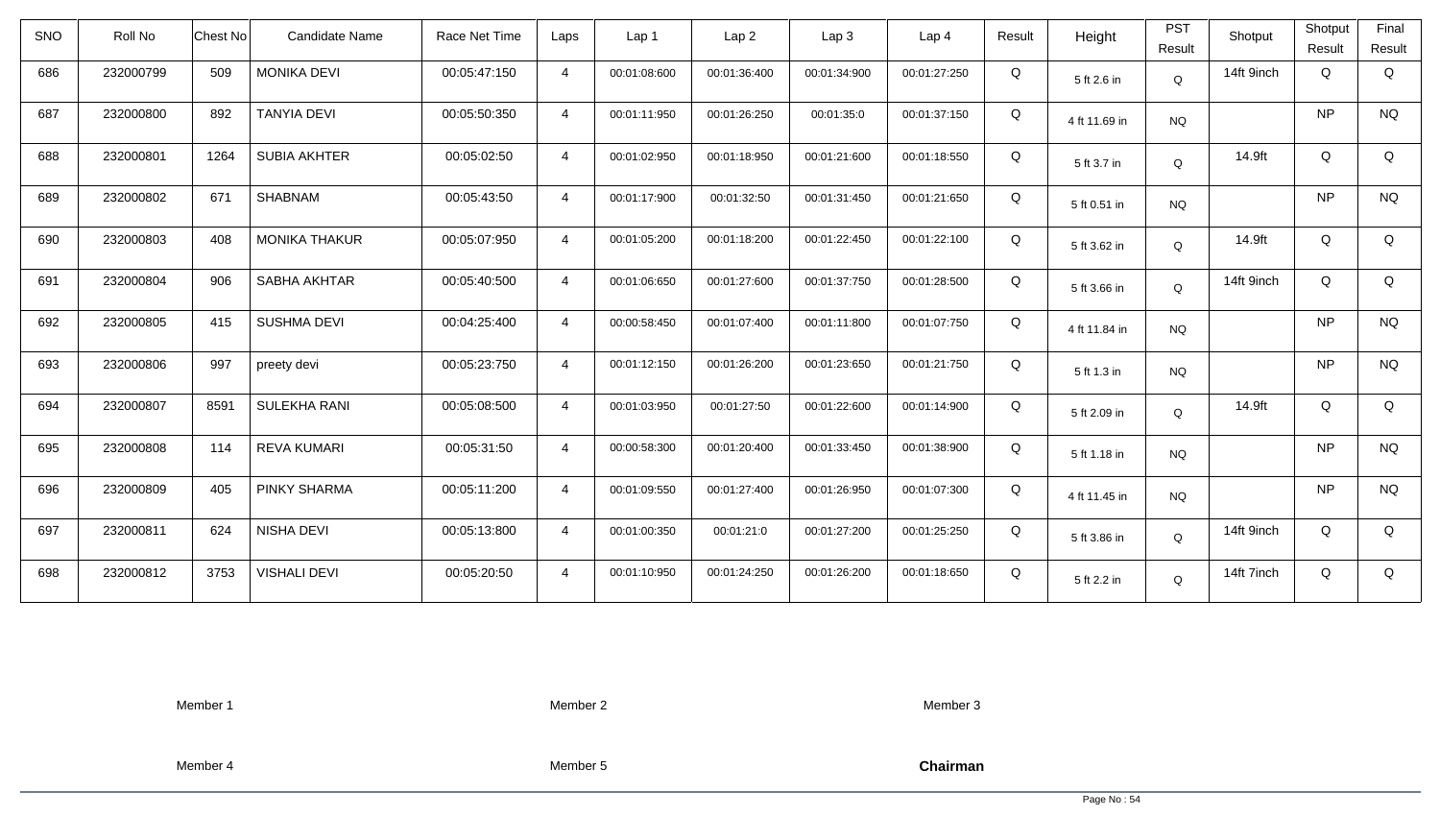| SNO | Roll No | Chest No | Candidate Name | Race Net Time | Laps | Lap 1 | Lap 2 | Lap 3 | Lap 4 | Result | Height | PST Result | Shotput | Shotput Result | Final Result |
|---|---|---|---|---|---|---|---|---|---|---|---|---|---|---|---|
| 686 | 232000799 | 509 | MONIKA DEVI | 00:05:47:150 | 4 | 00:01:08:600 | 00:01:36:400 | 00:01:34:900 | 00:01:27:250 | Q | 5 ft 2.6 in | Q | 14ft 9inch | Q | Q |
| 687 | 232000800 | 892 | TANYIA DEVI | 00:05:50:350 | 4 | 00:01:11:950 | 00:01:26:250 | 00:01:35:0 | 00:01:37:150 | Q | 4 ft 11.69 in | NQ | | NP | NQ |
| 688 | 232000801 | 1264 | SUBIA AKHTER | 00:05:02:50 | 4 | 00:01:02:950 | 00:01:18:950 | 00:01:21:600 | 00:01:18:550 | Q | 5 ft 3.7 in | Q | 14.9ft | Q | Q |
| 689 | 232000802 | 671 | SHABNAM | 00:05:43:50 | 4 | 00:01:17:900 | 00:01:32:50 | 00:01:31:450 | 00:01:21:650 | Q | 5 ft 0.51 in | NQ | | NP | NQ |
| 690 | 232000803 | 408 | MONIKA THAKUR | 00:05:07:950 | 4 | 00:01:05:200 | 00:01:18:200 | 00:01:22:450 | 00:01:22:100 | Q | 5 ft 3.62 in | Q | 14.9ft | Q | Q |
| 691 | 232000804 | 906 | SABHA AKHTAR | 00:05:40:500 | 4 | 00:01:06:650 | 00:01:27:600 | 00:01:37:750 | 00:01:28:500 | Q | 5 ft 3.66 in | Q | 14ft 9inch | Q | Q |
| 692 | 232000805 | 415 | SUSHMA DEVI | 00:04:25:400 | 4 | 00:00:58:450 | 00:01:07:400 | 00:01:11:800 | 00:01:07:750 | Q | 4 ft 11.84 in | NQ | | NP | NQ |
| 693 | 232000806 | 997 | preety devi | 00:05:23:750 | 4 | 00:01:12:150 | 00:01:26:200 | 00:01:23:650 | 00:01:21:750 | Q | 5 ft 1.3 in | NQ | | NP | NQ |
| 694 | 232000807 | 8591 | SULEKHA RANI | 00:05:08:500 | 4 | 00:01:03:950 | 00:01:27:50 | 00:01:22:600 | 00:01:14:900 | Q | 5 ft 2.09 in | Q | 14.9ft | Q | Q |
| 695 | 232000808 | 114 | REVA KUMARI | 00:05:31:50 | 4 | 00:00:58:300 | 00:01:20:400 | 00:01:33:450 | 00:01:38:900 | Q | 5 ft 1.18 in | NQ | | NP | NQ |
| 696 | 232000809 | 405 | PINKY SHARMA | 00:05:11:200 | 4 | 00:01:09:550 | 00:01:27:400 | 00:01:26:950 | 00:01:07:300 | Q | 4 ft 11.45 in | NQ | | NP | NQ |
| 697 | 232000811 | 624 | NISHA DEVI | 00:05:13:800 | 4 | 00:01:00:350 | 00:01:21:0 | 00:01:27:200 | 00:01:25:250 | Q | 5 ft 3.86 in | Q | 14ft 9inch | Q | Q |
| 698 | 232000812 | 3753 | VISHALI DEVI | 00:05:20:50 | 4 | 00:01:10:950 | 00:01:24:250 | 00:01:26:200 | 00:01:18:650 | Q | 5 ft 2.2 in | Q | 14ft 7inch | Q | Q |

Member 1    Member 2    Member 3

Member 4    Member 5    **Chairman**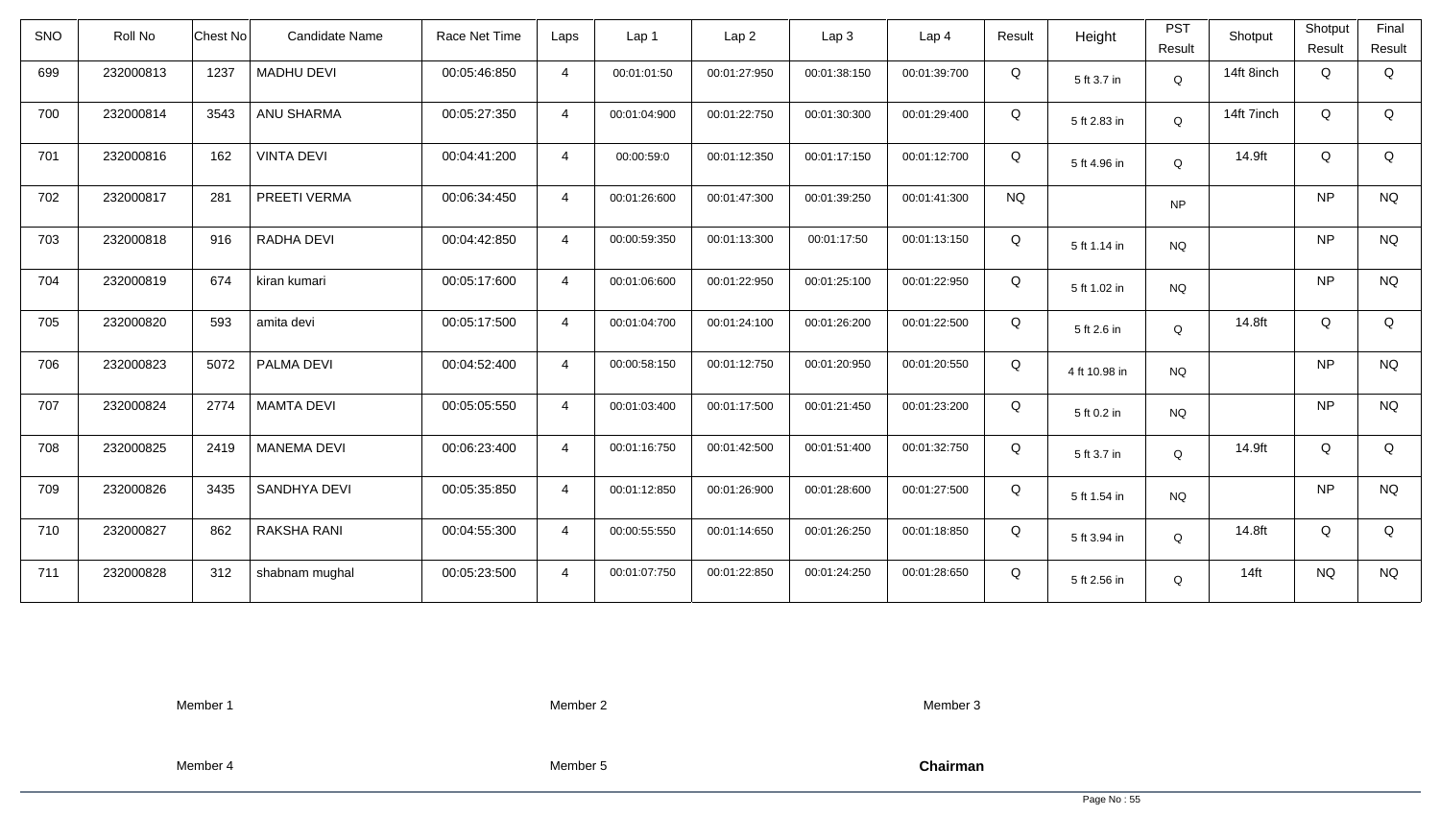| SNO | Roll No | Chest No | Candidate Name | Race Net Time | Laps | Lap 1 | Lap 2 | Lap 3 | Lap 4 | Result | Height | PST Result | Shotput | Shotput Result | Final Result |
|---|---|---|---|---|---|---|---|---|---|---|---|---|---|---|---|
| 699 | 232000813 | 1237 | MADHU DEVI | 00:05:46:850 | 4 | 00:01:01:50 | 00:01:27:950 | 00:01:38:150 | 00:01:39:700 | Q | 5 ft 3.7 in | Q | 14ft 8inch | Q | Q |
| 700 | 232000814 | 3543 | ANU SHARMA | 00:05:27:350 | 4 | 00:01:04:900 | 00:01:22:750 | 00:01:30:300 | 00:01:29:400 | Q | 5 ft 2.83 in | Q | 14ft 7inch | Q | Q |
| 701 | 232000816 | 162 | VINTA DEVI | 00:04:41:200 | 4 | 00:00:59:0 | 00:01:12:350 | 00:01:17:150 | 00:01:12:700 | Q | 5 ft 4.96 in | Q | 14.9ft | Q | Q |
| 702 | 232000817 | 281 | PREETI VERMA | 00:06:34:450 | 4 | 00:01:26:600 | 00:01:47:300 | 00:01:39:250 | 00:01:41:300 | NQ |  | NP |  | NP | NQ |
| 703 | 232000818 | 916 | RADHA DEVI | 00:04:42:850 | 4 | 00:00:59:350 | 00:01:13:300 | 00:01:17:50 | 00:01:13:150 | Q | 5 ft 1.14 in | NQ |  | NP | NQ |
| 704 | 232000819 | 674 | kiran kumari | 00:05:17:600 | 4 | 00:01:06:600 | 00:01:22:950 | 00:01:25:100 | 00:01:22:950 | Q | 5 ft 1.02 in | NQ |  | NP | NQ |
| 705 | 232000820 | 593 | amita devi | 00:05:17:500 | 4 | 00:01:04:700 | 00:01:24:100 | 00:01:26:200 | 00:01:22:500 | Q | 5 ft 2.6 in | Q | 14.8ft | Q | Q |
| 706 | 232000823 | 5072 | PALMA DEVI | 00:04:52:400 | 4 | 00:00:58:150 | 00:01:12:750 | 00:01:20:950 | 00:01:20:550 | Q | 4 ft 10.98 in | NQ |  | NP | NQ |
| 707 | 232000824 | 2774 | MAMTA DEVI | 00:05:05:550 | 4 | 00:01:03:400 | 00:01:17:500 | 00:01:21:450 | 00:01:23:200 | Q | 5 ft 0.2 in | NQ |  | NP | NQ |
| 708 | 232000825 | 2419 | MANEMA DEVI | 00:06:23:400 | 4 | 00:01:16:750 | 00:01:42:500 | 00:01:51:400 | 00:01:32:750 | Q | 5 ft 3.7 in | Q | 14.9ft | Q | Q |
| 709 | 232000826 | 3435 | SANDHYA DEVI | 00:05:35:850 | 4 | 00:01:12:850 | 00:01:26:900 | 00:01:28:600 | 00:01:27:500 | Q | 5 ft 1.54 in | NQ |  | NP | NQ |
| 710 | 232000827 | 862 | RAKSHA RANI | 00:04:55:300 | 4 | 00:00:55:550 | 00:01:14:650 | 00:01:26:250 | 00:01:18:850 | Q | 5 ft 3.94 in | Q | 14.8ft | Q | Q |
| 711 | 232000828 | 312 | shabnam mughal | 00:05:23:500 | 4 | 00:01:07:750 | 00:01:22:850 | 00:01:24:250 | 00:01:28:650 | Q | 5 ft 2.56 in | Q | 14ft | NQ | NQ |

Member 1 Member 2 Member 3

Member 4 Member 5 **Chairman**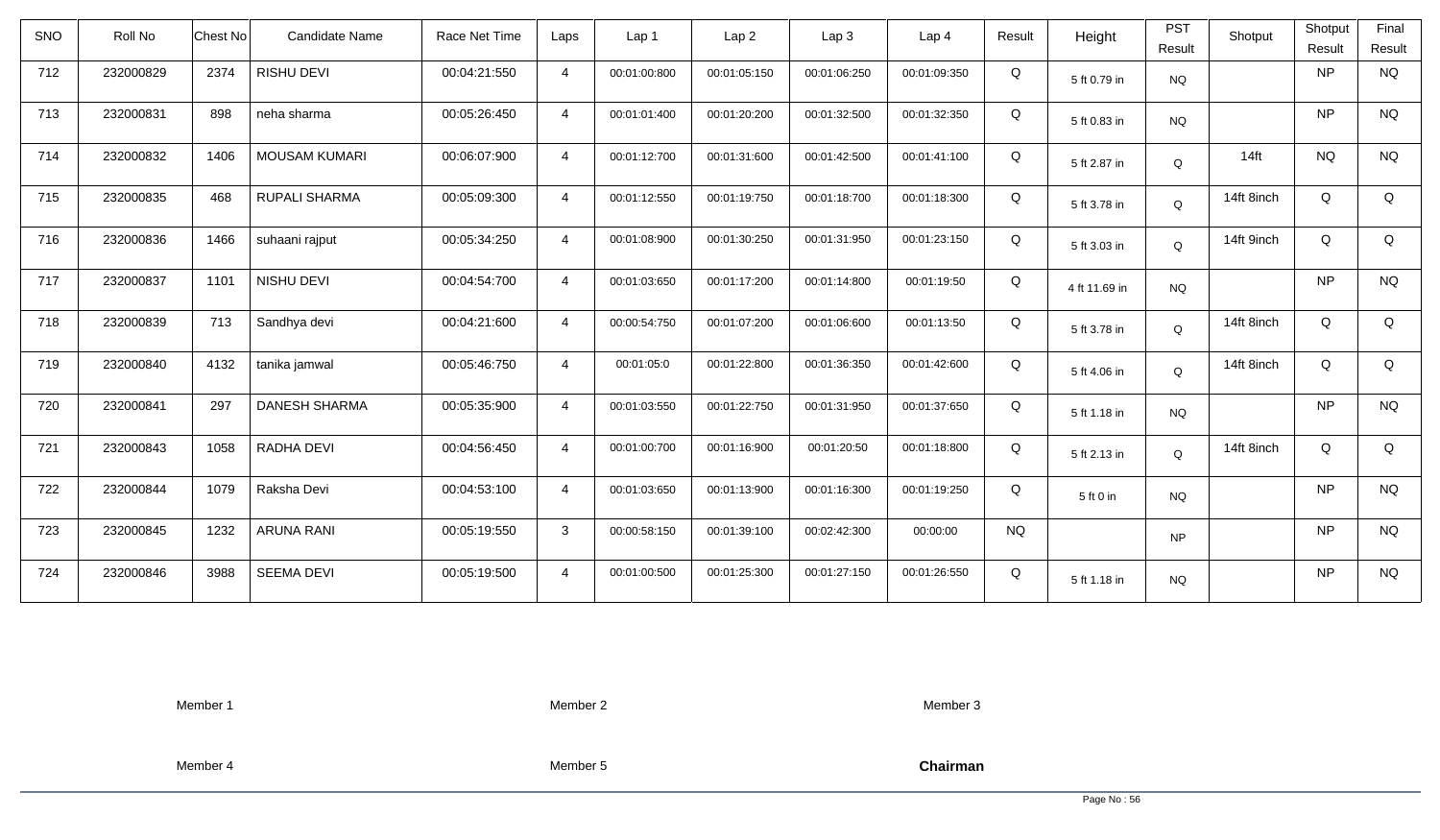| SNO | Roll No | Chest No | Candidate Name | Race Net Time | Laps | Lap 1 | Lap 2 | Lap 3 | Lap 4 | Result | Height | PST Result | Shotput | Shotput Result | Final Result |
|---|---|---|---|---|---|---|---|---|---|---|---|---|---|---|---|
| 712 | 232000829 | 2374 | RISHU DEVI | 00:04:21:550 | 4 | 00:01:00:800 | 00:01:05:150 | 00:01:06:250 | 00:01:09:350 | Q | 5 ft 0.79 in | NQ | | NP | NQ |
| 713 | 232000831 | 898 | neha sharma | 00:05:26:450 | 4 | 00:01:01:400 | 00:01:20:200 | 00:01:32:500 | 00:01:32:350 | Q | 5 ft 0.83 in | NQ | | NP | NQ |
| 714 | 232000832 | 1406 | MOUSAM KUMARI | 00:06:07:900 | 4 | 00:01:12:700 | 00:01:31:600 | 00:01:42:500 | 00:01:41:100 | Q | 5 ft 2.87 in | Q | 14ft | NQ | NQ |
| 715 | 232000835 | 468 | RUPALI SHARMA | 00:05:09:300 | 4 | 00:01:12:550 | 00:01:19:750 | 00:01:18:700 | 00:01:18:300 | Q | 5 ft 3.78 in | Q | 14ft 8inch | Q | Q |
| 716 | 232000836 | 1466 | suhaani rajput | 00:05:34:250 | 4 | 00:01:08:900 | 00:01:30:250 | 00:01:31:950 | 00:01:23:150 | Q | 5 ft 3.03 in | Q | 14ft 9inch | Q | Q |
| 717 | 232000837 | 1101 | NISHU DEVI | 00:04:54:700 | 4 | 00:01:03:650 | 00:01:17:200 | 00:01:14:800 | 00:01:19:50 | Q | 4 ft 11.69 in | NQ | | NP | NQ |
| 718 | 232000839 | 713 | Sandhya devi | 00:04:21:600 | 4 | 00:00:54:750 | 00:01:07:200 | 00:01:06:600 | 00:01:13:50 | Q | 5 ft 3.78 in | Q | 14ft 8inch | Q | Q |
| 719 | 232000840 | 4132 | tanika jamwal | 00:05:46:750 | 4 | 00:01:05:0 | 00:01:22:800 | 00:01:36:350 | 00:01:42:600 | Q | 5 ft 4.06 in | Q | 14ft 8inch | Q | Q |
| 720 | 232000841 | 297 | DANESH SHARMA | 00:05:35:900 | 4 | 00:01:03:550 | 00:01:22:750 | 00:01:31:950 | 00:01:37:650 | Q | 5 ft 1.18 in | NQ | | NP | NQ |
| 721 | 232000843 | 1058 | RADHA DEVI | 00:04:56:450 | 4 | 00:01:00:700 | 00:01:16:900 | 00:01:20:50 | 00:01:18:800 | Q | 5 ft 2.13 in | Q | 14ft 8inch | Q | Q |
| 722 | 232000844 | 1079 | Raksha Devi | 00:04:53:100 | 4 | 00:01:03:650 | 00:01:13:900 | 00:01:16:300 | 00:01:19:250 | Q | 5 ft 0 in | NQ | | NP | NQ |
| 723 | 232000845 | 1232 | ARUNA RANI | 00:05:19:550 | 3 | 00:00:58:150 | 00:01:39:100 | 00:02:42:300 | 00:00:00 | NQ | | NP | | NP | NQ |
| 724 | 232000846 | 3988 | SEEMA DEVI | 00:05:19:500 | 4 | 00:01:00:500 | 00:01:25:300 | 00:01:27:150 | 00:01:26:550 | Q | 5 ft 1.18 in | NQ | | NP | NQ |

Member 1    Member 2    Member 3

Member 4    Member 5    **Chairman**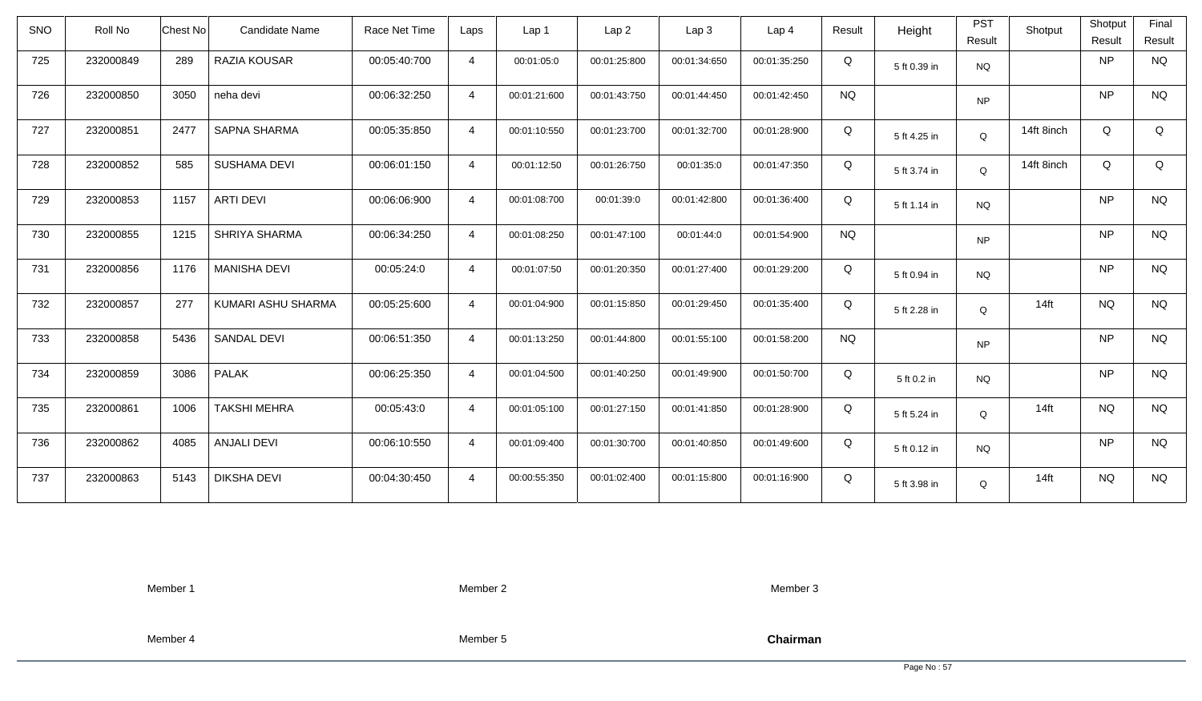| SNO | Roll No | Chest No | Candidate Name | Race Net Time | Laps | Lap 1 | Lap 2 | Lap 3 | Lap 4 | Result | Height | PST Result | Shotput | Shotput Result | Final Result |
|---|---|---|---|---|---|---|---|---|---|---|---|---|---|---|---|
| 725 | 232000849 | 289 | RAZIA KOUSAR | 00:05:40:700 | 4 | 00:01:05:0 | 00:01:25:800 | 00:01:34:650 | 00:01:35:250 | Q | 5 ft 0.39 in | NQ | | NP | NQ |
| 726 | 232000850 | 3050 | neha devi | 00:06:32:250 | 4 | 00:01:21:600 | 00:01:43:750 | 00:01:44:450 | 00:01:42:450 | NQ | | NP | | NP | NQ |
| 727 | 232000851 | 2477 | SAPNA SHARMA | 00:05:35:850 | 4 | 00:01:10:550 | 00:01:23:700 | 00:01:32:700 | 00:01:28:900 | Q | 5 ft 4.25 in | Q | 14ft 8inch | Q | Q |
| 728 | 232000852 | 585 | SUSHAMA DEVI | 00:06:01:150 | 4 | 00:01:12:50 | 00:01:26:750 | 00:01:35:0 | 00:01:47:350 | Q | 5 ft 3.74 in | Q | 14ft 8inch | Q | Q |
| 729 | 232000853 | 1157 | ARTI DEVI | 00:06:06:900 | 4 | 00:01:08:700 | 00:01:39:0 | 00:01:42:800 | 00:01:36:400 | Q | 5 ft 1.14 in | NQ | | NP | NQ |
| 730 | 232000855 | 1215 | SHRIYA SHARMA | 00:06:34:250 | 4 | 00:01:08:250 | 00:01:47:100 | 00:01:44:0 | 00:01:54:900 | NQ | | NP | | NP | NQ |
| 731 | 232000856 | 1176 | MANISHA DEVI | 00:05:24:0 | 4 | 00:01:07:50 | 00:01:20:350 | 00:01:27:400 | 00:01:29:200 | Q | 5 ft 0.94 in | NQ | | NP | NQ |
| 732 | 232000857 | 277 | KUMARI ASHU SHARMA | 00:05:25:600 | 4 | 00:01:04:900 | 00:01:15:850 | 00:01:29:450 | 00:01:35:400 | Q | 5 ft 2.28 in | Q | 14ft | NQ | NQ |
| 733 | 232000858 | 5436 | SANDAL DEVI | 00:06:51:350 | 4 | 00:01:13:250 | 00:01:44:800 | 00:01:55:100 | 00:01:58:200 | NQ | | NP | | NP | NQ |
| 734 | 232000859 | 3086 | PALAK | 00:06:25:350 | 4 | 00:01:04:500 | 00:01:40:250 | 00:01:49:900 | 00:01:50:700 | Q | 5 ft 0.2 in | NQ | | NP | NQ |
| 735 | 232000861 | 1006 | TAKSHI MEHRA | 00:05:43:0 | 4 | 00:01:05:100 | 00:01:27:150 | 00:01:41:850 | 00:01:28:900 | Q | 5 ft 5.24 in | Q | 14ft | NQ | NQ |
| 736 | 232000862 | 4085 | ANJALI DEVI | 00:06:10:550 | 4 | 00:01:09:400 | 00:01:30:700 | 00:01:40:850 | 00:01:49:600 | Q | 5 ft 0.12 in | NQ | | NP | NQ |
| 737 | 232000863 | 5143 | DIKSHA DEVI | 00:04:30:450 | 4 | 00:00:55:350 | 00:01:02:400 | 00:01:15:800 | 00:01:16:900 | Q | 5 ft 3.98 in | Q | 14ft | NQ | NQ |

Member 1 Member 2 Member 3

Member 4 Member 5 **Chairman**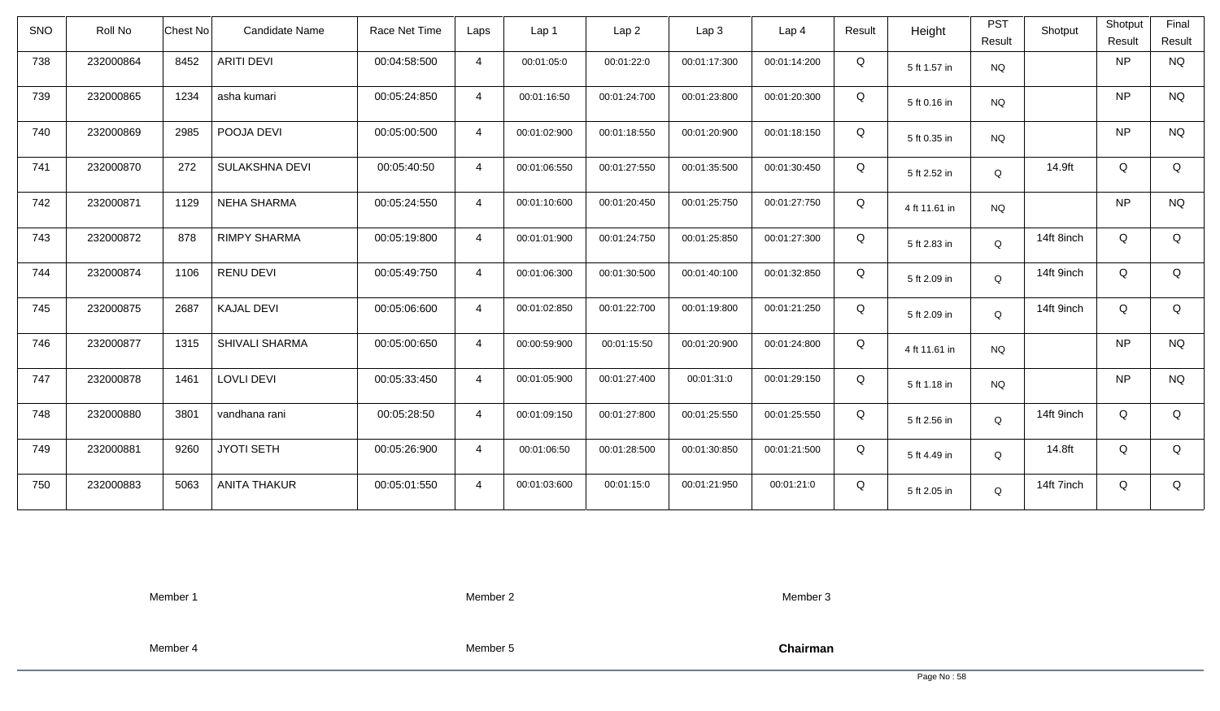| SNO | Roll No | Chest No | Candidate Name | Race Net Time | Laps | Lap 1 | Lap 2 | Lap 3 | Lap 4 | Result | Height | PST Result | Shotput | Shotput Result | Final Result |
|---|---|---|---|---|---|---|---|---|---|---|---|---|---|---|---|
| 738 | 232000864 | 8452 | ARITI DEVI | 00:04:58:500 | 4 | 00:01:05:0 | 00:01:22:0 | 00:01:17:300 | 00:01:14:200 | Q | 5 ft 1.57 in | NQ | | NP | NQ |
| 739 | 232000865 | 1234 | asha kumari | 00:05:24:850 | 4 | 00:01:16:50 | 00:01:24:700 | 00:01:23:800 | 00:01:20:300 | Q | 5 ft 0.16 in | NQ | | NP | NQ |
| 740 | 232000869 | 2985 | POOJA DEVI | 00:05:00:500 | 4 | 00:01:02:900 | 00:01:18:550 | 00:01:20:900 | 00:01:18:150 | Q | 5 ft 0.35 in | NQ | | NP | NQ |
| 741 | 232000870 | 272 | SULAKSHNA DEVI | 00:05:40:50 | 4 | 00:01:06:550 | 00:01:27:550 | 00:01:35:500 | 00:01:30:450 | Q | 5 ft 2.52 in | Q | 14.9ft | Q | Q |
| 742 | 232000871 | 1129 | NEHA SHARMA | 00:05:24:550 | 4 | 00:01:10:600 | 00:01:20:450 | 00:01:25:750 | 00:01:27:750 | Q | 4 ft 11.61 in | NQ | | NP | NQ |
| 743 | 232000872 | 878 | RIMPY SHARMA | 00:05:19:800 | 4 | 00:01:01:900 | 00:01:24:750 | 00:01:25:850 | 00:01:27:300 | Q | 5 ft 2.83 in | Q | 14ft 8inch | Q | Q |
| 744 | 232000874 | 1106 | RENU DEVI | 00:05:49:750 | 4 | 00:01:06:300 | 00:01:30:500 | 00:01:40:100 | 00:01:32:850 | Q | 5 ft 2.09 in | Q | 14ft 9inch | Q | Q |
| 745 | 232000875 | 2687 | KAJAL DEVI | 00:05:06:600 | 4 | 00:01:02:850 | 00:01:22:700 | 00:01:19:800 | 00:01:21:250 | Q | 5 ft 2.09 in | Q | 14ft 9inch | Q | Q |
| 746 | 232000877 | 1315 | SHIVALI SHARMA | 00:05:00:650 | 4 | 00:00:59:900 | 00:01:15:50 | 00:01:20:900 | 00:01:24:800 | Q | 4 ft 11.61 in | NQ | | NP | NQ |
| 747 | 232000878 | 1461 | LOVLI DEVI | 00:05:33:450 | 4 | 00:01:05:900 | 00:01:27:400 | 00:01:31:0 | 00:01:29:150 | Q | 5 ft 1.18 in | NQ | | NP | NQ |
| 748 | 232000880 | 3801 | vandhana rani | 00:05:28:50 | 4 | 00:01:09:150 | 00:01:27:800 | 00:01:25:550 | 00:01:25:550 | Q | 5 ft 2.56 in | Q | 14ft 9inch | Q | Q |
| 749 | 232000881 | 9260 | JYOTI SETH | 00:05:26:900 | 4 | 00:01:06:50 | 00:01:28:500 | 00:01:30:850 | 00:01:21:500 | Q | 5 ft 4.49 in | Q | 14.8ft | Q | Q |
| 750 | 232000883 | 5063 | ANITA THAKUR | 00:05:01:550 | 4 | 00:01:03:600 | 00:01:15:0 | 00:01:21:950 | 00:01:21:0 | Q | 5 ft 2.05 in | Q | 14ft 7inch | Q | Q |

Member 1 Member 2 Member 3

Member 4 Member 5 **Chairman**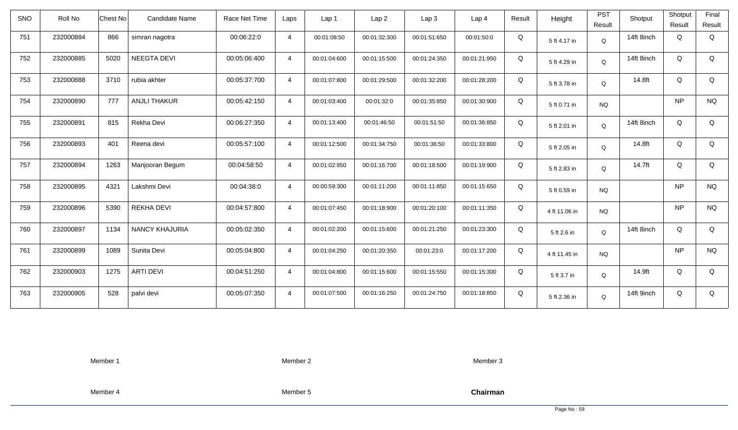| SNO | Roll No | Chest No | Candidate Name | Race Net Time | Laps | Lap 1 | Lap 2 | Lap 3 | Lap 4 | Result | Height | PST Result | Shotput | Shotput Result | Final Result |
|---|---|---|---|---|---|---|---|---|---|---|---|---|---|---|---|
| 751 | 232000884 | 866 | simran nagotra | 00:06:22:0 | 4 | 00:01:08:50 | 00:01:32:300 | 00:01:51:650 | 00:01:50:0 | Q | 5 ft 4.17 in | Q | 14ft 8inch | Q | Q |
| 752 | 232000885 | 5020 | NEEGTA DEVI | 00:05:06:400 | 4 | 00:01:04:600 | 00:01:15:500 | 00:01:24:350 | 00:01:21:950 | Q | 5 ft 4.29 in | Q | 14ft 8inch | Q | Q |
| 753 | 232000888 | 3710 | rubia akhter | 00:05:37:700 | 4 | 00:01:07:800 | 00:01:29:500 | 00:01:32:200 | 00:01:28:200 | Q | 5 ft 3.78 in | Q | 14.8ft | Q | Q |
| 754 | 232000890 | 777 | ANJLI THAKUR | 00:05:42:150 | 4 | 00:01:03:400 | 00:01:32:0 | 00:01:35:850 | 00:01:30:900 | Q | 5 ft 0.71 in | NQ | | NP | NQ |
| 755 | 232000891 | 815 | Rekha Devi | 00:06:27:350 | 4 | 00:01:13:400 | 00:01:46:50 | 00:01:51:50 | 00:01:36:850 | Q | 5 ft 2.01 in | Q | 14ft 8inch | Q | Q |
| 756 | 232000893 | 401 | Reena devi | 00:05:57:100 | 4 | 00:01:12:500 | 00:01:34:750 | 00:01:36:50 | 00:01:33:800 | Q | 5 ft 2.05 in | Q | 14.8ft | Q | Q |
| 757 | 232000894 | 1263 | Manjooran Begum | 00:04:58:50 | 4 | 00:01:02:950 | 00:01:16:700 | 00:01:18:500 | 00:01:19:900 | Q | 5 ft 2.83 in | Q | 14.7ft | Q | Q |
| 758 | 232000895 | 4321 | Lakshmi Devi | 00:04:38:0 | 4 | 00:00:59:300 | 00:01:11:200 | 00:01:11:850 | 00:01:15:650 | Q | 5 ft 0.59 in | NQ | | NP | NQ |
| 759 | 232000896 | 5390 | REKHA DEVI | 00:04:57:800 | 4 | 00:01:07:450 | 00:01:18:900 | 00:01:20:100 | 00:01:11:350 | Q | 4 ft 11.06 in | NQ | | NP | NQ |
| 760 | 232000897 | 1134 | NANCY KHAJURIA | 00:05:02:350 | 4 | 00:01:02:200 | 00:01:15:600 | 00:01:21:250 | 00:01:23:300 | Q | 5 ft 2.6 in | Q | 14ft 8inch | Q | Q |
| 761 | 232000899 | 1089 | Sunita Devi | 00:05:04:800 | 4 | 00:01:04:250 | 00:01:20:350 | 00:01:23:0 | 00:01:17:200 | Q | 4 ft 11.45 in | NQ | | NP | NQ |
| 762 | 232000903 | 1275 | ARTI DEVI | 00:04:51:250 | 4 | 00:01:04:800 | 00:01:15:600 | 00:01:15:550 | 00:01:15:300 | Q | 5 ft 3.7 in | Q | 14.9ft | Q | Q |
| 763 | 232000905 | 528 | palvi devi | 00:05:07:350 | 4 | 00:01:07:500 | 00:01:16:250 | 00:01:24:750 | 00:01:18:850 | Q | 5 ft 2.36 in | Q | 14ft 9inch | Q | Q |

Member 1          Member 2          Member 3

Member 4          Member 5          **Chairman**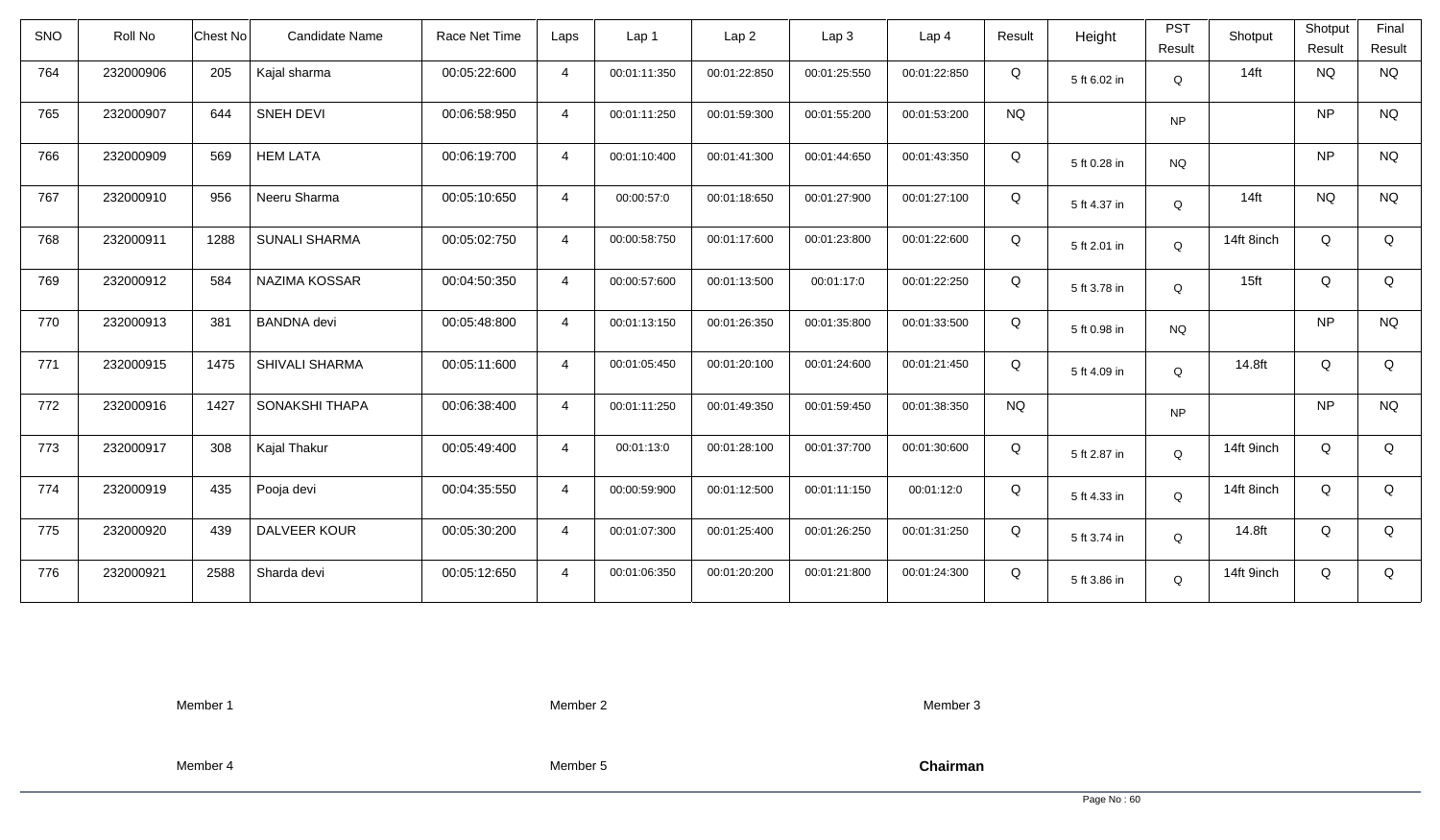| SNO | Roll No | Chest No | Candidate Name | Race Net Time | Laps | Lap 1 | Lap 2 | Lap 3 | Lap 4 | Result | Height | PST Result | Shotput | Shotput Result | Final Result |
|---|---|---|---|---|---|---|---|---|---|---|---|---|---|---|---|
| 764 | 232000906 | 205 | Kajal sharma | 00:05:22:600 | 4 | 00:01:11:350 | 00:01:22:850 | 00:01:25:550 | 00:01:22:850 | Q | 5 ft 6.02 in | Q | 14ft | NQ | NQ |
| 765 | 232000907 | 644 | SNEH DEVI | 00:06:58:950 | 4 | 00:01:11:250 | 00:01:59:300 | 00:01:55:200 | 00:01:53:200 | NQ | | NP | | NP | NQ |
| 766 | 232000909 | 569 | HEM LATA | 00:06:19:700 | 4 | 00:01:10:400 | 00:01:41:300 | 00:01:44:650 | 00:01:43:350 | Q | 5 ft 0.28 in | NQ | | NP | NQ |
| 767 | 232000910 | 956 | Neeru Sharma | 00:05:10:650 | 4 | 00:00:57:0 | 00:01:18:650 | 00:01:27:900 | 00:01:27:100 | Q | 5 ft 4.37 in | Q | 14ft | NQ | NQ |
| 768 | 232000911 | 1288 | SUNALI SHARMA | 00:05:02:750 | 4 | 00:00:58:750 | 00:01:17:600 | 00:01:23:800 | 00:01:22:600 | Q | 5 ft 2.01 in | Q | 14ft 8inch | Q | Q |
| 769 | 232000912 | 584 | NAZIMA KOSSAR | 00:04:50:350 | 4 | 00:00:57:600 | 00:01:13:500 | 00:01:17:0 | 00:01:22:250 | Q | 5 ft 3.78 in | Q | 15ft | Q | Q |
| 770 | 232000913 | 381 | BANDNA devi | 00:05:48:800 | 4 | 00:01:13:150 | 00:01:26:350 | 00:01:35:800 | 00:01:33:500 | Q | 5 ft 0.98 in | NQ | | NP | NQ |
| 771 | 232000915 | 1475 | SHIVALI SHARMA | 00:05:11:600 | 4 | 00:01:05:450 | 00:01:20:100 | 00:01:24:600 | 00:01:21:450 | Q | 5 ft 4.09 in | Q | 14.8ft | Q | Q |
| 772 | 232000916 | 1427 | SONAKSHI THAPA | 00:06:38:400 | 4 | 00:01:11:250 | 00:01:49:350 | 00:01:59:450 | 00:01:38:350 | NQ | | NP | | NP | NQ |
| 773 | 232000917 | 308 | Kajal Thakur | 00:05:49:400 | 4 | 00:01:13:0 | 00:01:28:100 | 00:01:37:700 | 00:01:30:600 | Q | 5 ft 2.87 in | Q | 14ft 9inch | Q | Q |
| 774 | 232000919 | 435 | Pooja devi | 00:04:35:550 | 4 | 00:00:59:900 | 00:01:12:500 | 00:01:11:150 | 00:01:12:0 | Q | 5 ft 4.33 in | Q | 14ft 8inch | Q | Q |
| 775 | 232000920 | 439 | DALVEER KOUR | 00:05:30:200 | 4 | 00:01:07:300 | 00:01:25:400 | 00:01:26:250 | 00:01:31:250 | Q | 5 ft 3.74 in | Q | 14.8ft | Q | Q |
| 776 | 232000921 | 2588 | Sharda devi | 00:05:12:650 | 4 | 00:01:06:350 | 00:01:20:200 | 00:01:21:800 | 00:01:24:300 | Q | 5 ft 3.86 in | Q | 14ft 9inch | Q | Q |

Member 1　　Member 2　　Member 3

Member 4　　Member 5　　**Chairman**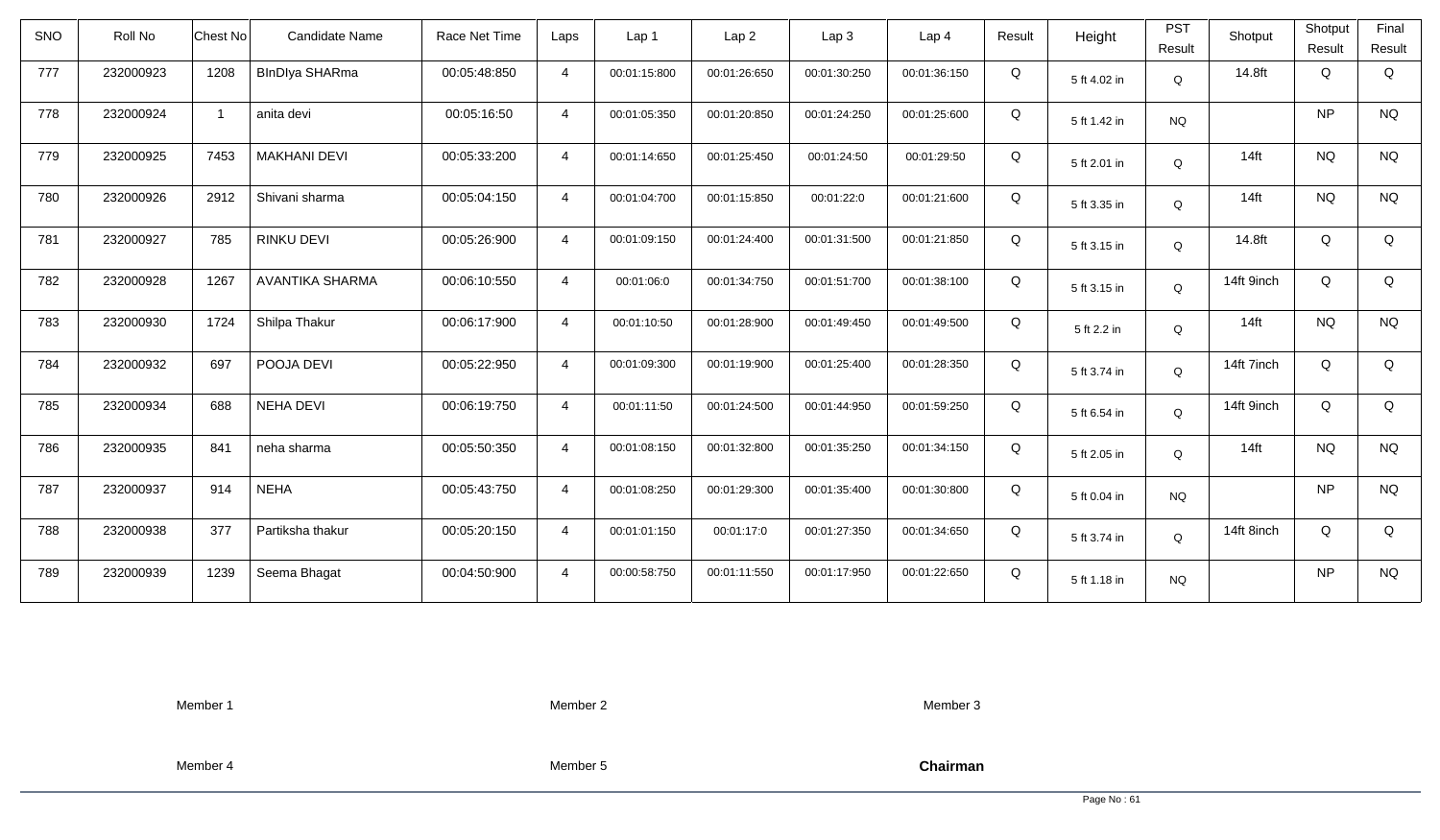| SNO | Roll No | Chest No | Candidate Name | Race Net Time | Laps | Lap 1 | Lap 2 | Lap 3 | Lap 4 | Result | Height | PST Result | Shotput | Shotput Result | Final Result |
|---|---|---|---|---|---|---|---|---|---|---|---|---|---|---|---|
| 777 | 232000923 | 1208 | BInDIya SHARma | 00:05:48:850 | 4 | 00:01:15:800 | 00:01:26:650 | 00:01:30:250 | 00:01:36:150 | Q | 5 ft 4.02 in | Q | 14.8ft | Q | Q |
| 778 | 232000924 | 1 | anita devi | 00:05:16:50 | 4 | 00:01:05:350 | 00:01:20:850 | 00:01:24:250 | 00:01:25:600 | Q | 5 ft 1.42 in | NQ | | NP | NQ |
| 779 | 232000925 | 7453 | MAKHANI DEVI | 00:05:33:200 | 4 | 00:01:14:650 | 00:01:25:450 | 00:01:24:50 | 00:01:29:50 | Q | 5 ft 2.01 in | Q | 14ft | NQ | NQ |
| 780 | 232000926 | 2912 | Shivani sharma | 00:05:04:150 | 4 | 00:01:04:700 | 00:01:15:850 | 00:01:22:0 | 00:01:21:600 | Q | 5 ft 3.35 in | Q | 14ft | NQ | NQ |
| 781 | 232000927 | 785 | RINKU DEVI | 00:05:26:900 | 4 | 00:01:09:150 | 00:01:24:400 | 00:01:31:500 | 00:01:21:850 | Q | 5 ft 3.15 in | Q | 14.8ft | Q | Q |
| 782 | 232000928 | 1267 | AVANTIKA SHARMA | 00:06:10:550 | 4 | 00:01:06:0 | 00:01:34:750 | 00:01:51:700 | 00:01:38:100 | Q | 5 ft 3.15 in | Q | 14ft 9inch | Q | Q |
| 783 | 232000930 | 1724 | Shilpa Thakur | 00:06:17:900 | 4 | 00:01:10:50 | 00:01:28:900 | 00:01:49:450 | 00:01:49:500 | Q | 5 ft 2.2 in | Q | 14ft | NQ | NQ |
| 784 | 232000932 | 697 | POOJA DEVI | 00:05:22:950 | 4 | 00:01:09:300 | 00:01:19:900 | 00:01:25:400 | 00:01:28:350 | Q | 5 ft 3.74 in | Q | 14ft 7inch | Q | Q |
| 785 | 232000934 | 688 | NEHA DEVI | 00:06:19:750 | 4 | 00:01:11:50 | 00:01:24:500 | 00:01:44:950 | 00:01:59:250 | Q | 5 ft 6.54 in | Q | 14ft 9inch | Q | Q |
| 786 | 232000935 | 841 | neha sharma | 00:05:50:350 | 4 | 00:01:08:150 | 00:01:32:800 | 00:01:35:250 | 00:01:34:150 | Q | 5 ft 2.05 in | Q | 14ft | NQ | NQ |
| 787 | 232000937 | 914 | NEHA | 00:05:43:750 | 4 | 00:01:08:250 | 00:01:29:300 | 00:01:35:400 | 00:01:30:800 | Q | 5 ft 0.04 in | NQ | | NP | NQ |
| 788 | 232000938 | 377 | Partiksha thakur | 00:05:20:150 | 4 | 00:01:01:150 | 00:01:17:0 | 00:01:27:350 | 00:01:34:650 | Q | 5 ft 3.74 in | Q | 14ft 8inch | Q | Q |
| 789 | 232000939 | 1239 | Seema Bhagat | 00:04:50:900 | 4 | 00:00:58:750 | 00:01:11:550 | 00:01:17:950 | 00:01:22:650 | Q | 5 ft 1.18 in | NQ | | NP | NQ |

Member 1 Member 2 Member 3

Member 4 Member 5 **Chairman**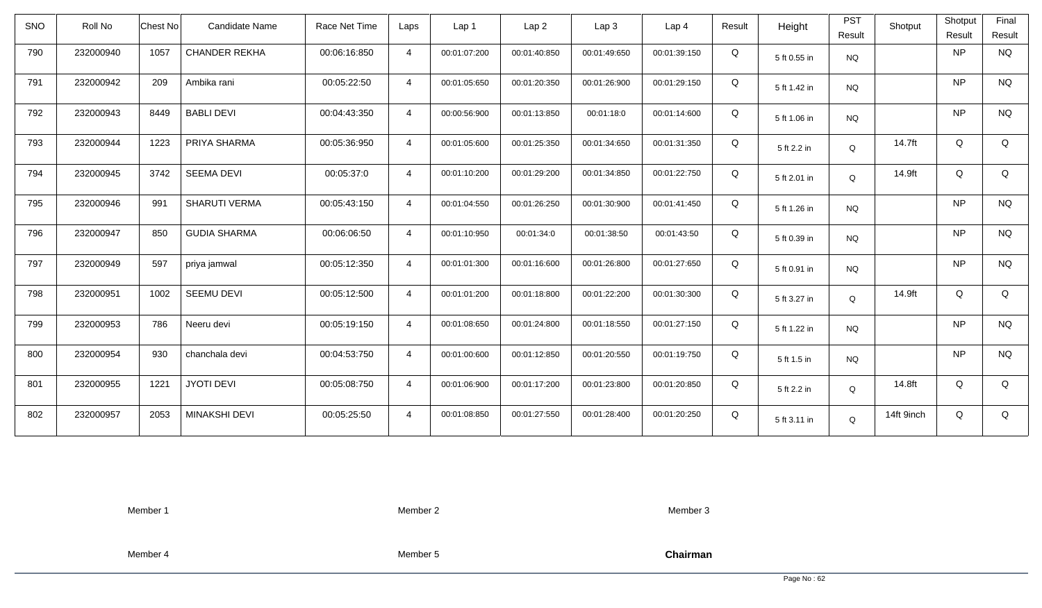| SNO | Roll No | Chest No | Candidate Name | Race Net Time | Laps | Lap 1 | Lap 2 | Lap 3 | Lap 4 | Result | Height | PST Result | Shotput | Shotput Result | Final Result |
|---|---|---|---|---|---|---|---|---|---|---|---|---|---|---|---|
| 790 | 232000940 | 1057 | CHANDER REKHA | 00:06:16:850 | 4 | 00:01:07:200 | 00:01:40:850 | 00:01:49:650 | 00:01:39:150 | Q | 5 ft 0.55 in | NQ | | NP | NQ |
| 791 | 232000942 | 209 | Ambika rani | 00:05:22:50 | 4 | 00:01:05:650 | 00:01:20:350 | 00:01:26:900 | 00:01:29:150 | Q | 5 ft 1.42 in | NQ | | NP | NQ |
| 792 | 232000943 | 8449 | BABLI DEVI | 00:04:43:350 | 4 | 00:00:56:900 | 00:01:13:850 | 00:01:18:0 | 00:01:14:600 | Q | 5 ft 1.06 in | NQ | | NP | NQ |
| 793 | 232000944 | 1223 | PRIYA SHARMA | 00:05:36:950 | 4 | 00:01:05:600 | 00:01:25:350 | 00:01:34:650 | 00:01:31:350 | Q | 5 ft 2.2 in | Q | 14.7ft | Q | Q |
| 794 | 232000945 | 3742 | SEEMA DEVI | 00:05:37:0 | 4 | 00:01:10:200 | 00:01:29:200 | 00:01:34:850 | 00:01:22:750 | Q | 5 ft 2.01 in | Q | 14.9ft | Q | Q |
| 795 | 232000946 | 991 | SHARUTI VERMA | 00:05:43:150 | 4 | 00:01:04:550 | 00:01:26:250 | 00:01:30:900 | 00:01:41:450 | Q | 5 ft 1.26 in | NQ | | NP | NQ |
| 796 | 232000947 | 850 | GUDIA SHARMA | 00:06:06:50 | 4 | 00:01:10:950 | 00:01:34:0 | 00:01:38:50 | 00:01:43:50 | Q | 5 ft 0.39 in | NQ | | NP | NQ |
| 797 | 232000949 | 597 | priya jamwal | 00:05:12:350 | 4 | 00:01:01:300 | 00:01:16:600 | 00:01:26:800 | 00:01:27:650 | Q | 5 ft 0.91 in | NQ | | NP | NQ |
| 798 | 232000951 | 1002 | SEEMU DEVI | 00:05:12:500 | 4 | 00:01:01:200 | 00:01:18:800 | 00:01:22:200 | 00:01:30:300 | Q | 5 ft 3.27 in | Q | 14.9ft | Q | Q |
| 799 | 232000953 | 786 | Neeru devi | 00:05:19:150 | 4 | 00:01:08:650 | 00:01:24:800 | 00:01:18:550 | 00:01:27:150 | Q | 5 ft 1.22 in | NQ | | NP | NQ |
| 800 | 232000954 | 930 | chanchala devi | 00:04:53:750 | 4 | 00:01:00:600 | 00:01:12:850 | 00:01:20:550 | 00:01:19:750 | Q | 5 ft 1.5 in | NQ | | NP | NQ |
| 801 | 232000955 | 1221 | JYOTI DEVI | 00:05:08:750 | 4 | 00:01:06:900 | 00:01:17:200 | 00:01:23:800 | 00:01:20:850 | Q | 5 ft 2.2 in | Q | 14.8ft | Q | Q |
| 802 | 232000957 | 2053 | MINAKSHI DEVI | 00:05:25:50 | 4 | 00:01:08:850 | 00:01:27:550 | 00:01:28:400 | 00:01:20:250 | Q | 5 ft 3.11 in | Q | 14ft 9inch | Q | Q |

Member 1 Member 2 Member 3

Member 4 Member 5 **Chairman**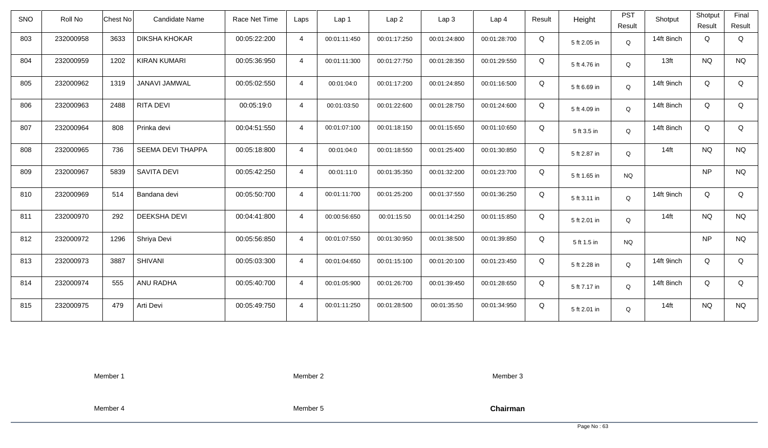| SNO | Roll No | Chest No | Candidate Name | Race Net Time | Laps | Lap 1 | Lap 2 | Lap 3 | Lap 4 | Result | Height | PST Result | Shotput | Shotput Result | Final Result |
|---|---|---|---|---|---|---|---|---|---|---|---|---|---|---|---|
| 803 | 232000958 | 3633 | DIKSHA KHOKAR | 00:05:22:200 | 4 | 00:01:11:450 | 00:01:17:250 | 00:01:24:800 | 00:01:28:700 | Q | 5 ft 2.05 in | Q | 14ft 8inch | Q | Q |
| 804 | 232000959 | 1202 | KIRAN KUMARI | 00:05:36:950 | 4 | 00:01:11:300 | 00:01:27:750 | 00:01:28:350 | 00:01:29:550 | Q | 5 ft 4.76 in | Q | 13ft | NQ | NQ |
| 805 | 232000962 | 1319 | JANAVI JAMWAL | 00:05:02:550 | 4 | 00:01:04:0 | 00:01:17:200 | 00:01:24:850 | 00:01:16:500 | Q | 5 ft 6.69 in | Q | 14ft 9inch | Q | Q |
| 806 | 232000963 | 2488 | RITA DEVI | 00:05:19:0 | 4 | 00:01:03:50 | 00:01:22:600 | 00:01:28:750 | 00:01:24:600 | Q | 5 ft 4.09 in | Q | 14ft 8inch | Q | Q |
| 807 | 232000964 | 808 | Prinka devi | 00:04:51:550 | 4 | 00:01:07:100 | 00:01:18:150 | 00:01:15:650 | 00:01:10:650 | Q | 5 ft 3.5 in | Q | 14ft 8inch | Q | Q |
| 808 | 232000965 | 736 | SEEMA DEVI THAPPA | 00:05:18:800 | 4 | 00:01:04:0 | 00:01:18:550 | 00:01:25:400 | 00:01:30:850 | Q | 5 ft 2.87 in | Q | 14ft | NQ | NQ |
| 809 | 232000967 | 5839 | SAVITA DEVI | 00:05:42:250 | 4 | 00:01:11:0 | 00:01:35:350 | 00:01:32:200 | 00:01:23:700 | Q | 5 ft 1.65 in | NQ | | NP | NQ |
| 810 | 232000969 | 514 | Bandana devi | 00:05:50:700 | 4 | 00:01:11:700 | 00:01:25:200 | 00:01:37:550 | 00:01:36:250 | Q | 5 ft 3.11 in | Q | 14ft 9inch | Q | Q |
| 811 | 232000970 | 292 | DEEKSHA DEVI | 00:04:41:800 | 4 | 00:00:56:650 | 00:01:15:50 | 00:01:14:250 | 00:01:15:850 | Q | 5 ft 2.01 in | Q | 14ft | NQ | NQ |
| 812 | 232000972 | 1296 | Shriya Devi | 00:05:56:850 | 4 | 00:01:07:550 | 00:01:30:950 | 00:01:38:500 | 00:01:39:850 | Q | 5 ft 1.5 in | NQ | | NP | NQ |
| 813 | 232000973 | 3887 | SHIVANI | 00:05:03:300 | 4 | 00:01:04:650 | 00:01:15:100 | 00:01:20:100 | 00:01:23:450 | Q | 5 ft 2.28 in | Q | 14ft 9inch | Q | Q |
| 814 | 232000974 | 555 | ANU RADHA | 00:05:40:700 | 4 | 00:01:05:900 | 00:01:26:700 | 00:01:39:450 | 00:01:28:650 | Q | 5 ft 7.17 in | Q | 14ft 8inch | Q | Q |
| 815 | 232000975 | 479 | Arti Devi | 00:05:49:750 | 4 | 00:01:11:250 | 00:01:28:500 | 00:01:35:50 | 00:01:34:950 | Q | 5 ft 2.01 in | Q | 14ft | NQ | NQ |

Member 1　　　　Member 2　　　　Member 3

Member 4　　　　Member 5　　　　**Chairman**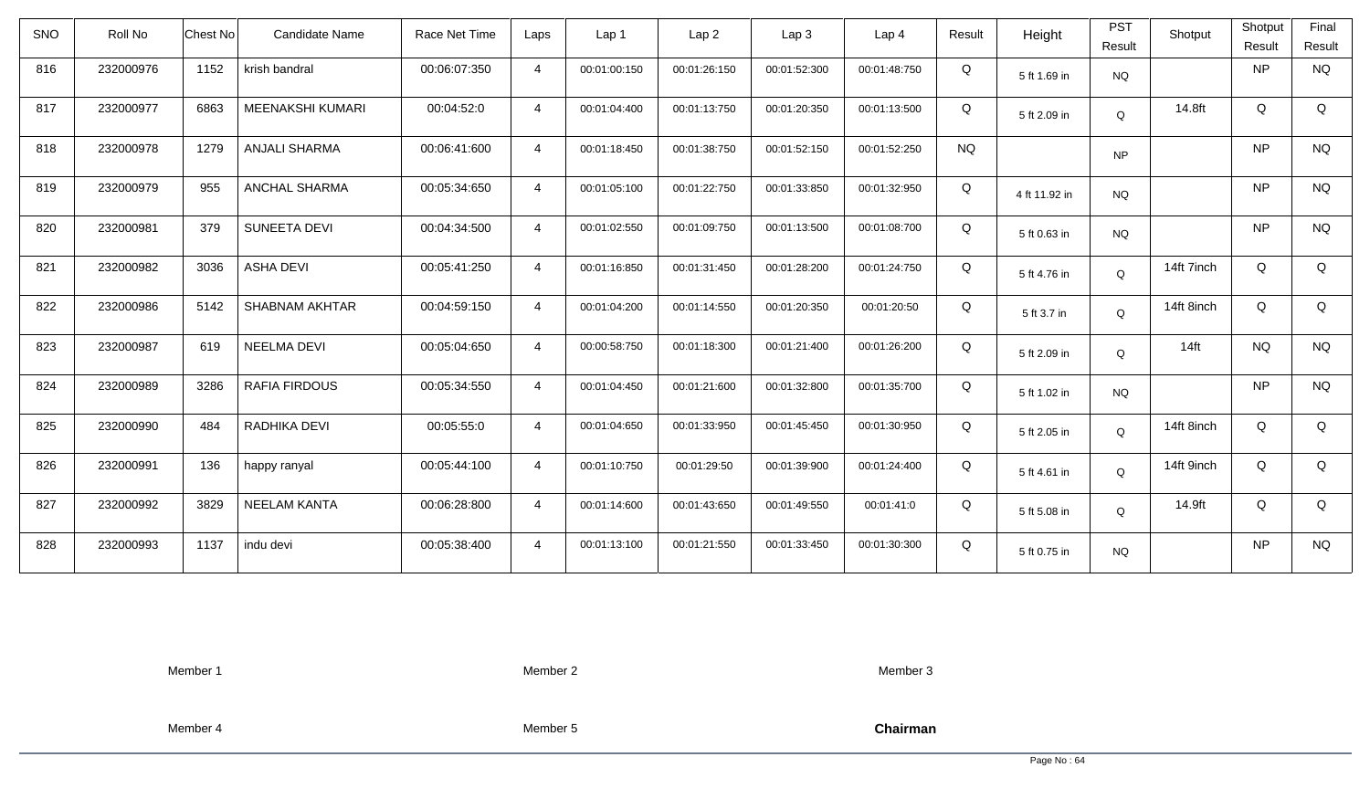| SNO | Roll No | Chest No | Candidate Name | Race Net Time | Laps | Lap 1 | Lap 2 | Lap 3 | Lap 4 | Result | Height | PST Result | Shotput | Shotput Result | Final Result |
|---|---|---|---|---|---|---|---|---|---|---|---|---|---|---|---|
| 816 | 232000976 | 1152 | krish bandral | 00:06:07:350 | 4 | 00:01:00:150 | 00:01:26:150 | 00:01:52:300 | 00:01:48:750 | Q | 5 ft 1.69 in | NQ | | NP | NQ |
| 817 | 232000977 | 6863 | MEENAKSHI KUMARI | 00:04:52:0 | 4 | 00:01:04:400 | 00:01:13:750 | 00:01:20:350 | 00:01:13:500 | Q | 5 ft 2.09 in | Q | 14.8ft | Q | Q |
| 818 | 232000978 | 1279 | ANJALI SHARMA | 00:06:41:600 | 4 | 00:01:18:450 | 00:01:38:750 | 00:01:52:150 | 00:01:52:250 | NQ | | NP | | NP | NQ |
| 819 | 232000979 | 955 | ANCHAL SHARMA | 00:05:34:650 | 4 | 00:01:05:100 | 00:01:22:750 | 00:01:33:850 | 00:01:32:950 | Q | 4 ft 11.92 in | NQ | | NP | NQ |
| 820 | 232000981 | 379 | SUNEETA DEVI | 00:04:34:500 | 4 | 00:01:02:550 | 00:01:09:750 | 00:01:13:500 | 00:01:08:700 | Q | 5 ft 0.63 in | NQ | | NP | NQ |
| 821 | 232000982 | 3036 | ASHA DEVI | 00:05:41:250 | 4 | 00:01:16:850 | 00:01:31:450 | 00:01:28:200 | 00:01:24:750 | Q | 5 ft 4.76 in | Q | 14ft 7inch | Q | Q |
| 822 | 232000986 | 5142 | SHABNAM AKHTAR | 00:04:59:150 | 4 | 00:01:04:200 | 00:01:14:550 | 00:01:20:350 | 00:01:20:50 | Q | 5 ft 3.7 in | Q | 14ft 8inch | Q | Q |
| 823 | 232000987 | 619 | NEELMA DEVI | 00:05:04:650 | 4 | 00:00:58:750 | 00:01:18:300 | 00:01:21:400 | 00:01:26:200 | Q | 5 ft 2.09 in | Q | 14ft | NQ | NQ |
| 824 | 232000989 | 3286 | RAFIA FIRDOUS | 00:05:34:550 | 4 | 00:01:04:450 | 00:01:21:600 | 00:01:32:800 | 00:01:35:700 | Q | 5 ft 1.02 in | NQ | | NP | NQ |
| 825 | 232000990 | 484 | RADHIKA DEVI | 00:05:55:0 | 4 | 00:01:04:650 | 00:01:33:950 | 00:01:45:450 | 00:01:30:950 | Q | 5 ft 2.05 in | Q | 14ft 8inch | Q | Q |
| 826 | 232000991 | 136 | happy ranyal | 00:05:44:100 | 4 | 00:01:10:750 | 00:01:29:50 | 00:01:39:900 | 00:01:24:400 | Q | 5 ft 4.61 in | Q | 14ft 9inch | Q | Q |
| 827 | 232000992 | 3829 | NEELAM KANTA | 00:06:28:800 | 4 | 00:01:14:600 | 00:01:43:650 | 00:01:49:550 | 00:01:41:0 | Q | 5 ft 5.08 in | Q | 14.9ft | Q | Q |
| 828 | 232000993 | 1137 | indu devi | 00:05:38:400 | 4 | 00:01:13:100 | 00:01:21:550 | 00:01:33:450 | 00:01:30:300 | Q | 5 ft 0.75 in | NQ | | NP | NQ |

Member 1 Member 2 Member 3

Member 4 Member 5 **Chairman**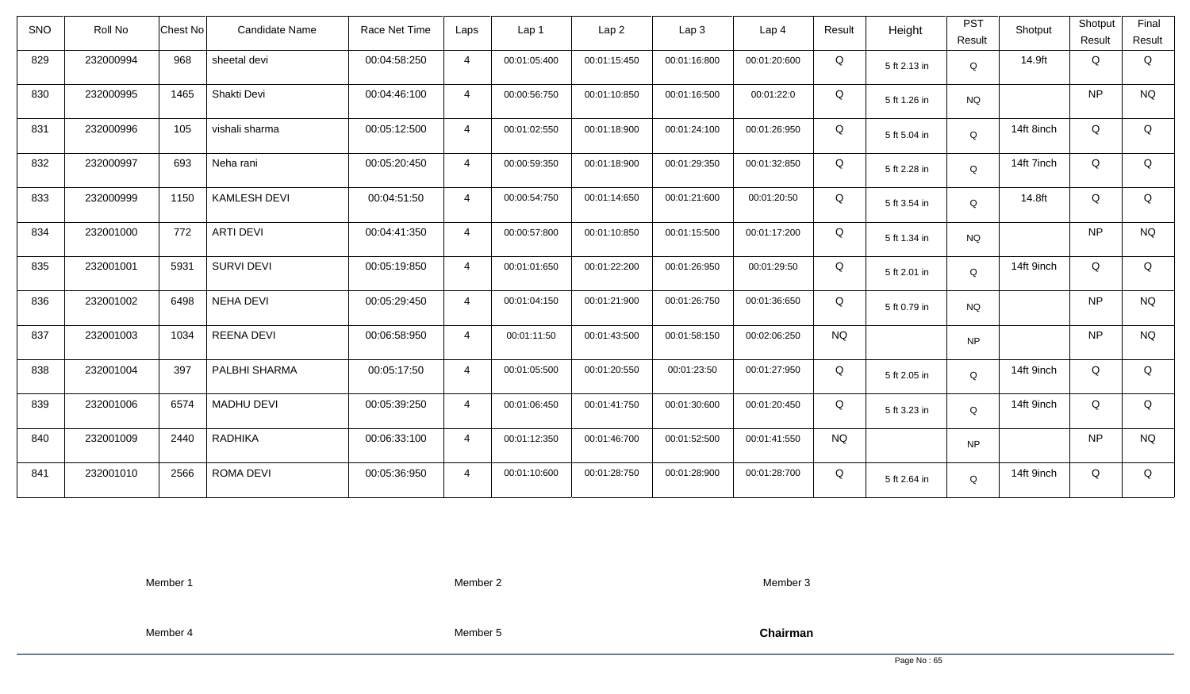| SNO | Roll No | Chest No | Candidate Name | Race Net Time | Laps | Lap 1 | Lap 2 | Lap 3 | Lap 4 | Result | Height | PST Result | Shotput | Shotput Result | Final Result |
|---|---|---|---|---|---|---|---|---|---|---|---|---|---|---|---|
| 829 | 232000994 | 968 | sheetal devi | 00:04:58:250 | 4 | 00:01:05:400 | 00:01:15:450 | 00:01:16:800 | 00:01:20:600 | Q | 5 ft 2.13 in | Q | 14.9ft | Q | Q |
| 830 | 232000995 | 1465 | Shakti Devi | 00:04:46:100 | 4 | 00:00:56:750 | 00:01:10:850 | 00:01:16:500 | 00:01:22:0 | Q | 5 ft 1.26 in | NQ | | NP | NQ |
| 831 | 232000996 | 105 | vishali sharma | 00:05:12:500 | 4 | 00:01:02:550 | 00:01:18:900 | 00:01:24:100 | 00:01:26:950 | Q | 5 ft 5.04 in | Q | 14ft 8inch | Q | Q |
| 832 | 232000997 | 693 | Neha rani | 00:05:20:450 | 4 | 00:00:59:350 | 00:01:18:900 | 00:01:29:350 | 00:01:32:850 | Q | 5 ft 2.28 in | Q | 14ft 7inch | Q | Q |
| 833 | 232000999 | 1150 | KAMLESH DEVI | 00:04:51:50 | 4 | 00:00:54:750 | 00:01:14:650 | 00:01:21:600 | 00:01:20:50 | Q | 5 ft 3.54 in | Q | 14.8ft | Q | Q |
| 834 | 232001000 | 772 | ARTI DEVI | 00:04:41:350 | 4 | 00:00:57:800 | 00:01:10:850 | 00:01:15:500 | 00:01:17:200 | Q | 5 ft 1.34 in | NQ | | NP | NQ |
| 835 | 232001001 | 5931 | SURVI DEVI | 00:05:19:850 | 4 | 00:01:01:650 | 00:01:22:200 | 00:01:26:950 | 00:01:29:50 | Q | 5 ft 2.01 in | Q | 14ft 9inch | Q | Q |
| 836 | 232001002 | 6498 | NEHA DEVI | 00:05:29:450 | 4 | 00:01:04:150 | 00:01:21:900 | 00:01:26:750 | 00:01:36:650 | Q | 5 ft 0.79 in | NQ | | NP | NQ |
| 837 | 232001003 | 1034 | REENA DEVI | 00:06:58:950 | 4 | 00:01:11:50 | 00:01:43:500 | 00:01:58:150 | 00:02:06:250 | NQ | | NP | | NP | NQ |
| 838 | 232001004 | 397 | PALBHI SHARMA | 00:05:17:50 | 4 | 00:01:05:500 | 00:01:20:550 | 00:01:23:50 | 00:01:27:950 | Q | 5 ft 2.05 in | Q | 14ft 9inch | Q | Q |
| 839 | 232001006 | 6574 | MADHU DEVI | 00:05:39:250 | 4 | 00:01:06:450 | 00:01:41:750 | 00:01:30:600 | 00:01:20:450 | Q | 5 ft 3.23 in | Q | 14ft 9inch | Q | Q |
| 840 | 232001009 | 2440 | RADHIKA | 00:06:33:100 | 4 | 00:01:12:350 | 00:01:46:700 | 00:01:52:500 | 00:01:41:550 | NQ | | NP | | NP | NQ |
| 841 | 232001010 | 2566 | ROMA DEVI | 00:05:36:950 | 4 | 00:01:10:600 | 00:01:28:750 | 00:01:28:900 | 00:01:28:700 | Q | 5 ft 2.64 in | Q | 14ft 9inch | Q | Q |

Member 1 Member 2 Member 3

Member 4 Member 5 **Chairman**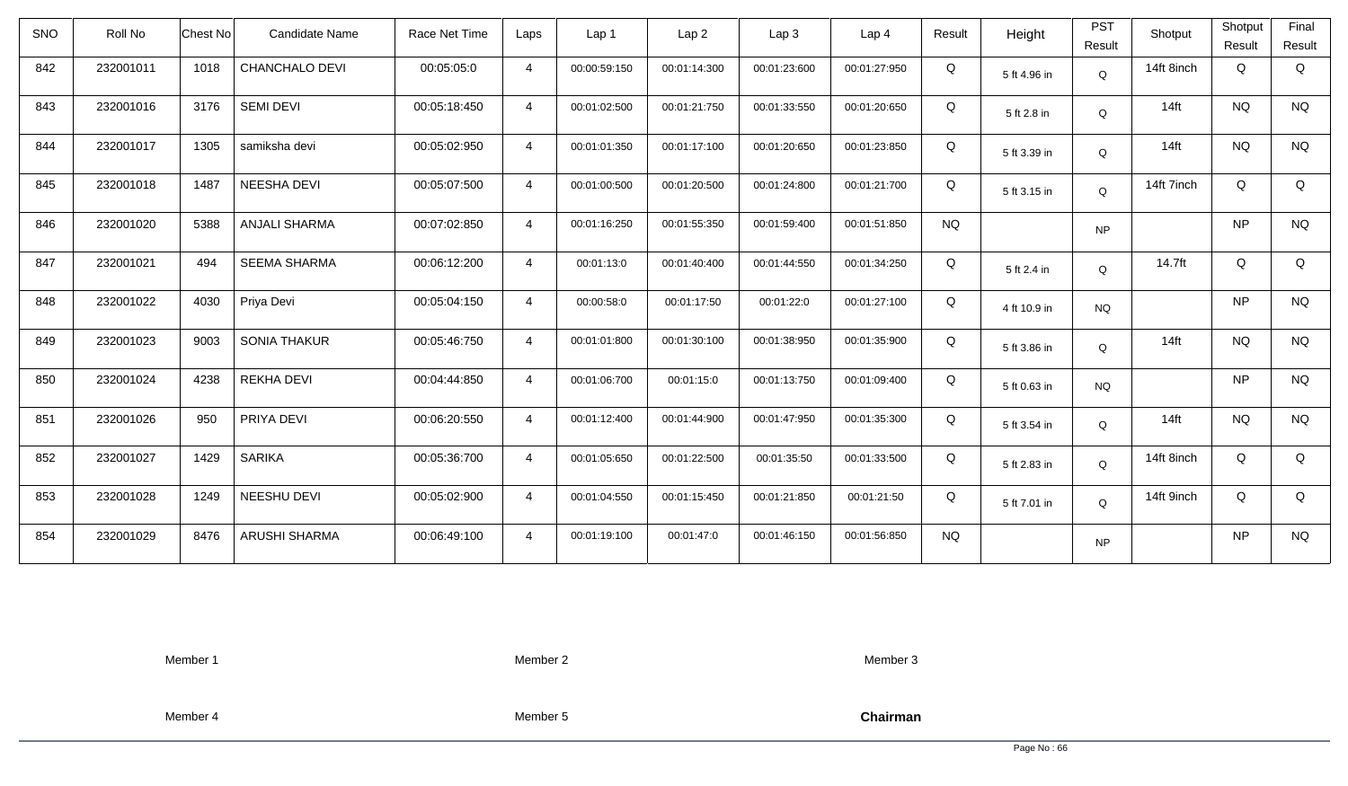| SNO | Roll No | Chest No | Candidate Name | Race Net Time | Laps | Lap 1 | Lap 2 | Lap 3 | Lap 4 | Result | Height | PST Result | Shotput | Shotput Result | Final Result |
|---|---|---|---|---|---|---|---|---|---|---|---|---|---|---|---|
| 842 | 232001011 | 1018 | CHANCHALO DEVI | 00:05:05:0 | 4 | 00:00:59:150 | 00:01:14:300 | 00:01:23:600 | 00:01:27:950 | Q | 5 ft 4.96 in | Q | 14ft 8inch | Q | Q |
| 843 | 232001016 | 3176 | SEMI DEVI | 00:05:18:450 | 4 | 00:01:02:500 | 00:01:21:750 | 00:01:33:550 | 00:01:20:650 | Q | 5 ft 2.8 in | Q | 14ft | NQ | NQ |
| 844 | 232001017 | 1305 | samiksha devi | 00:05:02:950 | 4 | 00:01:01:350 | 00:01:17:100 | 00:01:20:650 | 00:01:23:850 | Q | 5 ft 3.39 in | Q | 14ft | NQ | NQ |
| 845 | 232001018 | 1487 | NEESHA DEVI | 00:05:07:500 | 4 | 00:01:00:500 | 00:01:20:500 | 00:01:24:800 | 00:01:21:700 | Q | 5 ft 3.15 in | Q | 14ft 7inch | Q | Q |
| 846 | 232001020 | 5388 | ANJALI SHARMA | 00:07:02:850 | 4 | 00:01:16:250 | 00:01:55:350 | 00:01:59:400 | 00:01:51:850 | NQ | | NP | | NP | NQ |
| 847 | 232001021 | 494 | SEEMA SHARMA | 00:06:12:200 | 4 | 00:01:13:0 | 00:01:40:400 | 00:01:44:550 | 00:01:34:250 | Q | 5 ft 2.4 in | Q | 14.7ft | Q | Q |
| 848 | 232001022 | 4030 | Priya Devi | 00:05:04:150 | 4 | 00:00:58:0 | 00:01:17:50 | 00:01:22:0 | 00:01:27:100 | Q | 4 ft 10.9 in | NQ | | NP | NQ |
| 849 | 232001023 | 9003 | SONIA THAKUR | 00:05:46:750 | 4 | 00:01:01:800 | 00:01:30:100 | 00:01:38:950 | 00:01:35:900 | Q | 5 ft 3.86 in | Q | 14ft | NQ | NQ |
| 850 | 232001024 | 4238 | REKHA DEVI | 00:04:44:850 | 4 | 00:01:06:700 | 00:01:15:0 | 00:01:13:750 | 00:01:09:400 | Q | 5 ft 0.63 in | NQ | | NP | NQ |
| 851 | 232001026 | 950 | PRIYA DEVI | 00:06:20:550 | 4 | 00:01:12:400 | 00:01:44:900 | 00:01:47:950 | 00:01:35:300 | Q | 5 ft 3.54 in | Q | 14ft | NQ | NQ |
| 852 | 232001027 | 1429 | SARIKA | 00:05:36:700 | 4 | 00:01:05:650 | 00:01:22:500 | 00:01:35:50 | 00:01:33:500 | Q | 5 ft 2.83 in | Q | 14ft 8inch | Q | Q |
| 853 | 232001028 | 1249 | NEESHU DEVI | 00:05:02:900 | 4 | 00:01:04:550 | 00:01:15:450 | 00:01:21:850 | 00:01:21:50 | Q | 5 ft 7.01 in | Q | 14ft 9inch | Q | Q |
| 854 | 232001029 | 8476 | ARUSHI SHARMA | 00:06:49:100 | 4 | 00:01:19:100 | 00:01:47:0 | 00:01:46:150 | 00:01:56:850 | NQ | | NP | | NP | NQ |

Member 1 Member 2 Member 3

Member 4 Member 5 **Chairman**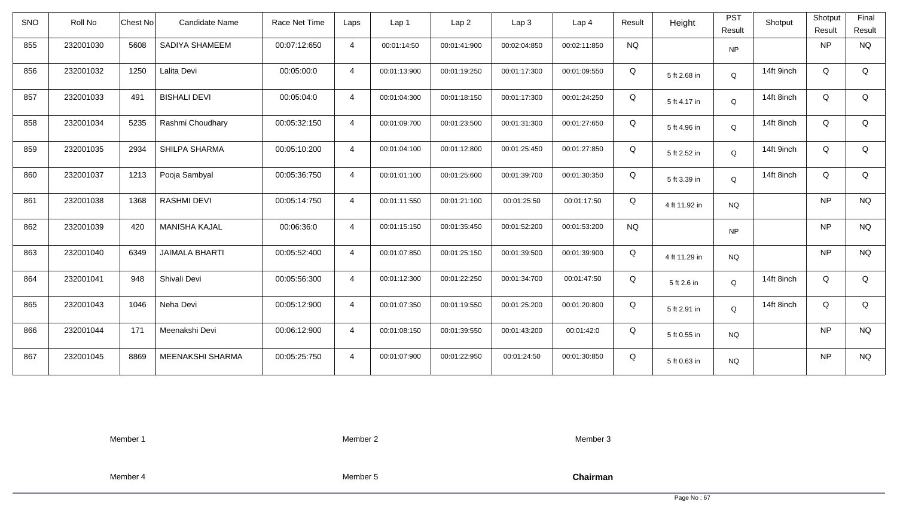| SNO | Roll No | Chest No | Candidate Name | Race Net Time | Laps | Lap 1 | Lap 2 | Lap 3 | Lap 4 | Result | Height | PST Result | Shotput | Shotput Result | Final Result |
|---|---|---|---|---|---|---|---|---|---|---|---|---|---|---|---|
| 855 | 232001030 | 5608 | SADIYA SHAMEEM | 00:07:12:650 | 4 | 00:01:14:50 | 00:01:41:900 | 00:02:04:850 | 00:02:11:850 | NQ | | NP | | NP | NQ |
| 856 | 232001032 | 1250 | Lalita Devi | 00:05:00:0 | 4 | 00:01:13:900 | 00:01:19:250 | 00:01:17:300 | 00:01:09:550 | Q | 5 ft 2.68 in | Q | 14ft 9inch | Q | Q |
| 857 | 232001033 | 491 | BISHALI DEVI | 00:05:04:0 | 4 | 00:01:04:300 | 00:01:18:150 | 00:01:17:300 | 00:01:24:250 | Q | 5 ft 4.17 in | Q | 14ft 8inch | Q | Q |
| 858 | 232001034 | 5235 | Rashmi Choudhary | 00:05:32:150 | 4 | 00:01:09:700 | 00:01:23:500 | 00:01:31:300 | 00:01:27:650 | Q | 5 ft 4.96 in | Q | 14ft 8inch | Q | Q |
| 859 | 232001035 | 2934 | SHILPA SHARMA | 00:05:10:200 | 4 | 00:01:04:100 | 00:01:12:800 | 00:01:25:450 | 00:01:27:850 | Q | 5 ft 2.52 in | Q | 14ft 9inch | Q | Q |
| 860 | 232001037 | 1213 | Pooja Sambyal | 00:05:36:750 | 4 | 00:01:01:100 | 00:01:25:600 | 00:01:39:700 | 00:01:30:350 | Q | 5 ft 3.39 in | Q | 14ft 8inch | Q | Q |
| 861 | 232001038 | 1368 | RASHMI DEVI | 00:05:14:750 | 4 | 00:01:11:550 | 00:01:21:100 | 00:01:25:50 | 00:01:17:50 | Q | 4 ft 11.92 in | NQ | | NP | NQ |
| 862 | 232001039 | 420 | MANISHA KAJAL | 00:06:36:0 | 4 | 00:01:15:150 | 00:01:35:450 | 00:01:52:200 | 00:01:53:200 | NQ | | NP | | NP | NQ |
| 863 | 232001040 | 6349 | JAIMALA BHARTI | 00:05:52:400 | 4 | 00:01:07:850 | 00:01:25:150 | 00:01:39:500 | 00:01:39:900 | Q | 4 ft 11.29 in | NQ | | NP | NQ |
| 864 | 232001041 | 948 | Shivali Devi | 00:05:56:300 | 4 | 00:01:12:300 | 00:01:22:250 | 00:01:34:700 | 00:01:47:50 | Q | 5 ft 2.6 in | Q | 14ft 8inch | Q | Q |
| 865 | 232001043 | 1046 | Neha Devi | 00:05:12:900 | 4 | 00:01:07:350 | 00:01:19:550 | 00:01:25:200 | 00:01:20:800 | Q | 5 ft 2.91 in | Q | 14ft 8inch | Q | Q |
| 866 | 232001044 | 171 | Meenakshi Devi | 00:06:12:900 | 4 | 00:01:08:150 | 00:01:39:550 | 00:01:43:200 | 00:01:42:0 | Q | 5 ft 0.55 in | NQ | | NP | NQ |
| 867 | 232001045 | 8869 | MEENAKSHI SHARMA | 00:05:25:750 | 4 | 00:01:07:900 | 00:01:22:950 | 00:01:24:50 | 00:01:30:850 | Q | 5 ft 0.63 in | NQ | | NP | NQ |

Member 1 | Member 2 | Member 3

Member 4 | Member 5 | **Chairman**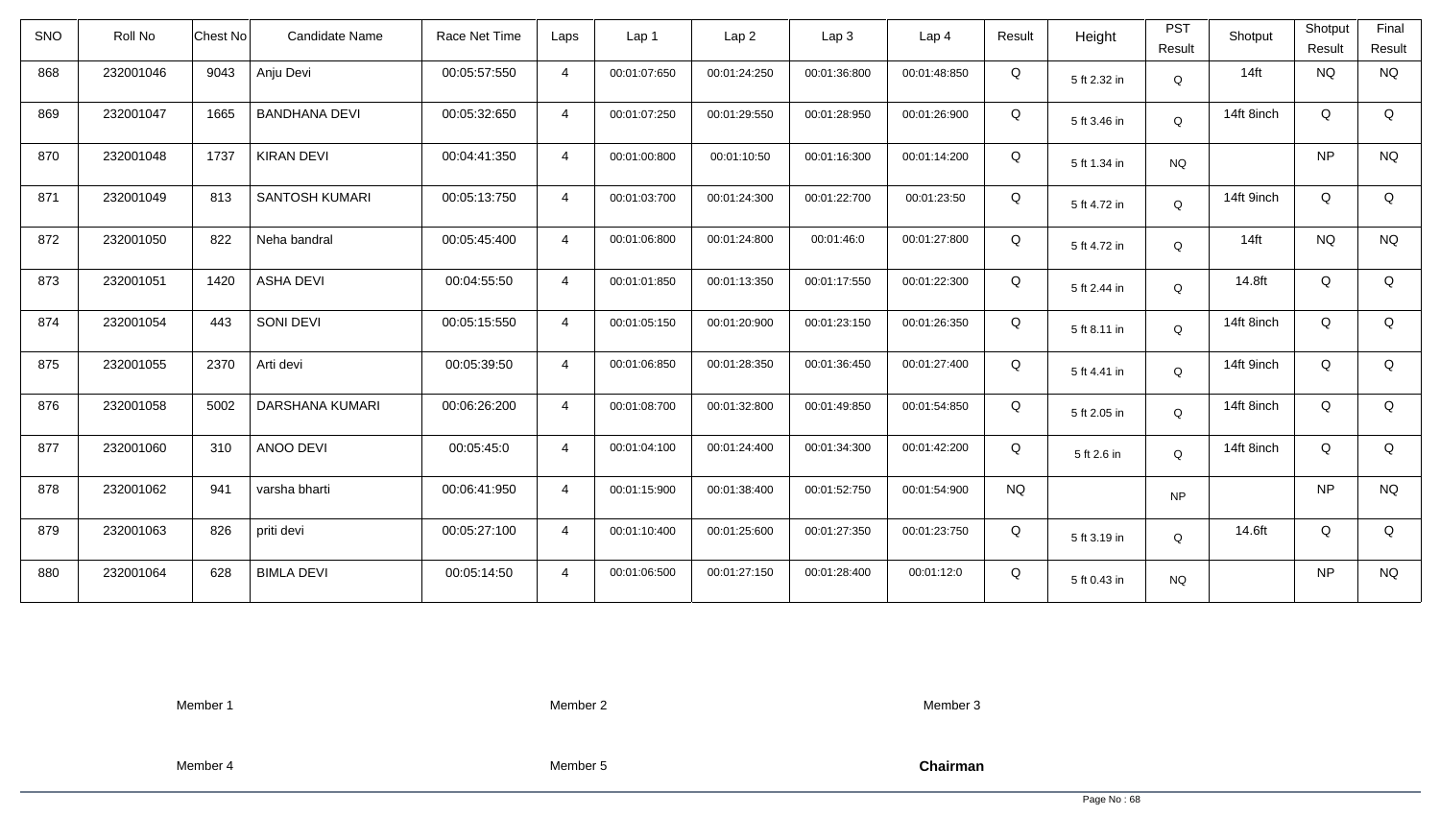| SNO | Roll No | Chest No | Candidate Name | Race Net Time | Laps | Lap 1 | Lap 2 | Lap 3 | Lap 4 | Result | Height | PST Result | Shotput | Shotput Result | Final Result |
|---|---|---|---|---|---|---|---|---|---|---|---|---|---|---|---|
| 868 | 232001046 | 9043 | Anju Devi | 00:05:57:550 | 4 | 00:01:07:650 | 00:01:24:250 | 00:01:36:800 | 00:01:48:850 | Q | 5 ft 2.32 in | Q | 14ft | NQ | NQ |
| 869 | 232001047 | 1665 | BANDHANA DEVI | 00:05:32:650 | 4 | 00:01:07:250 | 00:01:29:550 | 00:01:28:950 | 00:01:26:900 | Q | 5 ft 3.46 in | Q | 14ft 8inch | Q | Q |
| 870 | 232001048 | 1737 | KIRAN DEVI | 00:04:41:350 | 4 | 00:01:00:800 | 00:01:10:50 | 00:01:16:300 | 00:01:14:200 | Q | 5 ft 1.34 in | NQ | | NP | NQ |
| 871 | 232001049 | 813 | SANTOSH KUMARI | 00:05:13:750 | 4 | 00:01:03:700 | 00:01:24:300 | 00:01:22:700 | 00:01:23:50 | Q | 5 ft 4.72 in | Q | 14ft 9inch | Q | Q |
| 872 | 232001050 | 822 | Neha bandral | 00:05:45:400 | 4 | 00:01:06:800 | 00:01:24:800 | 00:01:46:0 | 00:01:27:800 | Q | 5 ft 4.72 in | Q | 14ft | NQ | NQ |
| 873 | 232001051 | 1420 | ASHA DEVI | 00:04:55:50 | 4 | 00:01:01:850 | 00:01:13:350 | 00:01:17:550 | 00:01:22:300 | Q | 5 ft 2.44 in | Q | 14.8ft | Q | Q |
| 874 | 232001054 | 443 | SONI DEVI | 00:05:15:550 | 4 | 00:01:05:150 | 00:01:20:900 | 00:01:23:150 | 00:01:26:350 | Q | 5 ft 8.11 in | Q | 14ft 8inch | Q | Q |
| 875 | 232001055 | 2370 | Arti devi | 00:05:39:50 | 4 | 00:01:06:850 | 00:01:28:350 | 00:01:36:450 | 00:01:27:400 | Q | 5 ft 4.41 in | Q | 14ft 9inch | Q | Q |
| 876 | 232001058 | 5002 | DARSHANA KUMARI | 00:06:26:200 | 4 | 00:01:08:700 | 00:01:32:800 | 00:01:49:850 | 00:01:54:850 | Q | 5 ft 2.05 in | Q | 14ft 8inch | Q | Q |
| 877 | 232001060 | 310 | ANOO DEVI | 00:05:45:0 | 4 | 00:01:04:100 | 00:01:24:400 | 00:01:34:300 | 00:01:42:200 | Q | 5 ft 2.6 in | Q | 14ft 8inch | Q | Q |
| 878 | 232001062 | 941 | varsha bharti | 00:06:41:950 | 4 | 00:01:15:900 | 00:01:38:400 | 00:01:52:750 | 00:01:54:900 | NQ | | NP | | NP | NQ |
| 879 | 232001063 | 826 | priti devi | 00:05:27:100 | 4 | 00:01:10:400 | 00:01:25:600 | 00:01:27:350 | 00:01:23:750 | Q | 5 ft 3.19 in | Q | 14.6ft | Q | Q |
| 880 | 232001064 | 628 | BIMLA DEVI | 00:05:14:50 | 4 | 00:01:06:500 | 00:01:27:150 | 00:01:28:400 | 00:01:12:0 | Q | 5 ft 0.43 in | NQ | | NP | NQ |

Member 1 Member 2 Member 3

Member 4 Member 5 **Chairman**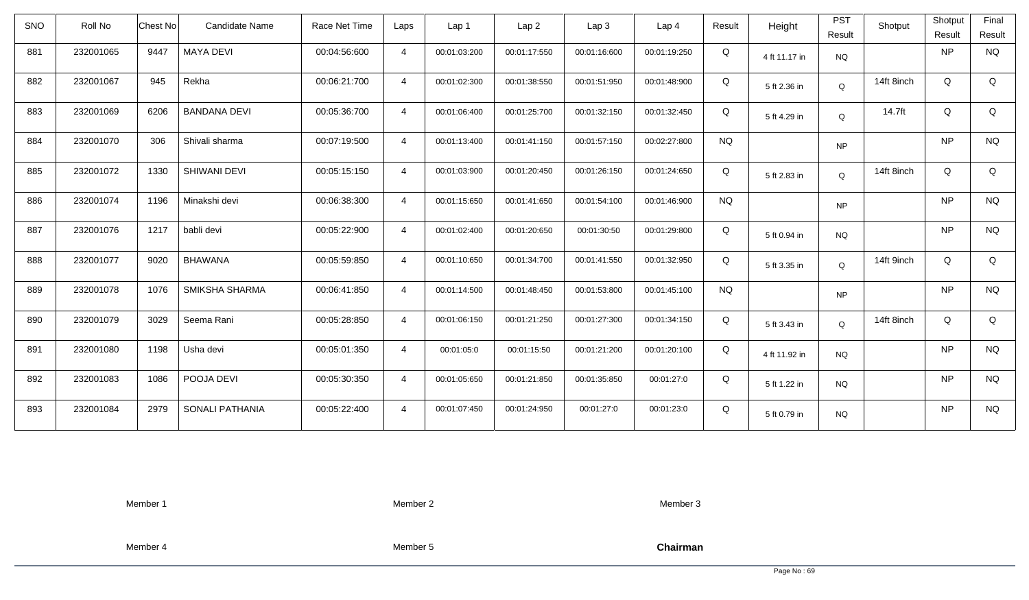| SNO | Roll No | Chest No | Candidate Name | Race Net Time | Laps | Lap 1 | Lap 2 | Lap 3 | Lap 4 | Result | Height | PST Result | Shotput | Shotput Result | Final Result |
|---|---|---|---|---|---|---|---|---|---|---|---|---|---|---|---|
| 881 | 232001065 | 9447 | MAYA DEVI | 00:04:56:600 | 4 | 00:01:03:200 | 00:01:17:550 | 00:01:16:600 | 00:01:19:250 | Q | 4 ft 11.17 in | NQ | | NP | NQ |
| 882 | 232001067 | 945 | Rekha | 00:06:21:700 | 4 | 00:01:02:300 | 00:01:38:550 | 00:01:51:950 | 00:01:48:900 | Q | 5 ft 2.36 in | Q | 14ft 8inch | Q | Q |
| 883 | 232001069 | 6206 | BANDANA DEVI | 00:05:36:700 | 4 | 00:01:06:400 | 00:01:25:700 | 00:01:32:150 | 00:01:32:450 | Q | 5 ft 4.29 in | Q | 14.7ft | Q | Q |
| 884 | 232001070 | 306 | Shivali sharma | 00:07:19:500 | 4 | 00:01:13:400 | 00:01:41:150 | 00:01:57:150 | 00:02:27:800 | NQ | | NP | | NP | NQ |
| 885 | 232001072 | 1330 | SHIWANI DEVI | 00:05:15:150 | 4 | 00:01:03:900 | 00:01:20:450 | 00:01:26:150 | 00:01:24:650 | Q | 5 ft 2.83 in | Q | 14ft 8inch | Q | Q |
| 886 | 232001074 | 1196 | Minakshi devi | 00:06:38:300 | 4 | 00:01:15:650 | 00:01:41:650 | 00:01:54:100 | 00:01:46:900 | NQ | | NP | | NP | NQ |
| 887 | 232001076 | 1217 | babli devi | 00:05:22:900 | 4 | 00:01:02:400 | 00:01:20:650 | 00:01:30:50 | 00:01:29:800 | Q | 5 ft 0.94 in | NQ | | NP | NQ |
| 888 | 232001077 | 9020 | BHAWANA | 00:05:59:850 | 4 | 00:01:10:650 | 00:01:34:700 | 00:01:41:550 | 00:01:32:950 | Q | 5 ft 3.35 in | Q | 14ft 9inch | Q | Q |
| 889 | 232001078 | 1076 | SMIKSHA SHARMA | 00:06:41:850 | 4 | 00:01:14:500 | 00:01:48:450 | 00:01:53:800 | 00:01:45:100 | NQ | | NP | | NP | NQ |
| 890 | 232001079 | 3029 | Seema Rani | 00:05:28:850 | 4 | 00:01:06:150 | 00:01:21:250 | 00:01:27:300 | 00:01:34:150 | Q | 5 ft 3.43 in | Q | 14ft 8inch | Q | Q |
| 891 | 232001080 | 1198 | Usha devi | 00:05:01:350 | 4 | 00:01:05:0 | 00:01:15:50 | 00:01:21:200 | 00:01:20:100 | Q | 4 ft 11.92 in | NQ | | NP | NQ |
| 892 | 232001083 | 1086 | POOJA DEVI | 00:05:30:350 | 4 | 00:01:05:650 | 00:01:21:850 | 00:01:35:850 | 00:01:27:0 | Q | 5 ft 1.22 in | NQ | | NP | NQ |
| 893 | 232001084 | 2979 | SONALI PATHANIA | 00:05:22:400 | 4 | 00:01:07:450 | 00:01:24:950 | 00:01:27:0 | 00:01:23:0 | Q | 5 ft 0.79 in | NQ | | NP | NQ |

Member 1 Member 2 Member 3

Member 4 Member 5 **Chairman**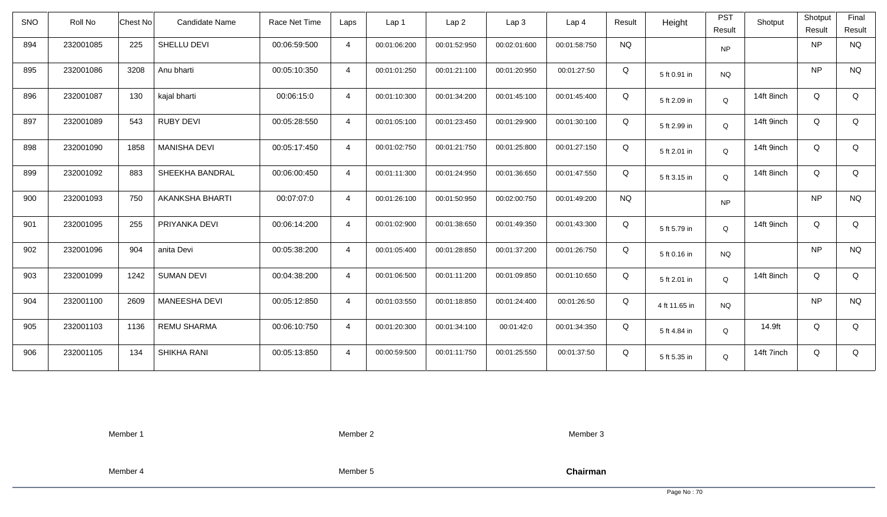| SNO | Roll No | Chest No | Candidate Name | Race Net Time | Laps | Lap 1 | Lap 2 | Lap 3 | Lap 4 | Result | Height | PST Result | Shotput | Shotput Result | Final Result |
|---|---|---|---|---|---|---|---|---|---|---|---|---|---|---|---|
| 894 | 232001085 | 225 | SHELLU DEVI | 00:06:59:500 | 4 | 00:01:06:200 | 00:01:52:950 | 00:02:01:600 | 00:01:58:750 | NQ | | NP | | NP | NQ |
| 895 | 232001086 | 3208 | Anu bharti | 00:05:10:350 | 4 | 00:01:01:250 | 00:01:21:100 | 00:01:20:950 | 00:01:27:50 | Q | 5 ft 0.91 in | NQ | | NP | NQ |
| 896 | 232001087 | 130 | kajal bharti | 00:06:15:0 | 4 | 00:01:10:300 | 00:01:34:200 | 00:01:45:100 | 00:01:45:400 | Q | 5 ft 2.09 in | Q | 14ft 8inch | Q | Q |
| 897 | 232001089 | 543 | RUBY DEVI | 00:05:28:550 | 4 | 00:01:05:100 | 00:01:23:450 | 00:01:29:900 | 00:01:30:100 | Q | 5 ft 2.99 in | Q | 14ft 9inch | Q | Q |
| 898 | 232001090 | 1858 | MANISHA DEVI | 00:05:17:450 | 4 | 00:01:02:750 | 00:01:21:750 | 00:01:25:800 | 00:01:27:150 | Q | 5 ft 2.01 in | Q | 14ft 9inch | Q | Q |
| 899 | 232001092 | 883 | SHEEKHA BANDRAL | 00:06:00:450 | 4 | 00:01:11:300 | 00:01:24:950 | 00:01:36:650 | 00:01:47:550 | Q | 5 ft 3.15 in | Q | 14ft 8inch | Q | Q |
| 900 | 232001093 | 750 | AKANKSHA BHARTI | 00:07:07:0 | 4 | 00:01:26:100 | 00:01:50:950 | 00:02:00:750 | 00:01:49:200 | NQ | | NP | | NP | NQ |
| 901 | 232001095 | 255 | PRIYANKA DEVI | 00:06:14:200 | 4 | 00:01:02:900 | 00:01:38:650 | 00:01:49:350 | 00:01:43:300 | Q | 5 ft 5.79 in | Q | 14ft 9inch | Q | Q |
| 902 | 232001096 | 904 | anita Devi | 00:05:38:200 | 4 | 00:01:05:400 | 00:01:28:850 | 00:01:37:200 | 00:01:26:750 | Q | 5 ft 0.16 in | NQ | | NP | NQ |
| 903 | 232001099 | 1242 | SUMAN DEVI | 00:04:38:200 | 4 | 00:01:06:500 | 00:01:11:200 | 00:01:09:850 | 00:01:10:650 | Q | 5 ft 2.01 in | Q | 14ft 8inch | Q | Q |
| 904 | 232001100 | 2609 | MANEESHA DEVI | 00:05:12:850 | 4 | 00:01:03:550 | 00:01:18:850 | 00:01:24:400 | 00:01:26:50 | Q | 4 ft 11.65 in | NQ | | NP | NQ |
| 905 | 232001103 | 1136 | REMU SHARMA | 00:06:10:750 | 4 | 00:01:20:300 | 00:01:34:100 | 00:01:42:0 | 00:01:34:350 | Q | 5 ft 4.84 in | Q | 14.9ft | Q | Q |
| 906 | 232001105 | 134 | SHIKHA RANI | 00:05:13:850 | 4 | 00:00:59:500 | 00:01:11:750 | 00:01:25:550 | 00:01:37:50 | Q | 5 ft 5.35 in | Q | 14ft 7inch | Q | Q |

Member 1　　　Member 2　　　Member 3

Member 4　　　Member 5　　　**Chairman**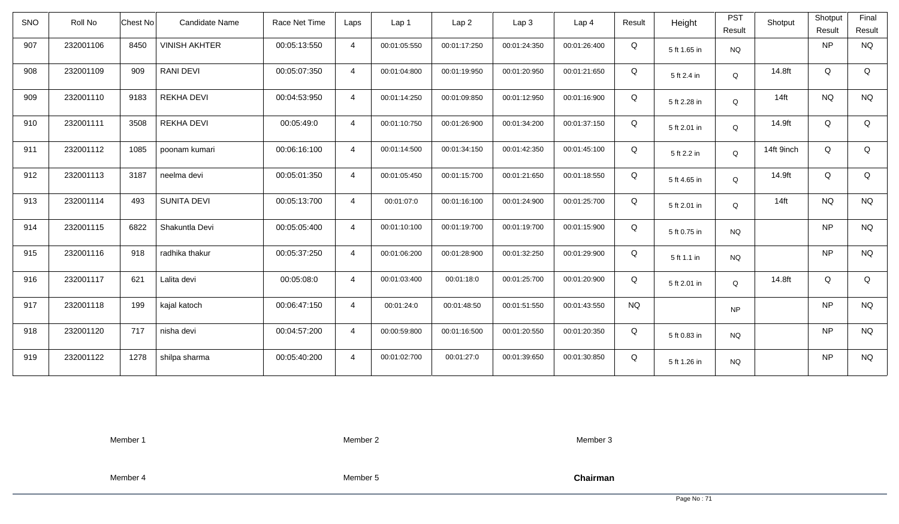| SNO | Roll No | Chest No | Candidate Name | Race Net Time | Laps | Lap 1 | Lap 2 | Lap 3 | Lap 4 | Result | Height | PST Result | Shotput | Shotput Result | Final Result |
|---|---|---|---|---|---|---|---|---|---|---|---|---|---|---|---|
| 907 | 232001106 | 8450 | VINISH AKHTER | 00:05:13:550 | 4 | 00:01:05:550 | 00:01:17:250 | 00:01:24:350 | 00:01:26:400 | Q | 5 ft 1.65 in | NQ | | NP | NQ |
| 908 | 232001109 | 909 | RANI DEVI | 00:05:07:350 | 4 | 00:01:04:800 | 00:01:19:950 | 00:01:20:950 | 00:01:21:650 | Q | 5 ft 2.4 in | Q | 14.8ft | Q | Q |
| 909 | 232001110 | 9183 | REKHA DEVI | 00:04:53:950 | 4 | 00:01:14:250 | 00:01:09:850 | 00:01:12:950 | 00:01:16:900 | Q | 5 ft 2.28 in | Q | 14ft | NQ | NQ |
| 910 | 232001111 | 3508 | REKHA DEVI | 00:05:49:0 | 4 | 00:01:10:750 | 00:01:26:900 | 00:01:34:200 | 00:01:37:150 | Q | 5 ft 2.01 in | Q | 14.9ft | Q | Q |
| 911 | 232001112 | 1085 | poonam kumari | 00:06:16:100 | 4 | 00:01:14:500 | 00:01:34:150 | 00:01:42:350 | 00:01:45:100 | Q | 5 ft 2.2 in | Q | 14ft 9inch | Q | Q |
| 912 | 232001113 | 3187 | neelma devi | 00:05:01:350 | 4 | 00:01:05:450 | 00:01:15:700 | 00:01:21:650 | 00:01:18:550 | Q | 5 ft 4.65 in | Q | 14.9ft | Q | Q |
| 913 | 232001114 | 493 | SUNITA DEVI | 00:05:13:700 | 4 | 00:01:07:0 | 00:01:16:100 | 00:01:24:900 | 00:01:25:700 | Q | 5 ft 2.01 in | Q | 14ft | NQ | NQ |
| 914 | 232001115 | 6822 | Shakuntla Devi | 00:05:05:400 | 4 | 00:01:10:100 | 00:01:19:700 | 00:01:19:700 | 00:01:15:900 | Q | 5 ft 0.75 in | NQ | | NP | NQ |
| 915 | 232001116 | 918 | radhika thakur | 00:05:37:250 | 4 | 00:01:06:200 | 00:01:28:900 | 00:01:32:250 | 00:01:29:900 | Q | 5 ft 1.1 in | NQ | | NP | NQ |
| 916 | 232001117 | 621 | Lalita devi | 00:05:08:0 | 4 | 00:01:03:400 | 00:01:18:0 | 00:01:25:700 | 00:01:20:900 | Q | 5 ft 2.01 in | Q | 14.8ft | Q | Q |
| 917 | 232001118 | 199 | kajal katoch | 00:06:47:150 | 4 | 00:01:24:0 | 00:01:48:50 | 00:01:51:550 | 00:01:43:550 | NQ | | NP | | NP | NQ |
| 918 | 232001120 | 717 | nisha devi | 00:04:57:200 | 4 | 00:00:59:800 | 00:01:16:500 | 00:01:20:550 | 00:01:20:350 | Q | 5 ft 0.83 in | NQ | | NP | NQ |
| 919 | 232001122 | 1278 | shilpa sharma | 00:05:40:200 | 4 | 00:01:02:700 | 00:01:27:0 | 00:01:39:650 | 00:01:30:850 | Q | 5 ft 1.26 in | NQ | | NP | NQ |

Member 1 Member 2 Member 3

Member 4 Member 5 **Chairman**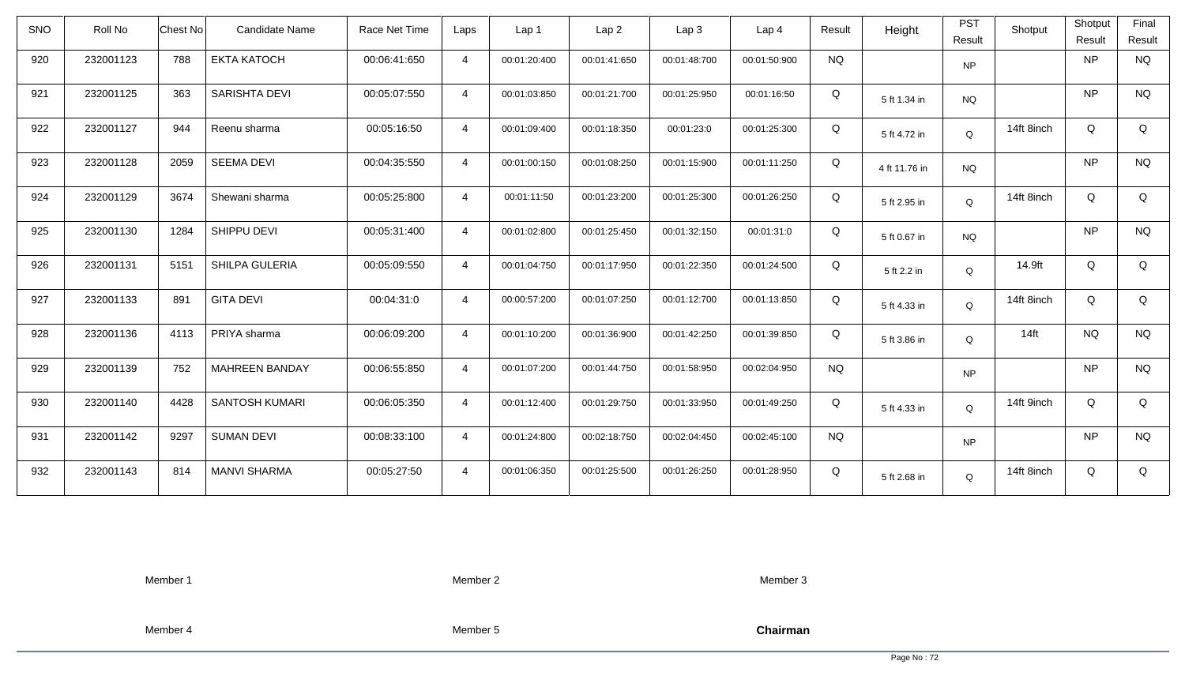| SNO | Roll No | Chest No | Candidate Name | Race Net Time | Laps | Lap 1 | Lap 2 | Lap 3 | Lap 4 | Result | Height | PST Result | Shotput | Shotput Result | Final Result |
|---|---|---|---|---|---|---|---|---|---|---|---|---|---|---|---|
| 920 | 232001123 | 788 | EKTA KATOCH | 00:06:41:650 | 4 | 00:01:20:400 | 00:01:41:650 | 00:01:48:700 | 00:01:50:900 | NQ | | NP | | NP | NQ |
| 921 | 232001125 | 363 | SARISHTA DEVI | 00:05:07:550 | 4 | 00:01:03:850 | 00:01:21:700 | 00:01:25:950 | 00:01:16:50 | Q | 5 ft 1.34 in | NQ | | NP | NQ |
| 922 | 232001127 | 944 | Reenu sharma | 00:05:16:50 | 4 | 00:01:09:400 | 00:01:18:350 | 00:01:23:0 | 00:01:25:300 | Q | 5 ft 4.72 in | Q | 14ft 8inch | Q | Q |
| 923 | 232001128 | 2059 | SEEMA DEVI | 00:04:35:550 | 4 | 00:01:00:150 | 00:01:08:250 | 00:01:15:900 | 00:01:11:250 | Q | 4 ft 11.76 in | NQ | | NP | NQ |
| 924 | 232001129 | 3674 | Shewani sharma | 00:05:25:800 | 4 | 00:01:11:50 | 00:01:23:200 | 00:01:25:300 | 00:01:26:250 | Q | 5 ft 2.95 in | Q | 14ft 8inch | Q | Q |
| 925 | 232001130 | 1284 | SHIPPU DEVI | 00:05:31:400 | 4 | 00:01:02:800 | 00:01:25:450 | 00:01:32:150 | 00:01:31:0 | Q | 5 ft 0.67 in | NQ | | NP | NQ |
| 926 | 232001131 | 5151 | SHILPA GULERIA | 00:05:09:550 | 4 | 00:01:04:750 | 00:01:17:950 | 00:01:22:350 | 00:01:24:500 | Q | 5 ft 2.2 in | Q | 14.9ft | Q | Q |
| 927 | 232001133 | 891 | GITA DEVI | 00:04:31:0 | 4 | 00:00:57:200 | 00:01:07:250 | 00:01:12:700 | 00:01:13:850 | Q | 5 ft 4.33 in | Q | 14ft 8inch | Q | Q |
| 928 | 232001136 | 4113 | PRIYA sharma | 00:06:09:200 | 4 | 00:01:10:200 | 00:01:36:900 | 00:01:42:250 | 00:01:39:850 | Q | 5 ft 3.86 in | Q | 14ft | NQ | NQ |
| 929 | 232001139 | 752 | MAHREEN BANDAY | 00:06:55:850 | 4 | 00:01:07:200 | 00:01:44:750 | 00:01:58:950 | 00:02:04:950 | NQ | | NP | | NP | NQ |
| 930 | 232001140 | 4428 | SANTOSH KUMARI | 00:06:05:350 | 4 | 00:01:12:400 | 00:01:29:750 | 00:01:33:950 | 00:01:49:250 | Q | 5 ft 4.33 in | Q | 14ft 9inch | Q | Q |
| 931 | 232001142 | 9297 | SUMAN DEVI | 00:08:33:100 | 4 | 00:01:24:800 | 00:02:18:750 | 00:02:04:450 | 00:02:45:100 | NQ | | NP | | NP | NQ |
| 932 | 232001143 | 814 | MANVI SHARMA | 00:05:27:50 | 4 | 00:01:06:350 | 00:01:25:500 | 00:01:26:250 | 00:01:28:950 | Q | 5 ft 2.68 in | Q | 14ft 8inch | Q | Q |

Member 1 Member 2 Member 3

Member 4 Member 5 **Chairman**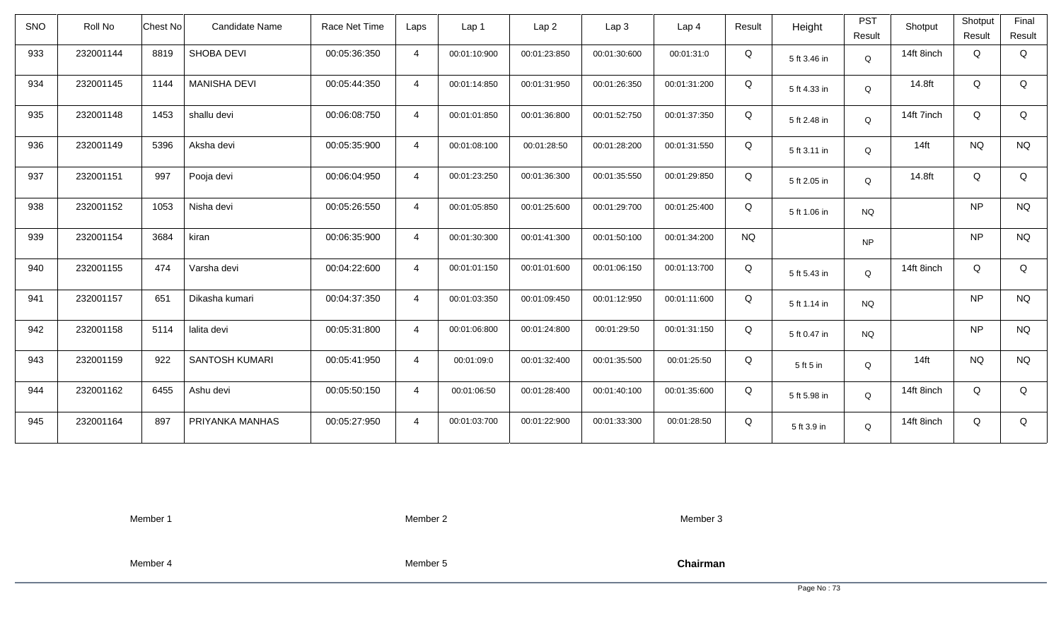| SNO | Roll No | Chest No | Candidate Name | Race Net Time | Laps | Lap 1 | Lap 2 | Lap 3 | Lap 4 | Result | Height | PST Result | Shotput | Shotput Result | Final Result |
|---|---|---|---|---|---|---|---|---|---|---|---|---|---|---|---|
| 933 | 232001144 | 8819 | SHOBA DEVI | 00:05:36:350 | 4 | 00:01:10:900 | 00:01:23:850 | 00:01:30:600 | 00:01:31:0 | Q | 5 ft 3.46 in | Q | 14ft 8inch | Q | Q |
| 934 | 232001145 | 1144 | MANISHA DEVI | 00:05:44:350 | 4 | 00:01:14:850 | 00:01:31:950 | 00:01:26:350 | 00:01:31:200 | Q | 5 ft 4.33 in | Q | 14.8ft | Q | Q |
| 935 | 232001148 | 1453 | shallu devi | 00:06:08:750 | 4 | 00:01:01:850 | 00:01:36:800 | 00:01:52:750 | 00:01:37:350 | Q | 5 ft 2.48 in | Q | 14ft 7inch | Q | Q |
| 936 | 232001149 | 5396 | Aksha devi | 00:05:35:900 | 4 | 00:01:08:100 | 00:01:28:50 | 00:01:28:200 | 00:01:31:550 | Q | 5 ft 3.11 in | Q | 14ft | NQ | NQ |
| 937 | 232001151 | 997 | Pooja devi | 00:06:04:950 | 4 | 00:01:23:250 | 00:01:36:300 | 00:01:35:550 | 00:01:29:850 | Q | 5 ft 2.05 in | Q | 14.8ft | Q | Q |
| 938 | 232001152 | 1053 | Nisha devi | 00:05:26:550 | 4 | 00:01:05:850 | 00:01:25:600 | 00:01:29:700 | 00:01:25:400 | Q | 5 ft 1.06 in | NQ | | NP | NQ |
| 939 | 232001154 | 3684 | kiran | 00:06:35:900 | 4 | 00:01:30:300 | 00:01:41:300 | 00:01:50:100 | 00:01:34:200 | NQ | | NP | | NP | NQ |
| 940 | 232001155 | 474 | Varsha devi | 00:04:22:600 | 4 | 00:01:01:150 | 00:01:01:600 | 00:01:06:150 | 00:01:13:700 | Q | 5 ft 5.43 in | Q | 14ft 8inch | Q | Q |
| 941 | 232001157 | 651 | Dikasha kumari | 00:04:37:350 | 4 | 00:01:03:350 | 00:01:09:450 | 00:01:12:950 | 00:01:11:600 | Q | 5 ft 1.14 in | NQ | | NP | NQ |
| 942 | 232001158 | 5114 | lalita devi | 00:05:31:800 | 4 | 00:01:06:800 | 00:01:24:800 | 00:01:29:50 | 00:01:31:150 | Q | 5 ft 0.47 in | NQ | | NP | NQ |
| 943 | 232001159 | 922 | SANTOSH KUMARI | 00:05:41:950 | 4 | 00:01:09:0 | 00:01:32:400 | 00:01:35:500 | 00:01:25:50 | Q | 5 ft 5 in | Q | 14ft | NQ | NQ |
| 944 | 232001162 | 6455 | Ashu devi | 00:05:50:150 | 4 | 00:01:06:50 | 00:01:28:400 | 00:01:40:100 | 00:01:35:600 | Q | 5 ft 5.98 in | Q | 14ft 8inch | Q | Q |
| 945 | 232001164 | 897 | PRIYANKA MANHAS | 00:05:27:950 | 4 | 00:01:03:700 | 00:01:22:900 | 00:01:33:300 | 00:01:28:50 | Q | 5 ft 3.9 in | Q | 14ft 8inch | Q | Q |

Member 1 Member 2 Member 3

Member 4 Member 5 **Chairman**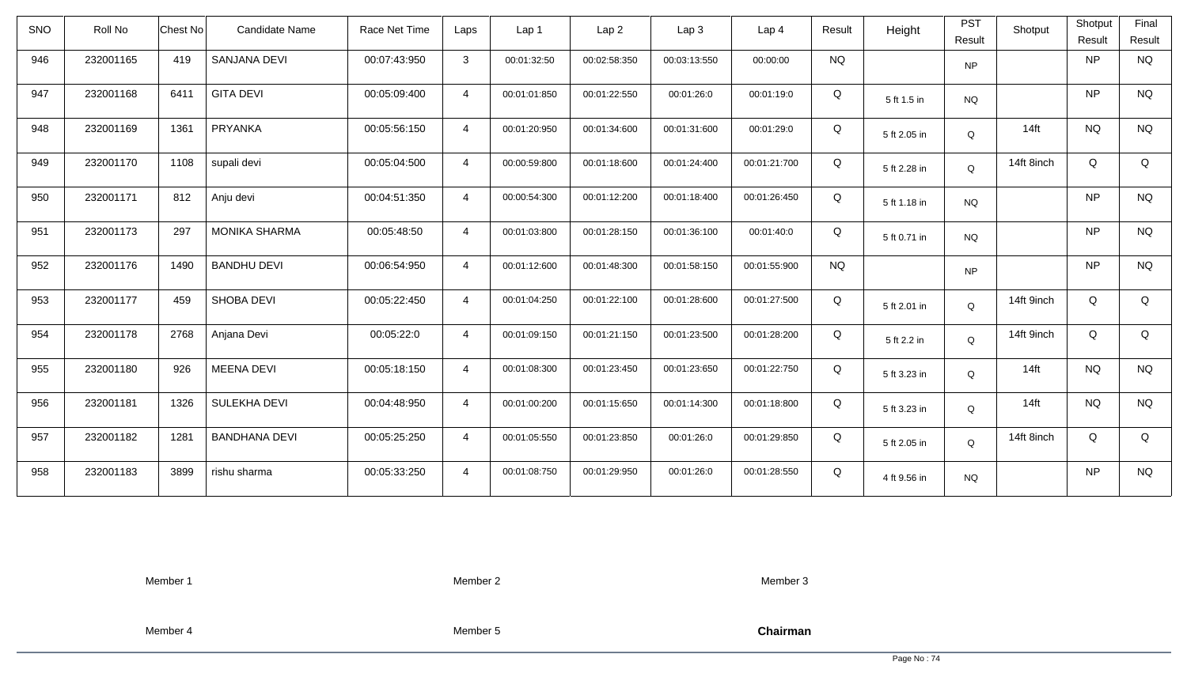| SNO | Roll No | Chest No | Candidate Name | Race Net Time | Laps | Lap 1 | Lap 2 | Lap 3 | Lap 4 | Result | Height | PST Result | Shotput | Shotput Result | Final Result |
|---|---|---|---|---|---|---|---|---|---|---|---|---|---|---|---|
| 946 | 232001165 | 419 | SANJANA DEVI | 00:07:43:950 | 3 | 00:01:32:50 | 00:02:58:350 | 00:03:13:550 | 00:00:00 | NQ | | NP | | NP | NQ |
| 947 | 232001168 | 6411 | GITA DEVI | 00:05:09:400 | 4 | 00:01:01:850 | 00:01:22:550 | 00:01:26:0 | 00:01:19:0 | Q | 5 ft 1.5 in | NQ | | NP | NQ |
| 948 | 232001169 | 1361 | PRYANKA | 00:05:56:150 | 4 | 00:01:20:950 | 00:01:34:600 | 00:01:31:600 | 00:01:29:0 | Q | 5 ft 2.05 in | Q | 14ft | NQ | NQ |
| 949 | 232001170 | 1108 | supali devi | 00:05:04:500 | 4 | 00:00:59:800 | 00:01:18:600 | 00:01:24:400 | 00:01:21:700 | Q | 5 ft 2.28 in | Q | 14ft 8inch | Q | Q |
| 950 | 232001171 | 812 | Anju devi | 00:04:51:350 | 4 | 00:00:54:300 | 00:01:12:200 | 00:01:18:400 | 00:01:26:450 | Q | 5 ft 1.18 in | NQ | | NP | NQ |
| 951 | 232001173 | 297 | MONIKA SHARMA | 00:05:48:50 | 4 | 00:01:03:800 | 00:01:28:150 | 00:01:36:100 | 00:01:40:0 | Q | 5 ft 0.71 in | NQ | | NP | NQ |
| 952 | 232001176 | 1490 | BANDHU DEVI | 00:06:54:950 | 4 | 00:01:12:600 | 00:01:48:300 | 00:01:58:150 | 00:01:55:900 | NQ | | NP | | NP | NQ |
| 953 | 232001177 | 459 | SHOBA DEVI | 00:05:22:450 | 4 | 00:01:04:250 | 00:01:22:100 | 00:01:28:600 | 00:01:27:500 | Q | 5 ft 2.01 in | Q | 14ft 9inch | Q | Q |
| 954 | 232001178 | 2768 | Anjana Devi | 00:05:22:0 | 4 | 00:01:09:150 | 00:01:21:150 | 00:01:23:500 | 00:01:28:200 | Q | 5 ft 2.2 in | Q | 14ft 9inch | Q | Q |
| 955 | 232001180 | 926 | MEENA DEVI | 00:05:18:150 | 4 | 00:01:08:300 | 00:01:23:450 | 00:01:23:650 | 00:01:22:750 | Q | 5 ft 3.23 in | Q | 14ft | NQ | NQ |
| 956 | 232001181 | 1326 | SULEKHA DEVI | 00:04:48:950 | 4 | 00:01:00:200 | 00:01:15:650 | 00:01:14:300 | 00:01:18:800 | Q | 5 ft 3.23 in | Q | 14ft | NQ | NQ |
| 957 | 232001182 | 1281 | BANDHANA DEVI | 00:05:25:250 | 4 | 00:01:05:550 | 00:01:23:850 | 00:01:26:0 | 00:01:29:850 | Q | 5 ft 2.05 in | Q | 14ft 8inch | Q | Q |
| 958 | 232001183 | 3899 | rishu sharma | 00:05:33:250 | 4 | 00:01:08:750 | 00:01:29:950 | 00:01:26:0 | 00:01:28:550 | Q | 4 ft 9.56 in | NQ | | NP | NQ |

Member 1　　Member 2　　Member 3

Member 4　　Member 5　　**Chairman**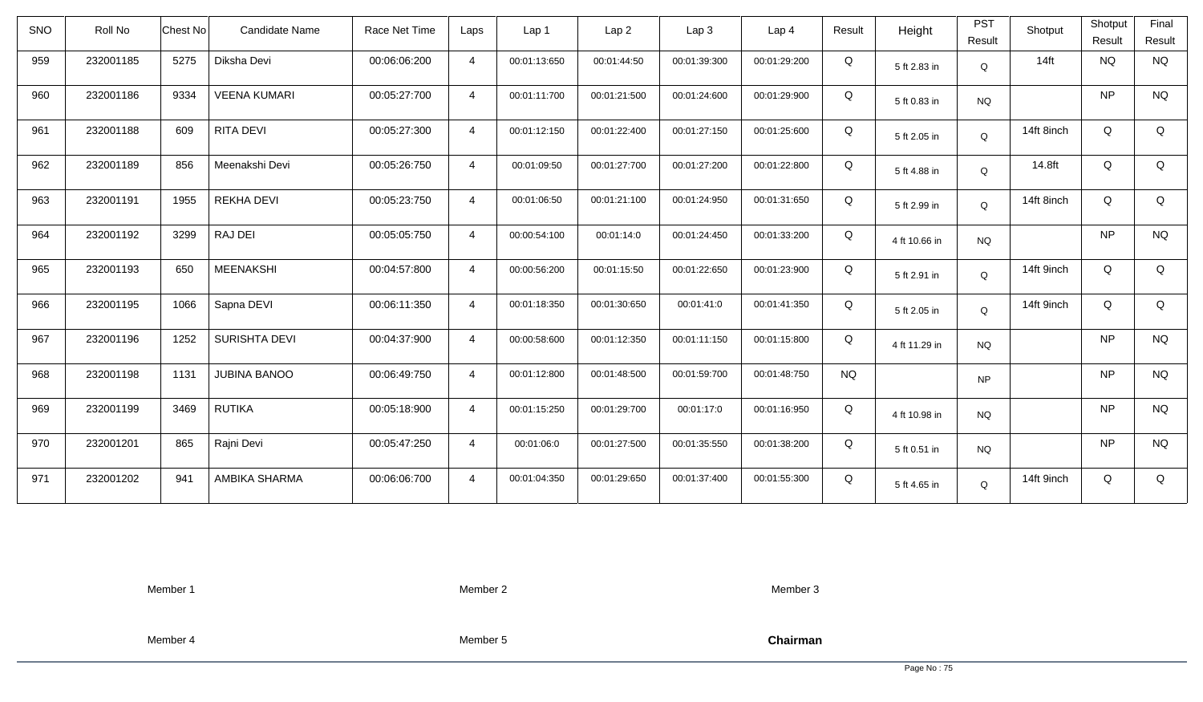| SNO | Roll No | Chest No | Candidate Name | Race Net Time | Laps | Lap 1 | Lap 2 | Lap 3 | Lap 4 | Result | Height | PST Result | Shotput | Shotput Result | Final Result |
|---|---|---|---|---|---|---|---|---|---|---|---|---|---|---|---|
| 959 | 232001185 | 5275 | Diksha Devi | 00:06:06:200 | 4 | 00:01:13:650 | 00:01:44:50 | 00:01:39:300 | 00:01:29:200 | Q | 5 ft 2.83 in | Q | 14ft | NQ | NQ |
| 960 | 232001186 | 9334 | VEENA KUMARI | 00:05:27:700 | 4 | 00:01:11:700 | 00:01:21:500 | 00:01:24:600 | 00:01:29:900 | Q | 5 ft 0.83 in | NQ | | NP | NQ |
| 961 | 232001188 | 609 | RITA DEVI | 00:05:27:300 | 4 | 00:01:12:150 | 00:01:22:400 | 00:01:27:150 | 00:01:25:600 | Q | 5 ft 2.05 in | Q | 14ft 8inch | Q | Q |
| 962 | 232001189 | 856 | Meenakshi Devi | 00:05:26:750 | 4 | 00:01:09:50 | 00:01:27:700 | 00:01:27:200 | 00:01:22:800 | Q | 5 ft 4.88 in | Q | 14.8ft | Q | Q |
| 963 | 232001191 | 1955 | REKHA DEVI | 00:05:23:750 | 4 | 00:01:06:50 | 00:01:21:100 | 00:01:24:950 | 00:01:31:650 | Q | 5 ft 2.99 in | Q | 14ft 8inch | Q | Q |
| 964 | 232001192 | 3299 | RAJ DEI | 00:05:05:750 | 4 | 00:00:54:100 | 00:01:14:0 | 00:01:24:450 | 00:01:33:200 | Q | 4 ft 10.66 in | NQ | | NP | NQ |
| 965 | 232001193 | 650 | MEENAKSHI | 00:04:57:800 | 4 | 00:00:56:200 | 00:01:15:50 | 00:01:22:650 | 00:01:23:900 | Q | 5 ft 2.91 in | Q | 14ft 9inch | Q | Q |
| 966 | 232001195 | 1066 | Sapna DEVI | 00:06:11:350 | 4 | 00:01:18:350 | 00:01:30:650 | 00:01:41:0 | 00:01:41:350 | Q | 5 ft 2.05 in | Q | 14ft 9inch | Q | Q |
| 967 | 232001196 | 1252 | SURISHTA DEVI | 00:04:37:900 | 4 | 00:00:58:600 | 00:01:12:350 | 00:01:11:150 | 00:01:15:800 | Q | 4 ft 11.29 in | NQ | | NP | NQ |
| 968 | 232001198 | 1131 | JUBINA BANOO | 00:06:49:750 | 4 | 00:01:12:800 | 00:01:48:500 | 00:01:59:700 | 00:01:48:750 | NQ | | NP | | NP | NQ |
| 969 | 232001199 | 3469 | RUTIKA | 00:05:18:900 | 4 | 00:01:15:250 | 00:01:29:700 | 00:01:17:0 | 00:01:16:950 | Q | 4 ft 10.98 in | NQ | | NP | NQ |
| 970 | 232001201 | 865 | Rajni Devi | 00:05:47:250 | 4 | 00:01:06:0 | 00:01:27:500 | 00:01:35:550 | 00:01:38:200 | Q | 5 ft 0.51 in | NQ | | NP | NQ |
| 971 | 232001202 | 941 | AMBIKA SHARMA | 00:06:06:700 | 4 | 00:01:04:350 | 00:01:29:650 | 00:01:37:400 | 00:01:55:300 | Q | 5 ft 4.65 in | Q | 14ft 9inch | Q | Q |

Member 1 Member 2 Member 3

Member 4 Member 5 **Chairman**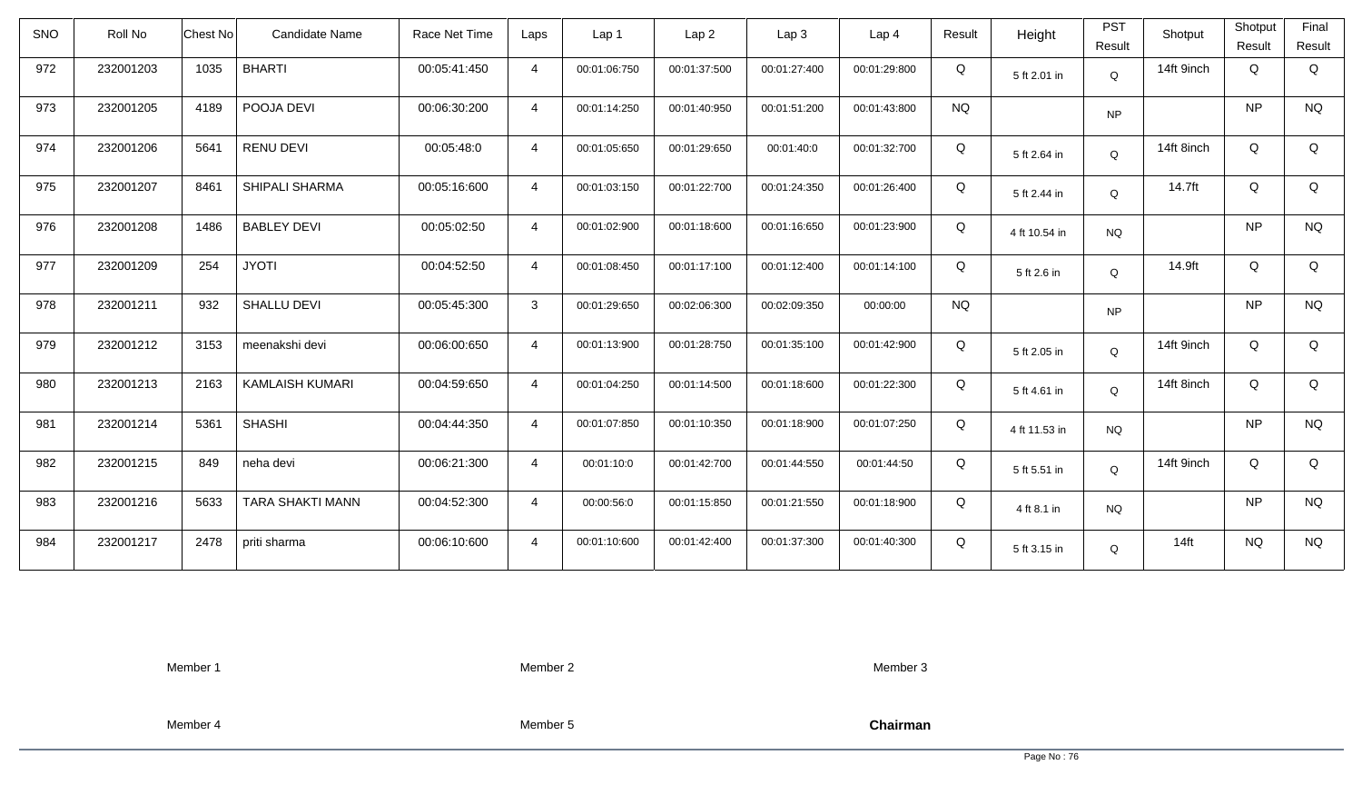| SNO | Roll No | Chest No | Candidate Name | Race Net Time | Laps | Lap 1 | Lap 2 | Lap 3 | Lap 4 | Result | Height | PST Result | Shotput | Shotput Result | Final Result |
|---|---|---|---|---|---|---|---|---|---|---|---|---|---|---|---|
| 972 | 232001203 | 1035 | BHARTI | 00:05:41:450 | 4 | 00:01:06:750 | 00:01:37:500 | 00:01:27:400 | 00:01:29:800 | Q | 5 ft 2.01 in | Q | 14ft 9inch | Q | Q |
| 973 | 232001205 | 4189 | POOJA DEVI | 00:06:30:200 | 4 | 00:01:14:250 | 00:01:40:950 | 00:01:51:200 | 00:01:43:800 | NQ | | NP | | NP | NQ |
| 974 | 232001206 | 5641 | RENU DEVI | 00:05:48:0 | 4 | 00:01:05:650 | 00:01:29:650 | 00:01:40:0 | 00:01:32:700 | Q | 5 ft 2.64 in | Q | 14ft 8inch | Q | Q |
| 975 | 232001207 | 8461 | SHIPALI SHARMA | 00:05:16:600 | 4 | 00:01:03:150 | 00:01:22:700 | 00:01:24:350 | 00:01:26:400 | Q | 5 ft 2.44 in | Q | 14.7ft | Q | Q |
| 976 | 232001208 | 1486 | BABLEY DEVI | 00:05:02:50 | 4 | 00:01:02:900 | 00:01:18:600 | 00:01:16:650 | 00:01:23:900 | Q | 4 ft 10.54 in | NQ | | NP | NQ |
| 977 | 232001209 | 254 | JYOTI | 00:04:52:50 | 4 | 00:01:08:450 | 00:01:17:100 | 00:01:12:400 | 00:01:14:100 | Q | 5 ft 2.6 in | Q | 14.9ft | Q | Q |
| 978 | 232001211 | 932 | SHALLU DEVI | 00:05:45:300 | 3 | 00:01:29:650 | 00:02:06:300 | 00:02:09:350 | 00:00:00 | NQ | | NP | | NP | NQ |
| 979 | 232001212 | 3153 | meenakshi devi | 00:06:00:650 | 4 | 00:01:13:900 | 00:01:28:750 | 00:01:35:100 | 00:01:42:900 | Q | 5 ft 2.05 in | Q | 14ft 9inch | Q | Q |
| 980 | 232001213 | 2163 | KAMLAISH KUMARI | 00:04:59:650 | 4 | 00:01:04:250 | 00:01:14:500 | 00:01:18:600 | 00:01:22:300 | Q | 5 ft 4.61 in | Q | 14ft 8inch | Q | Q |
| 981 | 232001214 | 5361 | SHASHI | 00:04:44:350 | 4 | 00:01:07:850 | 00:01:10:350 | 00:01:18:900 | 00:01:07:250 | Q | 4 ft 11.53 in | NQ | | NP | NQ |
| 982 | 232001215 | 849 | neha devi | 00:06:21:300 | 4 | 00:01:10:0 | 00:01:42:700 | 00:01:44:550 | 00:01:44:50 | Q | 5 ft 5.51 in | Q | 14ft 9inch | Q | Q |
| 983 | 232001216 | 5633 | TARA SHAKTI MANN | 00:04:52:300 | 4 | 00:00:56:0 | 00:01:15:850 | 00:01:21:550 | 00:01:18:900 | Q | 4 ft 8.1 in | NQ | | NP | NQ |
| 984 | 232001217 | 2478 | priti sharma | 00:06:10:600 | 4 | 00:01:10:600 | 00:01:42:400 | 00:01:37:300 | 00:01:40:300 | Q | 5 ft 3.15 in | Q | 14ft | NQ | NQ |

Member 1 Member 2 Member 3

Member 4 Member 5 **Chairman**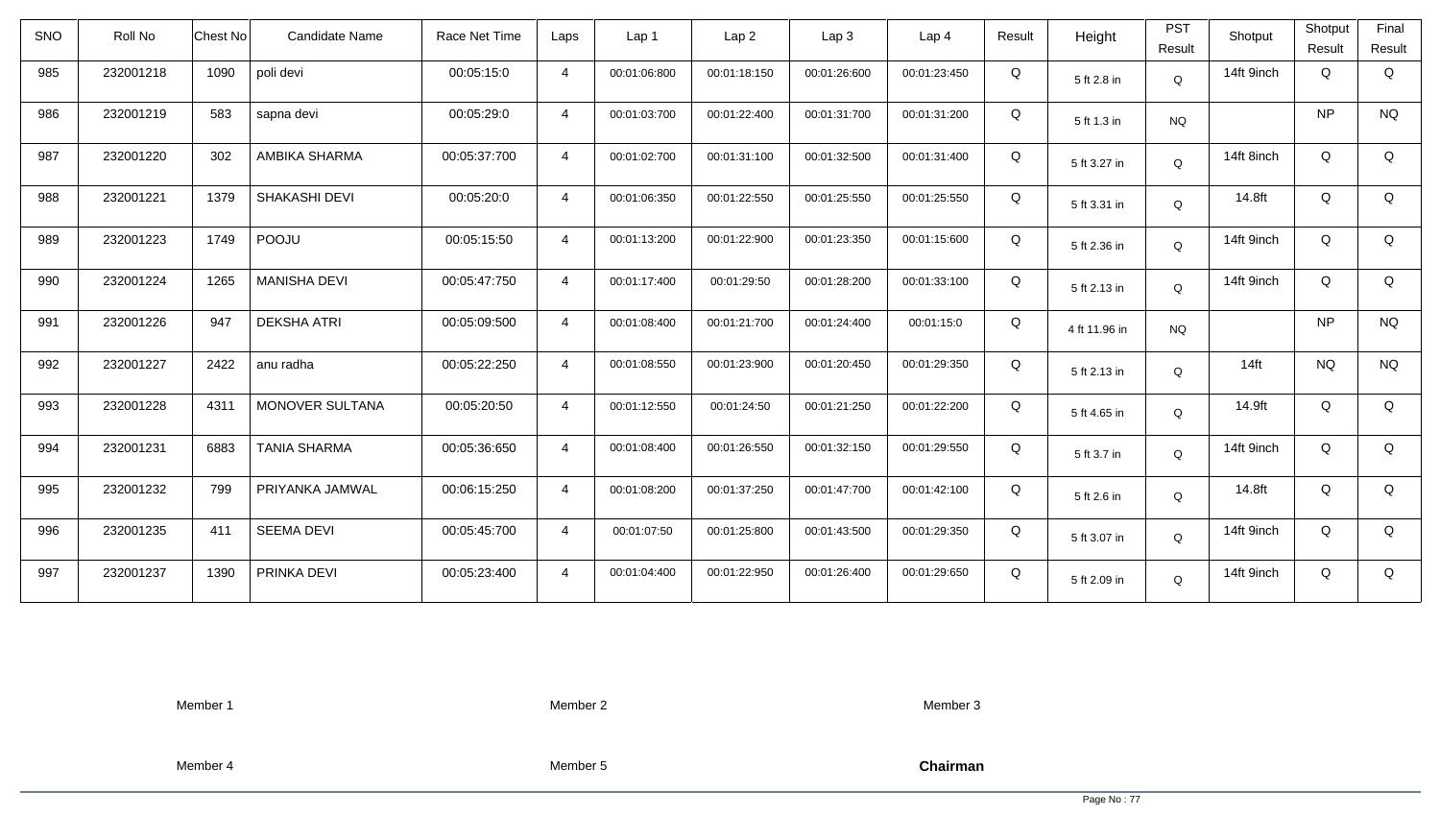| SNO | Roll No | Chest No | Candidate Name | Race Net Time | Laps | Lap 1 | Lap 2 | Lap 3 | Lap 4 | Result | Height | PST Result | Shotput | Shotput Result | Final Result |
|---|---|---|---|---|---|---|---|---|---|---|---|---|---|---|---|
| 985 | 232001218 | 1090 | poli devi | 00:05:15:0 | 4 | 00:01:06:800 | 00:01:18:150 | 00:01:26:600 | 00:01:23:450 | Q | 5 ft 2.8 in | Q | 14ft 9inch | Q | Q |
| 986 | 232001219 | 583 | sapna devi | 00:05:29:0 | 4 | 00:01:03:700 | 00:01:22:400 | 00:01:31:700 | 00:01:31:200 | Q | 5 ft 1.3 in | NQ | | NP | NQ |
| 987 | 232001220 | 302 | AMBIKA SHARMA | 00:05:37:700 | 4 | 00:01:02:700 | 00:01:31:100 | 00:01:32:500 | 00:01:31:400 | Q | 5 ft 3.27 in | Q | 14ft 8inch | Q | Q |
| 988 | 232001221 | 1379 | SHAKASHI DEVI | 00:05:20:0 | 4 | 00:01:06:350 | 00:01:22:550 | 00:01:25:550 | 00:01:25:550 | Q | 5 ft 3.31 in | Q | 14.8ft | Q | Q |
| 989 | 232001223 | 1749 | POOJU | 00:05:15:50 | 4 | 00:01:13:200 | 00:01:22:900 | 00:01:23:350 | 00:01:15:600 | Q | 5 ft 2.36 in | Q | 14ft 9inch | Q | Q |
| 990 | 232001224 | 1265 | MANISHA DEVI | 00:05:47:750 | 4 | 00:01:17:400 | 00:01:29:50 | 00:01:28:200 | 00:01:33:100 | Q | 5 ft 2.13 in | Q | 14ft 9inch | Q | Q |
| 991 | 232001226 | 947 | DEKSHA ATRI | 00:05:09:500 | 4 | 00:01:08:400 | 00:01:21:700 | 00:01:24:400 | 00:01:15:0 | Q | 4 ft 11.96 in | NQ | | NP | NQ |
| 992 | 232001227 | 2422 | anu radha | 00:05:22:250 | 4 | 00:01:08:550 | 00:01:23:900 | 00:01:20:450 | 00:01:29:350 | Q | 5 ft 2.13 in | Q | 14ft | NQ | NQ |
| 993 | 232001228 | 4311 | MONOVER SULTANA | 00:05:20:50 | 4 | 00:01:12:550 | 00:01:24:50 | 00:01:21:250 | 00:01:22:200 | Q | 5 ft 4.65 in | Q | 14.9ft | Q | Q |
| 994 | 232001231 | 6883 | TANIA SHARMA | 00:05:36:650 | 4 | 00:01:08:400 | 00:01:26:550 | 00:01:32:150 | 00:01:29:550 | Q | 5 ft 3.7 in | Q | 14ft 9inch | Q | Q |
| 995 | 232001232 | 799 | PRIYANKA JAMWAL | 00:06:15:250 | 4 | 00:01:08:200 | 00:01:37:250 | 00:01:47:700 | 00:01:42:100 | Q | 5 ft 2.6 in | Q | 14.8ft | Q | Q |
| 996 | 232001235 | 411 | SEEMA DEVI | 00:05:45:700 | 4 | 00:01:07:50 | 00:01:25:800 | 00:01:43:500 | 00:01:29:350 | Q | 5 ft 3.07 in | Q | 14ft 9inch | Q | Q |
| 997 | 232001237 | 1390 | PRINKA DEVI | 00:05:23:400 | 4 | 00:01:04:400 | 00:01:22:950 | 00:01:26:400 | 00:01:29:650 | Q | 5 ft 2.09 in | Q | 14ft 9inch | Q | Q |

Member 1 Member 2 Member 3

Member 4 Member 5 **Chairman**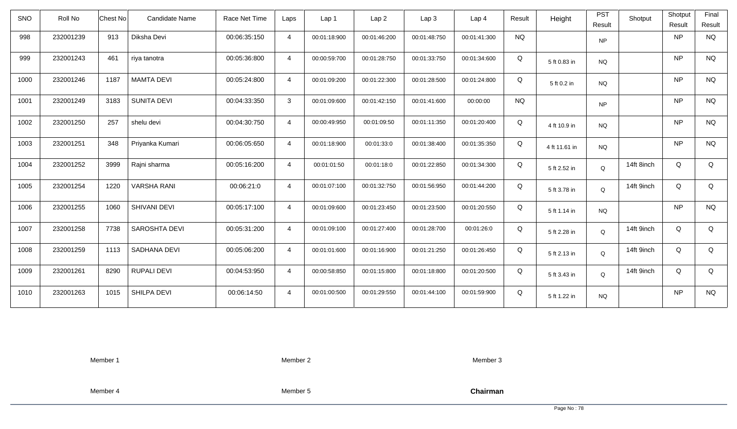| SNO | Roll No | Chest No | Candidate Name | Race Net Time | Laps | Lap 1 | Lap 2 | Lap 3 | Lap 4 | Result | Height | PST Result | Shotput | Shotput Result | Final Result |
|---|---|---|---|---|---|---|---|---|---|---|---|---|---|---|---|
| 998 | 232001239 | 913 | Diksha Devi | 00:06:35:150 | 4 | 00:01:18:900 | 00:01:46:200 | 00:01:48:750 | 00:01:41:300 | NQ | | NP | | NP | NQ |
| 999 | 232001243 | 461 | riya tanotra | 00:05:36:800 | 4 | 00:00:59:700 | 00:01:28:750 | 00:01:33:750 | 00:01:34:600 | Q | 5 ft 0.83 in | NQ | | NP | NQ |
| 1000 | 232001246 | 1187 | MAMTA DEVI | 00:05:24:800 | 4 | 00:01:09:200 | 00:01:22:300 | 00:01:28:500 | 00:01:24:800 | Q | 5 ft 0.2 in | NQ | | NP | NQ |
| 1001 | 232001249 | 3183 | SUNITA DEVI | 00:04:33:350 | 3 | 00:01:09:600 | 00:01:42:150 | 00:01:41:600 | 00:00:00 | NQ | | NP | | NP | NQ |
| 1002 | 232001250 | 257 | shelu devi | 00:04:30:750 | 4 | 00:00:49:950 | 00:01:09:50 | 00:01:11:350 | 00:01:20:400 | Q | 4 ft 10.9 in | NQ | | NP | NQ |
| 1003 | 232001251 | 348 | Priyanka Kumari | 00:06:05:650 | 4 | 00:01:18:900 | 00:01:33:0 | 00:01:38:400 | 00:01:35:350 | Q | 4 ft 11.61 in | NQ | | NP | NQ |
| 1004 | 232001252 | 3999 | Rajni sharma | 00:05:16:200 | 4 | 00:01:01:50 | 00:01:18:0 | 00:01:22:850 | 00:01:34:300 | Q | 5 ft 2.52 in | Q | 14ft 8inch | Q | Q |
| 1005 | 232001254 | 1220 | VARSHA RANI | 00:06:21:0 | 4 | 00:01:07:100 | 00:01:32:750 | 00:01:56:950 | 00:01:44:200 | Q | 5 ft 3.78 in | Q | 14ft 9inch | Q | Q |
| 1006 | 232001255 | 1060 | SHIVANI DEVI | 00:05:17:100 | 4 | 00:01:09:600 | 00:01:23:450 | 00:01:23:500 | 00:01:20:550 | Q | 5 ft 1.14 in | NQ | | NP | NQ |
| 1007 | 232001258 | 7738 | SAROSHTA DEVI | 00:05:31:200 | 4 | 00:01:09:100 | 00:01:27:400 | 00:01:28:700 | 00:01:26:0 | Q | 5 ft 2.28 in | Q | 14ft 9inch | Q | Q |
| 1008 | 232001259 | 1113 | SADHANA DEVI | 00:05:06:200 | 4 | 00:01:01:600 | 00:01:16:900 | 00:01:21:250 | 00:01:26:450 | Q | 5 ft 2.13 in | Q | 14ft 9inch | Q | Q |
| 1009 | 232001261 | 8290 | RUPALI DEVI | 00:04:53:950 | 4 | 00:00:58:850 | 00:01:15:800 | 00:01:18:800 | 00:01:20:500 | Q | 5 ft 3.43 in | Q | 14ft 9inch | Q | Q |
| 1010 | 232001263 | 1015 | SHILPA DEVI | 00:06:14:50 | 4 | 00:01:00:500 | 00:01:29:550 | 00:01:44:100 | 00:01:59:900 | Q | 5 ft 1.22 in | NQ | | NP | NQ |

Member 1 Member 2 Member 3

Member 4 Member 5 **Chairman**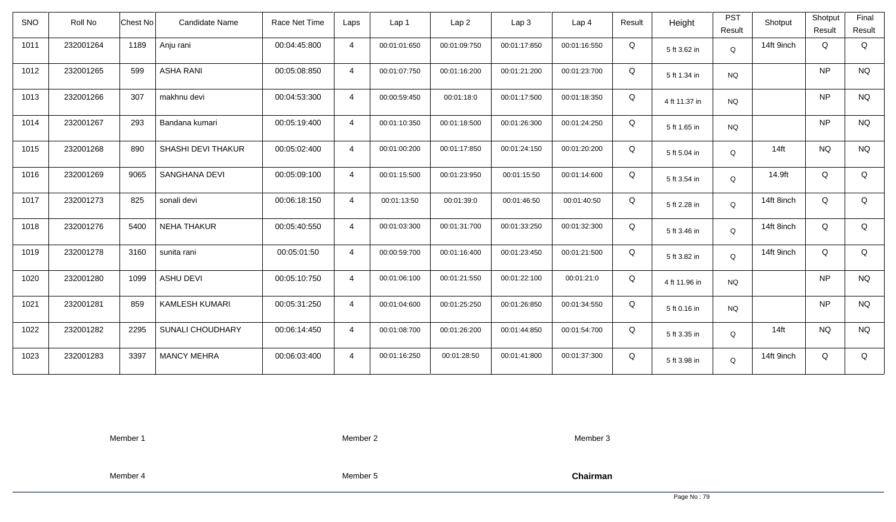| SNO | Roll No | Chest No | Candidate Name | Race Net Time | Laps | Lap 1 | Lap 2 | Lap 3 | Lap 4 | Result | Height | PST Result | Shotput | Shotput Result | Final Result |
|---|---|---|---|---|---|---|---|---|---|---|---|---|---|---|---|
| 1011 | 232001264 | 1189 | Anju rani | 00:04:45:800 | 4 | 00:01:01:650 | 00:01:09:750 | 00:01:17:850 | 00:01:16:550 | Q | 5 ft 3.62 in | Q | 14ft 9inch | Q | Q |
| 1012 | 232001265 | 599 | ASHA RANI | 00:05:08:850 | 4 | 00:01:07:750 | 00:01:16:200 | 00:01:21:200 | 00:01:23:700 | Q | 5 ft 1.34 in | NQ | | NP | NQ |
| 1013 | 232001266 | 307 | makhnu devi | 00:04:53:300 | 4 | 00:00:59:450 | 00:01:18:0 | 00:01:17:500 | 00:01:18:350 | Q | 4 ft 11.37 in | NQ | | NP | NQ |
| 1014 | 232001267 | 293 | Bandana kumari | 00:05:19:400 | 4 | 00:01:10:350 | 00:01:18:500 | 00:01:26:300 | 00:01:24:250 | Q | 5 ft 1.65 in | NQ | | NP | NQ |
| 1015 | 232001268 | 890 | SHASHI DEVI THAKUR | 00:05:02:400 | 4 | 00:01:00:200 | 00:01:17:850 | 00:01:24:150 | 00:01:20:200 | Q | 5 ft 5.04 in | Q | 14ft | NQ | NQ |
| 1016 | 232001269 | 9065 | SANGHANA DEVI | 00:05:09:100 | 4 | 00:01:15:500 | 00:01:23:950 | 00:01:15:50 | 00:01:14:600 | Q | 5 ft 3.54 in | Q | 14.9ft | Q | Q |
| 1017 | 232001273 | 825 | sonali devi | 00:06:18:150 | 4 | 00:01:13:50 | 00:01:39:0 | 00:01:46:50 | 00:01:40:50 | Q | 5 ft 2.28 in | Q | 14ft 8inch | Q | Q |
| 1018 | 232001276 | 5400 | NEHA THAKUR | 00:05:40:550 | 4 | 00:01:03:300 | 00:01:31:700 | 00:01:33:250 | 00:01:32:300 | Q | 5 ft 3.46 in | Q | 14ft 8inch | Q | Q |
| 1019 | 232001278 | 3160 | sunita rani | 00:05:01:50 | 4 | 00:00:59:700 | 00:01:16:400 | 00:01:23:450 | 00:01:21:500 | Q | 5 ft 3.82 in | Q | 14ft 9inch | Q | Q |
| 1020 | 232001280 | 1099 | ASHU DEVI | 00:05:10:750 | 4 | 00:01:06:100 | 00:01:21:550 | 00:01:22:100 | 00:01:21:0 | Q | 4 ft 11.96 in | NQ | | NP | NQ |
| 1021 | 232001281 | 859 | KAMLESH KUMARI | 00:05:31:250 | 4 | 00:01:04:600 | 00:01:25:250 | 00:01:26:850 | 00:01:34:550 | Q | 5 ft 0.16 in | NQ | | NP | NQ |
| 1022 | 232001282 | 2295 | SUNALI CHOUDHARY | 00:06:14:450 | 4 | 00:01:08:700 | 00:01:26:200 | 00:01:44:850 | 00:01:54:700 | Q | 5 ft 3.35 in | Q | 14ft | NQ | NQ |
| 1023 | 232001283 | 3397 | MANCY MEHRA | 00:06:03:400 | 4 | 00:01:16:250 | 00:01:28:50 | 00:01:41:800 | 00:01:37:300 | Q | 5 ft 3.98 in | Q | 14ft 9inch | Q | Q |

Member 1 Member 2 Member 3

Member 4 Member 5 **Chairman**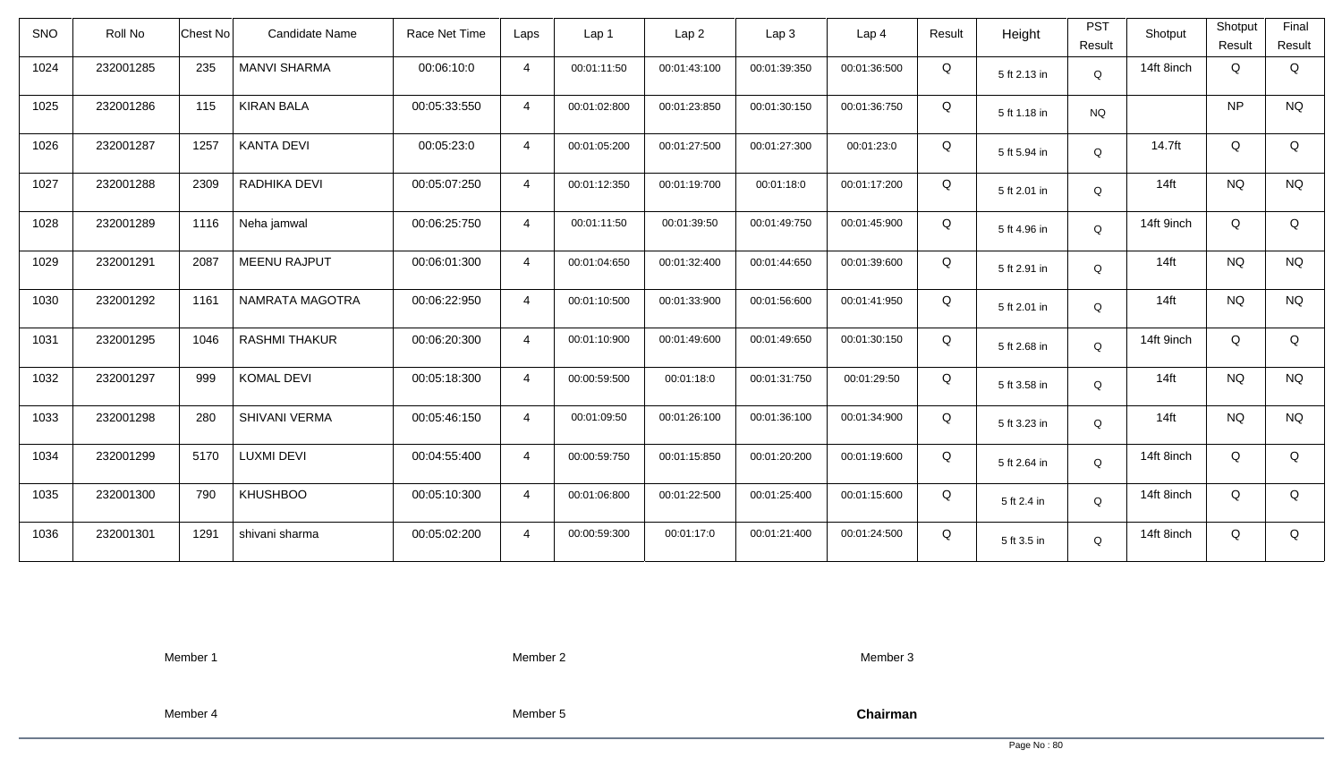| SNO | Roll No | Chest No | Candidate Name | Race Net Time | Laps | Lap 1 | Lap 2 | Lap 3 | Lap 4 | Result | Height | PST Result | Shotput | Shotput Result | Final Result |
|---|---|---|---|---|---|---|---|---|---|---|---|---|---|---|---|
| 1024 | 232001285 | 235 | MANVI SHARMA | 00:06:10:0 | 4 | 00:01:11:50 | 00:01:43:100 | 00:01:39:350 | 00:01:36:500 | Q | 5 ft 2.13 in | Q | 14ft 8inch | Q | Q |
| 1025 | 232001286 | 115 | KIRAN BALA | 00:05:33:550 | 4 | 00:01:02:800 | 00:01:23:850 | 00:01:30:150 | 00:01:36:750 | Q | 5 ft 1.18 in | NQ | | NP | NQ |
| 1026 | 232001287 | 1257 | KANTA DEVI | 00:05:23:0 | 4 | 00:01:05:200 | 00:01:27:500 | 00:01:27:300 | 00:01:23:0 | Q | 5 ft 5.94 in | Q | 14.7ft | Q | Q |
| 1027 | 232001288 | 2309 | RADHIKA DEVI | 00:05:07:250 | 4 | 00:01:12:350 | 00:01:19:700 | 00:01:18:0 | 00:01:17:200 | Q | 5 ft 2.01 in | Q | 14ft | NQ | NQ |
| 1028 | 232001289 | 1116 | Neha jamwal | 00:06:25:750 | 4 | 00:01:11:50 | 00:01:39:50 | 00:01:49:750 | 00:01:45:900 | Q | 5 ft 4.96 in | Q | 14ft 9inch | Q | Q |
| 1029 | 232001291 | 2087 | MEENU RAJPUT | 00:06:01:300 | 4 | 00:01:04:650 | 00:01:32:400 | 00:01:44:650 | 00:01:39:600 | Q | 5 ft 2.91 in | Q | 14ft | NQ | NQ |
| 1030 | 232001292 | 1161 | NAMRATA MAGOTRA | 00:06:22:950 | 4 | 00:01:10:500 | 00:01:33:900 | 00:01:56:600 | 00:01:41:950 | Q | 5 ft 2.01 in | Q | 14ft | NQ | NQ |
| 1031 | 232001295 | 1046 | RASHMI THAKUR | 00:06:20:300 | 4 | 00:01:10:900 | 00:01:49:600 | 00:01:49:650 | 00:01:30:150 | Q | 5 ft 2.68 in | Q | 14ft 9inch | Q | Q |
| 1032 | 232001297 | 999 | KOMAL DEVI | 00:05:18:300 | 4 | 00:00:59:500 | 00:01:18:0 | 00:01:31:750 | 00:01:29:50 | Q | 5 ft 3.58 in | Q | 14ft | NQ | NQ |
| 1033 | 232001298 | 280 | SHIVANI VERMA | 00:05:46:150 | 4 | 00:01:09:50 | 00:01:26:100 | 00:01:36:100 | 00:01:34:900 | Q | 5 ft 3.23 in | Q | 14ft | NQ | NQ |
| 1034 | 232001299 | 5170 | LUXMI DEVI | 00:04:55:400 | 4 | 00:00:59:750 | 00:01:15:850 | 00:01:20:200 | 00:01:19:600 | Q | 5 ft 2.64 in | Q | 14ft 8inch | Q | Q |
| 1035 | 232001300 | 790 | KHUSHBOO | 00:05:10:300 | 4 | 00:01:06:800 | 00:01:22:500 | 00:01:25:400 | 00:01:15:600 | Q | 5 ft 2.4 in | Q | 14ft 8inch | Q | Q |
| 1036 | 232001301 | 1291 | shivani sharma | 00:05:02:200 | 4 | 00:00:59:300 | 00:01:17:0 | 00:01:21:400 | 00:01:24:500 | Q | 5 ft 3.5 in | Q | 14ft 8inch | Q | Q |

Member 1 Member 2 Member 3

Member 4 Member 5 **Chairman**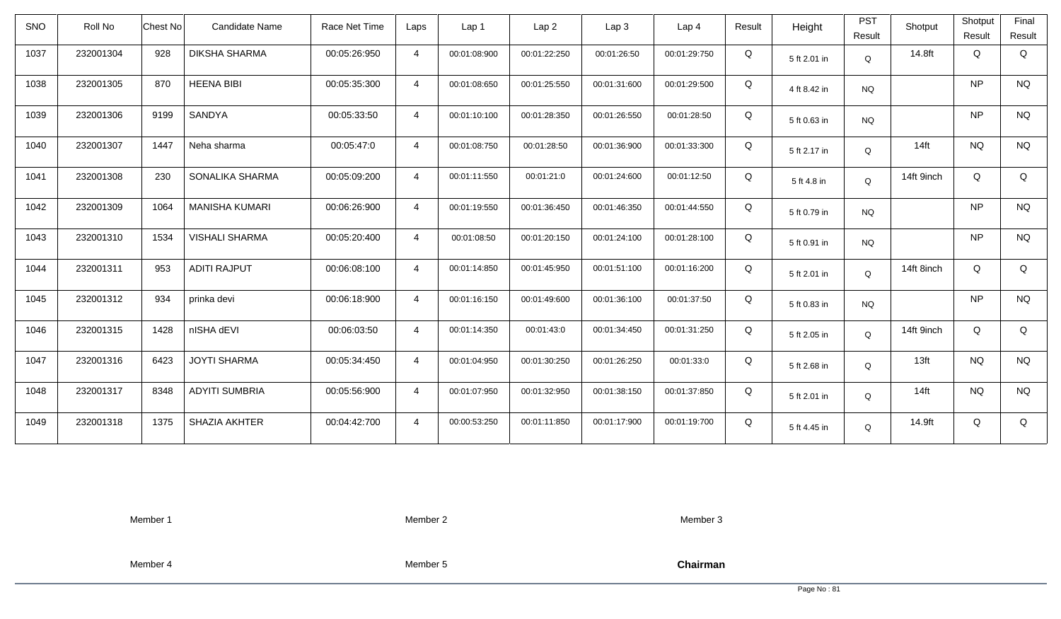| SNO | Roll No | Chest No | Candidate Name | Race Net Time | Laps | Lap 1 | Lap 2 | Lap 3 | Lap 4 | Result | Height | PST Result | Shotput | Shotput Result | Final Result |
|---|---|---|---|---|---|---|---|---|---|---|---|---|---|---|---|
| 1037 | 232001304 | 928 | DIKSHA SHARMA | 00:05:26:950 | 4 | 00:01:08:900 | 00:01:22:250 | 00:01:26:50 | 00:01:29:750 | Q | 5 ft 2.01 in | Q | 14.8ft | Q | Q |
| 1038 | 232001305 | 870 | HEENA BIBI | 00:05:35:300 | 4 | 00:01:08:650 | 00:01:25:550 | 00:01:31:600 | 00:01:29:500 | Q | 4 ft 8.42 in | NQ | | NP | NQ |
| 1039 | 232001306 | 9199 | SANDYA | 00:05:33:50 | 4 | 00:01:10:100 | 00:01:28:350 | 00:01:26:550 | 00:01:28:50 | Q | 5 ft 0.63 in | NQ | | NP | NQ |
| 1040 | 232001307 | 1447 | Neha sharma | 00:05:47:0 | 4 | 00:01:08:750 | 00:01:28:50 | 00:01:36:900 | 00:01:33:300 | Q | 5 ft 2.17 in | Q | 14ft | NQ | NQ |
| 1041 | 232001308 | 230 | SONALIKA SHARMA | 00:05:09:200 | 4 | 00:01:11:550 | 00:01:21:0 | 00:01:24:600 | 00:01:12:50 | Q | 5 ft 4.8 in | Q | 14ft 9inch | Q | Q |
| 1042 | 232001309 | 1064 | MANISHA KUMARI | 00:06:26:900 | 4 | 00:01:19:550 | 00:01:36:450 | 00:01:46:350 | 00:01:44:550 | Q | 5 ft 0.79 in | NQ | | NP | NQ |
| 1043 | 232001310 | 1534 | VISHALI SHARMA | 00:05:20:400 | 4 | 00:01:08:50 | 00:01:20:150 | 00:01:24:100 | 00:01:28:100 | Q | 5 ft 0.91 in | NQ | | NP | NQ |
| 1044 | 232001311 | 953 | ADITI RAJPUT | 00:06:08:100 | 4 | 00:01:14:850 | 00:01:45:950 | 00:01:51:100 | 00:01:16:200 | Q | 5 ft 2.01 in | Q | 14ft 8inch | Q | Q |
| 1045 | 232001312 | 934 | prinka devi | 00:06:18:900 | 4 | 00:01:16:150 | 00:01:49:600 | 00:01:36:100 | 00:01:37:50 | Q | 5 ft 0.83 in | NQ | | NP | NQ |
| 1046 | 232001315 | 1428 | nISHA dEVI | 00:06:03:50 | 4 | 00:01:14:350 | 00:01:43:0 | 00:01:34:450 | 00:01:31:250 | Q | 5 ft 2.05 in | Q | 14ft 9inch | Q | Q |
| 1047 | 232001316 | 6423 | JOYTI SHARMA | 00:05:34:450 | 4 | 00:01:04:950 | 00:01:30:250 | 00:01:26:250 | 00:01:33:0 | Q | 5 ft 2.68 in | Q | 13ft | NQ | NQ |
| 1048 | 232001317 | 8348 | ADYITI SUMBRIA | 00:05:56:900 | 4 | 00:01:07:950 | 00:01:32:950 | 00:01:38:150 | 00:01:37:850 | Q | 5 ft 2.01 in | Q | 14ft | NQ | NQ |
| 1049 | 232001318 | 1375 | SHAZIA AKHTER | 00:04:42:700 | 4 | 00:00:53:250 | 00:01:11:850 | 00:01:17:900 | 00:01:19:700 | Q | 5 ft 4.45 in | Q | 14.9ft | Q | Q |

Member 1　　　　Member 2　　　　Member 3

Member 4　　　　Member 5　　　　**Chairman**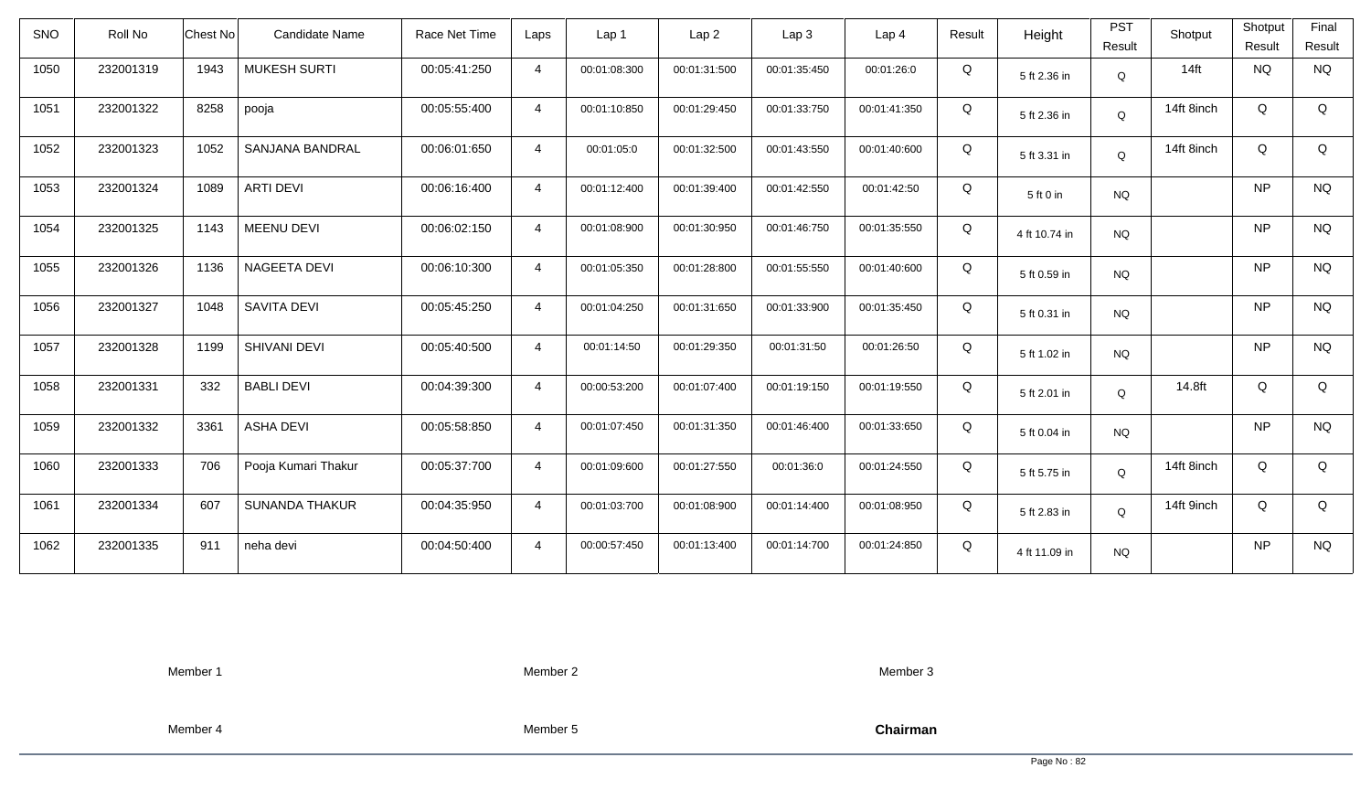| SNO | Roll No | Chest No | Candidate Name | Race Net Time | Laps | Lap 1 | Lap 2 | Lap 3 | Lap 4 | Result | Height | PST Result | Shotput | Shotput Result | Final Result |
|---|---|---|---|---|---|---|---|---|---|---|---|---|---|---|---|
| 1050 | 232001319 | 1943 | MUKESH SURTI | 00:05:41:250 | 4 | 00:01:08:300 | 00:01:31:500 | 00:01:35:450 | 00:01:26:0 | Q | 5 ft 2.36 in | Q | 14ft | NQ | NQ |
| 1051 | 232001322 | 8258 | pooja | 00:05:55:400 | 4 | 00:01:10:850 | 00:01:29:450 | 00:01:33:750 | 00:01:41:350 | Q | 5 ft 2.36 in | Q | 14ft 8inch | Q | Q |
| 1052 | 232001323 | 1052 | SANJANA BANDRAL | 00:06:01:650 | 4 | 00:01:05:0 | 00:01:32:500 | 00:01:43:550 | 00:01:40:600 | Q | 5 ft 3.31 in | Q | 14ft 8inch | Q | Q |
| 1053 | 232001324 | 1089 | ARTI DEVI | 00:06:16:400 | 4 | 00:01:12:400 | 00:01:39:400 | 00:01:42:550 | 00:01:42:50 | Q | 5 ft 0 in | NQ | | NP | NQ |
| 1054 | 232001325 | 1143 | MEENU DEVI | 00:06:02:150 | 4 | 00:01:08:900 | 00:01:30:950 | 00:01:46:750 | 00:01:35:550 | Q | 4 ft 10.74 in | NQ | | NP | NQ |
| 1055 | 232001326 | 1136 | NAGEETA DEVI | 00:06:10:300 | 4 | 00:01:05:350 | 00:01:28:800 | 00:01:55:550 | 00:01:40:600 | Q | 5 ft 0.59 in | NQ | | NP | NQ |
| 1056 | 232001327 | 1048 | SAVITA DEVI | 00:05:45:250 | 4 | 00:01:04:250 | 00:01:31:650 | 00:01:33:900 | 00:01:35:450 | Q | 5 ft 0.31 in | NQ | | NP | NQ |
| 1057 | 232001328 | 1199 | SHIVANI DEVI | 00:05:40:500 | 4 | 00:01:14:50 | 00:01:29:350 | 00:01:31:50 | 00:01:26:50 | Q | 5 ft 1.02 in | NQ | | NP | NQ |
| 1058 | 232001331 | 332 | BABLI DEVI | 00:04:39:300 | 4 | 00:00:53:200 | 00:01:07:400 | 00:01:19:150 | 00:01:19:550 | Q | 5 ft 2.01 in | Q | 14.8ft | Q | Q |
| 1059 | 232001332 | 3361 | ASHA DEVI | 00:05:58:850 | 4 | 00:01:07:450 | 00:01:31:350 | 00:01:46:400 | 00:01:33:650 | Q | 5 ft 0.04 in | NQ | | NP | NQ |
| 1060 | 232001333 | 706 | Pooja Kumari Thakur | 00:05:37:700 | 4 | 00:01:09:600 | 00:01:27:550 | 00:01:36:0 | 00:01:24:550 | Q | 5 ft 5.75 in | Q | 14ft 8inch | Q | Q |
| 1061 | 232001334 | 607 | SUNANDA THAKUR | 00:04:35:950 | 4 | 00:01:03:700 | 00:01:08:900 | 00:01:14:400 | 00:01:08:950 | Q | 5 ft 2.83 in | Q | 14ft 9inch | Q | Q |
| 1062 | 232001335 | 911 | neha devi | 00:04:50:400 | 4 | 00:00:57:450 | 00:01:13:400 | 00:01:14:700 | 00:01:24:850 | Q | 4 ft 11.09 in | NQ | | NP | NQ |

Member 1　　　　Member 2　　　　Member 3

Member 4　　　　Member 5　　　　**Chairman**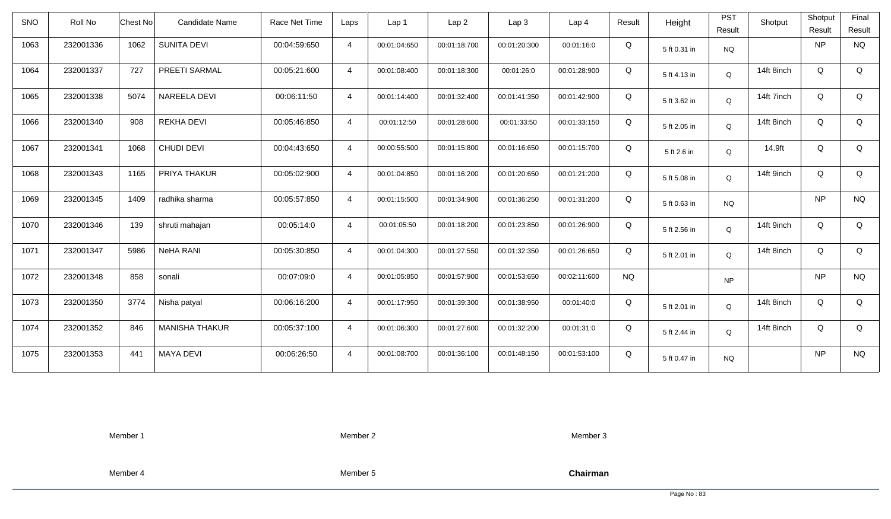| SNO | Roll No | Chest No | Candidate Name | Race Net Time | Laps | Lap 1 | Lap 2 | Lap 3 | Lap 4 | Result | Height | PST Result | Shotput | Shotput Result | Final Result |
|---|---|---|---|---|---|---|---|---|---|---|---|---|---|---|---|
| 1063 | 232001336 | 1062 | SUNITA DEVI | 00:04:59:650 | 4 | 00:01:04:650 | 00:01:18:700 | 00:01:20:300 | 00:01:16:0 | Q | 5 ft 0.31 in | NQ | | NP | NQ |
| 1064 | 232001337 | 727 | PREETI SARMAL | 00:05:21:600 | 4 | 00:01:08:400 | 00:01:18:300 | 00:01:26:0 | 00:01:28:900 | Q | 5 ft 4.13 in | Q | 14ft 8inch | Q | Q |
| 1065 | 232001338 | 5074 | NAREELA DEVI | 00:06:11:50 | 4 | 00:01:14:400 | 00:01:32:400 | 00:01:41:350 | 00:01:42:900 | Q | 5 ft 3.62 in | Q | 14ft 7inch | Q | Q |
| 1066 | 232001340 | 908 | REKHA DEVI | 00:05:46:850 | 4 | 00:01:12:50 | 00:01:28:600 | 00:01:33:50 | 00:01:33:150 | Q | 5 ft 2.05 in | Q | 14ft 8inch | Q | Q |
| 1067 | 232001341 | 1068 | CHUDI DEVI | 00:04:43:650 | 4 | 00:00:55:500 | 00:01:15:800 | 00:01:16:650 | 00:01:15:700 | Q | 5 ft 2.6 in | Q | 14.9ft | Q | Q |
| 1068 | 232001343 | 1165 | PRIYA THAKUR | 00:05:02:900 | 4 | 00:01:04:850 | 00:01:16:200 | 00:01:20:650 | 00:01:21:200 | Q | 5 ft 5.08 in | Q | 14ft 9inch | Q | Q |
| 1069 | 232001345 | 1409 | radhika sharma | 00:05:57:850 | 4 | 00:01:15:500 | 00:01:34:900 | 00:01:36:250 | 00:01:31:200 | Q | 5 ft 0.63 in | NQ | | NP | NQ |
| 1070 | 232001346 | 139 | shruti mahajan | 00:05:14:0 | 4 | 00:01:05:50 | 00:01:18:200 | 00:01:23:850 | 00:01:26:900 | Q | 5 ft 2.56 in | Q | 14ft 9inch | Q | Q |
| 1071 | 232001347 | 5986 | NeHA RANI | 00:05:30:850 | 4 | 00:01:04:300 | 00:01:27:550 | 00:01:32:350 | 00:01:26:650 | Q | 5 ft 2.01 in | Q | 14ft 8inch | Q | Q |
| 1072 | 232001348 | 858 | sonali | 00:07:09:0 | 4 | 00:01:05:850 | 00:01:57:900 | 00:01:53:650 | 00:02:11:600 | NQ | | NP | | NP | NQ |
| 1073 | 232001350 | 3774 | Nisha patyal | 00:06:16:200 | 4 | 00:01:17:950 | 00:01:39:300 | 00:01:38:950 | 00:01:40:0 | Q | 5 ft 2.01 in | Q | 14ft 8inch | Q | Q |
| 1074 | 232001352 | 846 | MANISHA THAKUR | 00:05:37:100 | 4 | 00:01:06:300 | 00:01:27:600 | 00:01:32:200 | 00:01:31:0 | Q | 5 ft 2.44 in | Q | 14ft 8inch | Q | Q |
| 1075 | 232001353 | 441 | MAYA DEVI | 00:06:26:50 | 4 | 00:01:08:700 | 00:01:36:100 | 00:01:48:150 | 00:01:53:100 | Q | 5 ft 0.47 in | NQ | | NP | NQ |

Member 1 Member 2 Member 3

Member 4 Member 5 **Chairman**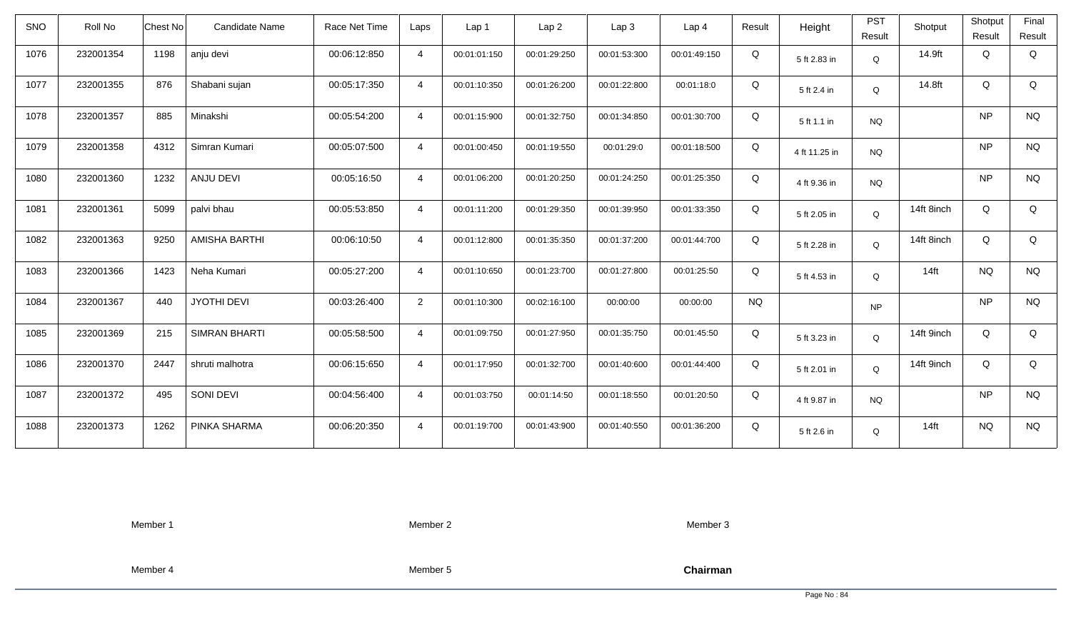| SNO | Roll No | Chest No | Candidate Name | Race Net Time | Laps | Lap 1 | Lap 2 | Lap 3 | Lap 4 | Result | Height | PST Result | Shotput | Shotput Result | Final Result |
|---|---|---|---|---|---|---|---|---|---|---|---|---|---|---|---|
| 1076 | 232001354 | 1198 | anju devi | 00:06:12:850 | 4 | 00:01:01:150 | 00:01:29:250 | 00:01:53:300 | 00:01:49:150 | Q | 5 ft 2.83 in | Q | 14.9ft | Q | Q |
| 1077 | 232001355 | 876 | Shabani sujan | 00:05:17:350 | 4 | 00:01:10:350 | 00:01:26:200 | 00:01:22:800 | 00:01:18:0 | Q | 5 ft 2.4 in | Q | 14.8ft | Q | Q |
| 1078 | 232001357 | 885 | Minakshi | 00:05:54:200 | 4 | 00:01:15:900 | 00:01:32:750 | 00:01:34:850 | 00:01:30:700 | Q | 5 ft 1.1 in | NQ | | NP | NQ |
| 1079 | 232001358 | 4312 | Simran Kumari | 00:05:07:500 | 4 | 00:01:00:450 | 00:01:19:550 | 00:01:29:0 | 00:01:18:500 | Q | 4 ft 11.25 in | NQ | | NP | NQ |
| 1080 | 232001360 | 1232 | ANJU DEVI | 00:05:16:50 | 4 | 00:01:06:200 | 00:01:20:250 | 00:01:24:250 | 00:01:25:350 | Q | 4 ft 9.36 in | NQ | | NP | NQ |
| 1081 | 232001361 | 5099 | palvi bhau | 00:05:53:850 | 4 | 00:01:11:200 | 00:01:29:350 | 00:01:39:950 | 00:01:33:350 | Q | 5 ft 2.05 in | Q | 14ft 8inch | Q | Q |
| 1082 | 232001363 | 9250 | AMISHA BARTHI | 00:06:10:50 | 4 | 00:01:12:800 | 00:01:35:350 | 00:01:37:200 | 00:01:44:700 | Q | 5 ft 2.28 in | Q | 14ft 8inch | Q | Q |
| 1083 | 232001366 | 1423 | Neha Kumari | 00:05:27:200 | 4 | 00:01:10:650 | 00:01:23:700 | 00:01:27:800 | 00:01:25:50 | Q | 5 ft 4.53 in | Q | 14ft | NQ | NQ |
| 1084 | 232001367 | 440 | JYOTHI DEVI | 00:03:26:400 | 2 | 00:01:10:300 | 00:02:16:100 | 00:00:00 | 00:00:00 | NQ | | NP | | NP | NQ |
| 1085 | 232001369 | 215 | SIMRAN BHARTI | 00:05:58:500 | 4 | 00:01:09:750 | 00:01:27:950 | 00:01:35:750 | 00:01:45:50 | Q | 5 ft 3.23 in | Q | 14ft 9inch | Q | Q |
| 1086 | 232001370 | 2447 | shruti malhotra | 00:06:15:650 | 4 | 00:01:17:950 | 00:01:32:700 | 00:01:40:600 | 00:01:44:400 | Q | 5 ft 2.01 in | Q | 14ft 9inch | Q | Q |
| 1087 | 232001372 | 495 | SONI DEVI | 00:04:56:400 | 4 | 00:01:03:750 | 00:01:14:50 | 00:01:18:550 | 00:01:20:50 | Q | 4 ft 9.87 in | NQ | | NP | NQ |
| 1088 | 232001373 | 1262 | PINKA SHARMA | 00:06:20:350 | 4 | 00:01:19:700 | 00:01:43:900 | 00:01:40:550 | 00:01:36:200 | Q | 5 ft 2.6 in | Q | 14ft | NQ | NQ |

Member 1　　　　Member 2　　　　Member 3

Member 4　　　　Member 5　　　　**Chairman**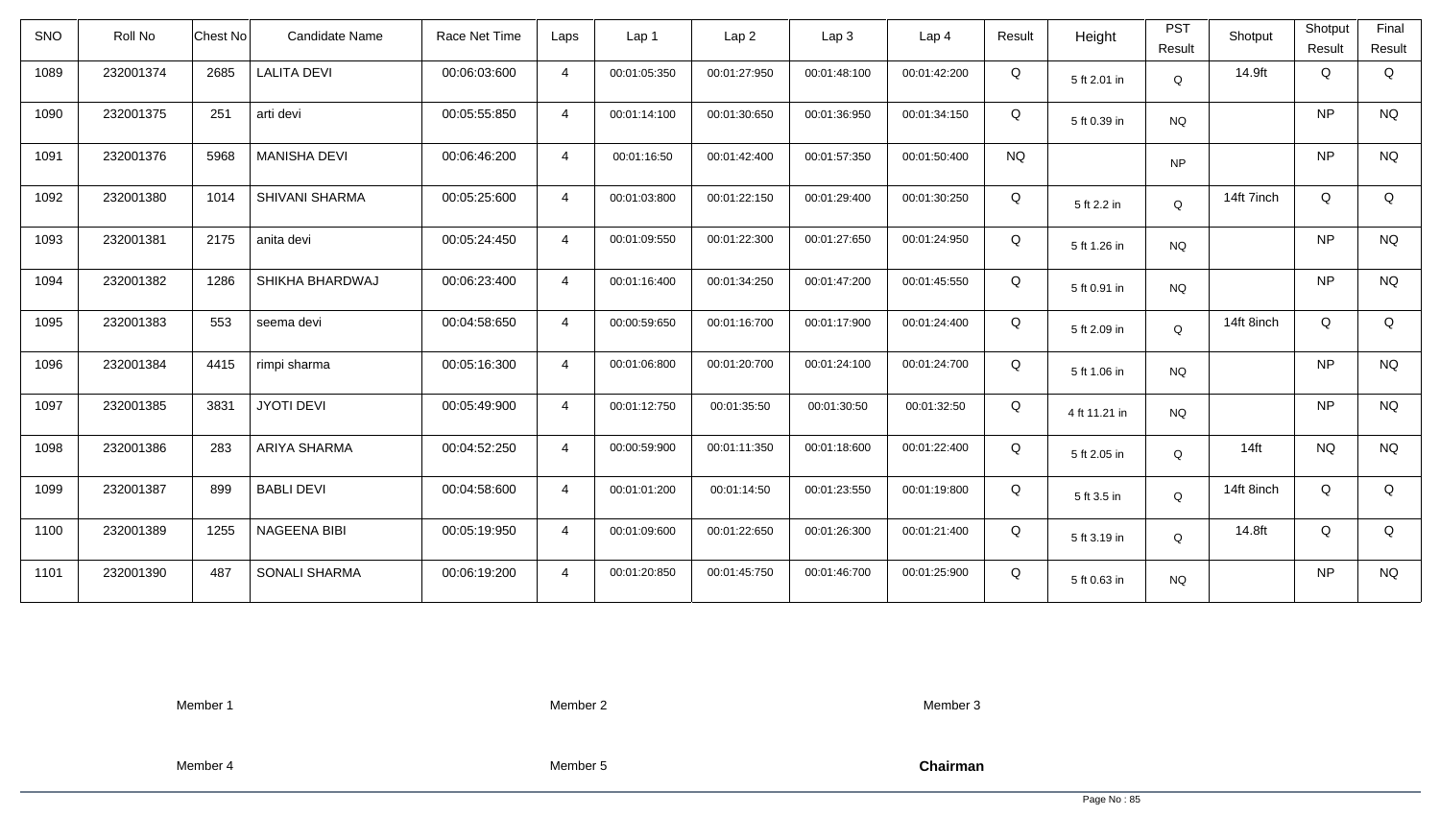| SNO | Roll No | Chest No | Candidate Name | Race Net Time | Laps | Lap 1 | Lap 2 | Lap 3 | Lap 4 | Result | Height | PST Result | Shotput | Shotput Result | Final Result |
|---|---|---|---|---|---|---|---|---|---|---|---|---|---|---|---|
| 1089 | 232001374 | 2685 | LALITA DEVI | 00:06:03:600 | 4 | 00:01:05:350 | 00:01:27:950 | 00:01:48:100 | 00:01:42:200 | Q | 5 ft 2.01 in | Q | 14.9ft | Q | Q |
| 1090 | 232001375 | 251 | arti devi | 00:05:55:850 | 4 | 00:01:14:100 | 00:01:30:650 | 00:01:36:950 | 00:01:34:150 | Q | 5 ft 0.39 in | NQ | | NP | NQ |
| 1091 | 232001376 | 5968 | MANISHA DEVI | 00:06:46:200 | 4 | 00:01:16:50 | 00:01:42:400 | 00:01:57:350 | 00:01:50:400 | NQ | | NP | | NP | NQ |
| 1092 | 232001380 | 1014 | SHIVANI SHARMA | 00:05:25:600 | 4 | 00:01:03:800 | 00:01:22:150 | 00:01:29:400 | 00:01:30:250 | Q | 5 ft 2.2 in | Q | 14ft 7inch | Q | Q |
| 1093 | 232001381 | 2175 | anita devi | 00:05:24:450 | 4 | 00:01:09:550 | 00:01:22:300 | 00:01:27:650 | 00:01:24:950 | Q | 5 ft 1.26 in | NQ | | NP | NQ |
| 1094 | 232001382 | 1286 | SHIKHA BHARDWAJ | 00:06:23:400 | 4 | 00:01:16:400 | 00:01:34:250 | 00:01:47:200 | 00:01:45:550 | Q | 5 ft 0.91 in | NQ | | NP | NQ |
| 1095 | 232001383 | 553 | seema devi | 00:04:58:650 | 4 | 00:00:59:650 | 00:01:16:700 | 00:01:17:900 | 00:01:24:400 | Q | 5 ft 2.09 in | Q | 14ft 8inch | Q | Q |
| 1096 | 232001384 | 4415 | rimpi sharma | 00:05:16:300 | 4 | 00:01:06:800 | 00:01:20:700 | 00:01:24:100 | 00:01:24:700 | Q | 5 ft 1.06 in | NQ | | NP | NQ |
| 1097 | 232001385 | 3831 | JYOTI DEVI | 00:05:49:900 | 4 | 00:01:12:750 | 00:01:35:50 | 00:01:30:50 | 00:01:32:50 | Q | 4 ft 11.21 in | NQ | | NP | NQ |
| 1098 | 232001386 | 283 | ARIYA SHARMA | 00:04:52:250 | 4 | 00:00:59:900 | 00:01:11:350 | 00:01:18:600 | 00:01:22:400 | Q | 5 ft 2.05 in | Q | 14ft | NQ | NQ |
| 1099 | 232001387 | 899 | BABLI DEVI | 00:04:58:600 | 4 | 00:01:01:200 | 00:01:14:50 | 00:01:23:550 | 00:01:19:800 | Q | 5 ft 3.5 in | Q | 14ft 8inch | Q | Q |
| 1100 | 232001389 | 1255 | NAGEENA BIBI | 00:05:19:950 | 4 | 00:01:09:600 | 00:01:22:650 | 00:01:26:300 | 00:01:21:400 | Q | 5 ft 3.19 in | Q | 14.8ft | Q | Q |
| 1101 | 232001390 | 487 | SONALI SHARMA | 00:06:19:200 | 4 | 00:01:20:850 | 00:01:45:750 | 00:01:46:700 | 00:01:25:900 | Q | 5 ft 0.63 in | NQ | | NP | NQ |

Member 1 Member 2 Member 3

Member 4 Member 5 **Chairman**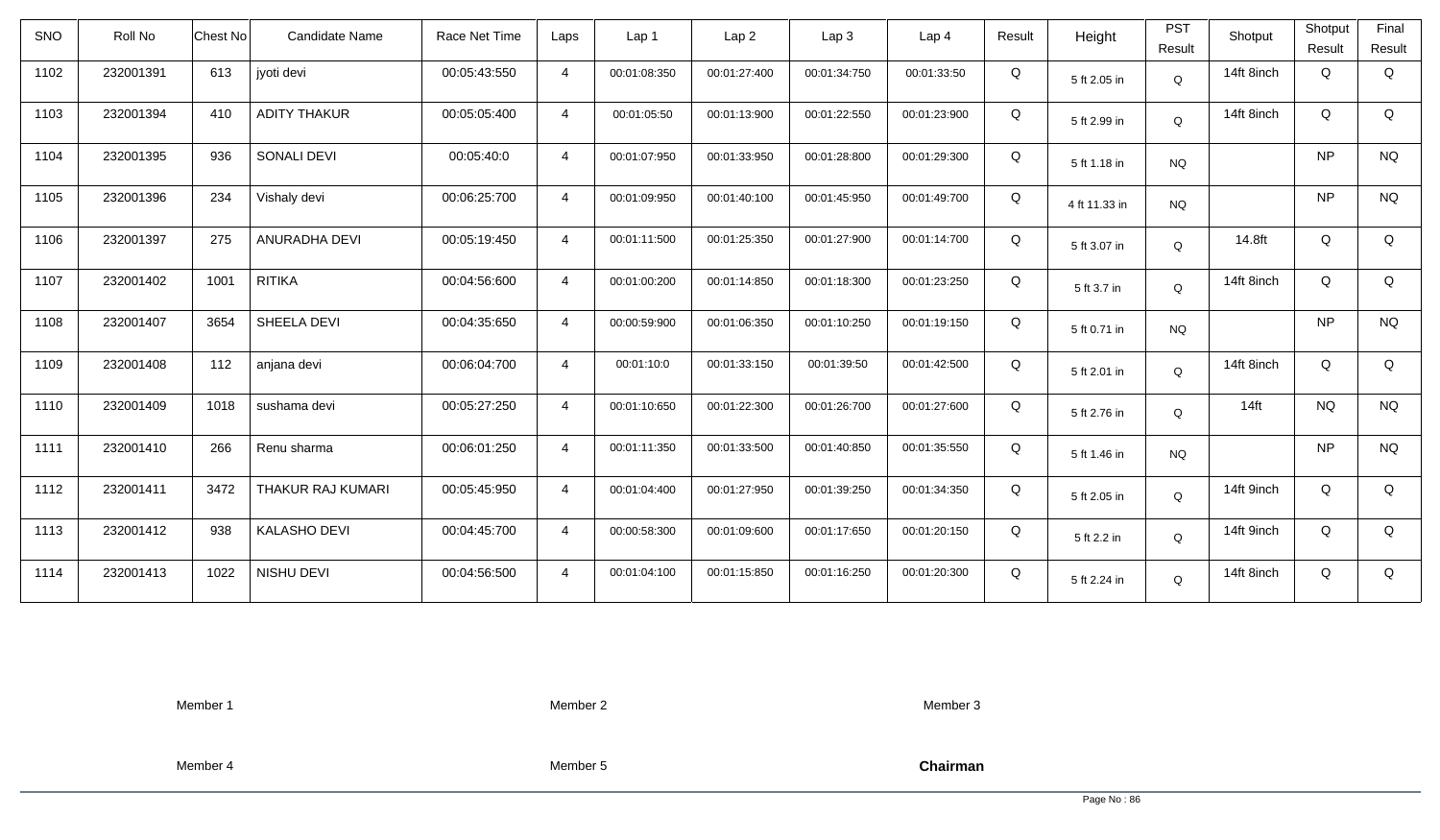| SNO | Roll No | Chest No | Candidate Name | Race Net Time | Laps | Lap 1 | Lap 2 | Lap 3 | Lap 4 | Result | Height | PST Result | Shotput | Shotput Result | Final Result |
|---|---|---|---|---|---|---|---|---|---|---|---|---|---|---|---|
| 1102 | 232001391 | 613 | jyoti devi | 00:05:43:550 | 4 | 00:01:08:350 | 00:01:27:400 | 00:01:34:750 | 00:01:33:50 | Q | 5 ft 2.05 in | Q | 14ft 8inch | Q | Q |
| 1103 | 232001394 | 410 | ADITY THAKUR | 00:05:05:400 | 4 | 00:01:05:50 | 00:01:13:900 | 00:01:22:550 | 00:01:23:900 | Q | 5 ft 2.99 in | Q | 14ft 8inch | Q | Q |
| 1104 | 232001395 | 936 | SONALI DEVI | 00:05:40:0 | 4 | 00:01:07:950 | 00:01:33:950 | 00:01:28:800 | 00:01:29:300 | Q | 5 ft 1.18 in | NQ | | NP | NQ |
| 1105 | 232001396 | 234 | Vishaly devi | 00:06:25:700 | 4 | 00:01:09:950 | 00:01:40:100 | 00:01:45:950 | 00:01:49:700 | Q | 4 ft 11.33 in | NQ | | NP | NQ |
| 1106 | 232001397 | 275 | ANURADHA DEVI | 00:05:19:450 | 4 | 00:01:11:500 | 00:01:25:350 | 00:01:27:900 | 00:01:14:700 | Q | 5 ft 3.07 in | Q | 14.8ft | Q | Q |
| 1107 | 232001402 | 1001 | RITIKA | 00:04:56:600 | 4 | 00:01:00:200 | 00:01:14:850 | 00:01:18:300 | 00:01:23:250 | Q | 5 ft 3.7 in | Q | 14ft 8inch | Q | Q |
| 1108 | 232001407 | 3654 | SHEELA DEVI | 00:04:35:650 | 4 | 00:00:59:900 | 00:01:06:350 | 00:01:10:250 | 00:01:19:150 | Q | 5 ft 0.71 in | NQ | | NP | NQ |
| 1109 | 232001408 | 112 | anjana devi | 00:06:04:700 | 4 | 00:01:10:0 | 00:01:33:150 | 00:01:39:50 | 00:01:42:500 | Q | 5 ft 2.01 in | Q | 14ft 8inch | Q | Q |
| 1110 | 232001409 | 1018 | sushama devi | 00:05:27:250 | 4 | 00:01:10:650 | 00:01:22:300 | 00:01:26:700 | 00:01:27:600 | Q | 5 ft 2.76 in | Q | 14ft | NQ | NQ |
| 1111 | 232001410 | 266 | Renu sharma | 00:06:01:250 | 4 | 00:01:11:350 | 00:01:33:500 | 00:01:40:850 | 00:01:35:550 | Q | 5 ft 1.46 in | NQ | | NP | NQ |
| 1112 | 232001411 | 3472 | THAKUR RAJ KUMARI | 00:05:45:950 | 4 | 00:01:04:400 | 00:01:27:950 | 00:01:39:250 | 00:01:34:350 | Q | 5 ft 2.05 in | Q | 14ft 9inch | Q | Q |
| 1113 | 232001412 | 938 | KALASHO DEVI | 00:04:45:700 | 4 | 00:00:58:300 | 00:01:09:600 | 00:01:17:650 | 00:01:20:150 | Q | 5 ft 2.2 in | Q | 14ft 9inch | Q | Q |
| 1114 | 232001413 | 1022 | NISHU DEVI | 00:04:56:500 | 4 | 00:01:04:100 | 00:01:15:850 | 00:01:16:250 | 00:01:20:300 | Q | 5 ft 2.24 in | Q | 14ft 8inch | Q | Q |

Member 1　　　Member 2　　　Member 3

Member 4　　　Member 5　　　**Chairman**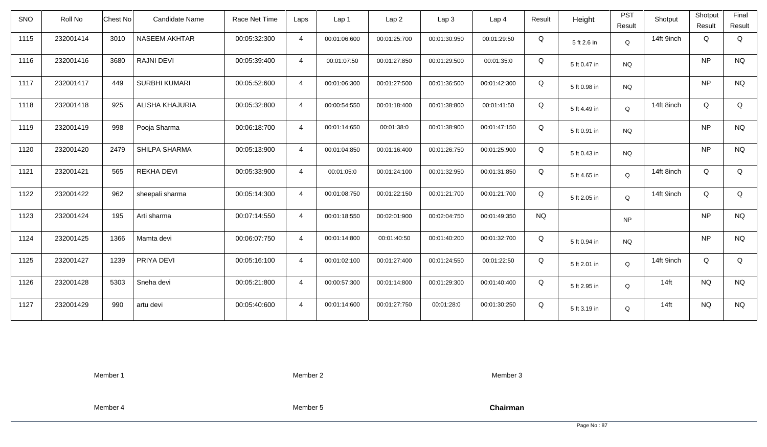| SNO | Roll No | Chest No | Candidate Name | Race Net Time | Laps | Lap 1 | Lap 2 | Lap 3 | Lap 4 | Result | Height | PST Result | Shotput | Shotput Result | Final Result |
|---|---|---|---|---|---|---|---|---|---|---|---|---|---|---|---|
| 1115 | 232001414 | 3010 | NASEEM AKHTAR | 00:05:32:300 | 4 | 00:01:06:600 | 00:01:25:700 | 00:01:30:950 | 00:01:29:50 | Q | 5 ft 2.6 in | Q | 14ft 9inch | Q | Q |
| 1116 | 232001416 | 3680 | RAJNI DEVI | 00:05:39:400 | 4 | 00:01:07:50 | 00:01:27:850 | 00:01:29:500 | 00:01:35:0 | Q | 5 ft 0.47 in | NQ | | NP | NQ |
| 1117 | 232001417 | 449 | SURBHI KUMARI | 00:05:52:600 | 4 | 00:01:06:300 | 00:01:27:500 | 00:01:36:500 | 00:01:42:300 | Q | 5 ft 0.98 in | NQ | | NP | NQ |
| 1118 | 232001418 | 925 | ALISHA KHAJURIA | 00:05:32:800 | 4 | 00:00:54:550 | 00:01:18:400 | 00:01:38:800 | 00:01:41:50 | Q | 5 ft 4.49 in | Q | 14ft 8inch | Q | Q |
| 1119 | 232001419 | 998 | Pooja Sharma | 00:06:18:700 | 4 | 00:01:14:650 | 00:01:38:0 | 00:01:38:900 | 00:01:47:150 | Q | 5 ft 0.91 in | NQ | | NP | NQ |
| 1120 | 232001420 | 2479 | SHILPA SHARMA | 00:05:13:900 | 4 | 00:01:04:850 | 00:01:16:400 | 00:01:26:750 | 00:01:25:900 | Q | 5 ft 0.43 in | NQ | | NP | NQ |
| 1121 | 232001421 | 565 | REKHA DEVI | 00:05:33:900 | 4 | 00:01:05:0 | 00:01:24:100 | 00:01:32:950 | 00:01:31:850 | Q | 5 ft 4.65 in | Q | 14ft 8inch | Q | Q |
| 1122 | 232001422 | 962 | sheepali sharma | 00:05:14:300 | 4 | 00:01:08:750 | 00:01:22:150 | 00:01:21:700 | 00:01:21:700 | Q | 5 ft 2.05 in | Q | 14ft 9inch | Q | Q |
| 1123 | 232001424 | 195 | Arti sharma | 00:07:14:550 | 4 | 00:01:18:550 | 00:02:01:900 | 00:02:04:750 | 00:01:49:350 | NQ | | NP | | NP | NQ |
| 1124 | 232001425 | 1366 | Mamta devi | 00:06:07:750 | 4 | 00:01:14:800 | 00:01:40:50 | 00:01:40:200 | 00:01:32:700 | Q | 5 ft 0.94 in | NQ | | NP | NQ |
| 1125 | 232001427 | 1239 | PRIYA DEVI | 00:05:16:100 | 4 | 00:01:02:100 | 00:01:27:400 | 00:01:24:550 | 00:01:22:50 | Q | 5 ft 2.01 in | Q | 14ft 9inch | Q | Q |
| 1126 | 232001428 | 5303 | Sneha devi | 00:05:21:800 | 4 | 00:00:57:300 | 00:01:14:800 | 00:01:29:300 | 00:01:40:400 | Q | 5 ft 2.95 in | Q | 14ft | NQ | NQ |
| 1127 | 232001429 | 990 | artu devi | 00:05:40:600 | 4 | 00:01:14:600 | 00:01:27:750 | 00:01:28:0 | 00:01:30:250 | Q | 5 ft 3.19 in | Q | 14ft | NQ | NQ |

Member 1 Member 2 Member 3

Member 4 Member 5 **Chairman**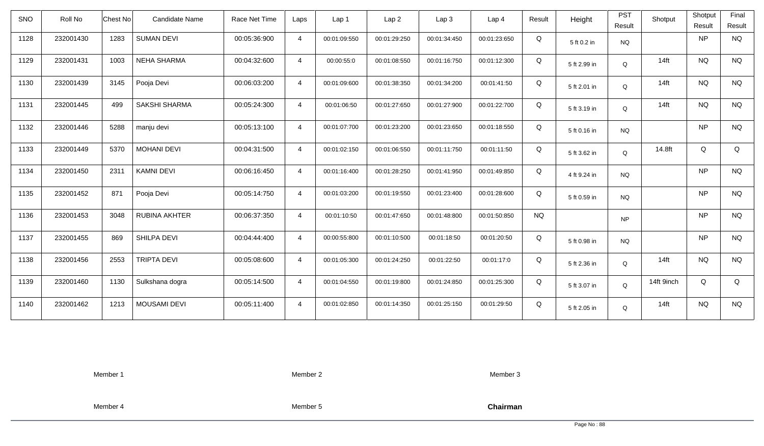| SNO | Roll No | Chest No | Candidate Name | Race Net Time | Laps | Lap 1 | Lap 2 | Lap 3 | Lap 4 | Result | Height | PST Result | Shotput | Shotput Result | Final Result |
|---|---|---|---|---|---|---|---|---|---|---|---|---|---|---|---|
| 1128 | 232001430 | 1283 | SUMAN DEVI | 00:05:36:900 | 4 | 00:01:09:550 | 00:01:29:250 | 00:01:34:450 | 00:01:23:650 | Q | 5 ft 0.2 in | NQ | | NP | NQ |
| 1129 | 232001431 | 1003 | NEHA SHARMA | 00:04:32:600 | 4 | 00:00:55:0 | 00:01:08:550 | 00:01:16:750 | 00:01:12:300 | Q | 5 ft 2.99 in | Q | 14ft | NQ | NQ |
| 1130 | 232001439 | 3145 | Pooja Devi | 00:06:03:200 | 4 | 00:01:09:600 | 00:01:38:350 | 00:01:34:200 | 00:01:41:50 | Q | 5 ft 2.01 in | Q | 14ft | NQ | NQ |
| 1131 | 232001445 | 499 | SAKSHI SHARMA | 00:05:24:300 | 4 | 00:01:06:50 | 00:01:27:650 | 00:01:27:900 | 00:01:22:700 | Q | 5 ft 3.19 in | Q | 14ft | NQ | NQ |
| 1132 | 232001446 | 5288 | manju devi | 00:05:13:100 | 4 | 00:01:07:700 | 00:01:23:200 | 00:01:23:650 | 00:01:18:550 | Q | 5 ft 0.16 in | NQ | | NP | NQ |
| 1133 | 232001449 | 5370 | MOHANI DEVI | 00:04:31:500 | 4 | 00:01:02:150 | 00:01:06:550 | 00:01:11:750 | 00:01:11:50 | Q | 5 ft 3.62 in | Q | 14.8ft | Q | Q |
| 1134 | 232001450 | 2311 | KAMNI DEVI | 00:06:16:450 | 4 | 00:01:16:400 | 00:01:28:250 | 00:01:41:950 | 00:01:49:850 | Q | 4 ft 9.24 in | NQ | | NP | NQ |
| 1135 | 232001452 | 871 | Pooja Devi | 00:05:14:750 | 4 | 00:01:03:200 | 00:01:19:550 | 00:01:23:400 | 00:01:28:600 | Q | 5 ft 0.59 in | NQ | | NP | NQ |
| 1136 | 232001453 | 3048 | RUBINA AKHTER | 00:06:37:350 | 4 | 00:01:10:50 | 00:01:47:650 | 00:01:48:800 | 00:01:50:850 | NQ | | NP | | NP | NQ |
| 1137 | 232001455 | 869 | SHILPA DEVI | 00:04:44:400 | 4 | 00:00:55:800 | 00:01:10:500 | 00:01:18:50 | 00:01:20:50 | Q | 5 ft 0.98 in | NQ | | NP | NQ |
| 1138 | 232001456 | 2553 | TRIPTA DEVI | 00:05:08:600 | 4 | 00:01:05:300 | 00:01:24:250 | 00:01:22:50 | 00:01:17:0 | Q | 5 ft 2.36 in | Q | 14ft | NQ | NQ |
| 1139 | 232001460 | 1130 | Sulkshana dogra | 00:05:14:500 | 4 | 00:01:04:550 | 00:01:19:800 | 00:01:24:850 | 00:01:25:300 | Q | 5 ft 3.07 in | Q | 14ft 9inch | Q | Q |
| 1140 | 232001462 | 1213 | MOUSAMI DEVI | 00:05:11:400 | 4 | 00:01:02:850 | 00:01:14:350 | 00:01:25:150 | 00:01:29:50 | Q | 5 ft 2.05 in | Q | 14ft | NQ | NQ |

Member 1 Member 2 Member 3

Member 4 Member 5 **Chairman**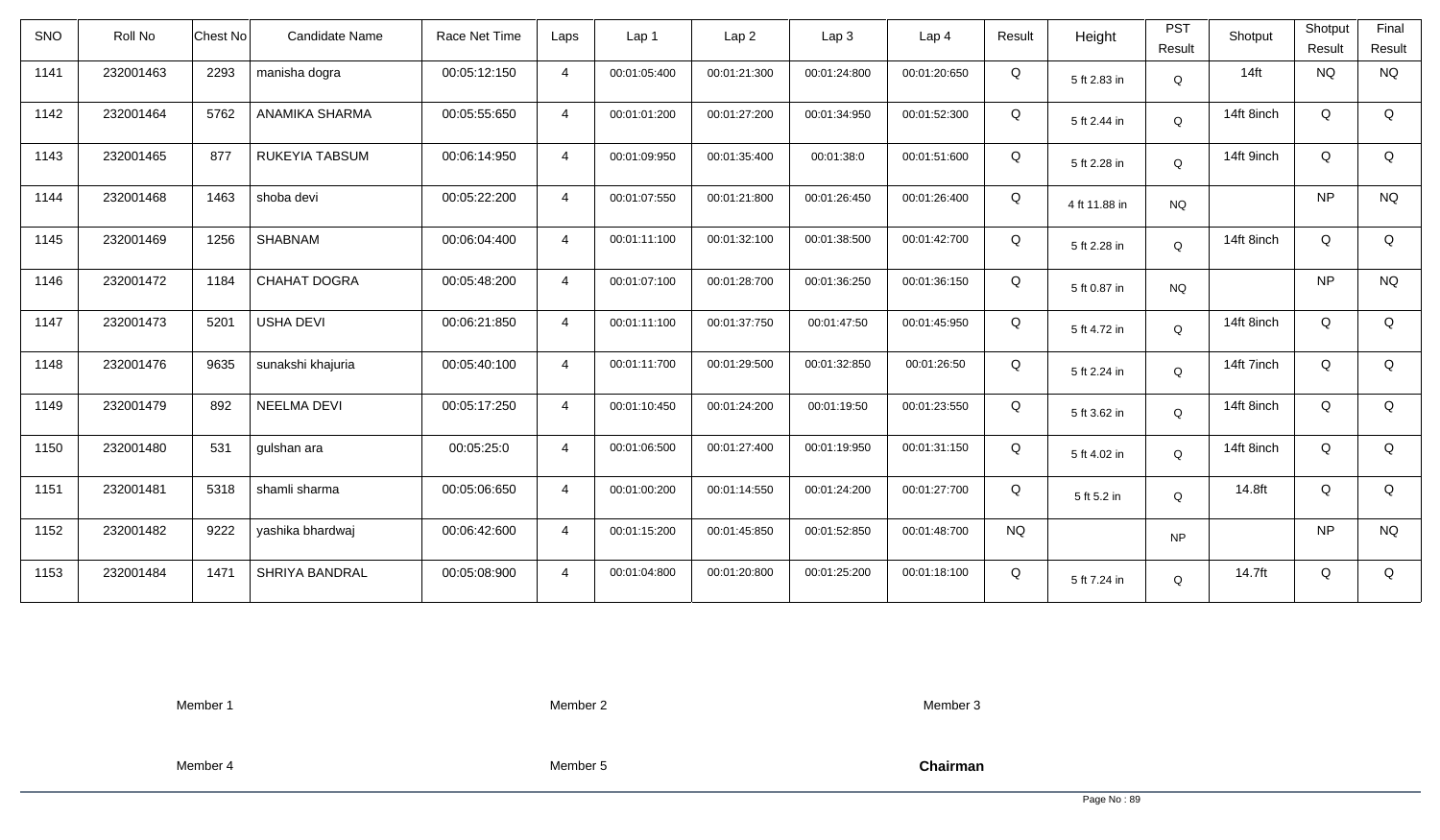| SNO | Roll No | Chest No | Candidate Name | Race Net Time | Laps | Lap 1 | Lap 2 | Lap 3 | Lap 4 | Result | Height | PST Result | Shotput | Shotput Result | Final Result |
|---|---|---|---|---|---|---|---|---|---|---|---|---|---|---|---|
| 1141 | 232001463 | 2293 | manisha dogra | 00:05:12:150 | 4 | 00:01:05:400 | 00:01:21:300 | 00:01:24:800 | 00:01:20:650 | Q | 5 ft 2.83 in | Q | 14ft | NQ | NQ |
| 1142 | 232001464 | 5762 | ANAMIKA SHARMA | 00:05:55:650 | 4 | 00:01:01:200 | 00:01:27:200 | 00:01:34:950 | 00:01:52:300 | Q | 5 ft 2.44 in | Q | 14ft 8inch | Q | Q |
| 1143 | 232001465 | 877 | RUKEYIA TABSUM | 00:06:14:950 | 4 | 00:01:09:950 | 00:01:35:400 | 00:01:38:0 | 00:01:51:600 | Q | 5 ft 2.28 in | Q | 14ft 9inch | Q | Q |
| 1144 | 232001468 | 1463 | shoba devi | 00:05:22:200 | 4 | 00:01:07:550 | 00:01:21:800 | 00:01:26:450 | 00:01:26:400 | Q | 4 ft 11.88 in | NQ | | NP | NQ |
| 1145 | 232001469 | 1256 | SHABNAM | 00:06:04:400 | 4 | 00:01:11:100 | 00:01:32:100 | 00:01:38:500 | 00:01:42:700 | Q | 5 ft 2.28 in | Q | 14ft 8inch | Q | Q |
| 1146 | 232001472 | 1184 | CHAHAT DOGRA | 00:05:48:200 | 4 | 00:01:07:100 | 00:01:28:700 | 00:01:36:250 | 00:01:36:150 | Q | 5 ft 0.87 in | NQ | | NP | NQ |
| 1147 | 232001473 | 5201 | USHA DEVI | 00:06:21:850 | 4 | 00:01:11:100 | 00:01:37:750 | 00:01:47:50 | 00:01:45:950 | Q | 5 ft 4.72 in | Q | 14ft 8inch | Q | Q |
| 1148 | 232001476 | 9635 | sunakshi khajuria | 00:05:40:100 | 4 | 00:01:11:700 | 00:01:29:500 | 00:01:32:850 | 00:01:26:50 | Q | 5 ft 2.24 in | Q | 14ft 7inch | Q | Q |
| 1149 | 232001479 | 892 | NEELMA DEVI | 00:05:17:250 | 4 | 00:01:10:450 | 00:01:24:200 | 00:01:19:50 | 00:01:23:550 | Q | 5 ft 3.62 in | Q | 14ft 8inch | Q | Q |
| 1150 | 232001480 | 531 | gulshan ara | 00:05:25:0 | 4 | 00:01:06:500 | 00:01:27:400 | 00:01:19:950 | 00:01:31:150 | Q | 5 ft 4.02 in | Q | 14ft 8inch | Q | Q |
| 1151 | 232001481 | 5318 | shamli sharma | 00:05:06:650 | 4 | 00:01:00:200 | 00:01:14:550 | 00:01:24:200 | 00:01:27:700 | Q | 5 ft 5.2 in | Q | 14.8ft | Q | Q |
| 1152 | 232001482 | 9222 | yashika bhardwaj | 00:06:42:600 | 4 | 00:01:15:200 | 00:01:45:850 | 00:01:52:850 | 00:01:48:700 | NQ | | NP | | NP | NQ |
| 1153 | 232001484 | 1471 | SHRIYA BANDRAL | 00:05:08:900 | 4 | 00:01:04:800 | 00:01:20:800 | 00:01:25:200 | 00:01:18:100 | Q | 5 ft 7.24 in | Q | 14.7ft | Q | Q |

Member 1 Member 2 Member 3

Member 4 Member 5 **Chairman**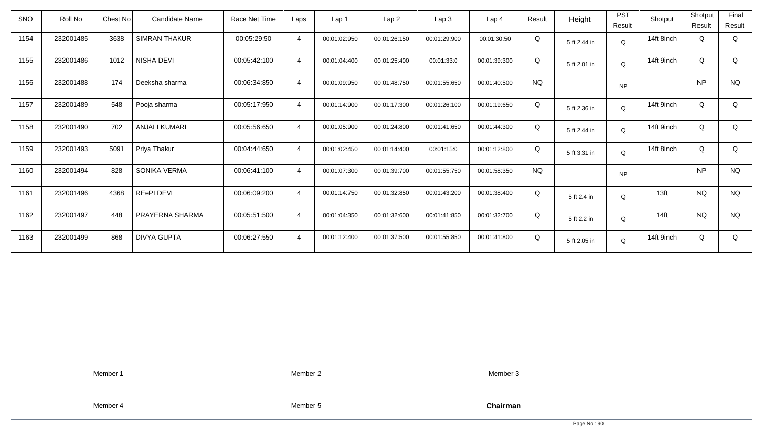| SNO | Roll No | Chest No | Candidate Name | Race Net Time | Laps | Lap 1 | Lap 2 | Lap 3 | Lap 4 | Result | Height | PST Result | Shotput | Shotput Result | Final Result |
|---|---|---|---|---|---|---|---|---|---|---|---|---|---|---|---|
| 1154 | 232001485 | 3638 | SIMRAN THAKUR | 00:05:29:50 | 4 | 00:01:02:950 | 00:01:26:150 | 00:01:29:900 | 00:01:30:50 | Q | 5 ft 2.44 in | Q | 14ft 8inch | Q | Q |
| 1155 | 232001486 | 1012 | NISHA DEVI | 00:05:42:100 | 4 | 00:01:04:400 | 00:01:25:400 | 00:01:33:0 | 00:01:39:300 | Q | 5 ft 2.01 in | Q | 14ft 9inch | Q | Q |
| 1156 | 232001488 | 174 | Deeksha sharma | 00:06:34:850 | 4 | 00:01:09:950 | 00:01:48:750 | 00:01:55:650 | 00:01:40:500 | NQ | | NP | | NP | NQ |
| 1157 | 232001489 | 548 | Pooja sharma | 00:05:17:950 | 4 | 00:01:14:900 | 00:01:17:300 | 00:01:26:100 | 00:01:19:650 | Q | 5 ft 2.36 in | Q | 14ft 9inch | Q | Q |
| 1158 | 232001490 | 702 | ANJALI KUMARI | 00:05:56:650 | 4 | 00:01:05:900 | 00:01:24:800 | 00:01:41:650 | 00:01:44:300 | Q | 5 ft 2.44 in | Q | 14ft 9inch | Q | Q |
| 1159 | 232001493 | 5091 | Priya Thakur | 00:04:44:650 | 4 | 00:01:02:450 | 00:01:14:400 | 00:01:15:0 | 00:01:12:800 | Q | 5 ft 3.31 in | Q | 14ft 8inch | Q | Q |
| 1160 | 232001494 | 828 | SONIKA VERMA | 00:06:41:100 | 4 | 00:01:07:300 | 00:01:39:700 | 00:01:55:750 | 00:01:58:350 | NQ | | NP | | NP | NQ |
| 1161 | 232001496 | 4368 | REePI DEVI | 00:06:09:200 | 4 | 00:01:14:750 | 00:01:32:850 | 00:01:43:200 | 00:01:38:400 | Q | 5 ft 2.4 in | Q | 13ft | NQ | NQ |
| 1162 | 232001497 | 448 | PRAYERNA SHARMA | 00:05:51:500 | 4 | 00:01:04:350 | 00:01:32:600 | 00:01:41:850 | 00:01:32:700 | Q | 5 ft 2.2 in | Q | 14ft | NQ | NQ |
| 1163 | 232001499 | 868 | DIVYA GUPTA | 00:06:27:550 | 4 | 00:01:12:400 | 00:01:37:500 | 00:01:55:850 | 00:01:41:800 | Q | 5 ft 2.05 in | Q | 14ft 9inch | Q | Q |

Member 1 Member 2 Member 3

Member 4 Member 5 **Chairman**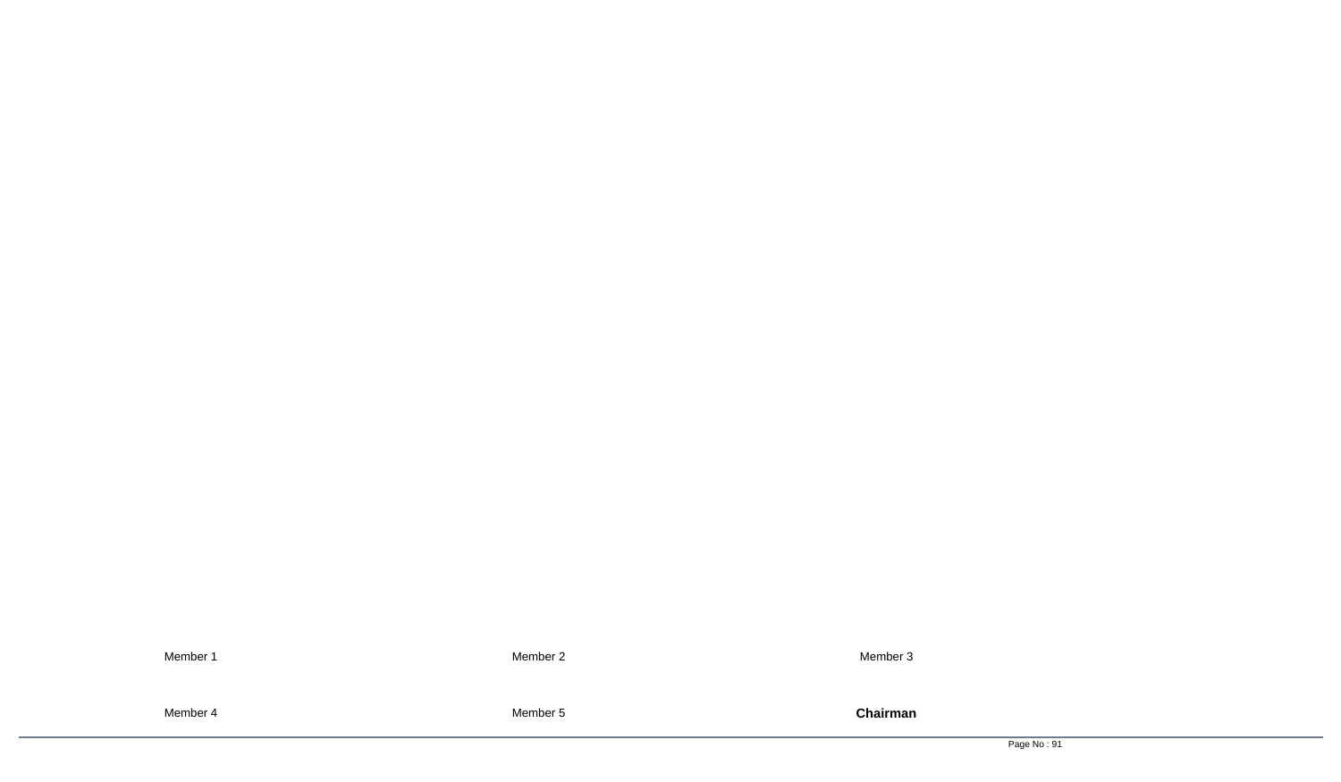| | | |
|---|---|---|
| Member 1 | Member 2 | Member 3 |
| Member 4 | Member 5 | **Chairman** |